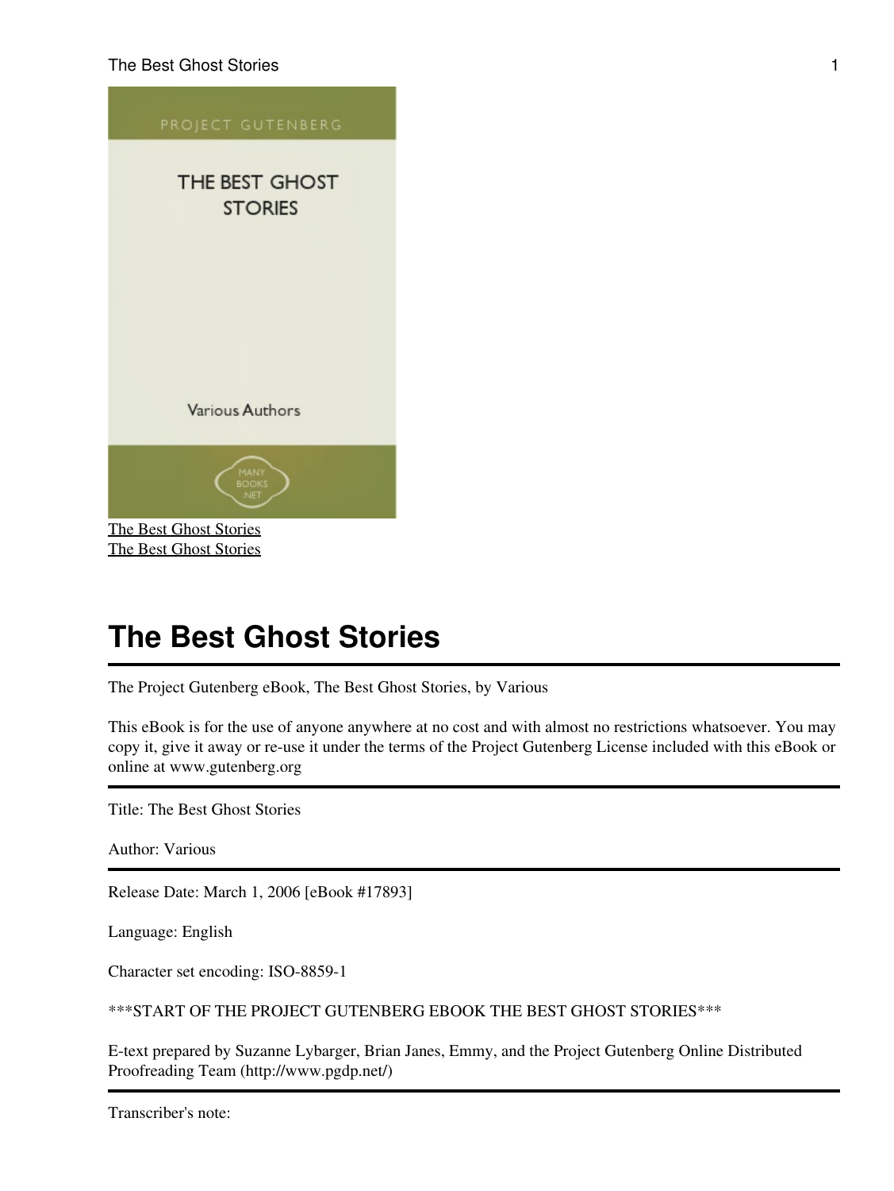The Best Ghost Stories
The Best Ghost Stories

# The Best Ghost Stories

---

The Project Gutenberg eBook, The Best Ghost Stories, by Various

This eBook is for the use of anyone anywhere at no cost and with almost no restrictions whatsoever. You may copy it, give it away or re-use it under the terms of the Project Gutenberg License included with this eBook or online at www.gutenberg.org

---

Title: The Best Ghost Stories

Author: Various

---

Release Date: March 1, 2006 [eBook #17893]

Language: English

Character set encoding: ISO-8859-1

***START OF THE PROJECT GUTENBERG EBOOK THE BEST GHOST STORIES***

E-text prepared by Suzanne Lybarger, Brian Janes, Emmy, and the Project Gutenberg Online Distributed Proofreading Team (http://www.pgdp.net/)

---

Transcriber's note: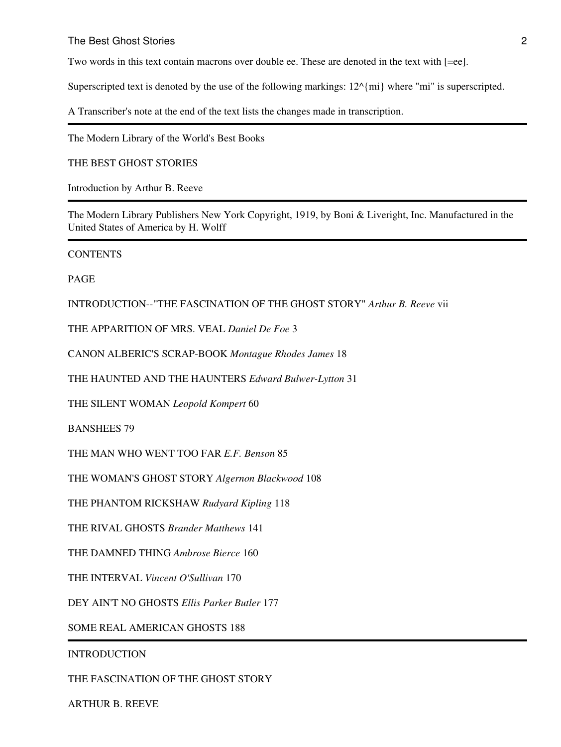Two words in this text contain macrons over double ee. These are denoted in the text with [=ee].

Superscripted text is denoted by the use of the following markings: 12^{mi} where "mi" is superscripted.

A Transcriber's note at the end of the text lists the changes made in transcription.

---

The Modern Library of the World's Best Books

# THE BEST GHOST STORIES

Introduction by Arthur B. Reeve

---

The Modern Library Publishers New York Copyright, 1919, by Boni & Liveright, Inc. Manufactured in the United States of America by H. Wolff

---

## CONTENTS

PAGE

INTRODUCTION--"THE FASCINATION OF THE GHOST STORY" *Arthur B. Reeve* vii

THE APPARITION OF MRS. VEAL *Daniel De Foe* 3

CANON ALBERIC'S SCRAP-BOOK *Montague Rhodes James* 18

THE HAUNTED AND THE HAUNTERS *Edward Bulwer-Lytton* 31

THE SILENT WOMAN *Leopold Kompert* 60

BANSHEES 79

THE MAN WHO WENT TOO FAR *E.F. Benson* 85

THE WOMAN'S GHOST STORY *Algernon Blackwood* 108

THE PHANTOM RICKSHAW *Rudyard Kipling* 118

THE RIVAL GHOSTS *Brander Matthews* 141

THE DAMNED THING *Ambrose Bierce* 160

THE INTERVAL *Vincent O'Sullivan* 170

DEY AIN'T NO GHOSTS *Ellis Parker Butler* 177

SOME REAL AMERICAN GHOSTS 188

---

## INTRODUCTION

### THE FASCINATION OF THE GHOST STORY

ARTHUR B. REEVE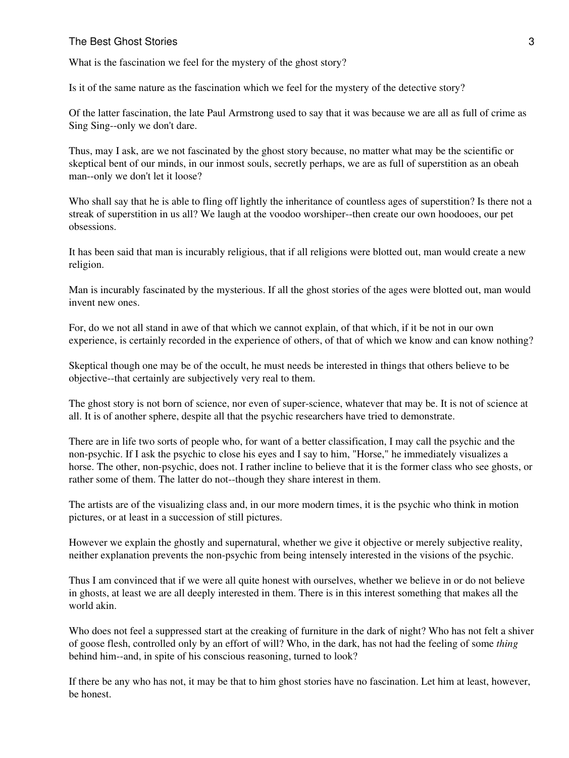What is the fascination we feel for the mystery of the ghost story?

Is it of the same nature as the fascination which we feel for the mystery of the detective story?

Of the latter fascination, the late Paul Armstrong used to say that it was because we are all as full of crime as Sing Sing--only we don't dare.

Thus, may I ask, are we not fascinated by the ghost story because, no matter what may be the scientific or skeptical bent of our minds, in our inmost souls, secretly perhaps, we are as full of superstition as an obeah man--only we don't let it loose?

Who shall say that he is able to fling off lightly the inheritance of countless ages of superstition? Is there not a streak of superstition in us all? We laugh at the voodoo worshiper--then create our own hoodooes, our pet obsessions.

It has been said that man is incurably religious, that if all religions were blotted out, man would create a new religion.

Man is incurably fascinated by the mysterious. If all the ghost stories of the ages were blotted out, man would invent new ones.

For, do we not all stand in awe of that which we cannot explain, of that which, if it be not in our own experience, is certainly recorded in the experience of others, of that of which we know and can know nothing?

Skeptical though one may be of the occult, he must needs be interested in things that others believe to be objective--that certainly are subjectively very real to them.

The ghost story is not born of science, nor even of super-science, whatever that may be. It is not of science at all. It is of another sphere, despite all that the psychic researchers have tried to demonstrate.

There are in life two sorts of people who, for want of a better classification, I may call the psychic and the non-psychic. If I ask the psychic to close his eyes and I say to him, "Horse," he immediately visualizes a horse. The other, non-psychic, does not. I rather incline to believe that it is the former class who see ghosts, or rather some of them. The latter do not--though they share interest in them.

The artists are of the visualizing class and, in our more modern times, it is the psychic who think in motion pictures, or at least in a succession of still pictures.

However we explain the ghostly and supernatural, whether we give it objective or merely subjective reality, neither explanation prevents the non-psychic from being intensely interested in the visions of the psychic.

Thus I am convinced that if we were all quite honest with ourselves, whether we believe in or do not believe in ghosts, at least we are all deeply interested in them. There is in this interest something that makes all the world akin.

Who does not feel a suppressed start at the creaking of furniture in the dark of night? Who has not felt a shiver of goose flesh, controlled only by an effort of will? Who, in the dark, has not had the feeling of some *thing* behind him--and, in spite of his conscious reasoning, turned to look?

If there be any who has not, it may be that to him ghost stories have no fascination. Let him at least, however, be honest.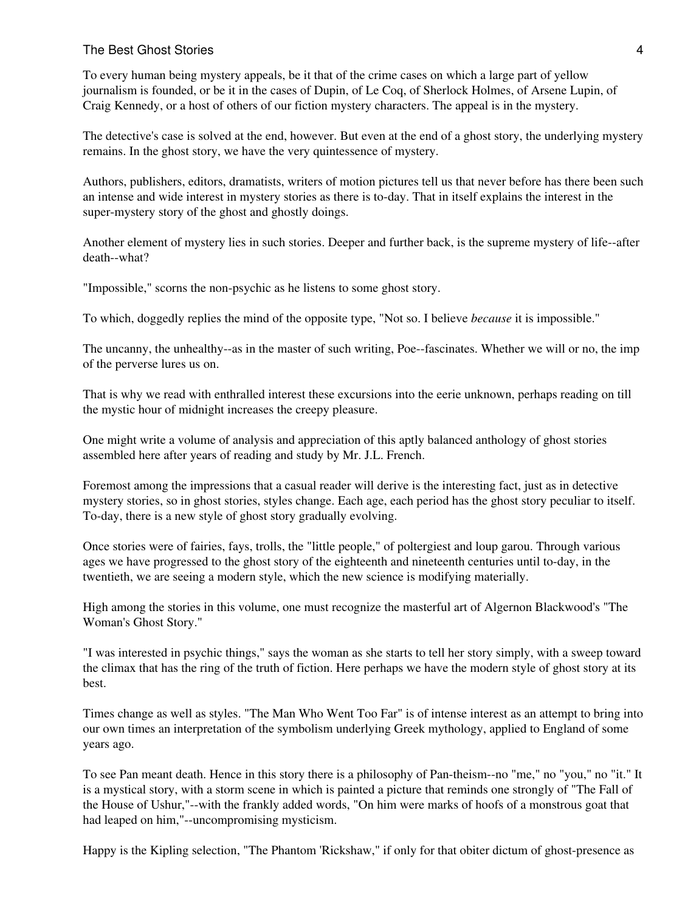To every human being mystery appeals, be it that of the crime cases on which a large part of yellow journalism is founded, or be it in the cases of Dupin, of Le Coq, of Sherlock Holmes, of Arsene Lupin, of Craig Kennedy, or a host of others of our fiction mystery characters. The appeal is in the mystery.

The detective's case is solved at the end, however. But even at the end of a ghost story, the underlying mystery remains. In the ghost story, we have the very quintessence of mystery.

Authors, publishers, editors, dramatists, writers of motion pictures tell us that never before has there been such an intense and wide interest in mystery stories as there is to-day. That in itself explains the interest in the super-mystery story of the ghost and ghostly doings.

Another element of mystery lies in such stories. Deeper and further back, is the supreme mystery of life--after death--what?

"Impossible," scorns the non-psychic as he listens to some ghost story.

To which, doggedly replies the mind of the opposite type, "Not so. I believe *because* it is impossible."

The uncanny, the unhealthy--as in the master of such writing, Poe--fascinates. Whether we will or no, the imp of the perverse lures us on.

That is why we read with enthralled interest these excursions into the eerie unknown, perhaps reading on till the mystic hour of midnight increases the creepy pleasure.

One might write a volume of analysis and appreciation of this aptly balanced anthology of ghost stories assembled here after years of reading and study by Mr. J.L. French.

Foremost among the impressions that a casual reader will derive is the interesting fact, just as in detective mystery stories, so in ghost stories, styles change. Each age, each period has the ghost story peculiar to itself. To-day, there is a new style of ghost story gradually evolving.

Once stories were of fairies, fays, trolls, the "little people," of poltergiest and loup garou. Through various ages we have progressed to the ghost story of the eighteenth and nineteenth centuries until to-day, in the twentieth, we are seeing a modern style, which the new science is modifying materially.

High among the stories in this volume, one must recognize the masterful art of Algernon Blackwood's "The Woman's Ghost Story."

"I was interested in psychic things," says the woman as she starts to tell her story simply, with a sweep toward the climax that has the ring of the truth of fiction. Here perhaps we have the modern style of ghost story at its best.

Times change as well as styles. "The Man Who Went Too Far" is of intense interest as an attempt to bring into our own times an interpretation of the symbolism underlying Greek mythology, applied to England of some years ago.

To see Pan meant death. Hence in this story there is a philosophy of Pan-theism--no "me," no "you," no "it." It is a mystical story, with a storm scene in which is painted a picture that reminds one strongly of "The Fall of the House of Ushur,"--with the frankly added words, "On him were marks of hoofs of a monstrous goat that had leaped on him,"--uncompromising mysticism.

Happy is the Kipling selection, "The Phantom 'Rickshaw," if only for that obiter dictum of ghost-presence as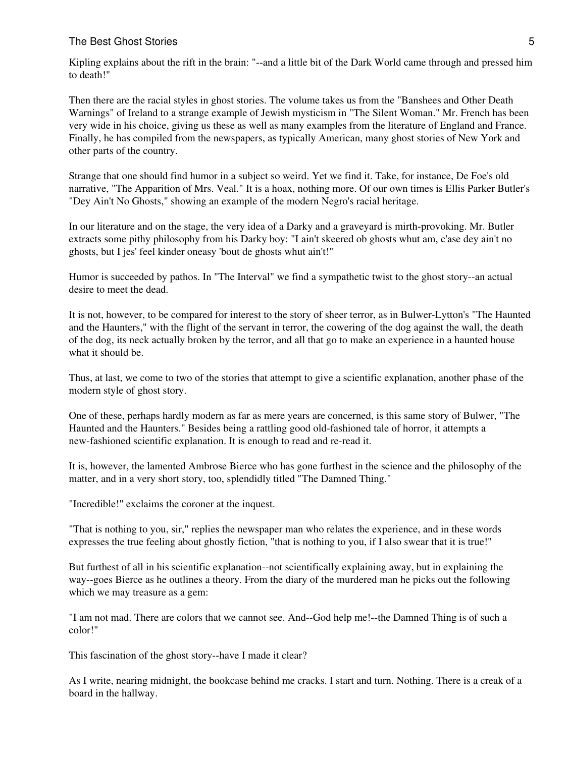Kipling explains about the rift in the brain: "--and a little bit of the Dark World came through and pressed him to death!"

Then there are the racial styles in ghost stories. The volume takes us from the "Banshees and Other Death Warnings" of Ireland to a strange example of Jewish mysticism in "The Silent Woman." Mr. French has been very wide in his choice, giving us these as well as many examples from the literature of England and France. Finally, he has compiled from the newspapers, as typically American, many ghost stories of New York and other parts of the country.

Strange that one should find humor in a subject so weird. Yet we find it. Take, for instance, De Foe's old narrative, "The Apparition of Mrs. Veal." It is a hoax, nothing more. Of our own times is Ellis Parker Butler's "Dey Ain't No Ghosts," showing an example of the modern Negro's racial heritage.

In our literature and on the stage, the very idea of a Darky and a graveyard is mirth-provoking. Mr. Butler extracts some pithy philosophy from his Darky boy: "I ain't skeered ob ghosts whut am, c'ase dey ain't no ghosts, but I jes' feel kinder oneasy 'bout de ghosts whut ain't!"

Humor is succeeded by pathos. In "The Interval" we find a sympathetic twist to the ghost story--an actual desire to meet the dead.

It is not, however, to be compared for interest to the story of sheer terror, as in Bulwer-Lytton's "The Haunted and the Haunters," with the flight of the servant in terror, the cowering of the dog against the wall, the death of the dog, its neck actually broken by the terror, and all that go to make an experience in a haunted house what it should be.

Thus, at last, we come to two of the stories that attempt to give a scientific explanation, another phase of the modern style of ghost story.

One of these, perhaps hardly modern as far as mere years are concerned, is this same story of Bulwer, "The Haunted and the Haunters." Besides being a rattling good old-fashioned tale of horror, it attempts a new-fashioned scientific explanation. It is enough to read and re-read it.

It is, however, the lamented Ambrose Bierce who has gone furthest in the science and the philosophy of the matter, and in a very short story, too, splendidly titled "The Damned Thing."

"Incredible!" exclaims the coroner at the inquest.

"That is nothing to you, sir," replies the newspaper man who relates the experience, and in these words expresses the true feeling about ghostly fiction, "that is nothing to you, if I also swear that it is true!"

But furthest of all in his scientific explanation--not scientifically explaining away, but in explaining the way--goes Bierce as he outlines a theory. From the diary of the murdered man he picks out the following which we may treasure as a gem:

"I am not mad. There are colors that we cannot see. And--God help me!--the Damned Thing is of such a color!"

This fascination of the ghost story--have I made it clear?

As I write, nearing midnight, the bookcase behind me cracks. I start and turn. Nothing. There is a creak of a board in the hallway.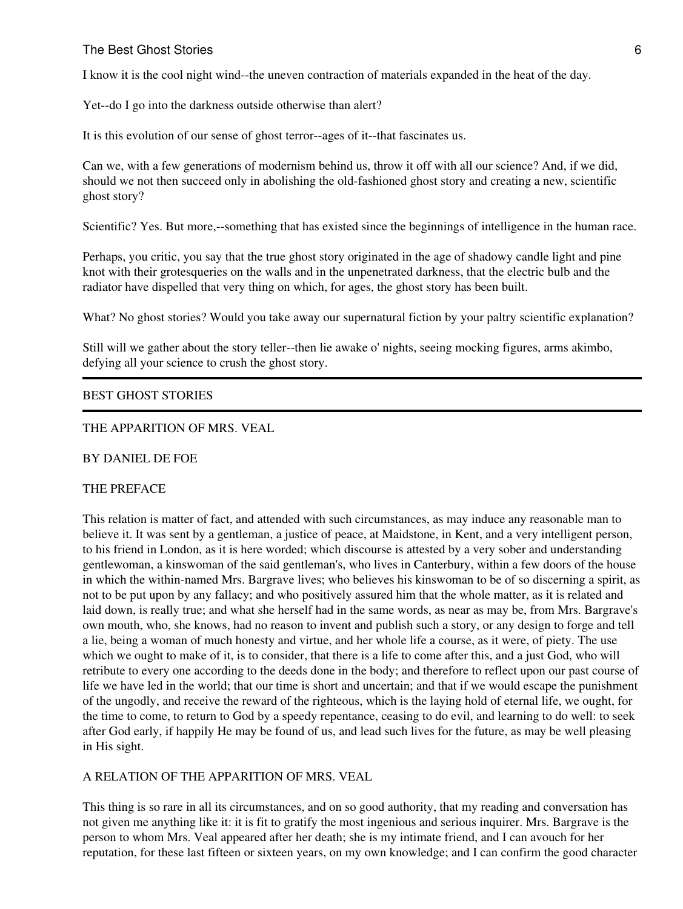I know it is the cool night wind--the uneven contraction of materials expanded in the heat of the day.

Yet--do I go into the darkness outside otherwise than alert?

It is this evolution of our sense of ghost terror--ages of it--that fascinates us.

Can we, with a few generations of modernism behind us, throw it off with all our science? And, if we did, should we not then succeed only in abolishing the old-fashioned ghost story and creating a new, scientific ghost story?

Scientific? Yes. But more,--something that has existed since the beginnings of intelligence in the human race.

Perhaps, you critic, you say that the true ghost story originated in the age of shadowy candle light and pine knot with their grotesqueries on the walls and in the unpenetrated darkness, that the electric bulb and the radiator have dispelled that very thing on which, for ages, the ghost story has been built.

What? No ghost stories? Would you take away our supernatural fiction by your paltry scientific explanation?

Still will we gather about the story teller--then lie awake o' nights, seeing mocking figures, arms akimbo, defying all your science to crush the ghost story.

---

# BEST GHOST STORIES

---

## THE APPARITION OF MRS. VEAL

BY DANIEL DE FOE

### THE PREFACE

This relation is matter of fact, and attended with such circumstances, as may induce any reasonable man to believe it. It was sent by a gentleman, a justice of peace, at Maidstone, in Kent, and a very intelligent person, to his friend in London, as it is here worded; which discourse is attested by a very sober and understanding gentlewoman, a kinswoman of the said gentleman's, who lives in Canterbury, within a few doors of the house in which the within-named Mrs. Bargrave lives; who believes his kinswoman to be of so discerning a spirit, as not to be put upon by any fallacy; and who positively assured him that the whole matter, as it is related and laid down, is really true; and what she herself had in the same words, as near as may be, from Mrs. Bargrave's own mouth, who, she knows, had no reason to invent and publish such a story, or any design to forge and tell a lie, being a woman of much honesty and virtue, and her whole life a course, as it were, of piety. The use which we ought to make of it, is to consider, that there is a life to come after this, and a just God, who will retribute to every one according to the deeds done in the body; and therefore to reflect upon our past course of life we have led in the world; that our time is short and uncertain; and that if we would escape the punishment of the ungodly, and receive the reward of the righteous, which is the laying hold of eternal life, we ought, for the time to come, to return to God by a speedy repentance, ceasing to do evil, and learning to do well: to seek after God early, if happily He may be found of us, and lead such lives for the future, as may be well pleasing in His sight.

### A RELATION OF THE APPARITION OF MRS. VEAL

This thing is so rare in all its circumstances, and on so good authority, that my reading and conversation has not given me anything like it: it is fit to gratify the most ingenious and serious inquirer. Mrs. Bargrave is the person to whom Mrs. Veal appeared after her death; she is my intimate friend, and I can avouch for her reputation, for these last fifteen or sixteen years, on my own knowledge; and I can confirm the good character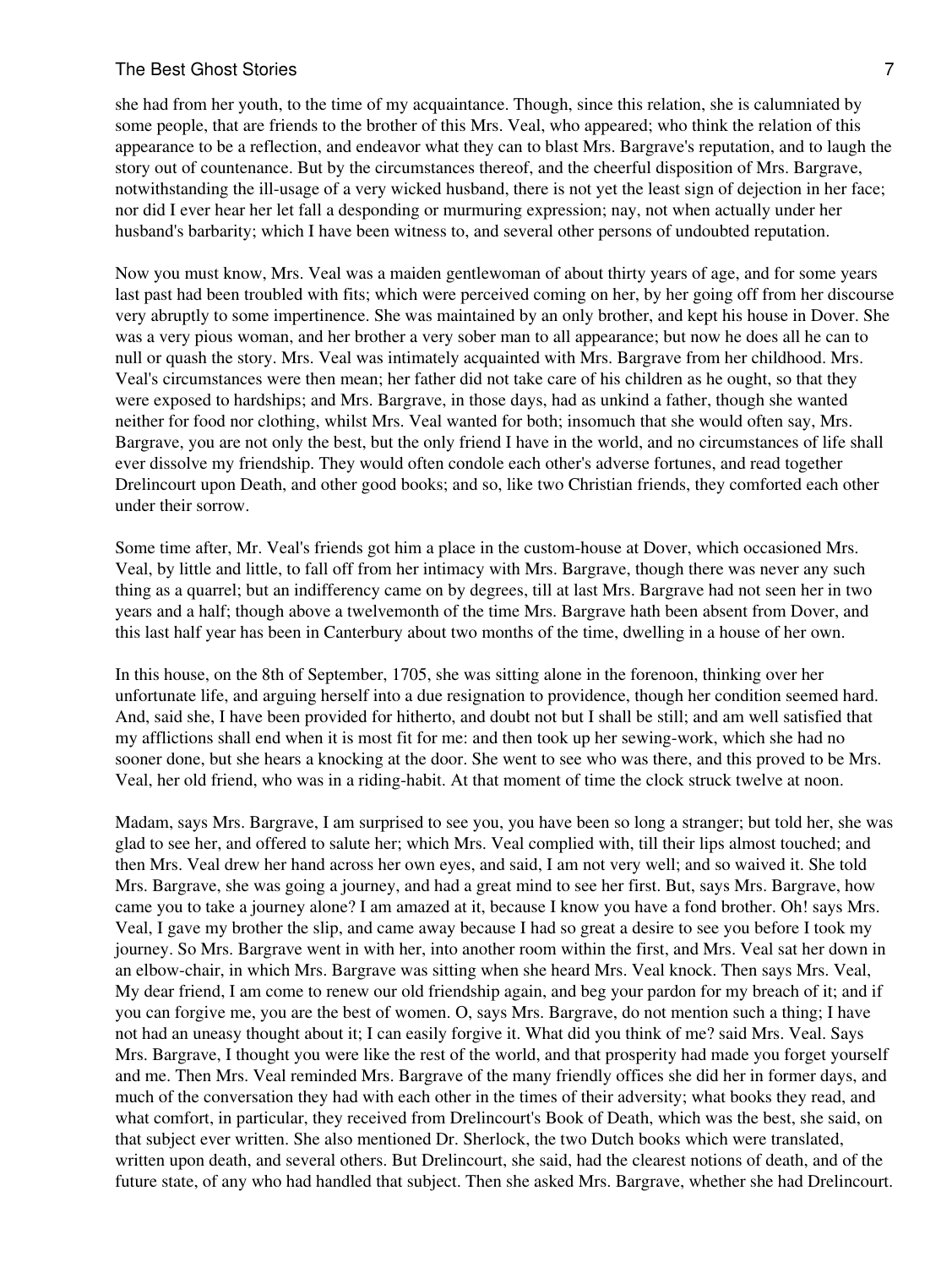she had from her youth, to the time of my acquaintance. Though, since this relation, she is calumniated by some people, that are friends to the brother of this Mrs. Veal, who appeared; who think the relation of this appearance to be a reflection, and endeavor what they can to blast Mrs. Bargrave's reputation, and to laugh the story out of countenance. But by the circumstances thereof, and the cheerful disposition of Mrs. Bargrave, notwithstanding the ill-usage of a very wicked husband, there is not yet the least sign of dejection in her face; nor did I ever hear her let fall a desponding or murmuring expression; nay, not when actually under her husband's barbarity; which I have been witness to, and several other persons of undoubted reputation.

Now you must know, Mrs. Veal was a maiden gentlewoman of about thirty years of age, and for some years last past had been troubled with fits; which were perceived coming on her, by her going off from her discourse very abruptly to some impertinence. She was maintained by an only brother, and kept his house in Dover. She was a very pious woman, and her brother a very sober man to all appearance; but now he does all he can to null or quash the story. Mrs. Veal was intimately acquainted with Mrs. Bargrave from her childhood. Mrs. Veal's circumstances were then mean; her father did not take care of his children as he ought, so that they were exposed to hardships; and Mrs. Bargrave, in those days, had as unkind a father, though she wanted neither for food nor clothing, whilst Mrs. Veal wanted for both; insomuch that she would often say, Mrs. Bargrave, you are not only the best, but the only friend I have in the world, and no circumstances of life shall ever dissolve my friendship. They would often condole each other's adverse fortunes, and read together Drelincourt upon Death, and other good books; and so, like two Christian friends, they comforted each other under their sorrow.

Some time after, Mr. Veal's friends got him a place in the custom-house at Dover, which occasioned Mrs. Veal, by little and little, to fall off from her intimacy with Mrs. Bargrave, though there was never any such thing as a quarrel; but an indifferency came on by degrees, till at last Mrs. Bargrave had not seen her in two years and a half; though above a twelvemonth of the time Mrs. Bargrave hath been absent from Dover, and this last half year has been in Canterbury about two months of the time, dwelling in a house of her own.

In this house, on the 8th of September, 1705, she was sitting alone in the forenoon, thinking over her unfortunate life, and arguing herself into a due resignation to providence, though her condition seemed hard. And, said she, I have been provided for hitherto, and doubt not but I shall be still; and am well satisfied that my afflictions shall end when it is most fit for me: and then took up her sewing-work, which she had no sooner done, but she hears a knocking at the door. She went to see who was there, and this proved to be Mrs. Veal, her old friend, who was in a riding-habit. At that moment of time the clock struck twelve at noon.

Madam, says Mrs. Bargrave, I am surprised to see you, you have been so long a stranger; but told her, she was glad to see her, and offered to salute her; which Mrs. Veal complied with, till their lips almost touched; and then Mrs. Veal drew her hand across her own eyes, and said, I am not very well; and so waived it. She told Mrs. Bargrave, she was going a journey, and had a great mind to see her first. But, says Mrs. Bargrave, how came you to take a journey alone? I am amazed at it, because I know you have a fond brother. Oh! says Mrs. Veal, I gave my brother the slip, and came away because I had so great a desire to see you before I took my journey. So Mrs. Bargrave went in with her, into another room within the first, and Mrs. Veal sat her down in an elbow-chair, in which Mrs. Bargrave was sitting when she heard Mrs. Veal knock. Then says Mrs. Veal, My dear friend, I am come to renew our old friendship again, and beg your pardon for my breach of it; and if you can forgive me, you are the best of women. O, says Mrs. Bargrave, do not mention such a thing; I have not had an uneasy thought about it; I can easily forgive it. What did you think of me? said Mrs. Veal. Says Mrs. Bargrave, I thought you were like the rest of the world, and that prosperity had made you forget yourself and me. Then Mrs. Veal reminded Mrs. Bargrave of the many friendly offices she did her in former days, and much of the conversation they had with each other in the times of their adversity; what books they read, and what comfort, in particular, they received from Drelincourt's Book of Death, which was the best, she said, on that subject ever written. She also mentioned Dr. Sherlock, the two Dutch books which were translated, written upon death, and several others. But Drelincourt, she said, had the clearest notions of death, and of the future state, of any who had handled that subject. Then she asked Mrs. Bargrave, whether she had Drelincourt.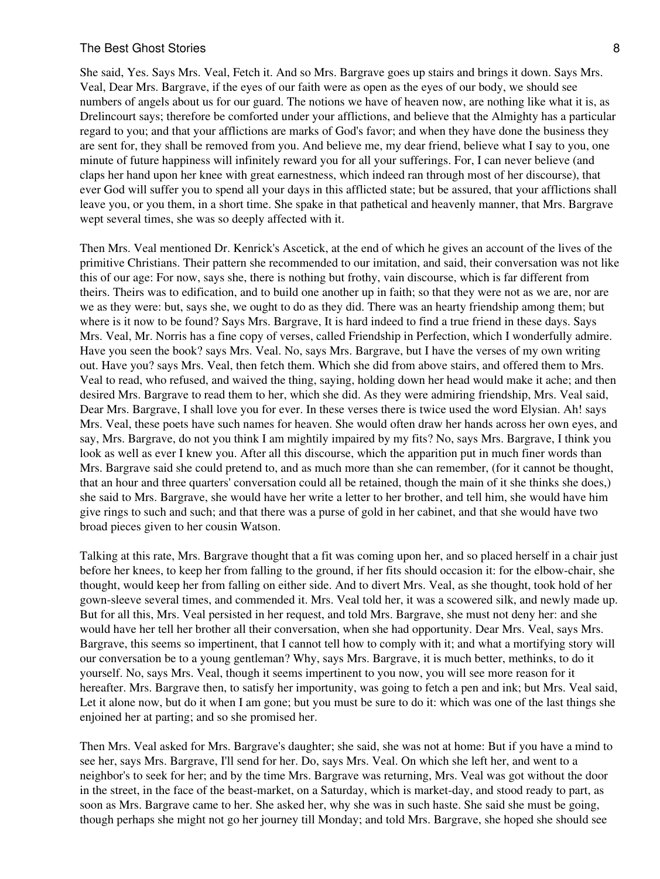She said, Yes. Says Mrs. Veal, Fetch it. And so Mrs. Bargrave goes up stairs and brings it down. Says Mrs. Veal, Dear Mrs. Bargrave, if the eyes of our faith were as open as the eyes of our body, we should see numbers of angels about us for our guard. The notions we have of heaven now, are nothing like what it is, as Drelincourt says; therefore be comforted under your afflictions, and believe that the Almighty has a particular regard to you; and that your afflictions are marks of God's favor; and when they have done the business they are sent for, they shall be removed from you. And believe me, my dear friend, believe what I say to you, one minute of future happiness will infinitely reward you for all your sufferings. For, I can never believe (and claps her hand upon her knee with great earnestness, which indeed ran through most of her discourse), that ever God will suffer you to spend all your days in this afflicted state; but be assured, that your afflictions shall leave you, or you them, in a short time. She spake in that pathetical and heavenly manner, that Mrs. Bargrave wept several times, she was so deeply affected with it.

Then Mrs. Veal mentioned Dr. Kenrick's Ascetick, at the end of which he gives an account of the lives of the primitive Christians. Their pattern she recommended to our imitation, and said, their conversation was not like this of our age: For now, says she, there is nothing but frothy, vain discourse, which is far different from theirs. Theirs was to edification, and to build one another up in faith; so that they were not as we are, nor are we as they were: but, says she, we ought to do as they did. There was an hearty friendship among them; but where is it now to be found? Says Mrs. Bargrave, It is hard indeed to find a true friend in these days. Says Mrs. Veal, Mr. Norris has a fine copy of verses, called Friendship in Perfection, which I wonderfully admire. Have you seen the book? says Mrs. Veal. No, says Mrs. Bargrave, but I have the verses of my own writing out. Have you? says Mrs. Veal, then fetch them. Which she did from above stairs, and offered them to Mrs. Veal to read, who refused, and waived the thing, saying, holding down her head would make it ache; and then desired Mrs. Bargrave to read them to her, which she did. As they were admiring friendship, Mrs. Veal said, Dear Mrs. Bargrave, I shall love you for ever. In these verses there is twice used the word Elysian. Ah! says Mrs. Veal, these poets have such names for heaven. She would often draw her hands across her own eyes, and say, Mrs. Bargrave, do not you think I am mightily impaired by my fits? No, says Mrs. Bargrave, I think you look as well as ever I knew you. After all this discourse, which the apparition put in much finer words than Mrs. Bargrave said she could pretend to, and as much more than she can remember, (for it cannot be thought, that an hour and three quarters' conversation could all be retained, though the main of it she thinks she does,) she said to Mrs. Bargrave, she would have her write a letter to her brother, and tell him, she would have him give rings to such and such; and that there was a purse of gold in her cabinet, and that she would have two broad pieces given to her cousin Watson.

Talking at this rate, Mrs. Bargrave thought that a fit was coming upon her, and so placed herself in a chair just before her knees, to keep her from falling to the ground, if her fits should occasion it: for the elbow-chair, she thought, would keep her from falling on either side. And to divert Mrs. Veal, as she thought, took hold of her gown-sleeve several times, and commended it. Mrs. Veal told her, it was a scowered silk, and newly made up. But for all this, Mrs. Veal persisted in her request, and told Mrs. Bargrave, she must not deny her: and she would have her tell her brother all their conversation, when she had opportunity. Dear Mrs. Veal, says Mrs. Bargrave, this seems so impertinent, that I cannot tell how to comply with it; and what a mortifying story will our conversation be to a young gentleman? Why, says Mrs. Bargrave, it is much better, methinks, to do it yourself. No, says Mrs. Veal, though it seems impertinent to you now, you will see more reason for it hereafter. Mrs. Bargrave then, to satisfy her importunity, was going to fetch a pen and ink; but Mrs. Veal said, Let it alone now, but do it when I am gone; but you must be sure to do it: which was one of the last things she enjoined her at parting; and so she promised her.

Then Mrs. Veal asked for Mrs. Bargrave's daughter; she said, she was not at home: But if you have a mind to see her, says Mrs. Bargrave, I'll send for her. Do, says Mrs. Veal. On which she left her, and went to a neighbor's to seek for her; and by the time Mrs. Bargrave was returning, Mrs. Veal was got without the door in the street, in the face of the beast-market, on a Saturday, which is market-day, and stood ready to part, as soon as Mrs. Bargrave came to her. She asked her, why she was in such haste. She said she must be going, though perhaps she might not go her journey till Monday; and told Mrs. Bargrave, she hoped she should see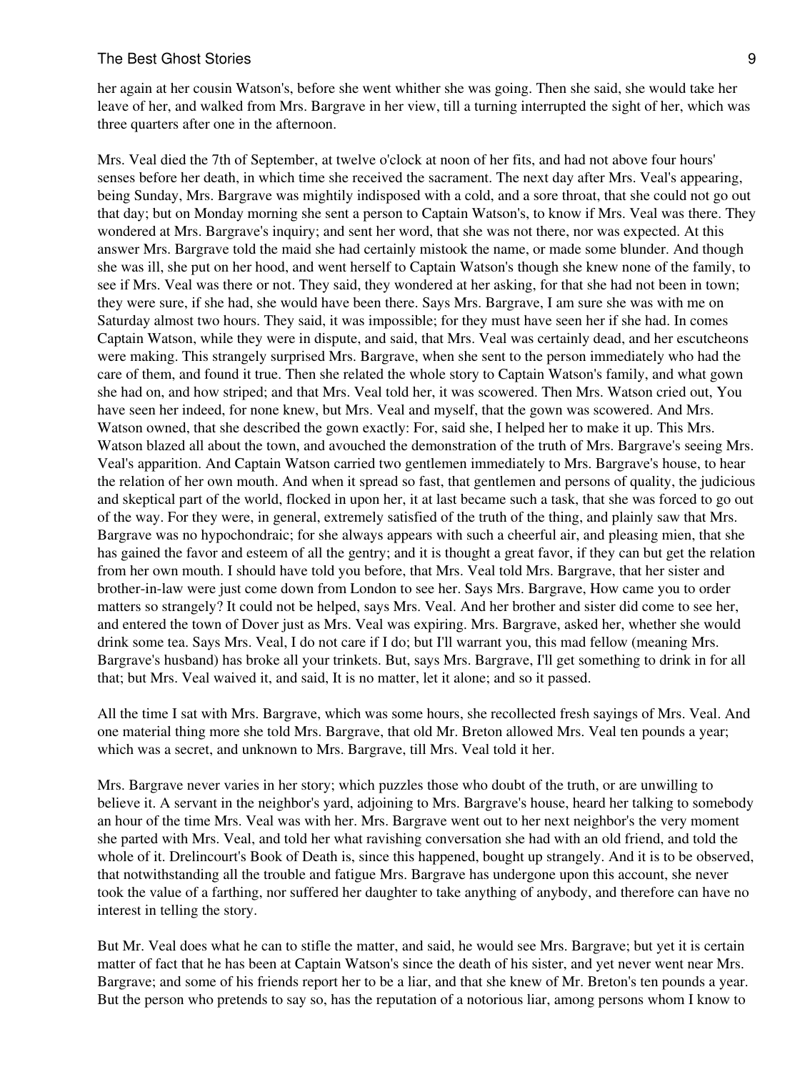her again at her cousin Watson's, before she went whither she was going. Then she said, she would take her leave of her, and walked from Mrs. Bargrave in her view, till a turning interrupted the sight of her, which was three quarters after one in the afternoon.

Mrs. Veal died the 7th of September, at twelve o'clock at noon of her fits, and had not above four hours' senses before her death, in which time she received the sacrament. The next day after Mrs. Veal's appearing, being Sunday, Mrs. Bargrave was mightily indisposed with a cold, and a sore throat, that she could not go out that day; but on Monday morning she sent a person to Captain Watson's, to know if Mrs. Veal was there. They wondered at Mrs. Bargrave's inquiry; and sent her word, that she was not there, nor was expected. At this answer Mrs. Bargrave told the maid she had certainly mistook the name, or made some blunder. And though she was ill, she put on her hood, and went herself to Captain Watson's though she knew none of the family, to see if Mrs. Veal was there or not. They said, they wondered at her asking, for that she had not been in town; they were sure, if she had, she would have been there. Says Mrs. Bargrave, I am sure she was with me on Saturday almost two hours. They said, it was impossible; for they must have seen her if she had. In comes Captain Watson, while they were in dispute, and said, that Mrs. Veal was certainly dead, and her escutcheons were making. This strangely surprised Mrs. Bargrave, when she sent to the person immediately who had the care of them, and found it true. Then she related the whole story to Captain Watson's family, and what gown she had on, and how striped; and that Mrs. Veal told her, it was scowered. Then Mrs. Watson cried out, You have seen her indeed, for none knew, but Mrs. Veal and myself, that the gown was scowered. And Mrs. Watson owned, that she described the gown exactly: For, said she, I helped her to make it up. This Mrs. Watson blazed all about the town, and avouched the demonstration of the truth of Mrs. Bargrave's seeing Mrs. Veal's apparition. And Captain Watson carried two gentlemen immediately to Mrs. Bargrave's house, to hear the relation of her own mouth. And when it spread so fast, that gentlemen and persons of quality, the judicious and skeptical part of the world, flocked in upon her, it at last became such a task, that she was forced to go out of the way. For they were, in general, extremely satisfied of the truth of the thing, and plainly saw that Mrs. Bargrave was no hypochondraic; for she always appears with such a cheerful air, and pleasing mien, that she has gained the favor and esteem of all the gentry; and it is thought a great favor, if they can but get the relation from her own mouth. I should have told you before, that Mrs. Veal told Mrs. Bargrave, that her sister and brother-in-law were just come down from London to see her. Says Mrs. Bargrave, How came you to order matters so strangely? It could not be helped, says Mrs. Veal. And her brother and sister did come to see her, and entered the town of Dover just as Mrs. Veal was expiring. Mrs. Bargrave, asked her, whether she would drink some tea. Says Mrs. Veal, I do not care if I do; but I'll warrant you, this mad fellow (meaning Mrs. Bargrave's husband) has broke all your trinkets. But, says Mrs. Bargrave, I'll get something to drink in for all that; but Mrs. Veal waived it, and said, It is no matter, let it alone; and so it passed.

All the time I sat with Mrs. Bargrave, which was some hours, she recollected fresh sayings of Mrs. Veal. And one material thing more she told Mrs. Bargrave, that old Mr. Breton allowed Mrs. Veal ten pounds a year; which was a secret, and unknown to Mrs. Bargrave, till Mrs. Veal told it her.

Mrs. Bargrave never varies in her story; which puzzles those who doubt of the truth, or are unwilling to believe it. A servant in the neighbor's yard, adjoining to Mrs. Bargrave's house, heard her talking to somebody an hour of the time Mrs. Veal was with her. Mrs. Bargrave went out to her next neighbor's the very moment she parted with Mrs. Veal, and told her what ravishing conversation she had with an old friend, and told the whole of it. Drelincourt's Book of Death is, since this happened, bought up strangely. And it is to be observed, that notwithstanding all the trouble and fatigue Mrs. Bargrave has undergone upon this account, she never took the value of a farthing, nor suffered her daughter to take anything of anybody, and therefore can have no interest in telling the story.

But Mr. Veal does what he can to stifle the matter, and said, he would see Mrs. Bargrave; but yet it is certain matter of fact that he has been at Captain Watson's since the death of his sister, and yet never went near Mrs. Bargrave; and some of his friends report her to be a liar, and that she knew of Mr. Breton's ten pounds a year. But the person who pretends to say so, has the reputation of a notorious liar, among persons whom I know to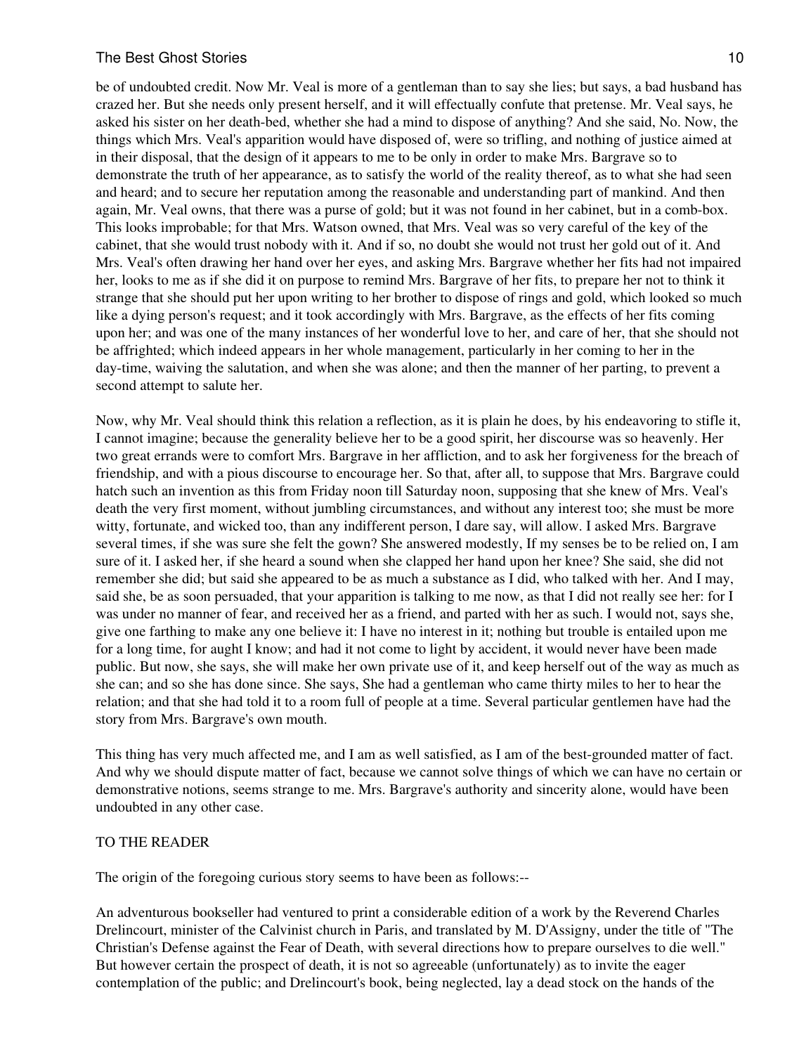be of undoubted credit. Now Mr. Veal is more of a gentleman than to say she lies; but says, a bad husband has crazed her. But she needs only present herself, and it will effectually confute that pretense. Mr. Veal says, he asked his sister on her death-bed, whether she had a mind to dispose of anything? And she said, No. Now, the things which Mrs. Veal's apparition would have disposed of, were so trifling, and nothing of justice aimed at in their disposal, that the design of it appears to me to be only in order to make Mrs. Bargrave so to demonstrate the truth of her appearance, as to satisfy the world of the reality thereof, as to what she had seen and heard; and to secure her reputation among the reasonable and understanding part of mankind. And then again, Mr. Veal owns, that there was a purse of gold; but it was not found in her cabinet, but in a comb-box. This looks improbable; for that Mrs. Watson owned, that Mrs. Veal was so very careful of the key of the cabinet, that she would trust nobody with it. And if so, no doubt she would not trust her gold out of it. And Mrs. Veal's often drawing her hand over her eyes, and asking Mrs. Bargrave whether her fits had not impaired her, looks to me as if she did it on purpose to remind Mrs. Bargrave of her fits, to prepare her not to think it strange that she should put her upon writing to her brother to dispose of rings and gold, which looked so much like a dying person's request; and it took accordingly with Mrs. Bargrave, as the effects of her fits coming upon her; and was one of the many instances of her wonderful love to her, and care of her, that she should not be affrighted; which indeed appears in her whole management, particularly in her coming to her in the day-time, waiving the salutation, and when she was alone; and then the manner of her parting, to prevent a second attempt to salute her.

Now, why Mr. Veal should think this relation a reflection, as it is plain he does, by his endeavoring to stifle it, I cannot imagine; because the generality believe her to be a good spirit, her discourse was so heavenly. Her two great errands were to comfort Mrs. Bargrave in her affliction, and to ask her forgiveness for the breach of friendship, and with a pious discourse to encourage her. So that, after all, to suppose that Mrs. Bargrave could hatch such an invention as this from Friday noon till Saturday noon, supposing that she knew of Mrs. Veal's death the very first moment, without jumbling circumstances, and without any interest too; she must be more witty, fortunate, and wicked too, than any indifferent person, I dare say, will allow. I asked Mrs. Bargrave several times, if she was sure she felt the gown? She answered modestly, If my senses be to be relied on, I am sure of it. I asked her, if she heard a sound when she clapped her hand upon her knee? She said, she did not remember she did; but said she appeared to be as much a substance as I did, who talked with her. And I may, said she, be as soon persuaded, that your apparition is talking to me now, as that I did not really see her: for I was under no manner of fear, and received her as a friend, and parted with her as such. I would not, says she, give one farthing to make any one believe it: I have no interest in it; nothing but trouble is entailed upon me for a long time, for aught I know; and had it not come to light by accident, it would never have been made public. But now, she says, she will make her own private use of it, and keep herself out of the way as much as she can; and so she has done since. She says, She had a gentleman who came thirty miles to her to hear the relation; and that she had told it to a room full of people at a time. Several particular gentlemen have had the story from Mrs. Bargrave's own mouth.

This thing has very much affected me, and I am as well satisfied, as I am of the best-grounded matter of fact. And why we should dispute matter of fact, because we cannot solve things of which we can have no certain or demonstrative notions, seems strange to me. Mrs. Bargrave's authority and sincerity alone, would have been undoubted in any other case.

TO THE READER

The origin of the foregoing curious story seems to have been as follows:--

An adventurous bookseller had ventured to print a considerable edition of a work by the Reverend Charles Drelincourt, minister of the Calvinist church in Paris, and translated by M. D'Assigny, under the title of "The Christian's Defense against the Fear of Death, with several directions how to prepare ourselves to die well." But however certain the prospect of death, it is not so agreeable (unfortunately) as to invite the eager contemplation of the public; and Drelincourt's book, being neglected, lay a dead stock on the hands of the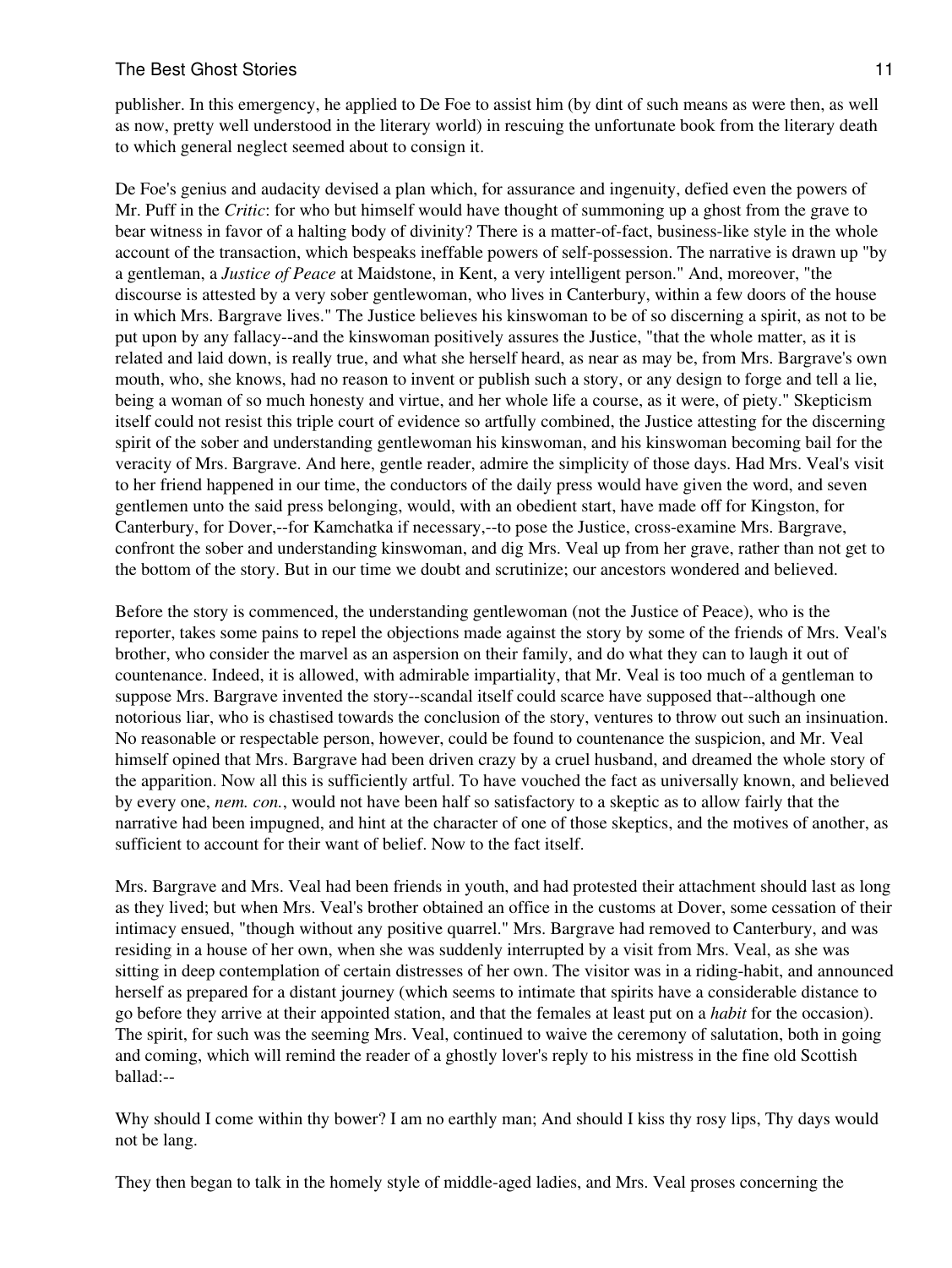publisher. In this emergency, he applied to De Foe to assist him (by dint of such means as were then, as well as now, pretty well understood in the literary world) in rescuing the unfortunate book from the literary death to which general neglect seemed about to consign it.

De Foe's genius and audacity devised a plan which, for assurance and ingenuity, defied even the powers of Mr. Puff in the *Critic*: for who but himself would have thought of summoning up a ghost from the grave to bear witness in favor of a halting body of divinity? There is a matter-of-fact, business-like style in the whole account of the transaction, which bespeaks ineffable powers of self-possession. The narrative is drawn up "by a gentleman, a *Justice of Peace* at Maidstone, in Kent, a very intelligent person." And, moreover, "the discourse is attested by a very sober gentlewoman, who lives in Canterbury, within a few doors of the house in which Mrs. Bargrave lives." The Justice believes his kinswoman to be of so discerning a spirit, as not to be put upon by any fallacy--and the kinswoman positively assures the Justice, "that the whole matter, as it is related and laid down, is really true, and what she herself heard, as near as may be, from Mrs. Bargrave's own mouth, who, she knows, had no reason to invent or publish such a story, or any design to forge and tell a lie, being a woman of so much honesty and virtue, and her whole life a course, as it were, of piety." Skepticism itself could not resist this triple court of evidence so artfully combined, the Justice attesting for the discerning spirit of the sober and understanding gentlewoman his kinswoman, and his kinswoman becoming bail for the veracity of Mrs. Bargrave. And here, gentle reader, admire the simplicity of those days. Had Mrs. Veal's visit to her friend happened in our time, the conductors of the daily press would have given the word, and seven gentlemen unto the said press belonging, would, with an obedient start, have made off for Kingston, for Canterbury, for Dover,--for Kamchatka if necessary,--to pose the Justice, cross-examine Mrs. Bargrave, confront the sober and understanding kinswoman, and dig Mrs. Veal up from her grave, rather than not get to the bottom of the story. But in our time we doubt and scrutinize; our ancestors wondered and believed.

Before the story is commenced, the understanding gentlewoman (not the Justice of Peace), who is the reporter, takes some pains to repel the objections made against the story by some of the friends of Mrs. Veal's brother, who consider the marvel as an aspersion on their family, and do what they can to laugh it out of countenance. Indeed, it is allowed, with admirable impartiality, that Mr. Veal is too much of a gentleman to suppose Mrs. Bargrave invented the story--scandal itself could scarce have supposed that--although one notorious liar, who is chastised towards the conclusion of the story, ventures to throw out such an insinuation. No reasonable or respectable person, however, could be found to countenance the suspicion, and Mr. Veal himself opined that Mrs. Bargrave had been driven crazy by a cruel husband, and dreamed the whole story of the apparition. Now all this is sufficiently artful. To have vouched the fact as universally known, and believed by every one, *nem. con.*, would not have been half so satisfactory to a skeptic as to allow fairly that the narrative had been impugned, and hint at the character of one of those skeptics, and the motives of another, as sufficient to account for their want of belief. Now to the fact itself.

Mrs. Bargrave and Mrs. Veal had been friends in youth, and had protested their attachment should last as long as they lived; but when Mrs. Veal's brother obtained an office in the customs at Dover, some cessation of their intimacy ensued, "though without any positive quarrel." Mrs. Bargrave had removed to Canterbury, and was residing in a house of her own, when she was suddenly interrupted by a visit from Mrs. Veal, as she was sitting in deep contemplation of certain distresses of her own. The visitor was in a riding-habit, and announced herself as prepared for a distant journey (which seems to intimate that spirits have a considerable distance to go before they arrive at their appointed station, and that the females at least put on a *habit* for the occasion). The spirit, for such was the seeming Mrs. Veal, continued to waive the ceremony of salutation, both in going and coming, which will remind the reader of a ghostly lover's reply to his mistress in the fine old Scottish ballad:--

Why should I come within thy bower? I am no earthly man; And should I kiss thy rosy lips, Thy days would not be lang.

They then began to talk in the homely style of middle-aged ladies, and Mrs. Veal proses concerning the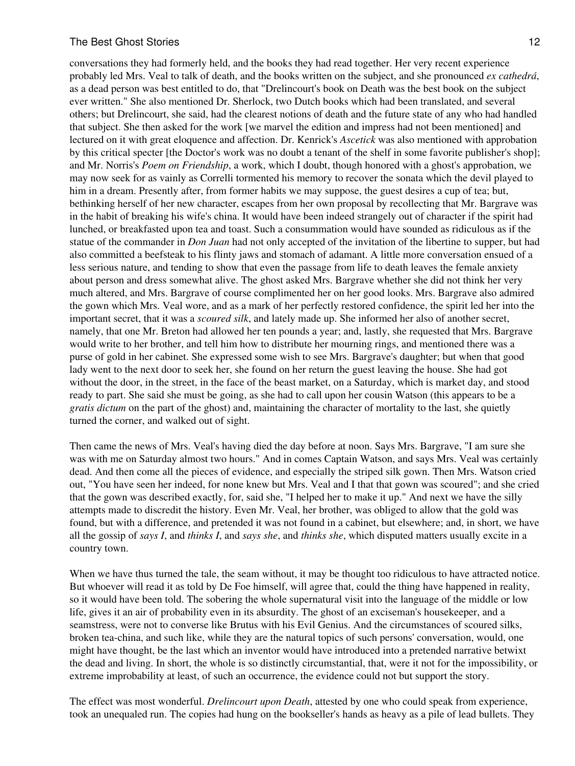conversations they had formerly held, and the books they had read together. Her very recent experience probably led Mrs. Veal to talk of death, and the books written on the subject, and she pronounced *ex cathedrá*, as a dead person was best entitled to do, that "Drelincourt's book on Death was the best book on the subject ever written." She also mentioned Dr. Sherlock, two Dutch books which had been translated, and several others; but Drelincourt, she said, had the clearest notions of death and the future state of any who had handled that subject. She then asked for the work [we marvel the edition and impress had not been mentioned] and lectured on it with great eloquence and affection. Dr. Kenrick's *Ascetick* was also mentioned with approbation by this critical specter [the Doctor's work was no doubt a tenant of the shelf in some favorite publisher's shop]; and Mr. Norris's *Poem on Friendship*, a work, which I doubt, though honored with a ghost's approbation, we may now seek for as vainly as Correlli tormented his memory to recover the sonata which the devil played to him in a dream. Presently after, from former habits we may suppose, the guest desires a cup of tea; but, bethinking herself of her new character, escapes from her own proposal by recollecting that Mr. Bargrave was in the habit of breaking his wife's china. It would have been indeed strangely out of character if the spirit had lunched, or breakfasted upon tea and toast. Such a consummation would have sounded as ridiculous as if the statue of the commander in *Don Juan* had not only accepted of the invitation of the libertine to supper, but had also committed a beefsteak to his flinty jaws and stomach of adamant. A little more conversation ensued of a less serious nature, and tending to show that even the passage from life to death leaves the female anxiety about person and dress somewhat alive. The ghost asked Mrs. Bargrave whether she did not think her very much altered, and Mrs. Bargrave of course complimented her on her good looks. Mrs. Bargrave also admired the gown which Mrs. Veal wore, and as a mark of her perfectly restored confidence, the spirit led her into the important secret, that it was a *scoured silk*, and lately made up. She informed her also of another secret, namely, that one Mr. Breton had allowed her ten pounds a year; and, lastly, she requested that Mrs. Bargrave would write to her brother, and tell him how to distribute her mourning rings, and mentioned there was a purse of gold in her cabinet. She expressed some wish to see Mrs. Bargrave's daughter; but when that good lady went to the next door to seek her, she found on her return the guest leaving the house. She had got without the door, in the street, in the face of the beast market, on a Saturday, which is market day, and stood ready to part. She said she must be going, as she had to call upon her cousin Watson (this appears to be a *gratis dictum* on the part of the ghost) and, maintaining the character of mortality to the last, she quietly turned the corner, and walked out of sight.

Then came the news of Mrs. Veal's having died the day before at noon. Says Mrs. Bargrave, "I am sure she was with me on Saturday almost two hours." And in comes Captain Watson, and says Mrs. Veal was certainly dead. And then come all the pieces of evidence, and especially the striped silk gown. Then Mrs. Watson cried out, "You have seen her indeed, for none knew but Mrs. Veal and I that that gown was scoured"; and she cried that the gown was described exactly, for, said she, "I helped her to make it up." And next we have the silly attempts made to discredit the history. Even Mr. Veal, her brother, was obliged to allow that the gold was found, but with a difference, and pretended it was not found in a cabinet, but elsewhere; and, in short, we have all the gossip of *says I*, and *thinks I*, and *says she*, and *thinks she*, which disputed matters usually excite in a country town.

When we have thus turned the tale, the seam without, it may be thought too ridiculous to have attracted notice. But whoever will read it as told by De Foe himself, will agree that, could the thing have happened in reality, so it would have been told. The sobering the whole supernatural visit into the language of the middle or low life, gives it an air of probability even in its absurdity. The ghost of an exciseman's housekeeper, and a seamstress, were not to converse like Brutus with his Evil Genius. And the circumstances of scoured silks, broken tea-china, and such like, while they are the natural topics of such persons' conversation, would, one might have thought, be the last which an inventor would have introduced into a pretended narrative betwixt the dead and living. In short, the whole is so distinctly circumstantial, that, were it not for the impossibility, or extreme improbability at least, of such an occurrence, the evidence could not but support the story.

The effect was most wonderful. *Drelincourt upon Death*, attested by one who could speak from experience, took an unequaled run. The copies had hung on the bookseller's hands as heavy as a pile of lead bullets. They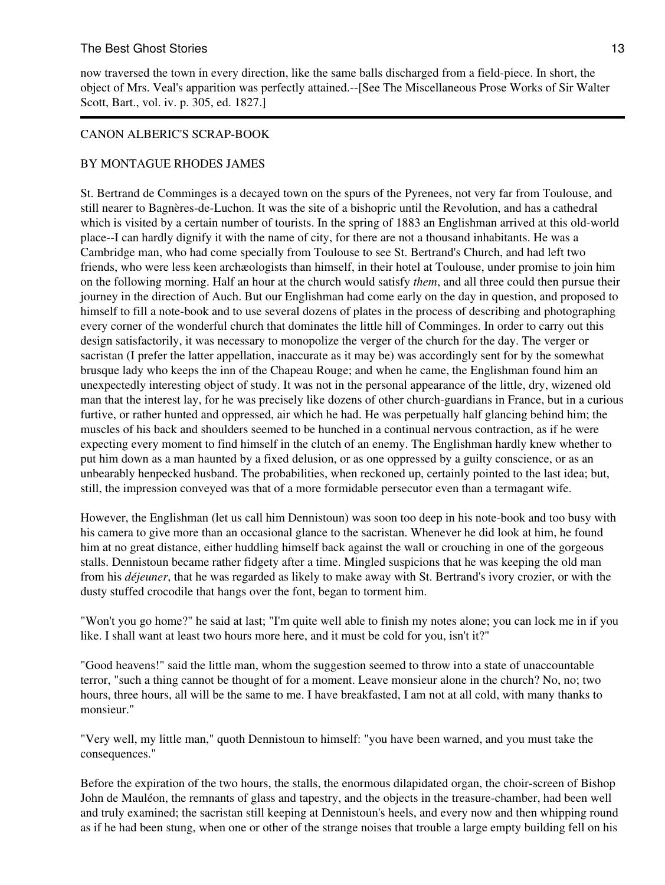now traversed the town in every direction, like the same balls discharged from a field-piece. In short, the object of Mrs. Veal's apparition was perfectly attained.--[See The Miscellaneous Prose Works of Sir Walter Scott, Bart., vol. iv. p. 305, ed. 1827.]

---

## CANON ALBERIC'S SCRAP-BOOK

### BY MONTAGUE RHODES JAMES

St. Bertrand de Comminges is a decayed town on the spurs of the Pyrenees, not very far from Toulouse, and still nearer to Bagnères-de-Luchon. It was the site of a bishopric until the Revolution, and has a cathedral which is visited by a certain number of tourists. In the spring of 1883 an Englishman arrived at this old-world place--I can hardly dignify it with the name of city, for there are not a thousand inhabitants. He was a Cambridge man, who had come specially from Toulouse to see St. Bertrand's Church, and had left two friends, who were less keen archæologists than himself, in their hotel at Toulouse, under promise to join him on the following morning. Half an hour at the church would satisfy *them*, and all three could then pursue their journey in the direction of Auch. But our Englishman had come early on the day in question, and proposed to himself to fill a note-book and to use several dozens of plates in the process of describing and photographing every corner of the wonderful church that dominates the little hill of Comminges. In order to carry out this design satisfactorily, it was necessary to monopolize the verger of the church for the day. The verger or sacristan (I prefer the latter appellation, inaccurate as it may be) was accordingly sent for by the somewhat brusque lady who keeps the inn of the Chapeau Rouge; and when he came, the Englishman found him an unexpectedly interesting object of study. It was not in the personal appearance of the little, dry, wizened old man that the interest lay, for he was precisely like dozens of other church-guardians in France, but in a curious furtive, or rather hunted and oppressed, air which he had. He was perpetually half glancing behind him; the muscles of his back and shoulders seemed to be hunched in a continual nervous contraction, as if he were expecting every moment to find himself in the clutch of an enemy. The Englishman hardly knew whether to put him down as a man haunted by a fixed delusion, or as one oppressed by a guilty conscience, or as an unbearably henpecked husband. The probabilities, when reckoned up, certainly pointed to the last idea; but, still, the impression conveyed was that of a more formidable persecutor even than a termagant wife.

However, the Englishman (let us call him Dennistoun) was soon too deep in his note-book and too busy with his camera to give more than an occasional glance to the sacristan. Whenever he did look at him, he found him at no great distance, either huddling himself back against the wall or crouching in one of the gorgeous stalls. Dennistoun became rather fidgety after a time. Mingled suspicions that he was keeping the old man from his *déjeuner*, that he was regarded as likely to make away with St. Bertrand's ivory crozier, or with the dusty stuffed crocodile that hangs over the font, began to torment him.

"Won't you go home?" he said at last; "I'm quite well able to finish my notes alone; you can lock me in if you like. I shall want at least two hours more here, and it must be cold for you, isn't it?"

"Good heavens!" said the little man, whom the suggestion seemed to throw into a state of unaccountable terror, "such a thing cannot be thought of for a moment. Leave monsieur alone in the church? No, no; two hours, three hours, all will be the same to me. I have breakfasted, I am not at all cold, with many thanks to monsieur."

"Very well, my little man," quoth Dennistoun to himself: "you have been warned, and you must take the consequences."

Before the expiration of the two hours, the stalls, the enormous dilapidated organ, the choir-screen of Bishop John de Mauléon, the remnants of glass and tapestry, and the objects in the treasure-chamber, had been well and truly examined; the sacristan still keeping at Dennistoun's heels, and every now and then whipping round as if he had been stung, when one or other of the strange noises that trouble a large empty building fell on his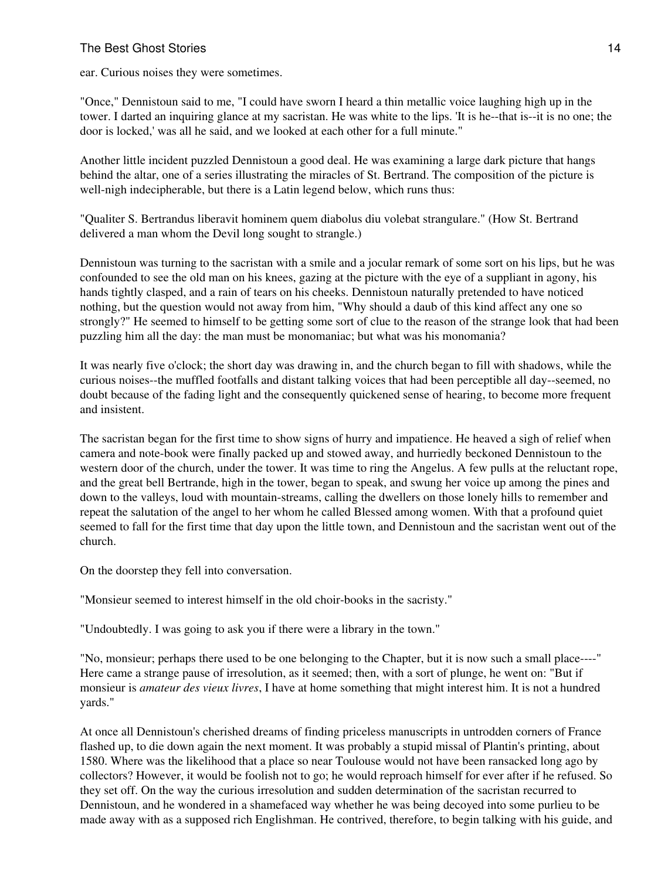ear. Curious noises they were sometimes.

"Once," Dennistoun said to me, "I could have sworn I heard a thin metallic voice laughing high up in the tower. I darted an inquiring glance at my sacristan. He was white to the lips. 'It is he--that is--it is no one; the door is locked,' was all he said, and we looked at each other for a full minute."

Another little incident puzzled Dennistoun a good deal. He was examining a large dark picture that hangs behind the altar, one of a series illustrating the miracles of St. Bertrand. The composition of the picture is well-nigh indecipherable, but there is a Latin legend below, which runs thus:

"Qualiter S. Bertrandus liberavit hominem quem diabolus diu volebat strangulare." (How St. Bertrand delivered a man whom the Devil long sought to strangle.)

Dennistoun was turning to the sacristan with a smile and a jocular remark of some sort on his lips, but he was confounded to see the old man on his knees, gazing at the picture with the eye of a suppliant in agony, his hands tightly clasped, and a rain of tears on his cheeks. Dennistoun naturally pretended to have noticed nothing, but the question would not away from him, "Why should a daub of this kind affect any one so strongly?" He seemed to himself to be getting some sort of clue to the reason of the strange look that had been puzzling him all the day: the man must be monomaniac; but what was his monomania?

It was nearly five o'clock; the short day was drawing in, and the church began to fill with shadows, while the curious noises--the muffled footfalls and distant talking voices that had been perceptible all day--seemed, no doubt because of the fading light and the consequently quickened sense of hearing, to become more frequent and insistent.

The sacristan began for the first time to show signs of hurry and impatience. He heaved a sigh of relief when camera and note-book were finally packed up and stowed away, and hurriedly beckoned Dennistoun to the western door of the church, under the tower. It was time to ring the Angelus. A few pulls at the reluctant rope, and the great bell Bertrande, high in the tower, began to speak, and swung her voice up among the pines and down to the valleys, loud with mountain-streams, calling the dwellers on those lonely hills to remember and repeat the salutation of the angel to her whom he called Blessed among women. With that a profound quiet seemed to fall for the first time that day upon the little town, and Dennistoun and the sacristan went out of the church.

On the doorstep they fell into conversation.

"Monsieur seemed to interest himself in the old choir-books in the sacristy."

"Undoubtedly. I was going to ask you if there were a library in the town."

"No, monsieur; perhaps there used to be one belonging to the Chapter, but it is now such a small place----" Here came a strange pause of irresolution, as it seemed; then, with a sort of plunge, he went on: "But if monsieur is *amateur des vieux livres*, I have at home something that might interest him. It is not a hundred yards."

At once all Dennistoun's cherished dreams of finding priceless manuscripts in untrodden corners of France flashed up, to die down again the next moment. It was probably a stupid missal of Plantin's printing, about 1580. Where was the likelihood that a place so near Toulouse would not have been ransacked long ago by collectors? However, it would be foolish not to go; he would reproach himself for ever after if he refused. So they set off. On the way the curious irresolution and sudden determination of the sacristan recurred to Dennistoun, and he wondered in a shamefaced way whether he was being decoyed into some purlieu to be made away with as a supposed rich Englishman. He contrived, therefore, to begin talking with his guide, and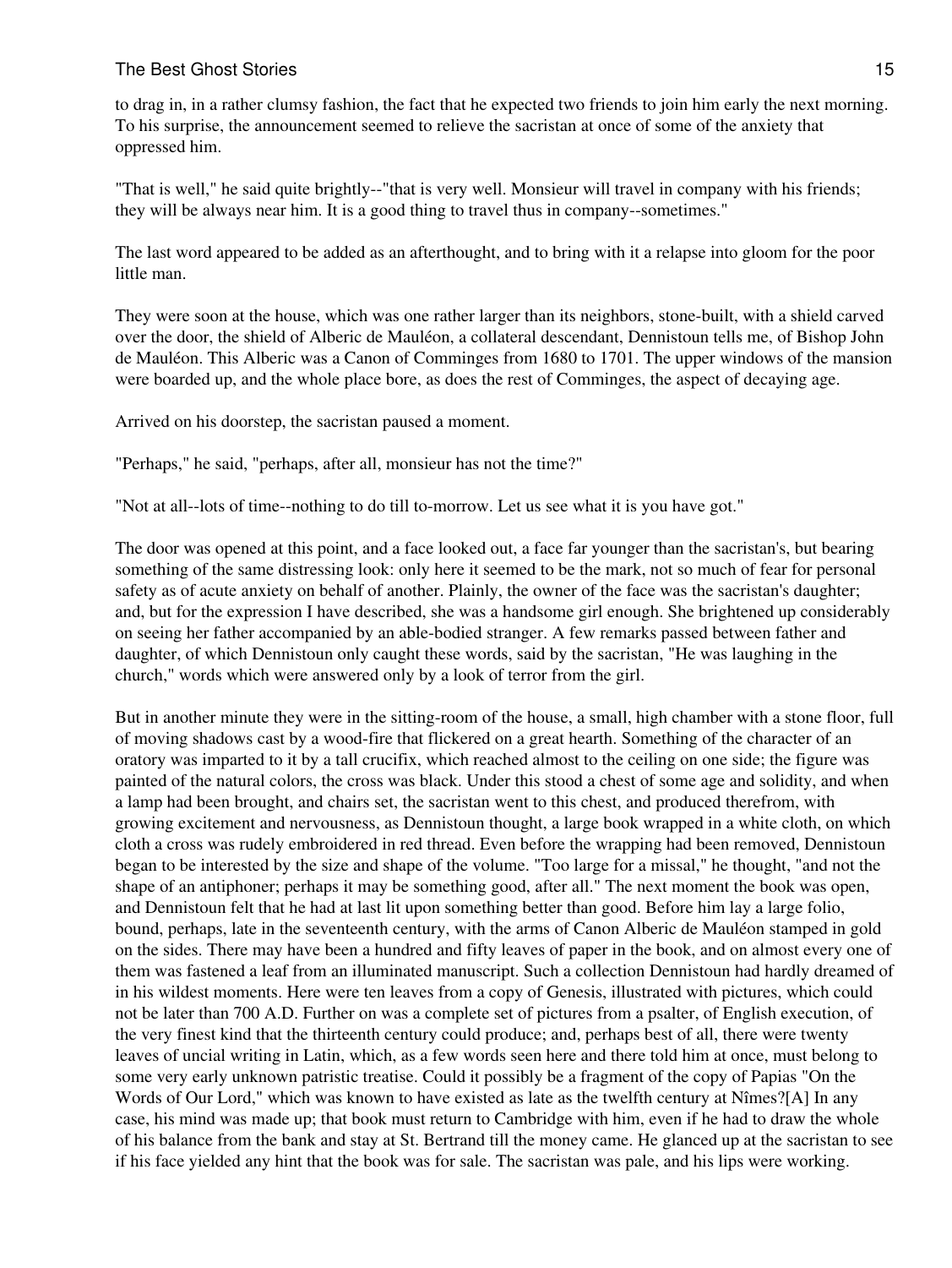to drag in, in a rather clumsy fashion, the fact that he expected two friends to join him early the next morning. To his surprise, the announcement seemed to relieve the sacristan at once of some of the anxiety that oppressed him.

"That is well," he said quite brightly--"that is very well. Monsieur will travel in company with his friends; they will be always near him. It is a good thing to travel thus in company--sometimes."

The last word appeared to be added as an afterthought, and to bring with it a relapse into gloom for the poor little man.

They were soon at the house, which was one rather larger than its neighbors, stone-built, with a shield carved over the door, the shield of Alberic de Mauléon, a collateral descendant, Dennistoun tells me, of Bishop John de Mauléon. This Alberic was a Canon of Comminges from 1680 to 1701. The upper windows of the mansion were boarded up, and the whole place bore, as does the rest of Comminges, the aspect of decaying age.

Arrived on his doorstep, the sacristan paused a moment.

"Perhaps," he said, "perhaps, after all, monsieur has not the time?"

"Not at all--lots of time--nothing to do till to-morrow. Let us see what it is you have got."

The door was opened at this point, and a face looked out, a face far younger than the sacristan's, but bearing something of the same distressing look: only here it seemed to be the mark, not so much of fear for personal safety as of acute anxiety on behalf of another. Plainly, the owner of the face was the sacristan's daughter; and, but for the expression I have described, she was a handsome girl enough. She brightened up considerably on seeing her father accompanied by an able-bodied stranger. A few remarks passed between father and daughter, of which Dennistoun only caught these words, said by the sacristan, "He was laughing in the church," words which were answered only by a look of terror from the girl.

But in another minute they were in the sitting-room of the house, a small, high chamber with a stone floor, full of moving shadows cast by a wood-fire that flickered on a great hearth. Something of the character of an oratory was imparted to it by a tall crucifix, which reached almost to the ceiling on one side; the figure was painted of the natural colors, the cross was black. Under this stood a chest of some age and solidity, and when a lamp had been brought, and chairs set, the sacristan went to this chest, and produced therefrom, with growing excitement and nervousness, as Dennistoun thought, a large book wrapped in a white cloth, on which cloth a cross was rudely embroidered in red thread. Even before the wrapping had been removed, Dennistoun began to be interested by the size and shape of the volume. "Too large for a missal," he thought, "and not the shape of an antiphoner; perhaps it may be something good, after all." The next moment the book was open, and Dennistoun felt that he had at last lit upon something better than good. Before him lay a large folio, bound, perhaps, late in the seventeenth century, with the arms of Canon Alberic de Mauléon stamped in gold on the sides. There may have been a hundred and fifty leaves of paper in the book, and on almost every one of them was fastened a leaf from an illuminated manuscript. Such a collection Dennistoun had hardly dreamed of in his wildest moments. Here were ten leaves from a copy of Genesis, illustrated with pictures, which could not be later than 700 A.D. Further on was a complete set of pictures from a psalter, of English execution, of the very finest kind that the thirteenth century could produce; and, perhaps best of all, there were twenty leaves of uncial writing in Latin, which, as a few words seen here and there told him at once, must belong to some very early unknown patristic treatise. Could it possibly be a fragment of the copy of Papias "On the Words of Our Lord," which was known to have existed as late as the twelfth century at Nîmes?[A] In any case, his mind was made up; that book must return to Cambridge with him, even if he had to draw the whole of his balance from the bank and stay at St. Bertrand till the money came. He glanced up at the sacristan to see if his face yielded any hint that the book was for sale. The sacristan was pale, and his lips were working.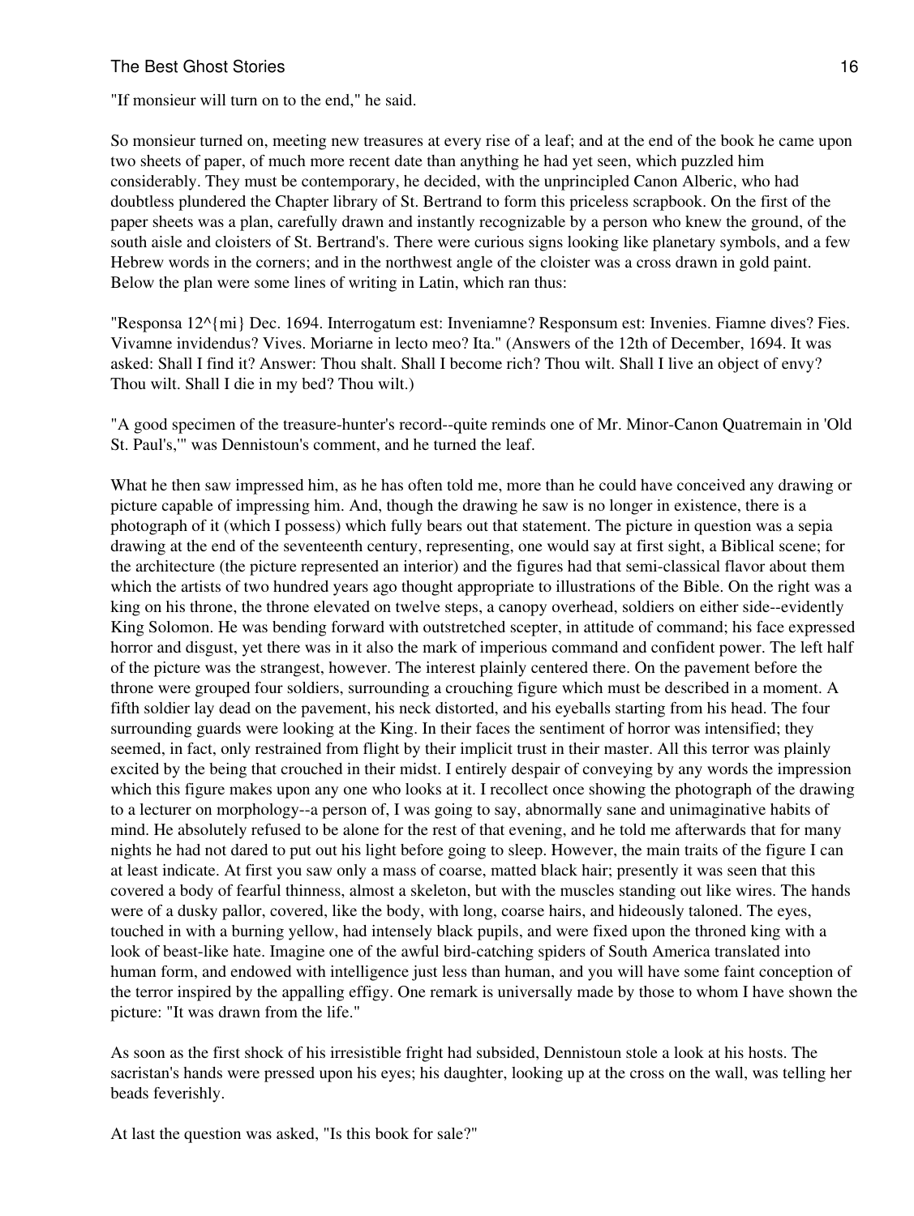"If monsieur will turn on to the end," he said.

So monsieur turned on, meeting new treasures at every rise of a leaf; and at the end of the book he came upon two sheets of paper, of much more recent date than anything he had yet seen, which puzzled him considerably. They must be contemporary, he decided, with the unprincipled Canon Alberic, who had doubtless plundered the Chapter library of St. Bertrand to form this priceless scrapbook. On the first of the paper sheets was a plan, carefully drawn and instantly recognizable by a person who knew the ground, of the south aisle and cloisters of St. Bertrand's. There were curious signs looking like planetary symbols, and a few Hebrew words in the corners; and in the northwest angle of the cloister was a cross drawn in gold paint. Below the plan were some lines of writing in Latin, which ran thus:

"Responsa 12^{mi} Dec. 1694. Interrogatum est: Inveniamne? Responsum est: Invenies. Fiamne dives? Fies. Vivamne invidendus? Vives. Moriarne in lecto meo? Ita." (Answers of the 12th of December, 1694. It was asked: Shall I find it? Answer: Thou shalt. Shall I become rich? Thou wilt. Shall I live an object of envy? Thou wilt. Shall I die in my bed? Thou wilt.)

"A good specimen of the treasure-hunter's record--quite reminds one of Mr. Minor-Canon Quatremain in 'Old St. Paul's,'" was Dennistoun's comment, and he turned the leaf.

What he then saw impressed him, as he has often told me, more than he could have conceived any drawing or picture capable of impressing him. And, though the drawing he saw is no longer in existence, there is a photograph of it (which I possess) which fully bears out that statement. The picture in question was a sepia drawing at the end of the seventeenth century, representing, one would say at first sight, a Biblical scene; for the architecture (the picture represented an interior) and the figures had that semi-classical flavor about them which the artists of two hundred years ago thought appropriate to illustrations of the Bible. On the right was a king on his throne, the throne elevated on twelve steps, a canopy overhead, soldiers on either side--evidently King Solomon. He was bending forward with outstretched scepter, in attitude of command; his face expressed horror and disgust, yet there was in it also the mark of imperious command and confident power. The left half of the picture was the strangest, however. The interest plainly centered there. On the pavement before the throne were grouped four soldiers, surrounding a crouching figure which must be described in a moment. A fifth soldier lay dead on the pavement, his neck distorted, and his eyeballs starting from his head. The four surrounding guards were looking at the King. In their faces the sentiment of horror was intensified; they seemed, in fact, only restrained from flight by their implicit trust in their master. All this terror was plainly excited by the being that crouched in their midst. I entirely despair of conveying by any words the impression which this figure makes upon any one who looks at it. I recollect once showing the photograph of the drawing to a lecturer on morphology--a person of, I was going to say, abnormally sane and unimaginative habits of mind. He absolutely refused to be alone for the rest of that evening, and he told me afterwards that for many nights he had not dared to put out his light before going to sleep. However, the main traits of the figure I can at least indicate. At first you saw only a mass of coarse, matted black hair; presently it was seen that this covered a body of fearful thinness, almost a skeleton, but with the muscles standing out like wires. The hands were of a dusky pallor, covered, like the body, with long, coarse hairs, and hideously taloned. The eyes, touched in with a burning yellow, had intensely black pupils, and were fixed upon the throned king with a look of beast-like hate. Imagine one of the awful bird-catching spiders of South America translated into human form, and endowed with intelligence just less than human, and you will have some faint conception of the terror inspired by the appalling effigy. One remark is universally made by those to whom I have shown the picture: "It was drawn from the life."

As soon as the first shock of his irresistible fright had subsided, Dennistoun stole a look at his hosts. The sacristan's hands were pressed upon his eyes; his daughter, looking up at the cross on the wall, was telling her beads feverishly.

At last the question was asked, "Is this book for sale?"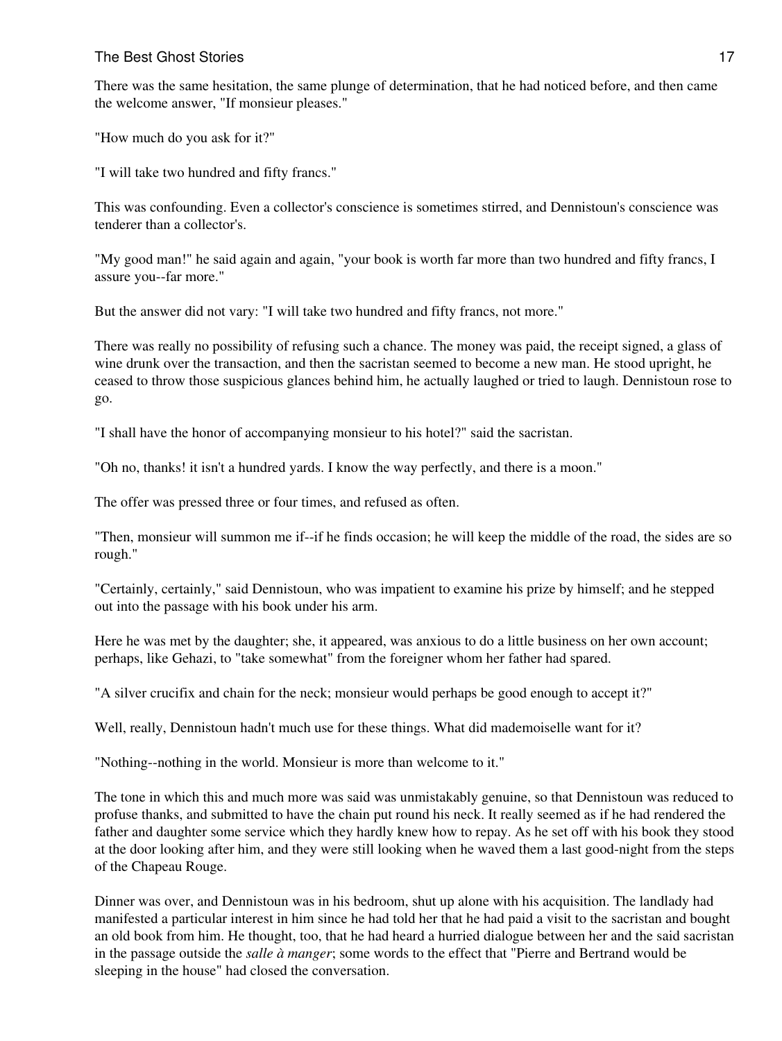There was the same hesitation, the same plunge of determination, that he had noticed before, and then came the welcome answer, "If monsieur pleases."

"How much do you ask for it?"

"I will take two hundred and fifty francs."

This was confounding. Even a collector's conscience is sometimes stirred, and Dennistoun's conscience was tenderer than a collector's.

"My good man!" he said again and again, "your book is worth far more than two hundred and fifty francs, I assure you--far more."

But the answer did not vary: "I will take two hundred and fifty francs, not more."

There was really no possibility of refusing such a chance. The money was paid, the receipt signed, a glass of wine drunk over the transaction, and then the sacristan seemed to become a new man. He stood upright, he ceased to throw those suspicious glances behind him, he actually laughed or tried to laugh. Dennistoun rose to go.

"I shall have the honor of accompanying monsieur to his hotel?" said the sacristan.

"Oh no, thanks! it isn't a hundred yards. I know the way perfectly, and there is a moon."

The offer was pressed three or four times, and refused as often.

"Then, monsieur will summon me if--if he finds occasion; he will keep the middle of the road, the sides are so rough."

"Certainly, certainly," said Dennistoun, who was impatient to examine his prize by himself; and he stepped out into the passage with his book under his arm.

Here he was met by the daughter; she, it appeared, was anxious to do a little business on her own account; perhaps, like Gehazi, to "take somewhat" from the foreigner whom her father had spared.

"A silver crucifix and chain for the neck; monsieur would perhaps be good enough to accept it?"

Well, really, Dennistoun hadn't much use for these things. What did mademoiselle want for it?

"Nothing--nothing in the world. Monsieur is more than welcome to it."

The tone in which this and much more was said was unmistakably genuine, so that Dennistoun was reduced to profuse thanks, and submitted to have the chain put round his neck. It really seemed as if he had rendered the father and daughter some service which they hardly knew how to repay. As he set off with his book they stood at the door looking after him, and they were still looking when he waved them a last good-night from the steps of the Chapeau Rouge.

Dinner was over, and Dennistoun was in his bedroom, shut up alone with his acquisition. The landlady had manifested a particular interest in him since he had told her that he had paid a visit to the sacristan and bought an old book from him. He thought, too, that he had heard a hurried dialogue between her and the said sacristan in the passage outside the *salle à manger*; some words to the effect that "Pierre and Bertrand would be sleeping in the house" had closed the conversation.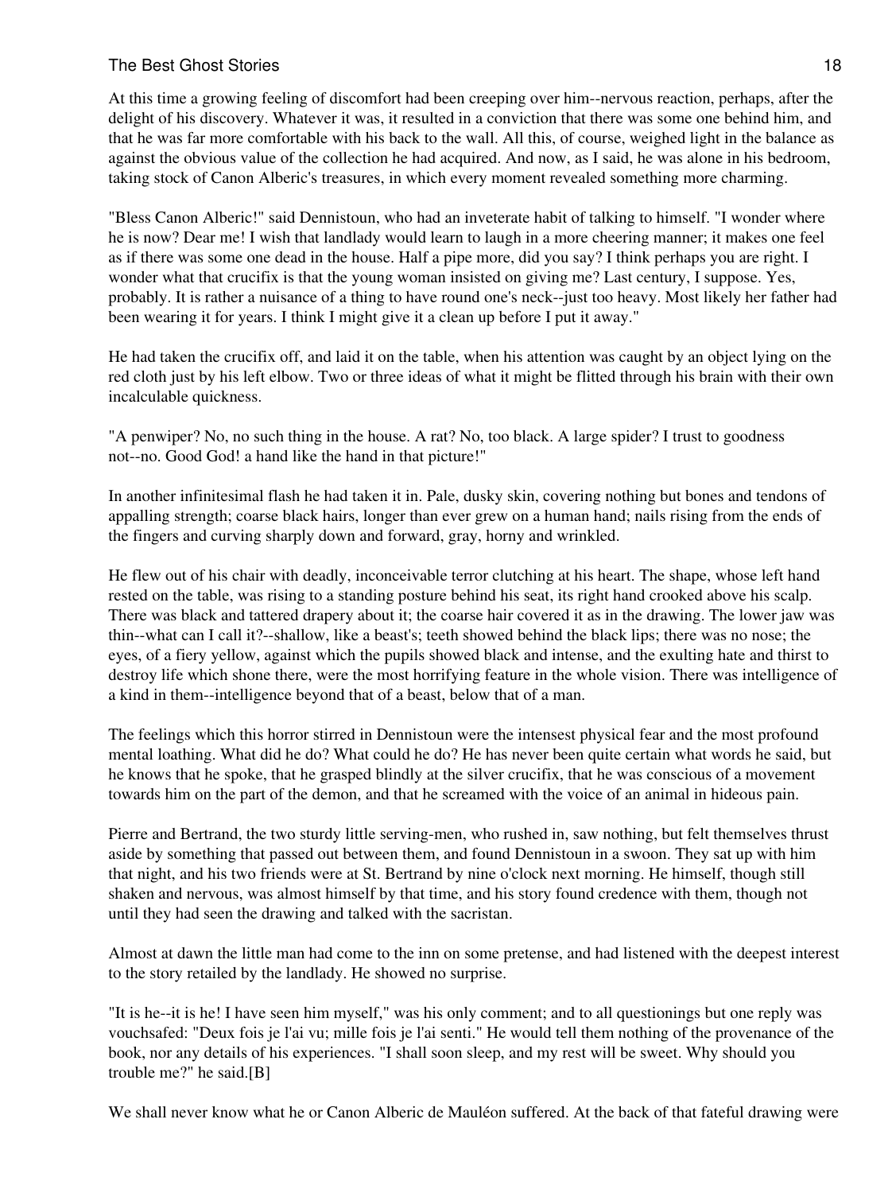At this time a growing feeling of discomfort had been creeping over him--nervous reaction, perhaps, after the delight of his discovery. Whatever it was, it resulted in a conviction that there was some one behind him, and that he was far more comfortable with his back to the wall. All this, of course, weighed light in the balance as against the obvious value of the collection he had acquired. And now, as I said, he was alone in his bedroom, taking stock of Canon Alberic's treasures, in which every moment revealed something more charming.

"Bless Canon Alberic!" said Dennistoun, who had an inveterate habit of talking to himself. "I wonder where he is now? Dear me! I wish that landlady would learn to laugh in a more cheering manner; it makes one feel as if there was some one dead in the house. Half a pipe more, did you say? I think perhaps you are right. I wonder what that crucifix is that the young woman insisted on giving me? Last century, I suppose. Yes, probably. It is rather a nuisance of a thing to have round one's neck--just too heavy. Most likely her father had been wearing it for years. I think I might give it a clean up before I put it away."

He had taken the crucifix off, and laid it on the table, when his attention was caught by an object lying on the red cloth just by his left elbow. Two or three ideas of what it might be flitted through his brain with their own incalculable quickness.

"A penwiper? No, no such thing in the house. A rat? No, too black. A large spider? I trust to goodness not--no. Good God! a hand like the hand in that picture!"

In another infinitesimal flash he had taken it in. Pale, dusky skin, covering nothing but bones and tendons of appalling strength; coarse black hairs, longer than ever grew on a human hand; nails rising from the ends of the fingers and curving sharply down and forward, gray, horny and wrinkled.

He flew out of his chair with deadly, inconceivable terror clutching at his heart. The shape, whose left hand rested on the table, was rising to a standing posture behind his seat, its right hand crooked above his scalp. There was black and tattered drapery about it; the coarse hair covered it as in the drawing. The lower jaw was thin--what can I call it?--shallow, like a beast's; teeth showed behind the black lips; there was no nose; the eyes, of a fiery yellow, against which the pupils showed black and intense, and the exulting hate and thirst to destroy life which shone there, were the most horrifying feature in the whole vision. There was intelligence of a kind in them--intelligence beyond that of a beast, below that of a man.

The feelings which this horror stirred in Dennistoun were the intensest physical fear and the most profound mental loathing. What did he do? What could he do? He has never been quite certain what words he said, but he knows that he spoke, that he grasped blindly at the silver crucifix, that he was conscious of a movement towards him on the part of the demon, and that he screamed with the voice of an animal in hideous pain.

Pierre and Bertrand, the two sturdy little serving-men, who rushed in, saw nothing, but felt themselves thrust aside by something that passed out between them, and found Dennistoun in a swoon. They sat up with him that night, and his two friends were at St. Bertrand by nine o'clock next morning. He himself, though still shaken and nervous, was almost himself by that time, and his story found credence with them, though not until they had seen the drawing and talked with the sacristan.

Almost at dawn the little man had come to the inn on some pretense, and had listened with the deepest interest to the story retailed by the landlady. He showed no surprise.

"It is he--it is he! I have seen him myself," was his only comment; and to all questionings but one reply was vouchsafed: "Deux fois je l'ai vu; mille fois je l'ai senti." He would tell them nothing of the provenance of the book, nor any details of his experiences. "I shall soon sleep, and my rest will be sweet. Why should you trouble me?" he said.[B]

We shall never know what he or Canon Alberic de Mauléon suffered. At the back of that fateful drawing were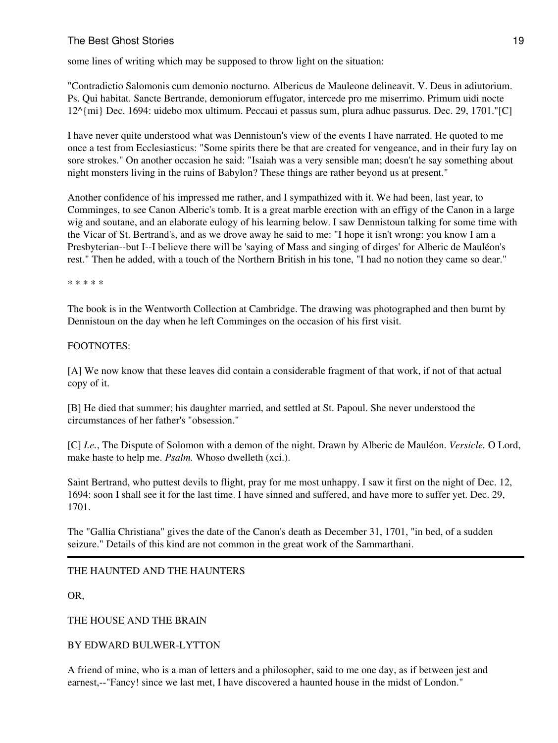some lines of writing which may be supposed to throw light on the situation:

"Contradictio Salomonis cum demonio nocturno. Albericus de Mauleone delineavit. V. Deus in adiutorium. Ps. Qui habitat. Sancte Bertrande, demoniorum effugator, intercede pro me miserrimo. Primum uidi nocte 12^{mi} Dec. 1694: uidebo mox ultimum. Peccaui et passus sum, plura adhuc passurus. Dec. 29, 1701."[C]

I have never quite understood what was Dennistoun's view of the events I have narrated. He quoted to me once a test from Ecclesiasticus: "Some spirits there be that are created for vengeance, and in their fury lay on sore strokes." On another occasion he said: "Isaiah was a very sensible man; doesn't he say something about night monsters living in the ruins of Babylon? These things are rather beyond us at present."

Another confidence of his impressed me rather, and I sympathized with it. We had been, last year, to Comminges, to see Canon Alberic's tomb. It is a great marble erection with an effigy of the Canon in a large wig and soutane, and an elaborate eulogy of his learning below. I saw Dennistoun talking for some time with the Vicar of St. Bertrand's, and as we drove away he said to me: "I hope it isn't wrong: you know I am a Presbyterian--but I--I believe there will be 'saying of Mass and singing of dirges' for Alberic de Mauléon's rest." Then he added, with a touch of the Northern British in his tone, "I had no notion they came so dear."

* * * * *

The book is in the Wentworth Collection at Cambridge. The drawing was photographed and then burnt by Dennistoun on the day when he left Comminges on the occasion of his first visit.

FOOTNOTES:

[A] We now know that these leaves did contain a considerable fragment of that work, if not of that actual copy of it.

[B] He died that summer; his daughter married, and settled at St. Papoul. She never understood the circumstances of her father's "obsession."

[C] *I.e.*, The Dispute of Solomon with a demon of the night. Drawn by Alberic de Mauléon. *Versicle.* O Lord, make haste to help me. *Psalm.* Whoso dwelleth (xci.).

Saint Bertrand, who puttest devils to flight, pray for me most unhappy. I saw it first on the night of Dec. 12, 1694: soon I shall see it for the last time. I have sinned and suffered, and have more to suffer yet. Dec. 29, 1701.

The "Gallia Christiana" gives the date of the Canon's death as December 31, 1701, "in bed, of a sudden seizure." Details of this kind are not common in the great work of the Sammarthani.

---

## THE HAUNTED AND THE HAUNTERS

## OR,

## THE HOUSE AND THE BRAIN

### BY EDWARD BULWER-LYTTON

A friend of mine, who is a man of letters and a philosopher, said to me one day, as if between jest and earnest,--"Fancy! since we last met, I have discovered a haunted house in the midst of London."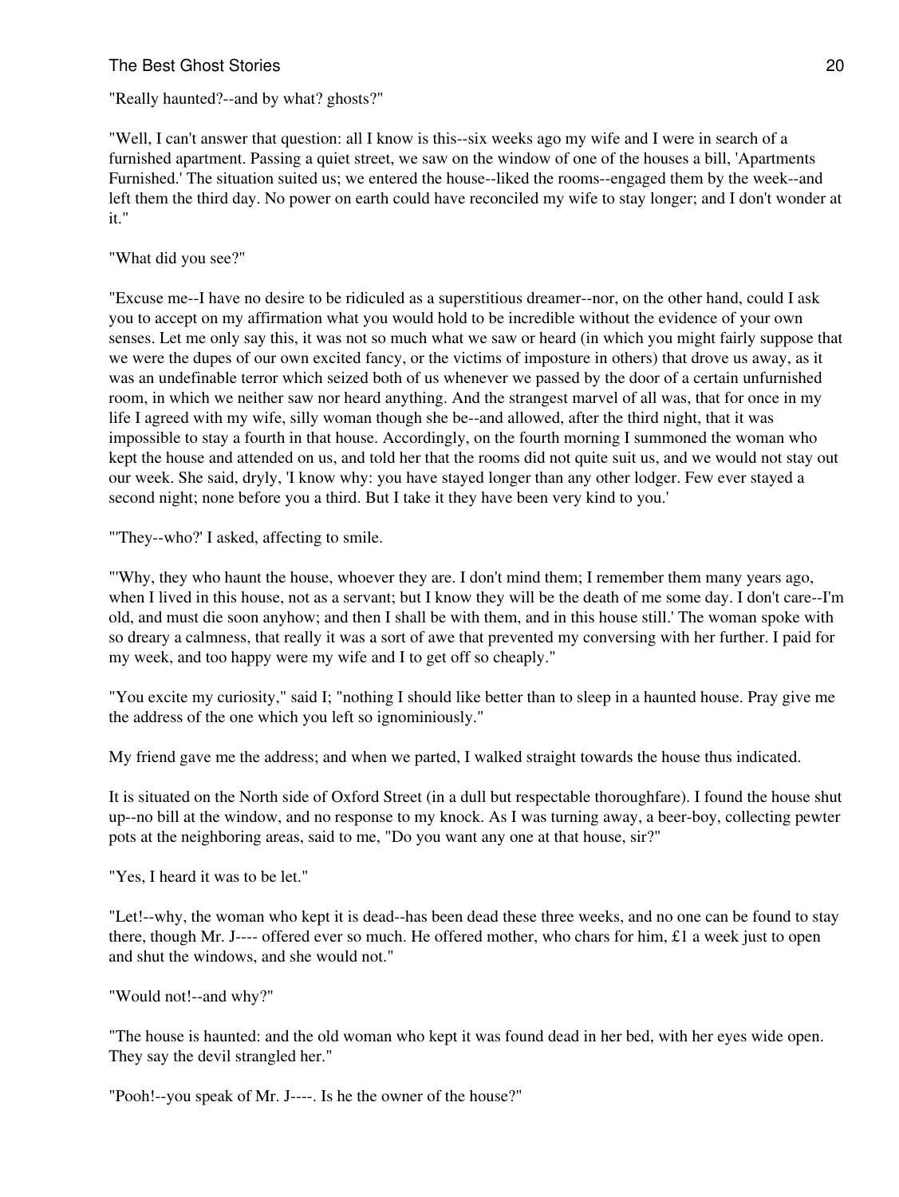"Really haunted?--and by what? ghosts?"

"Well, I can't answer that question: all I know is this--six weeks ago my wife and I were in search of a furnished apartment. Passing a quiet street, we saw on the window of one of the houses a bill, 'Apartments Furnished.' The situation suited us; we entered the house--liked the rooms--engaged them by the week--and left them the third day. No power on earth could have reconciled my wife to stay longer; and I don't wonder at it."

"What did you see?"

"Excuse me--I have no desire to be ridiculed as a superstitious dreamer--nor, on the other hand, could I ask you to accept on my affirmation what you would hold to be incredible without the evidence of your own senses. Let me only say this, it was not so much what we saw or heard (in which you might fairly suppose that we were the dupes of our own excited fancy, or the victims of imposture in others) that drove us away, as it was an undefinable terror which seized both of us whenever we passed by the door of a certain unfurnished room, in which we neither saw nor heard anything. And the strangest marvel of all was, that for once in my life I agreed with my wife, silly woman though she be--and allowed, after the third night, that it was impossible to stay a fourth in that house. Accordingly, on the fourth morning I summoned the woman who kept the house and attended on us, and told her that the rooms did not quite suit us, and we would not stay out our week. She said, dryly, 'I know why: you have stayed longer than any other lodger. Few ever stayed a second night; none before you a third. But I take it they have been very kind to you.'

"'They--who?' I asked, affecting to smile.

"'Why, they who haunt the house, whoever they are. I don't mind them; I remember them many years ago, when I lived in this house, not as a servant; but I know they will be the death of me some day. I don't care--I'm old, and must die soon anyhow; and then I shall be with them, and in this house still.' The woman spoke with so dreary a calmness, that really it was a sort of awe that prevented my conversing with her further. I paid for my week, and too happy were my wife and I to get off so cheaply."

"You excite my curiosity," said I; "nothing I should like better than to sleep in a haunted house. Pray give me the address of the one which you left so ignominiously."

My friend gave me the address; and when we parted, I walked straight towards the house thus indicated.

It is situated on the North side of Oxford Street (in a dull but respectable thoroughfare). I found the house shut up--no bill at the window, and no response to my knock. As I was turning away, a beer-boy, collecting pewter pots at the neighboring areas, said to me, "Do you want any one at that house, sir?"

"Yes, I heard it was to be let."

"Let!--why, the woman who kept it is dead--has been dead these three weeks, and no one can be found to stay there, though Mr. J---- offered ever so much. He offered mother, who chars for him, £1 a week just to open and shut the windows, and she would not."

"Would not!--and why?"

"The house is haunted: and the old woman who kept it was found dead in her bed, with her eyes wide open. They say the devil strangled her."

"Pooh!--you speak of Mr. J----. Is he the owner of the house?"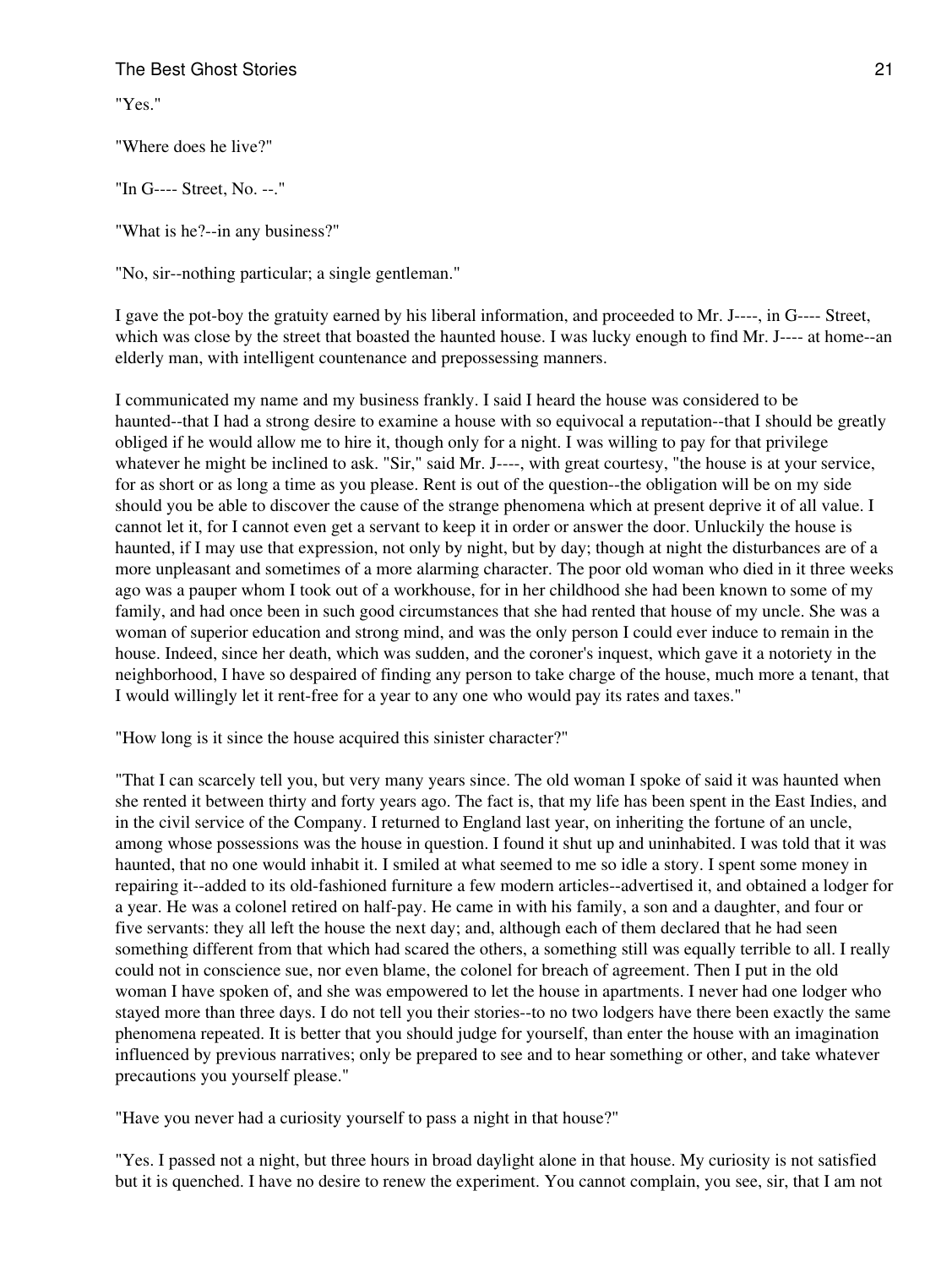"Yes."

"Where does he live?"

"In G---- Street, No. --."

"What is he?--in any business?"

"No, sir--nothing particular; a single gentleman."

I gave the pot-boy the gratuity earned by his liberal information, and proceeded to Mr. J----, in G---- Street, which was close by the street that boasted the haunted house. I was lucky enough to find Mr. J---- at home--an elderly man, with intelligent countenance and prepossessing manners.

I communicated my name and my business frankly. I said I heard the house was considered to be haunted--that I had a strong desire to examine a house with so equivocal a reputation--that I should be greatly obliged if he would allow me to hire it, though only for a night. I was willing to pay for that privilege whatever he might be inclined to ask. "Sir," said Mr. J----, with great courtesy, "the house is at your service, for as short or as long a time as you please. Rent is out of the question--the obligation will be on my side should you be able to discover the cause of the strange phenomena which at present deprive it of all value. I cannot let it, for I cannot even get a servant to keep it in order or answer the door. Unluckily the house is haunted, if I may use that expression, not only by night, but by day; though at night the disturbances are of a more unpleasant and sometimes of a more alarming character. The poor old woman who died in it three weeks ago was a pauper whom I took out of a workhouse, for in her childhood she had been known to some of my family, and had once been in such good circumstances that she had rented that house of my uncle. She was a woman of superior education and strong mind, and was the only person I could ever induce to remain in the house. Indeed, since her death, which was sudden, and the coroner's inquest, which gave it a notoriety in the neighborhood, I have so despaired of finding any person to take charge of the house, much more a tenant, that I would willingly let it rent-free for a year to any one who would pay its rates and taxes."

"How long is it since the house acquired this sinister character?"

"That I can scarcely tell you, but very many years since. The old woman I spoke of said it was haunted when she rented it between thirty and forty years ago. The fact is, that my life has been spent in the East Indies, and in the civil service of the Company. I returned to England last year, on inheriting the fortune of an uncle, among whose possessions was the house in question. I found it shut up and uninhabited. I was told that it was haunted, that no one would inhabit it. I smiled at what seemed to me so idle a story. I spent some money in repairing it--added to its old-fashioned furniture a few modern articles--advertised it, and obtained a lodger for a year. He was a colonel retired on half-pay. He came in with his family, a son and a daughter, and four or five servants: they all left the house the next day; and, although each of them declared that he had seen something different from that which had scared the others, a something still was equally terrible to all. I really could not in conscience sue, nor even blame, the colonel for breach of agreement. Then I put in the old woman I have spoken of, and she was empowered to let the house in apartments. I never had one lodger who stayed more than three days. I do not tell you their stories--to no two lodgers have there been exactly the same phenomena repeated. It is better that you should judge for yourself, than enter the house with an imagination influenced by previous narratives; only be prepared to see and to hear something or other, and take whatever precautions you yourself please."

"Have you never had a curiosity yourself to pass a night in that house?"

"Yes. I passed not a night, but three hours in broad daylight alone in that house. My curiosity is not satisfied but it is quenched. I have no desire to renew the experiment. You cannot complain, you see, sir, that I am not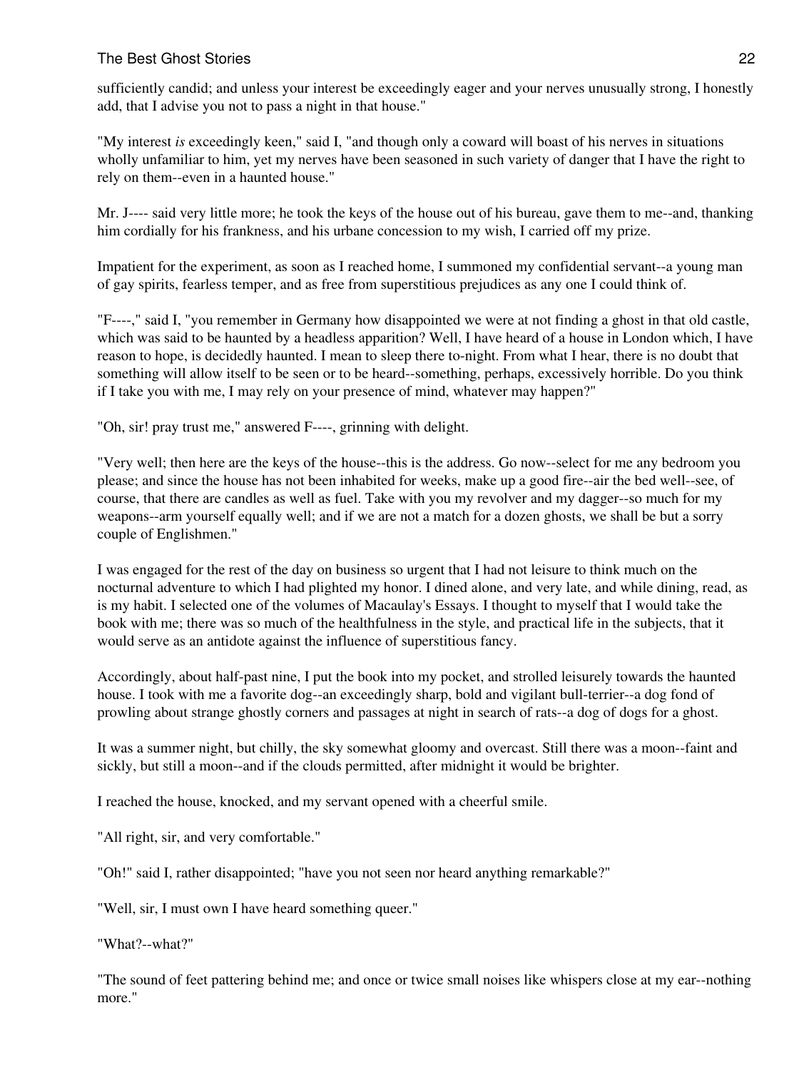sufficiently candid; and unless your interest be exceedingly eager and your nerves unusually strong, I honestly add, that I advise you not to pass a night in that house."

"My interest *is* exceedingly keen," said I, "and though only a coward will boast of his nerves in situations wholly unfamiliar to him, yet my nerves have been seasoned in such variety of danger that I have the right to rely on them--even in a haunted house."

Mr. J---- said very little more; he took the keys of the house out of his bureau, gave them to me--and, thanking him cordially for his frankness, and his urbane concession to my wish, I carried off my prize.

Impatient for the experiment, as soon as I reached home, I summoned my confidential servant--a young man of gay spirits, fearless temper, and as free from superstitious prejudices as any one I could think of.

"F----," said I, "you remember in Germany how disappointed we were at not finding a ghost in that old castle, which was said to be haunted by a headless apparition? Well, I have heard of a house in London which, I have reason to hope, is decidedly haunted. I mean to sleep there to-night. From what I hear, there is no doubt that something will allow itself to be seen or to be heard--something, perhaps, excessively horrible. Do you think if I take you with me, I may rely on your presence of mind, whatever may happen?"

"Oh, sir! pray trust me," answered F----, grinning with delight.

"Very well; then here are the keys of the house--this is the address. Go now--select for me any bedroom you please; and since the house has not been inhabited for weeks, make up a good fire--air the bed well--see, of course, that there are candles as well as fuel. Take with you my revolver and my dagger--so much for my weapons--arm yourself equally well; and if we are not a match for a dozen ghosts, we shall be but a sorry couple of Englishmen."

I was engaged for the rest of the day on business so urgent that I had not leisure to think much on the nocturnal adventure to which I had plighted my honor. I dined alone, and very late, and while dining, read, as is my habit. I selected one of the volumes of Macaulay's Essays. I thought to myself that I would take the book with me; there was so much of the healthfulness in the style, and practical life in the subjects, that it would serve as an antidote against the influence of superstitious fancy.

Accordingly, about half-past nine, I put the book into my pocket, and strolled leisurely towards the haunted house. I took with me a favorite dog--an exceedingly sharp, bold and vigilant bull-terrier--a dog fond of prowling about strange ghostly corners and passages at night in search of rats--a dog of dogs for a ghost.

It was a summer night, but chilly, the sky somewhat gloomy and overcast. Still there was a moon--faint and sickly, but still a moon--and if the clouds permitted, after midnight it would be brighter.

I reached the house, knocked, and my servant opened with a cheerful smile.

"All right, sir, and very comfortable."

"Oh!" said I, rather disappointed; "have you not seen nor heard anything remarkable?"

"Well, sir, I must own I have heard something queer."

"What?--what?"

"The sound of feet pattering behind me; and once or twice small noises like whispers close at my ear--nothing more."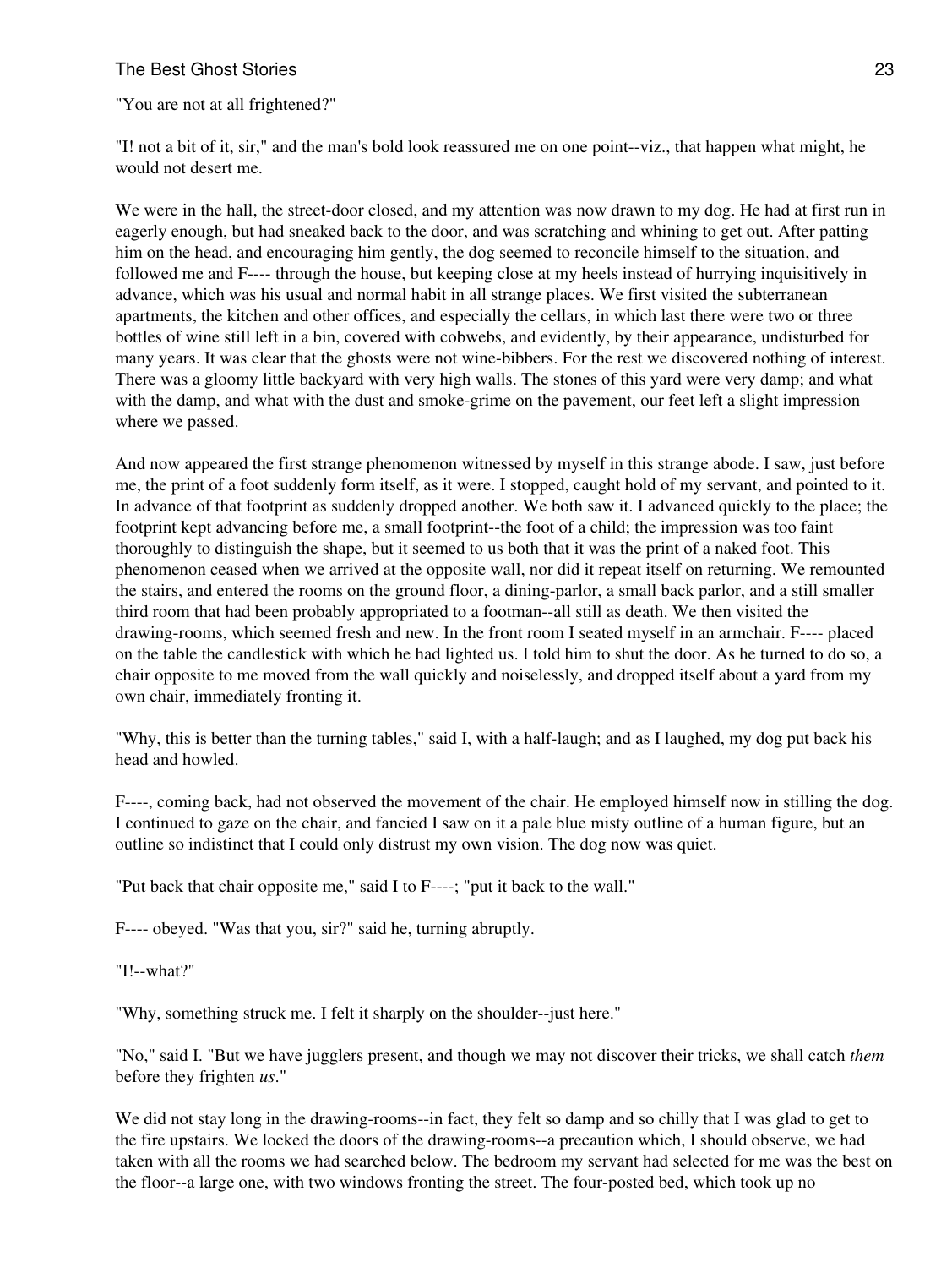"You are not at all frightened?"

"I! not a bit of it, sir," and the man's bold look reassured me on one point--viz., that happen what might, he would not desert me.

We were in the hall, the street-door closed, and my attention was now drawn to my dog. He had at first run in eagerly enough, but had sneaked back to the door, and was scratching and whining to get out. After patting him on the head, and encouraging him gently, the dog seemed to reconcile himself to the situation, and followed me and F---- through the house, but keeping close at my heels instead of hurrying inquisitively in advance, which was his usual and normal habit in all strange places. We first visited the subterranean apartments, the kitchen and other offices, and especially the cellars, in which last there were two or three bottles of wine still left in a bin, covered with cobwebs, and evidently, by their appearance, undisturbed for many years. It was clear that the ghosts were not wine-bibbers. For the rest we discovered nothing of interest. There was a gloomy little backyard with very high walls. The stones of this yard were very damp; and what with the damp, and what with the dust and smoke-grime on the pavement, our feet left a slight impression where we passed.

And now appeared the first strange phenomenon witnessed by myself in this strange abode. I saw, just before me, the print of a foot suddenly form itself, as it were. I stopped, caught hold of my servant, and pointed to it. In advance of that footprint as suddenly dropped another. We both saw it. I advanced quickly to the place; the footprint kept advancing before me, a small footprint--the foot of a child; the impression was too faint thoroughly to distinguish the shape, but it seemed to us both that it was the print of a naked foot. This phenomenon ceased when we arrived at the opposite wall, nor did it repeat itself on returning. We remounted the stairs, and entered the rooms on the ground floor, a dining-parlor, a small back parlor, and a still smaller third room that had been probably appropriated to a footman--all still as death. We then visited the drawing-rooms, which seemed fresh and new. In the front room I seated myself in an armchair. F---- placed on the table the candlestick with which he had lighted us. I told him to shut the door. As he turned to do so, a chair opposite to me moved from the wall quickly and noiselessly, and dropped itself about a yard from my own chair, immediately fronting it.

"Why, this is better than the turning tables," said I, with a half-laugh; and as I laughed, my dog put back his head and howled.

F----, coming back, had not observed the movement of the chair. He employed himself now in stilling the dog. I continued to gaze on the chair, and fancied I saw on it a pale blue misty outline of a human figure, but an outline so indistinct that I could only distrust my own vision. The dog now was quiet.

"Put back that chair opposite me," said I to F----; "put it back to the wall."

F---- obeyed. "Was that you, sir?" said he, turning abruptly.

"I!--what?"

"Why, something struck me. I felt it sharply on the shoulder--just here."

"No," said I. "But we have jugglers present, and though we may not discover their tricks, we shall catch *them* before they frighten *us*."

We did not stay long in the drawing-rooms--in fact, they felt so damp and so chilly that I was glad to get to the fire upstairs. We locked the doors of the drawing-rooms--a precaution which, I should observe, we had taken with all the rooms we had searched below. The bedroom my servant had selected for me was the best on the floor--a large one, with two windows fronting the street. The four-posted bed, which took up no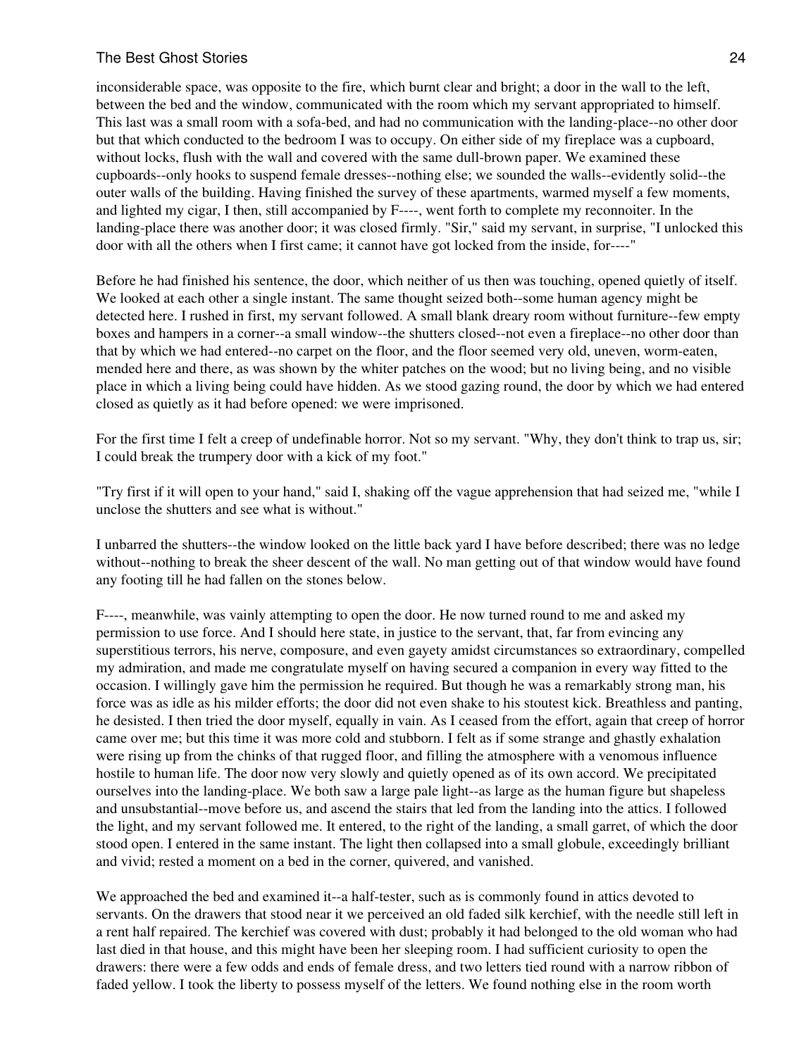inconsiderable space, was opposite to the fire, which burnt clear and bright; a door in the wall to the left, between the bed and the window, communicated with the room which my servant appropriated to himself. This last was a small room with a sofa-bed, and had no communication with the landing-place--no other door but that which conducted to the bedroom I was to occupy. On either side of my fireplace was a cupboard, without locks, flush with the wall and covered with the same dull-brown paper. We examined these cupboards--only hooks to suspend female dresses--nothing else; we sounded the walls--evidently solid--the outer walls of the building. Having finished the survey of these apartments, warmed myself a few moments, and lighted my cigar, I then, still accompanied by F----, went forth to complete my reconnoiter. In the landing-place there was another door; it was closed firmly. "Sir," said my servant, in surprise, "I unlocked this door with all the others when I first came; it cannot have got locked from the inside, for----"

Before he had finished his sentence, the door, which neither of us then was touching, opened quietly of itself. We looked at each other a single instant. The same thought seized both--some human agency might be detected here. I rushed in first, my servant followed. A small blank dreary room without furniture--few empty boxes and hampers in a corner--a small window--the shutters closed--not even a fireplace--no other door than that by which we had entered--no carpet on the floor, and the floor seemed very old, uneven, worm-eaten, mended here and there, as was shown by the whiter patches on the wood; but no living being, and no visible place in which a living being could have hidden. As we stood gazing round, the door by which we had entered closed as quietly as it had before opened: we were imprisoned.

For the first time I felt a creep of undefinable horror. Not so my servant. "Why, they don't think to trap us, sir; I could break the trumpery door with a kick of my foot."

"Try first if it will open to your hand," said I, shaking off the vague apprehension that had seized me, "while I unclose the shutters and see what is without."

I unbarred the shutters--the window looked on the little back yard I have before described; there was no ledge without--nothing to break the sheer descent of the wall. No man getting out of that window would have found any footing till he had fallen on the stones below.

F----, meanwhile, was vainly attempting to open the door. He now turned round to me and asked my permission to use force. And I should here state, in justice to the servant, that, far from evincing any superstitious terrors, his nerve, composure, and even gayety amidst circumstances so extraordinary, compelled my admiration, and made me congratulate myself on having secured a companion in every way fitted to the occasion. I willingly gave him the permission he required. But though he was a remarkably strong man, his force was as idle as his milder efforts; the door did not even shake to his stoutest kick. Breathless and panting, he desisted. I then tried the door myself, equally in vain. As I ceased from the effort, again that creep of horror came over me; but this time it was more cold and stubborn. I felt as if some strange and ghastly exhalation were rising up from the chinks of that rugged floor, and filling the atmosphere with a venomous influence hostile to human life. The door now very slowly and quietly opened as of its own accord. We precipitated ourselves into the landing-place. We both saw a large pale light--as large as the human figure but shapeless and unsubstantial--move before us, and ascend the stairs that led from the landing into the attics. I followed the light, and my servant followed me. It entered, to the right of the landing, a small garret, of which the door stood open. I entered in the same instant. The light then collapsed into a small globule, exceedingly brilliant and vivid; rested a moment on a bed in the corner, quivered, and vanished.

We approached the bed and examined it--a half-tester, such as is commonly found in attics devoted to servants. On the drawers that stood near it we perceived an old faded silk kerchief, with the needle still left in a rent half repaired. The kerchief was covered with dust; probably it had belonged to the old woman who had last died in that house, and this might have been her sleeping room. I had sufficient curiosity to open the drawers: there were a few odds and ends of female dress, and two letters tied round with a narrow ribbon of faded yellow. I took the liberty to possess myself of the letters. We found nothing else in the room worth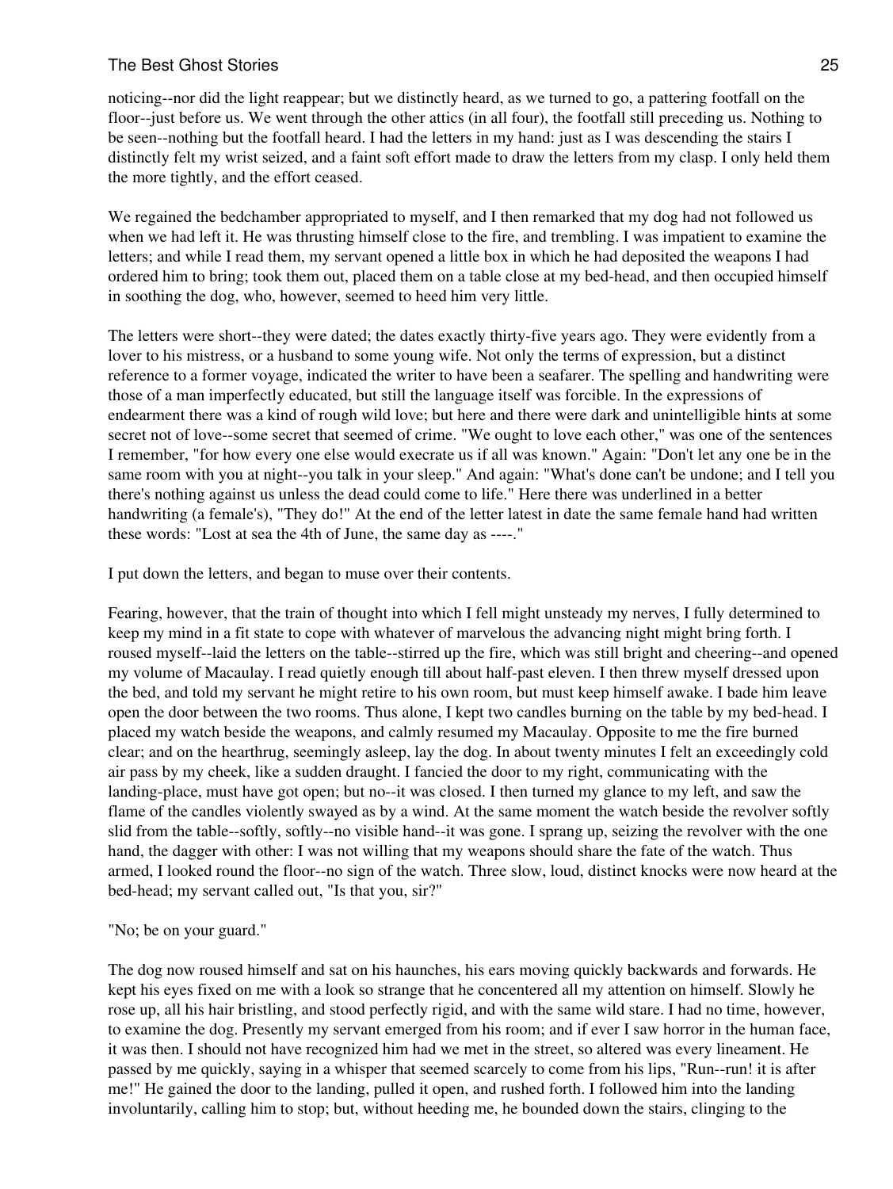noticing--nor did the light reappear; but we distinctly heard, as we turned to go, a pattering footfall on the floor--just before us. We went through the other attics (in all four), the footfall still preceding us. Nothing to be seen--nothing but the footfall heard. I had the letters in my hand: just as I was descending the stairs I distinctly felt my wrist seized, and a faint soft effort made to draw the letters from my clasp. I only held them the more tightly, and the effort ceased.

We regained the bedchamber appropriated to myself, and I then remarked that my dog had not followed us when we had left it. He was thrusting himself close to the fire, and trembling. I was impatient to examine the letters; and while I read them, my servant opened a little box in which he had deposited the weapons I had ordered him to bring; took them out, placed them on a table close at my bed-head, and then occupied himself in soothing the dog, who, however, seemed to heed him very little.

The letters were short--they were dated; the dates exactly thirty-five years ago. They were evidently from a lover to his mistress, or a husband to some young wife. Not only the terms of expression, but a distinct reference to a former voyage, indicated the writer to have been a seafarer. The spelling and handwriting were those of a man imperfectly educated, but still the language itself was forcible. In the expressions of endearment there was a kind of rough wild love; but here and there were dark and unintelligible hints at some secret not of love--some secret that seemed of crime. "We ought to love each other," was one of the sentences I remember, "for how every one else would execrate us if all was known." Again: "Don't let any one be in the same room with you at night--you talk in your sleep." And again: "What's done can't be undone; and I tell you there's nothing against us unless the dead could come to life." Here there was underlined in a better handwriting (a female's), "They do!" At the end of the letter latest in date the same female hand had written these words: "Lost at sea the 4th of June, the same day as ----."

I put down the letters, and began to muse over their contents.

Fearing, however, that the train of thought into which I fell might unsteady my nerves, I fully determined to keep my mind in a fit state to cope with whatever of marvelous the advancing night might bring forth. I roused myself--laid the letters on the table--stirred up the fire, which was still bright and cheering--and opened my volume of Macaulay. I read quietly enough till about half-past eleven. I then threw myself dressed upon the bed, and told my servant he might retire to his own room, but must keep himself awake. I bade him leave open the door between the two rooms. Thus alone, I kept two candles burning on the table by my bed-head. I placed my watch beside the weapons, and calmly resumed my Macaulay. Opposite to me the fire burned clear; and on the hearthrug, seemingly asleep, lay the dog. In about twenty minutes I felt an exceedingly cold air pass by my cheek, like a sudden draught. I fancied the door to my right, communicating with the landing-place, must have got open; but no--it was closed. I then turned my glance to my left, and saw the flame of the candles violently swayed as by a wind. At the same moment the watch beside the revolver softly slid from the table--softly, softly--no visible hand--it was gone. I sprang up, seizing the revolver with the one hand, the dagger with other: I was not willing that my weapons should share the fate of the watch. Thus armed, I looked round the floor--no sign of the watch. Three slow, loud, distinct knocks were now heard at the bed-head; my servant called out, "Is that you, sir?"

"No; be on your guard."

The dog now roused himself and sat on his haunches, his ears moving quickly backwards and forwards. He kept his eyes fixed on me with a look so strange that he concentered all my attention on himself. Slowly he rose up, all his hair bristling, and stood perfectly rigid, and with the same wild stare. I had no time, however, to examine the dog. Presently my servant emerged from his room; and if ever I saw horror in the human face, it was then. I should not have recognized him had we met in the street, so altered was every lineament. He passed by me quickly, saying in a whisper that seemed scarcely to come from his lips, "Run--run! it is after me!" He gained the door to the landing, pulled it open, and rushed forth. I followed him into the landing involuntarily, calling him to stop; but, without heeding me, he bounded down the stairs, clinging to the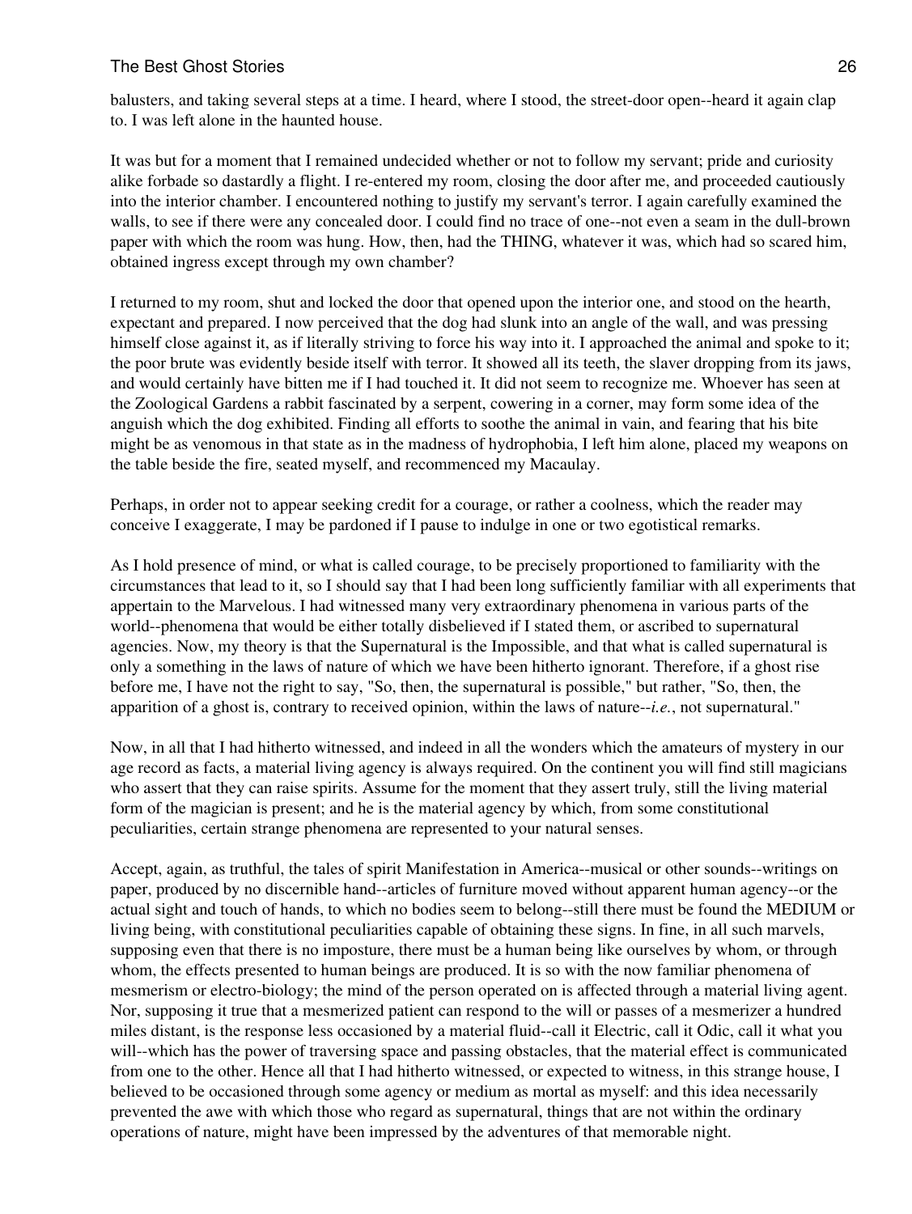balusters, and taking several steps at a time. I heard, where I stood, the street-door open--heard it again clap to. I was left alone in the haunted house.

It was but for a moment that I remained undecided whether or not to follow my servant; pride and curiosity alike forbade so dastardly a flight. I re-entered my room, closing the door after me, and proceeded cautiously into the interior chamber. I encountered nothing to justify my servant's terror. I again carefully examined the walls, to see if there were any concealed door. I could find no trace of one--not even a seam in the dull-brown paper with which the room was hung. How, then, had the THING, whatever it was, which had so scared him, obtained ingress except through my own chamber?

I returned to my room, shut and locked the door that opened upon the interior one, and stood on the hearth, expectant and prepared. I now perceived that the dog had slunk into an angle of the wall, and was pressing himself close against it, as if literally striving to force his way into it. I approached the animal and spoke to it; the poor brute was evidently beside itself with terror. It showed all its teeth, the slaver dropping from its jaws, and would certainly have bitten me if I had touched it. It did not seem to recognize me. Whoever has seen at the Zoological Gardens a rabbit fascinated by a serpent, cowering in a corner, may form some idea of the anguish which the dog exhibited. Finding all efforts to soothe the animal in vain, and fearing that his bite might be as venomous in that state as in the madness of hydrophobia, I left him alone, placed my weapons on the table beside the fire, seated myself, and recommenced my Macaulay.

Perhaps, in order not to appear seeking credit for a courage, or rather a coolness, which the reader may conceive I exaggerate, I may be pardoned if I pause to indulge in one or two egotistical remarks.

As I hold presence of mind, or what is called courage, to be precisely proportioned to familiarity with the circumstances that lead to it, so I should say that I had been long sufficiently familiar with all experiments that appertain to the Marvelous. I had witnessed many very extraordinary phenomena in various parts of the world--phenomena that would be either totally disbelieved if I stated them, or ascribed to supernatural agencies. Now, my theory is that the Supernatural is the Impossible, and that what is called supernatural is only a something in the laws of nature of which we have been hitherto ignorant. Therefore, if a ghost rise before me, I have not the right to say, "So, then, the supernatural is possible," but rather, "So, then, the apparition of a ghost is, contrary to received opinion, within the laws of nature--*i.e.*, not supernatural."

Now, in all that I had hitherto witnessed, and indeed in all the wonders which the amateurs of mystery in our age record as facts, a material living agency is always required. On the continent you will find still magicians who assert that they can raise spirits. Assume for the moment that they assert truly, still the living material form of the magician is present; and he is the material agency by which, from some constitutional peculiarities, certain strange phenomena are represented to your natural senses.

Accept, again, as truthful, the tales of spirit Manifestation in America--musical or other sounds--writings on paper, produced by no discernible hand--articles of furniture moved without apparent human agency--or the actual sight and touch of hands, to which no bodies seem to belong--still there must be found the MEDIUM or living being, with constitutional peculiarities capable of obtaining these signs. In fine, in all such marvels, supposing even that there is no imposture, there must be a human being like ourselves by whom, or through whom, the effects presented to human beings are produced. It is so with the now familiar phenomena of mesmerism or electro-biology; the mind of the person operated on is affected through a material living agent. Nor, supposing it true that a mesmerized patient can respond to the will or passes of a mesmerizer a hundred miles distant, is the response less occasioned by a material fluid--call it Electric, call it Odic, call it what you will--which has the power of traversing space and passing obstacles, that the material effect is communicated from one to the other. Hence all that I had hitherto witnessed, or expected to witness, in this strange house, I believed to be occasioned through some agency or medium as mortal as myself: and this idea necessarily prevented the awe with which those who regard as supernatural, things that are not within the ordinary operations of nature, might have been impressed by the adventures of that memorable night.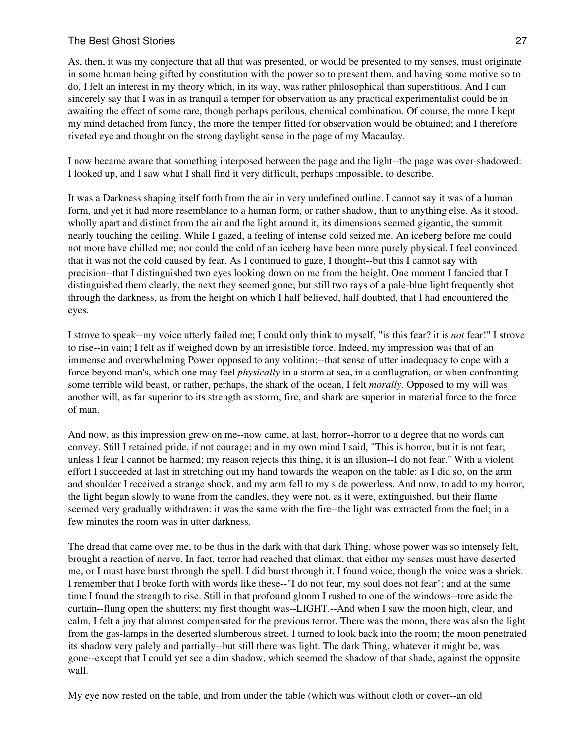As, then, it was my conjecture that all that was presented, or would be presented to my senses, must originate in some human being gifted by constitution with the power so to present them, and having some motive so to do, I felt an interest in my theory which, in its way, was rather philosophical than superstitious. And I can sincerely say that I was in as tranquil a temper for observation as any practical experimentalist could be in awaiting the effect of some rare, though perhaps perilous, chemical combination. Of course, the more I kept my mind detached from fancy, the more the temper fitted for observation would be obtained; and I therefore riveted eye and thought on the strong daylight sense in the page of my Macaulay.

I now became aware that something interposed between the page and the light--the page was over-shadowed: I looked up, and I saw what I shall find it very difficult, perhaps impossible, to describe.

It was a Darkness shaping itself forth from the air in very undefined outline. I cannot say it was of a human form, and yet it had more resemblance to a human form, or rather shadow, than to anything else. As it stood, wholly apart and distinct from the air and the light around it, its dimensions seemed gigantic, the summit nearly touching the ceiling. While I gazed, a feeling of intense cold seized me. An iceberg before me could not more have chilled me; nor could the cold of an iceberg have been more purely physical. I feel convinced that it was not the cold caused by fear. As I continued to gaze, I thought--but this I cannot say with precision--that I distinguished two eyes looking down on me from the height. One moment I fancied that I distinguished them clearly, the next they seemed gone; but still two rays of a pale-blue light frequently shot through the darkness, as from the height on which I half believed, half doubted, that I had encountered the eyes.

I strove to speak--my voice utterly failed me; I could only think to myself, "is this fear? it is *not* fear!" I strove to rise--in vain; I felt as if weighed down by an irresistible force. Indeed, my impression was that of an immense and overwhelming Power opposed to any volition;--that sense of utter inadequacy to cope with a force beyond man's, which one may feel *physically* in a storm at sea, in a conflagration, or when confronting some terrible wild beast, or rather, perhaps, the shark of the ocean, I felt *morally*. Opposed to my will was another will, as far superior to its strength as storm, fire, and shark are superior in material force to the force of man.

And now, as this impression grew on me--now came, at last, horror--horror to a degree that no words can convey. Still I retained pride, if not courage; and in my own mind I said, "This is horror, but it is not fear; unless I fear I cannot be harmed; my reason rejects this thing, it is an illusion--I do not fear." With a violent effort I succeeded at last in stretching out my hand towards the weapon on the table: as I did so, on the arm and shoulder I received a strange shock, and my arm fell to my side powerless. And now, to add to my horror, the light began slowly to wane from the candles, they were not, as it were, extinguished, but their flame seemed very gradually withdrawn: it was the same with the fire--the light was extracted from the fuel; in a few minutes the room was in utter darkness.

The dread that came over me, to be thus in the dark with that dark Thing, whose power was so intensely felt, brought a reaction of nerve. In fact, terror had reached that climax, that either my senses must have deserted me, or I must have burst through the spell. I did burst through it. I found voice, though the voice was a shriek. I remember that I broke forth with words like these--"I do not fear, my soul does not fear"; and at the same time I found the strength to rise. Still in that profound gloom I rushed to one of the windows--tore aside the curtain--flung open the shutters; my first thought was--LIGHT.--And when I saw the moon high, clear, and calm, I felt a joy that almost compensated for the previous terror. There was the moon, there was also the light from the gas-lamps in the deserted slumberous street. I turned to look back into the room; the moon penetrated its shadow very palely and partially--but still there was light. The dark Thing, whatever it might be, was gone--except that I could yet see a dim shadow, which seemed the shadow of that shade, against the opposite wall.

My eye now rested on the table, and from under the table (which was without cloth or cover--an old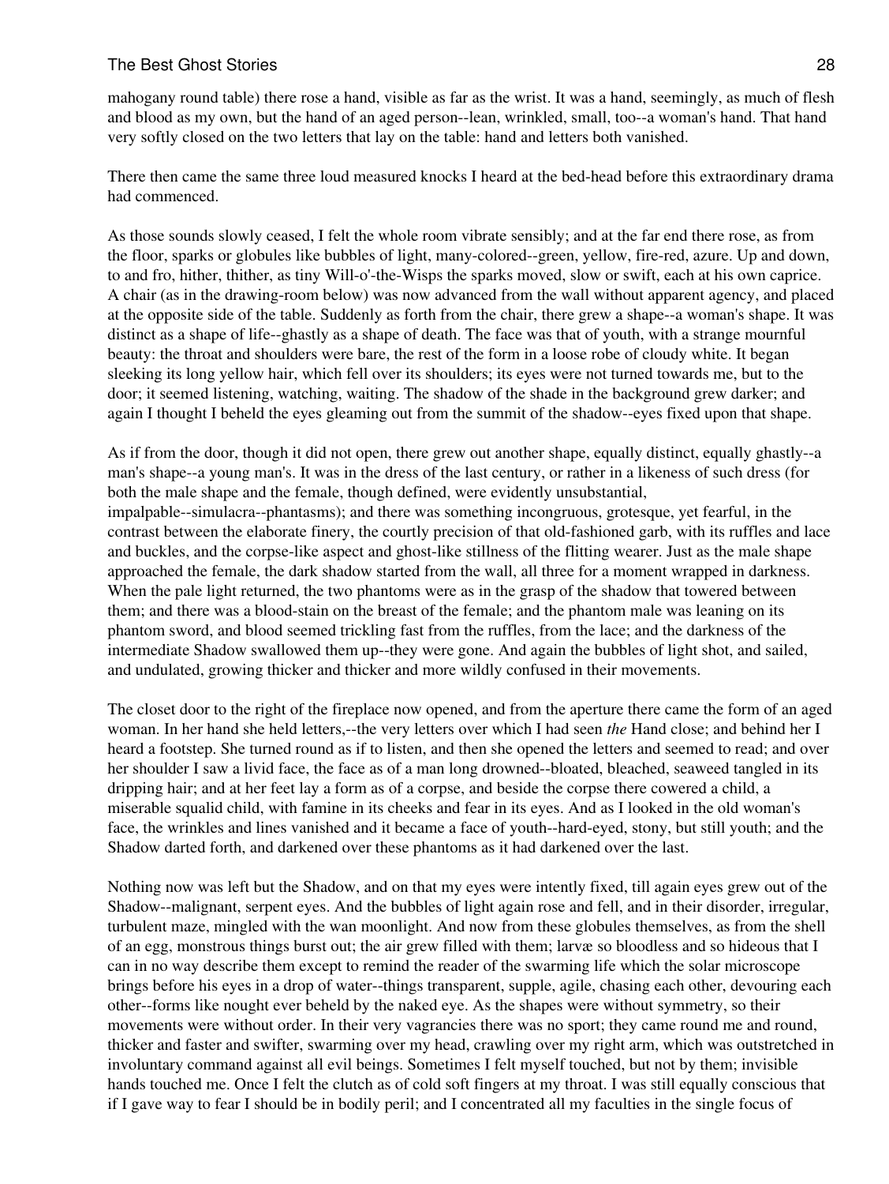mahogany round table) there rose a hand, visible as far as the wrist. It was a hand, seemingly, as much of flesh and blood as my own, but the hand of an aged person--lean, wrinkled, small, too--a woman's hand. That hand very softly closed on the two letters that lay on the table: hand and letters both vanished.

There then came the same three loud measured knocks I heard at the bed-head before this extraordinary drama had commenced.

As those sounds slowly ceased, I felt the whole room vibrate sensibly; and at the far end there rose, as from the floor, sparks or globules like bubbles of light, many-colored--green, yellow, fire-red, azure. Up and down, to and fro, hither, thither, as tiny Will-o'-the-Wisps the sparks moved, slow or swift, each at his own caprice. A chair (as in the drawing-room below) was now advanced from the wall without apparent agency, and placed at the opposite side of the table. Suddenly as forth from the chair, there grew a shape--a woman's shape. It was distinct as a shape of life--ghastly as a shape of death. The face was that of youth, with a strange mournful beauty: the throat and shoulders were bare, the rest of the form in a loose robe of cloudy white. It began sleeking its long yellow hair, which fell over its shoulders; its eyes were not turned towards me, but to the door; it seemed listening, watching, waiting. The shadow of the shade in the background grew darker; and again I thought I beheld the eyes gleaming out from the summit of the shadow--eyes fixed upon that shape.

As if from the door, though it did not open, there grew out another shape, equally distinct, equally ghastly--a man's shape--a young man's. It was in the dress of the last century, or rather in a likeness of such dress (for both the male shape and the female, though defined, were evidently unsubstantial, impalpable--simulacra--phantasms); and there was something incongruous, grotesque, yet fearful, in the contrast between the elaborate finery, the courtly precision of that old-fashioned garb, with its ruffles and lace and buckles, and the corpse-like aspect and ghost-like stillness of the flitting wearer. Just as the male shape approached the female, the dark shadow started from the wall, all three for a moment wrapped in darkness. When the pale light returned, the two phantoms were as in the grasp of the shadow that towered between them; and there was a blood-stain on the breast of the female; and the phantom male was leaning on its phantom sword, and blood seemed trickling fast from the ruffles, from the lace; and the darkness of the intermediate Shadow swallowed them up--they were gone. And again the bubbles of light shot, and sailed, and undulated, growing thicker and thicker and more wildly confused in their movements.

The closet door to the right of the fireplace now opened, and from the aperture there came the form of an aged woman. In her hand she held letters,--the very letters over which I had seen *the* Hand close; and behind her I heard a footstep. She turned round as if to listen, and then she opened the letters and seemed to read; and over her shoulder I saw a livid face, the face as of a man long drowned--bloated, bleached, seaweed tangled in its dripping hair; and at her feet lay a form as of a corpse, and beside the corpse there cowered a child, a miserable squalid child, with famine in its cheeks and fear in its eyes. And as I looked in the old woman's face, the wrinkles and lines vanished and it became a face of youth--hard-eyed, stony, but still youth; and the Shadow darted forth, and darkened over these phantoms as it had darkened over the last.

Nothing now was left but the Shadow, and on that my eyes were intently fixed, till again eyes grew out of the Shadow--malignant, serpent eyes. And the bubbles of light again rose and fell, and in their disorder, irregular, turbulent maze, mingled with the wan moonlight. And now from these globules themselves, as from the shell of an egg, monstrous things burst out; the air grew filled with them; larvæ so bloodless and so hideous that I can in no way describe them except to remind the reader of the swarming life which the solar microscope brings before his eyes in a drop of water--things transparent, supple, agile, chasing each other, devouring each other--forms like nought ever beheld by the naked eye. As the shapes were without symmetry, so their movements were without order. In their very vagrancies there was no sport; they came round me and round, thicker and faster and swifter, swarming over my head, crawling over my right arm, which was outstretched in involuntary command against all evil beings. Sometimes I felt myself touched, but not by them; invisible hands touched me. Once I felt the clutch as of cold soft fingers at my throat. I was still equally conscious that if I gave way to fear I should be in bodily peril; and I concentrated all my faculties in the single focus of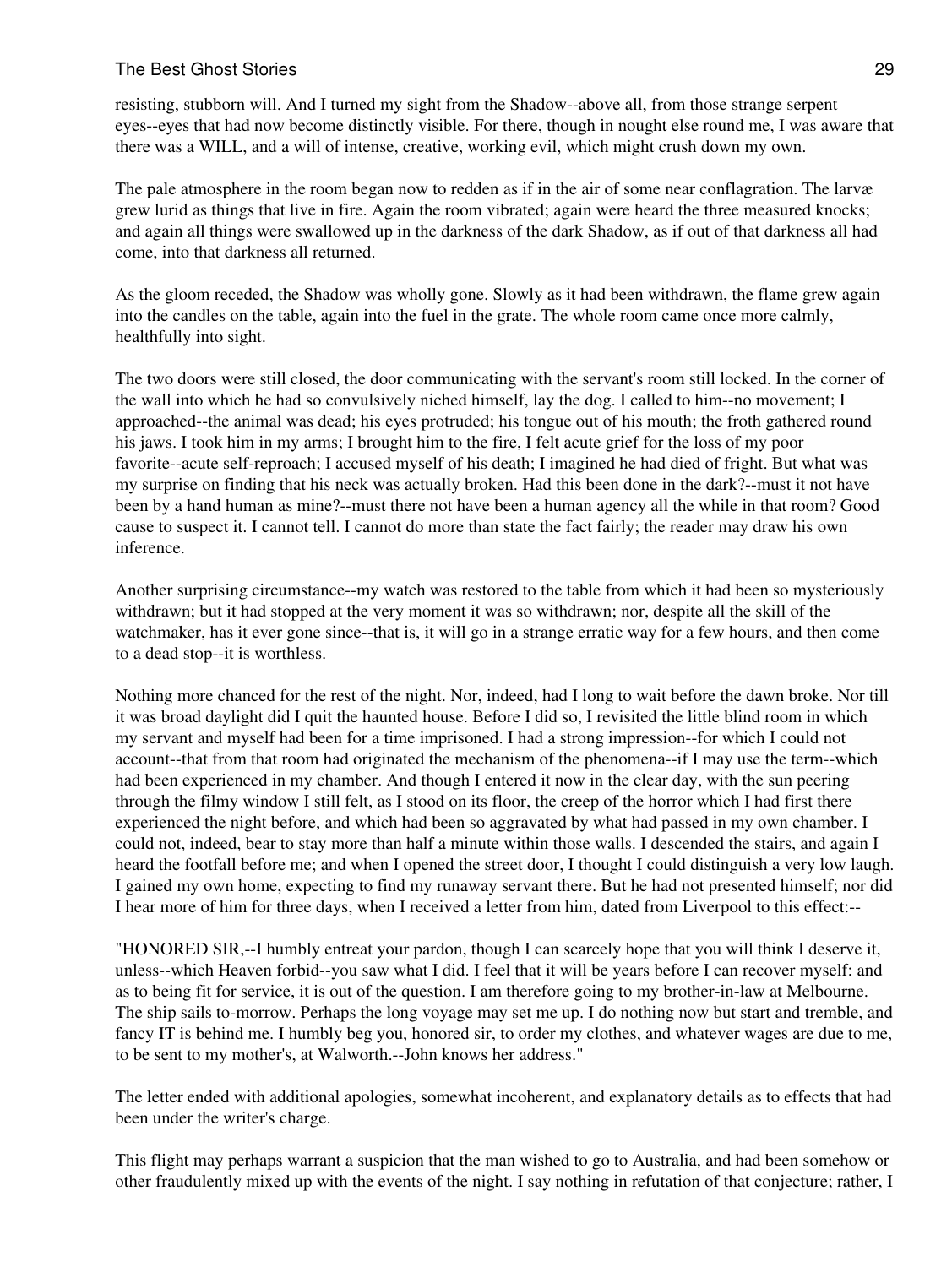resisting, stubborn will. And I turned my sight from the Shadow--above all, from those strange serpent eyes--eyes that had now become distinctly visible. For there, though in nought else round me, I was aware that there was a WILL, and a will of intense, creative, working evil, which might crush down my own.

The pale atmosphere in the room began now to redden as if in the air of some near conflagration. The larvæ grew lurid as things that live in fire. Again the room vibrated; again were heard the three measured knocks; and again all things were swallowed up in the darkness of the dark Shadow, as if out of that darkness all had come, into that darkness all returned.

As the gloom receded, the Shadow was wholly gone. Slowly as it had been withdrawn, the flame grew again into the candles on the table, again into the fuel in the grate. The whole room came once more calmly, healthfully into sight.

The two doors were still closed, the door communicating with the servant's room still locked. In the corner of the wall into which he had so convulsively niched himself, lay the dog. I called to him--no movement; I approached--the animal was dead; his eyes protruded; his tongue out of his mouth; the froth gathered round his jaws. I took him in my arms; I brought him to the fire, I felt acute grief for the loss of my poor favorite--acute self-reproach; I accused myself of his death; I imagined he had died of fright. But what was my surprise on finding that his neck was actually broken. Had this been done in the dark?--must it not have been by a hand human as mine?--must there not have been a human agency all the while in that room? Good cause to suspect it. I cannot tell. I cannot do more than state the fact fairly; the reader may draw his own inference.

Another surprising circumstance--my watch was restored to the table from which it had been so mysteriously withdrawn; but it had stopped at the very moment it was so withdrawn; nor, despite all the skill of the watchmaker, has it ever gone since--that is, it will go in a strange erratic way for a few hours, and then come to a dead stop--it is worthless.

Nothing more chanced for the rest of the night. Nor, indeed, had I long to wait before the dawn broke. Nor till it was broad daylight did I quit the haunted house. Before I did so, I revisited the little blind room in which my servant and myself had been for a time imprisoned. I had a strong impression--for which I could not account--that from that room had originated the mechanism of the phenomena--if I may use the term--which had been experienced in my chamber. And though I entered it now in the clear day, with the sun peering through the filmy window I still felt, as I stood on its floor, the creep of the horror which I had first there experienced the night before, and which had been so aggravated by what had passed in my own chamber. I could not, indeed, bear to stay more than half a minute within those walls. I descended the stairs, and again I heard the footfall before me; and when I opened the street door, I thought I could distinguish a very low laugh. I gained my own home, expecting to find my runaway servant there. But he had not presented himself; nor did I hear more of him for three days, when I received a letter from him, dated from Liverpool to this effect:--

"HONORED SIR,--I humbly entreat your pardon, though I can scarcely hope that you will think I deserve it, unless--which Heaven forbid--you saw what I did. I feel that it will be years before I can recover myself: and as to being fit for service, it is out of the question. I am therefore going to my brother-in-law at Melbourne. The ship sails to-morrow. Perhaps the long voyage may set me up. I do nothing now but start and tremble, and fancy IT is behind me. I humbly beg you, honored sir, to order my clothes, and whatever wages are due to me, to be sent to my mother's, at Walworth.--John knows her address."

The letter ended with additional apologies, somewhat incoherent, and explanatory details as to effects that had been under the writer's charge.

This flight may perhaps warrant a suspicion that the man wished to go to Australia, and had been somehow or other fraudulently mixed up with the events of the night. I say nothing in refutation of that conjecture; rather, I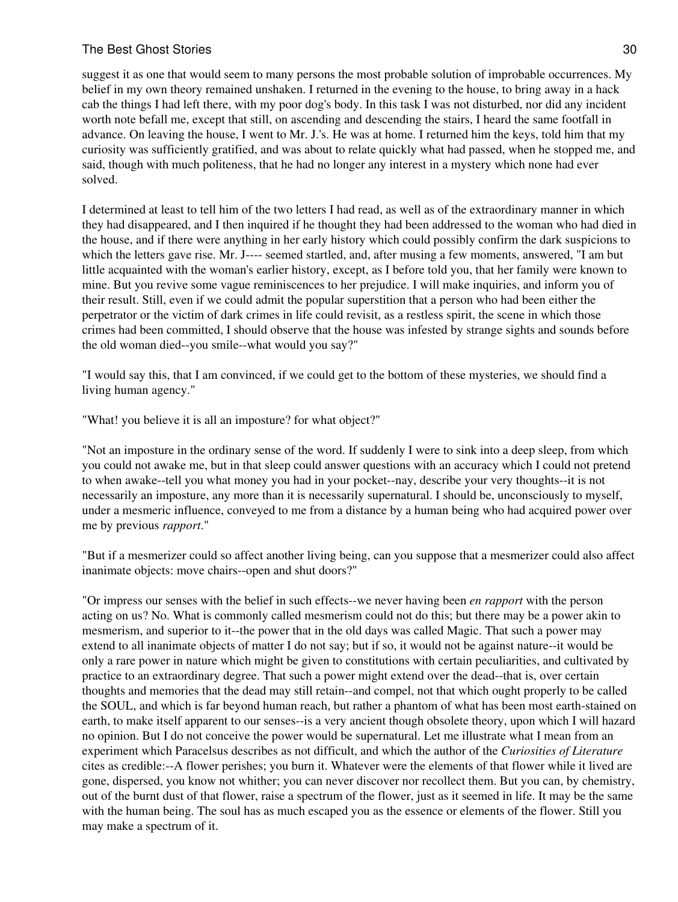suggest it as one that would seem to many persons the most probable solution of improbable occurrences. My belief in my own theory remained unshaken. I returned in the evening to the house, to bring away in a hack cab the things I had left there, with my poor dog's body. In this task I was not disturbed, nor did any incident worth note befall me, except that still, on ascending and descending the stairs, I heard the same footfall in advance. On leaving the house, I went to Mr. J.'s. He was at home. I returned him the keys, told him that my curiosity was sufficiently gratified, and was about to relate quickly what had passed, when he stopped me, and said, though with much politeness, that he had no longer any interest in a mystery which none had ever solved.

I determined at least to tell him of the two letters I had read, as well as of the extraordinary manner in which they had disappeared, and I then inquired if he thought they had been addressed to the woman who had died in the house, and if there were anything in her early history which could possibly confirm the dark suspicions to which the letters gave rise. Mr. J---- seemed startled, and, after musing a few moments, answered, "I am but little acquainted with the woman's earlier history, except, as I before told you, that her family were known to mine. But you revive some vague reminiscences to her prejudice. I will make inquiries, and inform you of their result. Still, even if we could admit the popular superstition that a person who had been either the perpetrator or the victim of dark crimes in life could revisit, as a restless spirit, the scene in which those crimes had been committed, I should observe that the house was infested by strange sights and sounds before the old woman died--you smile--what would you say?"

"I would say this, that I am convinced, if we could get to the bottom of these mysteries, we should find a living human agency."

"What! you believe it is all an imposture? for what object?"

"Not an imposture in the ordinary sense of the word. If suddenly I were to sink into a deep sleep, from which you could not awake me, but in that sleep could answer questions with an accuracy which I could not pretend to when awake--tell you what money you had in your pocket--nay, describe your very thoughts--it is not necessarily an imposture, any more than it is necessarily supernatural. I should be, unconsciously to myself, under a mesmeric influence, conveyed to me from a distance by a human being who had acquired power over me by previous *rapport*."

"But if a mesmerizer could so affect another living being, can you suppose that a mesmerizer could also affect inanimate objects: move chairs--open and shut doors?"

"Or impress our senses with the belief in such effects--we never having been *en rapport* with the person acting on us? No. What is commonly called mesmerism could not do this; but there may be a power akin to mesmerism, and superior to it--the power that in the old days was called Magic. That such a power may extend to all inanimate objects of matter I do not say; but if so, it would not be against nature--it would be only a rare power in nature which might be given to constitutions with certain peculiarities, and cultivated by practice to an extraordinary degree. That such a power might extend over the dead--that is, over certain thoughts and memories that the dead may still retain--and compel, not that which ought properly to be called the SOUL, and which is far beyond human reach, but rather a phantom of what has been most earth-stained on earth, to make itself apparent to our senses--is a very ancient though obsolete theory, upon which I will hazard no opinion. But I do not conceive the power would be supernatural. Let me illustrate what I mean from an experiment which Paracelsus describes as not difficult, and which the author of the *Curiosities of Literature* cites as credible:--A flower perishes; you burn it. Whatever were the elements of that flower while it lived are gone, dispersed, you know not whither; you can never discover nor recollect them. But you can, by chemistry, out of the burnt dust of that flower, raise a spectrum of the flower, just as it seemed in life. It may be the same with the human being. The soul has as much escaped you as the essence or elements of the flower. Still you may make a spectrum of it.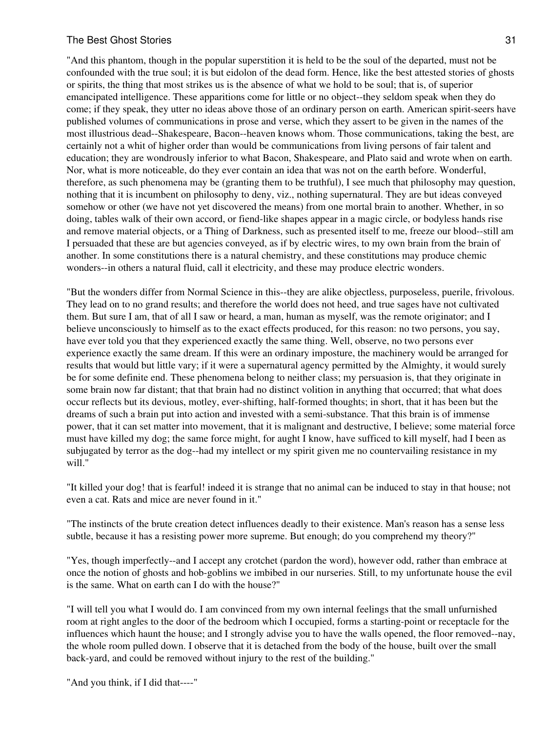"And this phantom, though in the popular superstition it is held to be the soul of the departed, must not be confounded with the true soul; it is but eidolon of the dead form. Hence, like the best attested stories of ghosts or spirits, the thing that most strikes us is the absence of what we hold to be soul; that is, of superior emancipated intelligence. These apparitions come for little or no object--they seldom speak when they do come; if they speak, they utter no ideas above those of an ordinary person on earth. American spirit-seers have published volumes of communications in prose and verse, which they assert to be given in the names of the most illustrious dead--Shakespeare, Bacon--heaven knows whom. Those communications, taking the best, are certainly not a whit of higher order than would be communications from living persons of fair talent and education; they are wondrously inferior to what Bacon, Shakespeare, and Plato said and wrote when on earth. Nor, what is more noticeable, do they ever contain an idea that was not on the earth before. Wonderful, therefore, as such phenomena may be (granting them to be truthful), I see much that philosophy may question, nothing that it is incumbent on philosophy to deny, viz., nothing supernatural. They are but ideas conveyed somehow or other (we have not yet discovered the means) from one mortal brain to another. Whether, in so doing, tables walk of their own accord, or fiend-like shapes appear in a magic circle, or bodyless hands rise and remove material objects, or a Thing of Darkness, such as presented itself to me, freeze our blood--still am I persuaded that these are but agencies conveyed, as if by electric wires, to my own brain from the brain of another. In some constitutions there is a natural chemistry, and these constitutions may produce chemic wonders--in others a natural fluid, call it electricity, and these may produce electric wonders.

"But the wonders differ from Normal Science in this--they are alike objectless, purposeless, puerile, frivolous. They lead on to no grand results; and therefore the world does not heed, and true sages have not cultivated them. But sure I am, that of all I saw or heard, a man, human as myself, was the remote originator; and I believe unconsciously to himself as to the exact effects produced, for this reason: no two persons, you say, have ever told you that they experienced exactly the same thing. Well, observe, no two persons ever experience exactly the same dream. If this were an ordinary imposture, the machinery would be arranged for results that would but little vary; if it were a supernatural agency permitted by the Almighty, it would surely be for some definite end. These phenomena belong to neither class; my persuasion is, that they originate in some brain now far distant; that that brain had no distinct volition in anything that occurred; that what does occur reflects but its devious, motley, ever-shifting, half-formed thoughts; in short, that it has been but the dreams of such a brain put into action and invested with a semi-substance. That this brain is of immense power, that it can set matter into movement, that it is malignant and destructive, I believe; some material force must have killed my dog; the same force might, for aught I know, have sufficed to kill myself, had I been as subjugated by terror as the dog--had my intellect or my spirit given me no countervailing resistance in my will."

"It killed your dog! that is fearful! indeed it is strange that no animal can be induced to stay in that house; not even a cat. Rats and mice are never found in it."

"The instincts of the brute creation detect influences deadly to their existence. Man's reason has a sense less subtle, because it has a resisting power more supreme. But enough; do you comprehend my theory?"

"Yes, though imperfectly--and I accept any crotchet (pardon the word), however odd, rather than embrace at once the notion of ghosts and hob-goblins we imbibed in our nurseries. Still, to my unfortunate house the evil is the same. What on earth can I do with the house?"

"I will tell you what I would do. I am convinced from my own internal feelings that the small unfurnished room at right angles to the door of the bedroom which I occupied, forms a starting-point or receptacle for the influences which haunt the house; and I strongly advise you to have the walls opened, the floor removed--nay, the whole room pulled down. I observe that it is detached from the body of the house, built over the small back-yard, and could be removed without injury to the rest of the building."

"And you think, if I did that----"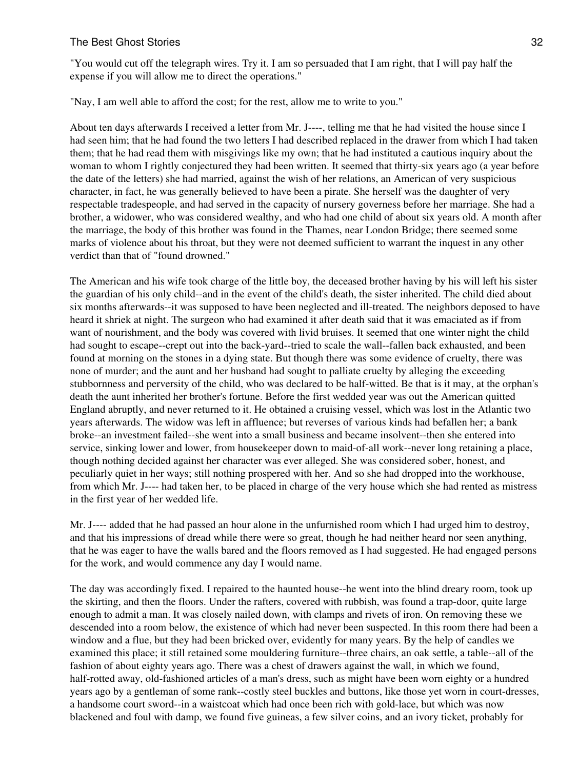"You would cut off the telegraph wires. Try it. I am so persuaded that I am right, that I will pay half the expense if you will allow me to direct the operations."

"Nay, I am well able to afford the cost; for the rest, allow me to write to you."

About ten days afterwards I received a letter from Mr. J----, telling me that he had visited the house since I had seen him; that he had found the two letters I had described replaced in the drawer from which I had taken them; that he had read them with misgivings like my own; that he had instituted a cautious inquiry about the woman to whom I rightly conjectured they had been written. It seemed that thirty-six years ago (a year before the date of the letters) she had married, against the wish of her relations, an American of very suspicious character, in fact, he was generally believed to have been a pirate. She herself was the daughter of very respectable tradespeople, and had served in the capacity of nursery governess before her marriage. She had a brother, a widower, who was considered wealthy, and who had one child of about six years old. A month after the marriage, the body of this brother was found in the Thames, near London Bridge; there seemed some marks of violence about his throat, but they were not deemed sufficient to warrant the inquest in any other verdict than that of "found drowned."

The American and his wife took charge of the little boy, the deceased brother having by his will left his sister the guardian of his only child--and in the event of the child's death, the sister inherited. The child died about six months afterwards--it was supposed to have been neglected and ill-treated. The neighbors deposed to have heard it shriek at night. The surgeon who had examined it after death said that it was emaciated as if from want of nourishment, and the body was covered with livid bruises. It seemed that one winter night the child had sought to escape--crept out into the back-yard--tried to scale the wall--fallen back exhausted, and been found at morning on the stones in a dying state. But though there was some evidence of cruelty, there was none of murder; and the aunt and her husband had sought to palliate cruelty by alleging the exceeding stubbornness and perversity of the child, who was declared to be half-witted. Be that is it may, at the orphan's death the aunt inherited her brother's fortune. Before the first wedded year was out the American quitted England abruptly, and never returned to it. He obtained a cruising vessel, which was lost in the Atlantic two years afterwards. The widow was left in affluence; but reverses of various kinds had befallen her; a bank broke--an investment failed--she went into a small business and became insolvent--then she entered into service, sinking lower and lower, from housekeeper down to maid-of-all work--never long retaining a place, though nothing decided against her character was ever alleged. She was considered sober, honest, and peculiarly quiet in her ways; still nothing prospered with her. And so she had dropped into the workhouse, from which Mr. J---- had taken her, to be placed in charge of the very house which she had rented as mistress in the first year of her wedded life.

Mr. J---- added that he had passed an hour alone in the unfurnished room which I had urged him to destroy, and that his impressions of dread while there were so great, though he had neither heard nor seen anything, that he was eager to have the walls bared and the floors removed as I had suggested. He had engaged persons for the work, and would commence any day I would name.

The day was accordingly fixed. I repaired to the haunted house--he went into the blind dreary room, took up the skirting, and then the floors. Under the rafters, covered with rubbish, was found a trap-door, quite large enough to admit a man. It was closely nailed down, with clamps and rivets of iron. On removing these we descended into a room below, the existence of which had never been suspected. In this room there had been a window and a flue, but they had been bricked over, evidently for many years. By the help of candles we examined this place; it still retained some mouldering furniture--three chairs, an oak settle, a table--all of the fashion of about eighty years ago. There was a chest of drawers against the wall, in which we found, half-rotted away, old-fashioned articles of a man's dress, such as might have been worn eighty or a hundred years ago by a gentleman of some rank--costly steel buckles and buttons, like those yet worn in court-dresses, a handsome court sword--in a waistcoat which had once been rich with gold-lace, but which was now blackened and foul with damp, we found five guineas, a few silver coins, and an ivory ticket, probably for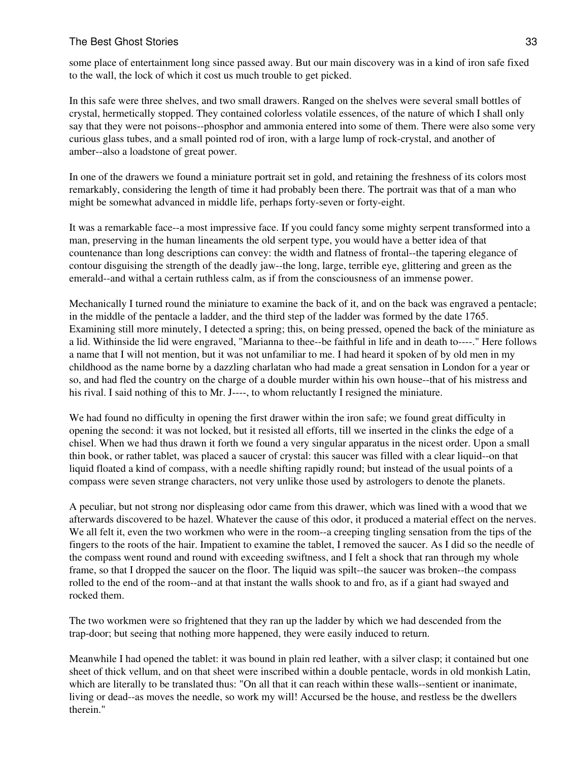some place of entertainment long since passed away. But our main discovery was in a kind of iron safe fixed to the wall, the lock of which it cost us much trouble to get picked.

In this safe were three shelves, and two small drawers. Ranged on the shelves were several small bottles of crystal, hermetically stopped. They contained colorless volatile essences, of the nature of which I shall only say that they were not poisons--phosphor and ammonia entered into some of them. There were also some very curious glass tubes, and a small pointed rod of iron, with a large lump of rock-crystal, and another of amber--also a loadstone of great power.

In one of the drawers we found a miniature portrait set in gold, and retaining the freshness of its colors most remarkably, considering the length of time it had probably been there. The portrait was that of a man who might be somewhat advanced in middle life, perhaps forty-seven or forty-eight.

It was a remarkable face--a most impressive face. If you could fancy some mighty serpent transformed into a man, preserving in the human lineaments the old serpent type, you would have a better idea of that countenance than long descriptions can convey: the width and flatness of frontal--the tapering elegance of contour disguising the strength of the deadly jaw--the long, large, terrible eye, glittering and green as the emerald--and withal a certain ruthless calm, as if from the consciousness of an immense power.

Mechanically I turned round the miniature to examine the back of it, and on the back was engraved a pentacle; in the middle of the pentacle a ladder, and the third step of the ladder was formed by the date 1765. Examining still more minutely, I detected a spring; this, on being pressed, opened the back of the miniature as a lid. Withinside the lid were engraved, "Marianna to thee--be faithful in life and in death to----." Here follows a name that I will not mention, but it was not unfamiliar to me. I had heard it spoken of by old men in my childhood as the name borne by a dazzling charlatan who had made a great sensation in London for a year or so, and had fled the country on the charge of a double murder within his own house--that of his mistress and his rival. I said nothing of this to Mr. J----, to whom reluctantly I resigned the miniature.

We had found no difficulty in opening the first drawer within the iron safe; we found great difficulty in opening the second: it was not locked, but it resisted all efforts, till we inserted in the clinks the edge of a chisel. When we had thus drawn it forth we found a very singular apparatus in the nicest order. Upon a small thin book, or rather tablet, was placed a saucer of crystal: this saucer was filled with a clear liquid--on that liquid floated a kind of compass, with a needle shifting rapidly round; but instead of the usual points of a compass were seven strange characters, not very unlike those used by astrologers to denote the planets.

A peculiar, but not strong nor displeasing odor came from this drawer, which was lined with a wood that we afterwards discovered to be hazel. Whatever the cause of this odor, it produced a material effect on the nerves. We all felt it, even the two workmen who were in the room--a creeping tingling sensation from the tips of the fingers to the roots of the hair. Impatient to examine the tablet, I removed the saucer. As I did so the needle of the compass went round and round with exceeding swiftness, and I felt a shock that ran through my whole frame, so that I dropped the saucer on the floor. The liquid was spilt--the saucer was broken--the compass rolled to the end of the room--and at that instant the walls shook to and fro, as if a giant had swayed and rocked them.

The two workmen were so frightened that they ran up the ladder by which we had descended from the trap-door; but seeing that nothing more happened, they were easily induced to return.

Meanwhile I had opened the tablet: it was bound in plain red leather, with a silver clasp; it contained but one sheet of thick vellum, and on that sheet were inscribed within a double pentacle, words in old monkish Latin, which are literally to be translated thus: "On all that it can reach within these walls--sentient or inanimate, living or dead--as moves the needle, so work my will! Accursed be the house, and restless be the dwellers therein."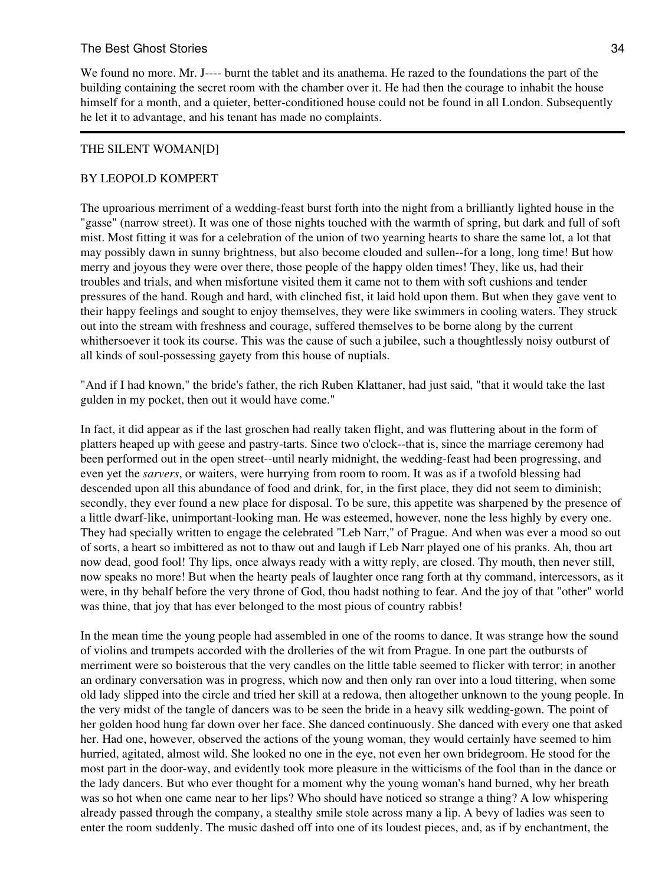We found no more. Mr. J---- burnt the tablet and its anathema. He razed to the foundations the part of the building containing the secret room with the chamber over it. He had then the courage to inhabit the house himself for a month, and a quieter, better-conditioned house could not be found in all London. Subsequently he let it to advantage, and his tenant has made no complaints.

---

## THE SILENT WOMAN[D]

### BY LEOPOLD KOMPERT

The uproarious merriment of a wedding-feast burst forth into the night from a brilliantly lighted house in the "gasse" (narrow street). It was one of those nights touched with the warmth of spring, but dark and full of soft mist. Most fitting it was for a celebration of the union of two yearning hearts to share the same lot, a lot that may possibly dawn in sunny brightness, but also become clouded and sullen--for a long, long time! But how merry and joyous they were over there, those people of the happy olden times! They, like us, had their troubles and trials, and when misfortune visited them it came not to them with soft cushions and tender pressures of the hand. Rough and hard, with clinched fist, it laid hold upon them. But when they gave vent to their happy feelings and sought to enjoy themselves, they were like swimmers in cooling waters. They struck out into the stream with freshness and courage, suffered themselves to be borne along by the current whithersoever it took its course. This was the cause of such a jubilee, such a thoughtlessly noisy outburst of all kinds of soul-possessing gayety from this house of nuptials.

"And if I had known," the bride's father, the rich Ruben Klattaner, had just said, "that it would take the last gulden in my pocket, then out it would have come."

In fact, it did appear as if the last groschen had really taken flight, and was fluttering about in the form of platters heaped up with geese and pastry-tarts. Since two o'clock--that is, since the marriage ceremony had been performed out in the open street--until nearly midnight, the wedding-feast had been progressing, and even yet the *sarvers*, or waiters, were hurrying from room to room. It was as if a twofold blessing had descended upon all this abundance of food and drink, for, in the first place, they did not seem to diminish; secondly, they ever found a new place for disposal. To be sure, this appetite was sharpened by the presence of a little dwarf-like, unimportant-looking man. He was esteemed, however, none the less highly by every one. They had specially written to engage the celebrated "Leb Narr," of Prague. And when was ever a mood so out of sorts, a heart so imbittered as not to thaw out and laugh if Leb Narr played one of his pranks. Ah, thou art now dead, good fool! Thy lips, once always ready with a witty reply, are closed. Thy mouth, then never still, now speaks no more! But when the hearty peals of laughter once rang forth at thy command, intercessors, as it were, in thy behalf before the very throne of God, thou hadst nothing to fear. And the joy of that "other" world was thine, that joy that has ever belonged to the most pious of country rabbis!

In the mean time the young people had assembled in one of the rooms to dance. It was strange how the sound of violins and trumpets accorded with the drolleries of the wit from Prague. In one part the outbursts of merriment were so boisterous that the very candles on the little table seemed to flicker with terror; in another an ordinary conversation was in progress, which now and then only ran over into a loud tittering, when some old lady slipped into the circle and tried her skill at a redowa, then altogether unknown to the young people. In the very midst of the tangle of dancers was to be seen the bride in a heavy silk wedding-gown. The point of her golden hood hung far down over her face. She danced continuously. She danced with every one that asked her. Had one, however, observed the actions of the young woman, they would certainly have seemed to him hurried, agitated, almost wild. She looked no one in the eye, not even her own bridegroom. He stood for the most part in the door-way, and evidently took more pleasure in the witticisms of the fool than in the dance or the lady dancers. But who ever thought for a moment why the young woman's hand burned, why her breath was so hot when one came near to her lips? Who should have noticed so strange a thing? A low whispering already passed through the company, a stealthy smile stole across many a lip. A bevy of ladies was seen to enter the room suddenly. The music dashed off into one of its loudest pieces, and, as if by enchantment, the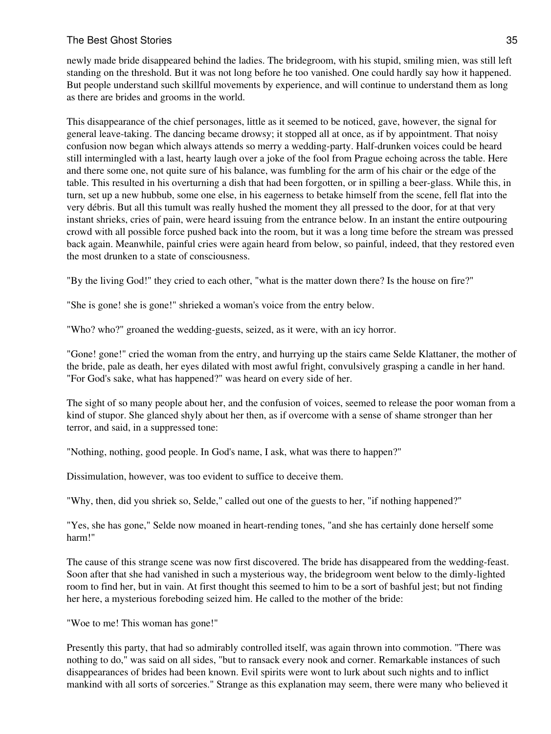newly made bride disappeared behind the ladies. The bridegroom, with his stupid, smiling mien, was still left standing on the threshold. But it was not long before he too vanished. One could hardly say how it happened. But people understand such skillful movements by experience, and will continue to understand them as long as there are brides and grooms in the world.

This disappearance of the chief personages, little as it seemed to be noticed, gave, however, the signal for general leave-taking. The dancing became drowsy; it stopped all at once, as if by appointment. That noisy confusion now began which always attends so merry a wedding-party. Half-drunken voices could be heard still intermingled with a last, hearty laugh over a joke of the fool from Prague echoing across the table. Here and there some one, not quite sure of his balance, was fumbling for the arm of his chair or the edge of the table. This resulted in his overturning a dish that had been forgotten, or in spilling a beer-glass. While this, in turn, set up a new hubbub, some one else, in his eagerness to betake himself from the scene, fell flat into the very débris. But all this tumult was really hushed the moment they all pressed to the door, for at that very instant shrieks, cries of pain, were heard issuing from the entrance below. In an instant the entire outpouring crowd with all possible force pushed back into the room, but it was a long time before the stream was pressed back again. Meanwhile, painful cries were again heard from below, so painful, indeed, that they restored even the most drunken to a state of consciousness.

"By the living God!" they cried to each other, "what is the matter down there? Is the house on fire?"

"She is gone! she is gone!" shrieked a woman's voice from the entry below.

"Who? who?" groaned the wedding-guests, seized, as it were, with an icy horror.

"Gone! gone!" cried the woman from the entry, and hurrying up the stairs came Selde Klattaner, the mother of the bride, pale as death, her eyes dilated with most awful fright, convulsively grasping a candle in her hand. "For God's sake, what has happened?" was heard on every side of her.

The sight of so many people about her, and the confusion of voices, seemed to release the poor woman from a kind of stupor. She glanced shyly about her then, as if overcome with a sense of shame stronger than her terror, and said, in a suppressed tone:

"Nothing, nothing, good people. In God's name, I ask, what was there to happen?"

Dissimulation, however, was too evident to suffice to deceive them.

"Why, then, did you shriek so, Selde," called out one of the guests to her, "if nothing happened?"

"Yes, she has gone," Selde now moaned in heart-rending tones, "and she has certainly done herself some harm!"

The cause of this strange scene was now first discovered. The bride has disappeared from the wedding-feast. Soon after that she had vanished in such a mysterious way, the bridegroom went below to the dimly-lighted room to find her, but in vain. At first thought this seemed to him to be a sort of bashful jest; but not finding her here, a mysterious foreboding seized him. He called to the mother of the bride:

"Woe to me! This woman has gone!"

Presently this party, that had so admirably controlled itself, was again thrown into commotion. "There was nothing to do," was said on all sides, "but to ransack every nook and corner. Remarkable instances of such disappearances of brides had been known. Evil spirits were wont to lurk about such nights and to inflict mankind with all sorts of sorceries." Strange as this explanation may seem, there were many who believed it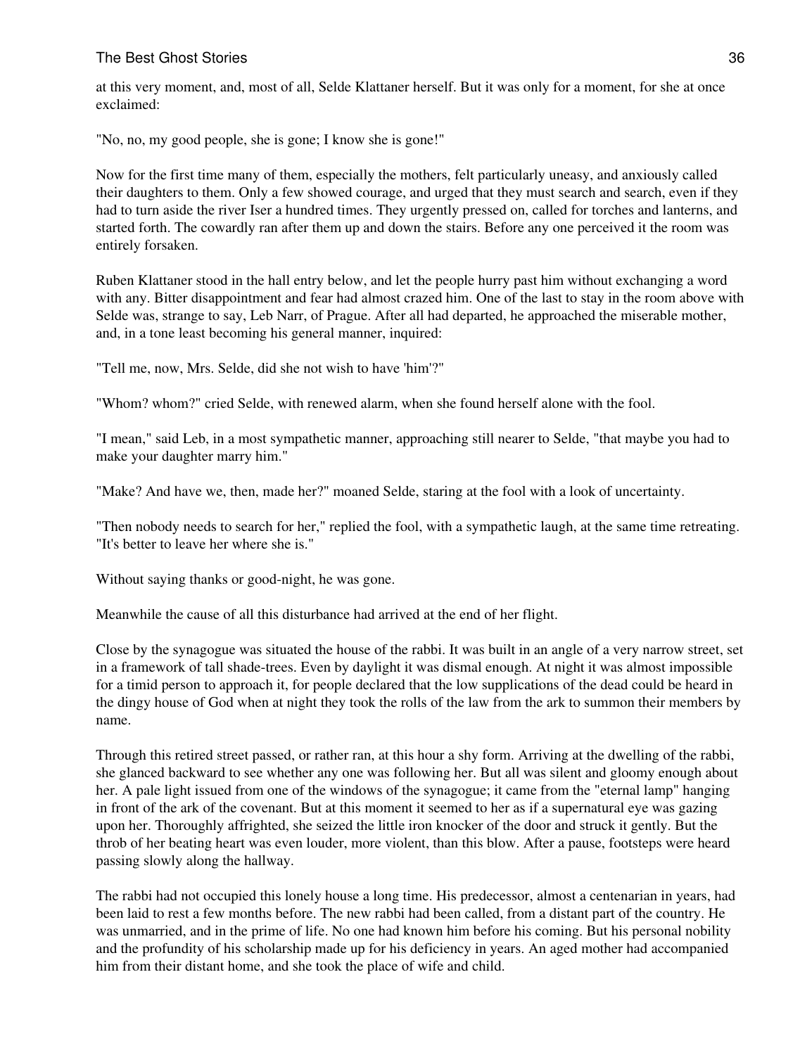at this very moment, and, most of all, Selde Klattaner herself. But it was only for a moment, for she at once exclaimed:

"No, no, my good people, she is gone; I know she is gone!"

Now for the first time many of them, especially the mothers, felt particularly uneasy, and anxiously called their daughters to them. Only a few showed courage, and urged that they must search and search, even if they had to turn aside the river Iser a hundred times. They urgently pressed on, called for torches and lanterns, and started forth. The cowardly ran after them up and down the stairs. Before any one perceived it the room was entirely forsaken.

Ruben Klattaner stood in the hall entry below, and let the people hurry past him without exchanging a word with any. Bitter disappointment and fear had almost crazed him. One of the last to stay in the room above with Selde was, strange to say, Leb Narr, of Prague. After all had departed, he approached the miserable mother, and, in a tone least becoming his general manner, inquired:

"Tell me, now, Mrs. Selde, did she not wish to have 'him'?"

"Whom? whom?" cried Selde, with renewed alarm, when she found herself alone with the fool.

"I mean," said Leb, in a most sympathetic manner, approaching still nearer to Selde, "that maybe you had to make your daughter marry him."

"Make? And have we, then, made her?" moaned Selde, staring at the fool with a look of uncertainty.

"Then nobody needs to search for her," replied the fool, with a sympathetic laugh, at the same time retreating. "It's better to leave her where she is."

Without saying thanks or good-night, he was gone.

Meanwhile the cause of all this disturbance had arrived at the end of her flight.

Close by the synagogue was situated the house of the rabbi. It was built in an angle of a very narrow street, set in a framework of tall shade-trees. Even by daylight it was dismal enough. At night it was almost impossible for a timid person to approach it, for people declared that the low supplications of the dead could be heard in the dingy house of God when at night they took the rolls of the law from the ark to summon their members by name.

Through this retired street passed, or rather ran, at this hour a shy form. Arriving at the dwelling of the rabbi, she glanced backward to see whether any one was following her. But all was silent and gloomy enough about her. A pale light issued from one of the windows of the synagogue; it came from the "eternal lamp" hanging in front of the ark of the covenant. But at this moment it seemed to her as if a supernatural eye was gazing upon her. Thoroughly affrighted, she seized the little iron knocker of the door and struck it gently. But the throb of her beating heart was even louder, more violent, than this blow. After a pause, footsteps were heard passing slowly along the hallway.

The rabbi had not occupied this lonely house a long time. His predecessor, almost a centenarian in years, had been laid to rest a few months before. The new rabbi had been called, from a distant part of the country. He was unmarried, and in the prime of life. No one had known him before his coming. But his personal nobility and the profundity of his scholarship made up for his deficiency in years. An aged mother had accompanied him from their distant home, and she took the place of wife and child.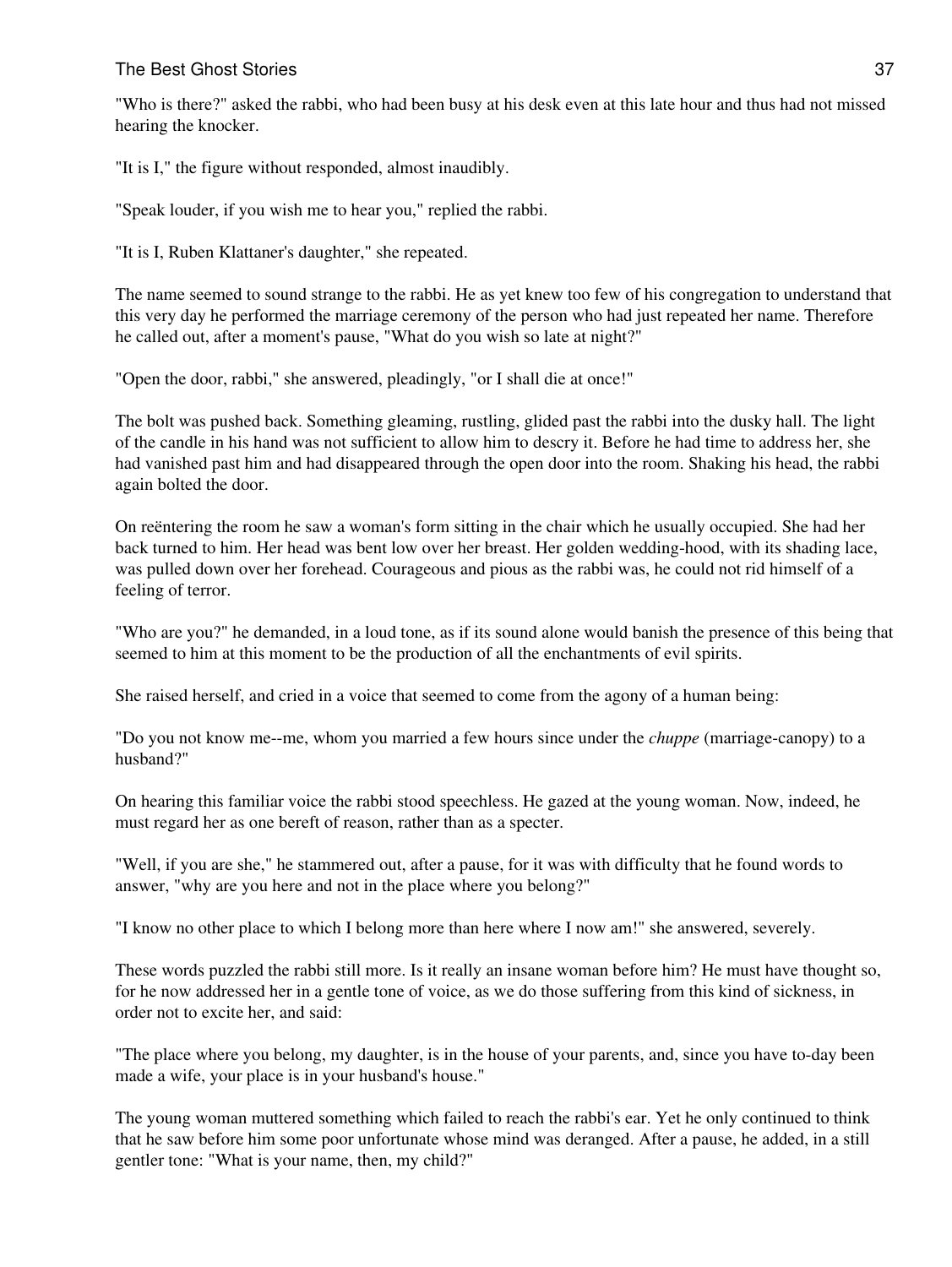"Who is there?" asked the rabbi, who had been busy at his desk even at this late hour and thus had not missed hearing the knocker.

"It is I," the figure without responded, almost inaudibly.

"Speak louder, if you wish me to hear you," replied the rabbi.

"It is I, Ruben Klattaner's daughter," she repeated.

The name seemed to sound strange to the rabbi. He as yet knew too few of his congregation to understand that this very day he performed the marriage ceremony of the person who had just repeated her name. Therefore he called out, after a moment's pause, "What do you wish so late at night?"

"Open the door, rabbi," she answered, pleadingly, "or I shall die at once!"

The bolt was pushed back. Something gleaming, rustling, glided past the rabbi into the dusky hall. The light of the candle in his hand was not sufficient to allow him to descry it. Before he had time to address her, she had vanished past him and had disappeared through the open door into the room. Shaking his head, the rabbi again bolted the door.

On reëntering the room he saw a woman's form sitting in the chair which he usually occupied. She had her back turned to him. Her head was bent low over her breast. Her golden wedding-hood, with its shading lace, was pulled down over her forehead. Courageous and pious as the rabbi was, he could not rid himself of a feeling of terror.

"Who are you?" he demanded, in a loud tone, as if its sound alone would banish the presence of this being that seemed to him at this moment to be the production of all the enchantments of evil spirits.

She raised herself, and cried in a voice that seemed to come from the agony of a human being:

"Do you not know me--me, whom you married a few hours since under the *chuppe* (marriage-canopy) to a husband?"

On hearing this familiar voice the rabbi stood speechless. He gazed at the young woman. Now, indeed, he must regard her as one bereft of reason, rather than as a specter.

"Well, if you are she," he stammered out, after a pause, for it was with difficulty that he found words to answer, "why are you here and not in the place where you belong?"

"I know no other place to which I belong more than here where I now am!" she answered, severely.

These words puzzled the rabbi still more. Is it really an insane woman before him? He must have thought so, for he now addressed her in a gentle tone of voice, as we do those suffering from this kind of sickness, in order not to excite her, and said:

"The place where you belong, my daughter, is in the house of your parents, and, since you have to-day been made a wife, your place is in your husband's house."

The young woman muttered something which failed to reach the rabbi's ear. Yet he only continued to think that he saw before him some poor unfortunate whose mind was deranged. After a pause, he added, in a still gentler tone: "What is your name, then, my child?"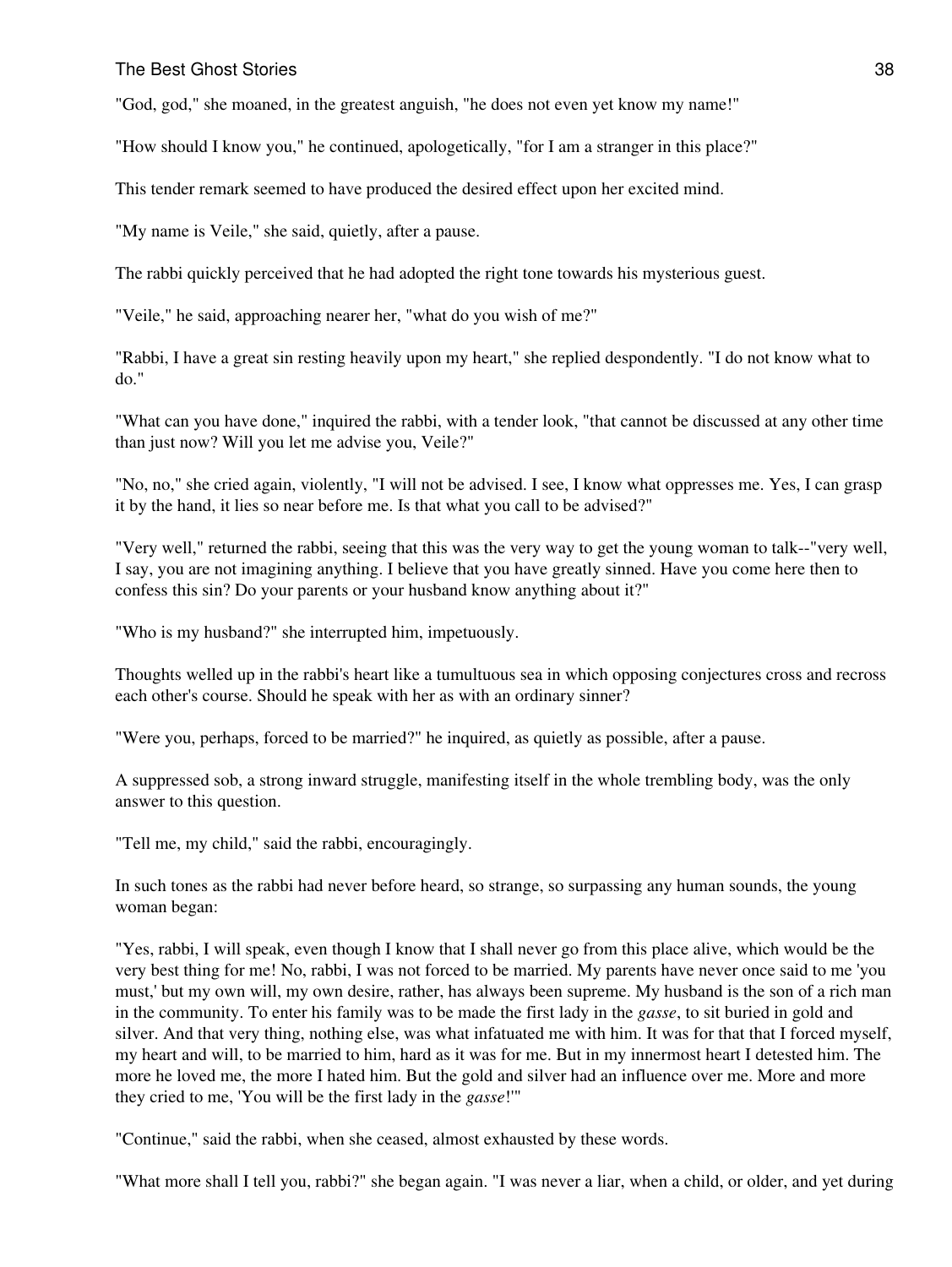"God, god," she moaned, in the greatest anguish, "he does not even yet know my name!"

"How should I know you," he continued, apologetically, "for I am a stranger in this place?"

This tender remark seemed to have produced the desired effect upon her excited mind.

"My name is Veile," she said, quietly, after a pause.

The rabbi quickly perceived that he had adopted the right tone towards his mysterious guest.

"Veile," he said, approaching nearer her, "what do you wish of me?"

"Rabbi, I have a great sin resting heavily upon my heart," she replied despondently. "I do not know what to do."

"What can you have done," inquired the rabbi, with a tender look, "that cannot be discussed at any other time than just now? Will you let me advise you, Veile?"

"No, no," she cried again, violently, "I will not be advised. I see, I know what oppresses me. Yes, I can grasp it by the hand, it lies so near before me. Is that what you call to be advised?"

"Very well," returned the rabbi, seeing that this was the very way to get the young woman to talk--"very well, I say, you are not imagining anything. I believe that you have greatly sinned. Have you come here then to confess this sin? Do your parents or your husband know anything about it?"

"Who is my husband?" she interrupted him, impetuously.

Thoughts welled up in the rabbi's heart like a tumultuous sea in which opposing conjectures cross and recross each other's course. Should he speak with her as with an ordinary sinner?

"Were you, perhaps, forced to be married?" he inquired, as quietly as possible, after a pause.

A suppressed sob, a strong inward struggle, manifesting itself in the whole trembling body, was the only answer to this question.

"Tell me, my child," said the rabbi, encouragingly.

In such tones as the rabbi had never before heard, so strange, so surpassing any human sounds, the young woman began:

"Yes, rabbi, I will speak, even though I know that I shall never go from this place alive, which would be the very best thing for me! No, rabbi, I was not forced to be married. My parents have never once said to me 'you must,' but my own will, my own desire, rather, has always been supreme. My husband is the son of a rich man in the community. To enter his family was to be made the first lady in the *gasse*, to sit buried in gold and silver. And that very thing, nothing else, was what infatuated me with him. It was for that that I forced myself, my heart and will, to be married to him, hard as it was for me. But in my innermost heart I detested him. The more he loved me, the more I hated him. But the gold and silver had an influence over me. More and more they cried to me, 'You will be the first lady in the *gasse*!'"

"Continue," said the rabbi, when she ceased, almost exhausted by these words.

"What more shall I tell you, rabbi?" she began again. "I was never a liar, when a child, or older, and yet during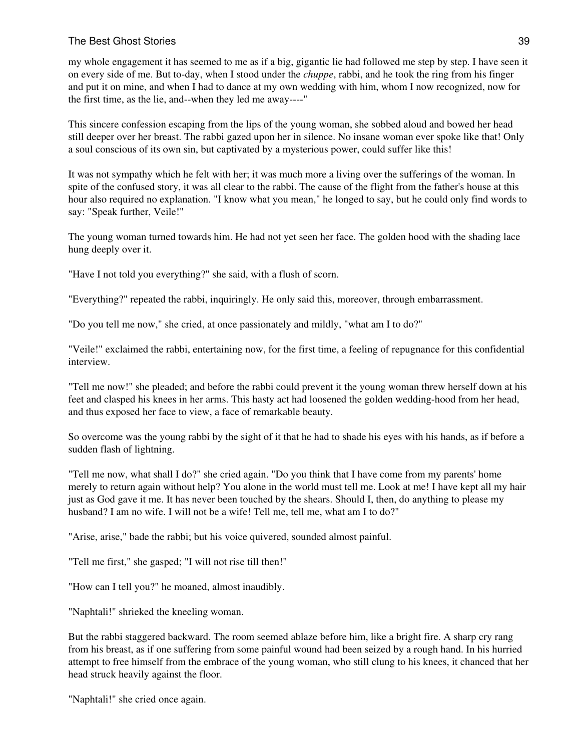my whole engagement it has seemed to me as if a big, gigantic lie had followed me step by step. I have seen it on every side of me. But to-day, when I stood under the *chuppe*, rabbi, and he took the ring from his finger and put it on mine, and when I had to dance at my own wedding with him, whom I now recognized, now for the first time, as the lie, and--when they led me away----"

This sincere confession escaping from the lips of the young woman, she sobbed aloud and bowed her head still deeper over her breast. The rabbi gazed upon her in silence. No insane woman ever spoke like that! Only a soul conscious of its own sin, but captivated by a mysterious power, could suffer like this!

It was not sympathy which he felt with her; it was much more a living over the sufferings of the woman. In spite of the confused story, it was all clear to the rabbi. The cause of the flight from the father's house at this hour also required no explanation. "I know what you mean," he longed to say, but he could only find words to say: "Speak further, Veile!"

The young woman turned towards him. He had not yet seen her face. The golden hood with the shading lace hung deeply over it.

"Have I not told you everything?" she said, with a flush of scorn.

"Everything?" repeated the rabbi, inquiringly. He only said this, moreover, through embarrassment.

"Do you tell me now," she cried, at once passionately and mildly, "what am I to do?"

"Veile!" exclaimed the rabbi, entertaining now, for the first time, a feeling of repugnance for this confidential interview.

"Tell me now!" she pleaded; and before the rabbi could prevent it the young woman threw herself down at his feet and clasped his knees in her arms. This hasty act had loosened the golden wedding-hood from her head, and thus exposed her face to view, a face of remarkable beauty.

So overcome was the young rabbi by the sight of it that he had to shade his eyes with his hands, as if before a sudden flash of lightning.

"Tell me now, what shall I do?" she cried again. "Do you think that I have come from my parents' home merely to return again without help? You alone in the world must tell me. Look at me! I have kept all my hair just as God gave it me. It has never been touched by the shears. Should I, then, do anything to please my husband? I am no wife. I will not be a wife! Tell me, tell me, what am I to do?"

"Arise, arise," bade the rabbi; but his voice quivered, sounded almost painful.

"Tell me first," she gasped; "I will not rise till then!"

"How can I tell you?" he moaned, almost inaudibly.

"Naphtali!" shrieked the kneeling woman.

But the rabbi staggered backward. The room seemed ablaze before him, like a bright fire. A sharp cry rang from his breast, as if one suffering from some painful wound had been seized by a rough hand. In his hurried attempt to free himself from the embrace of the young woman, who still clung to his knees, it chanced that her head struck heavily against the floor.

"Naphtali!" she cried once again.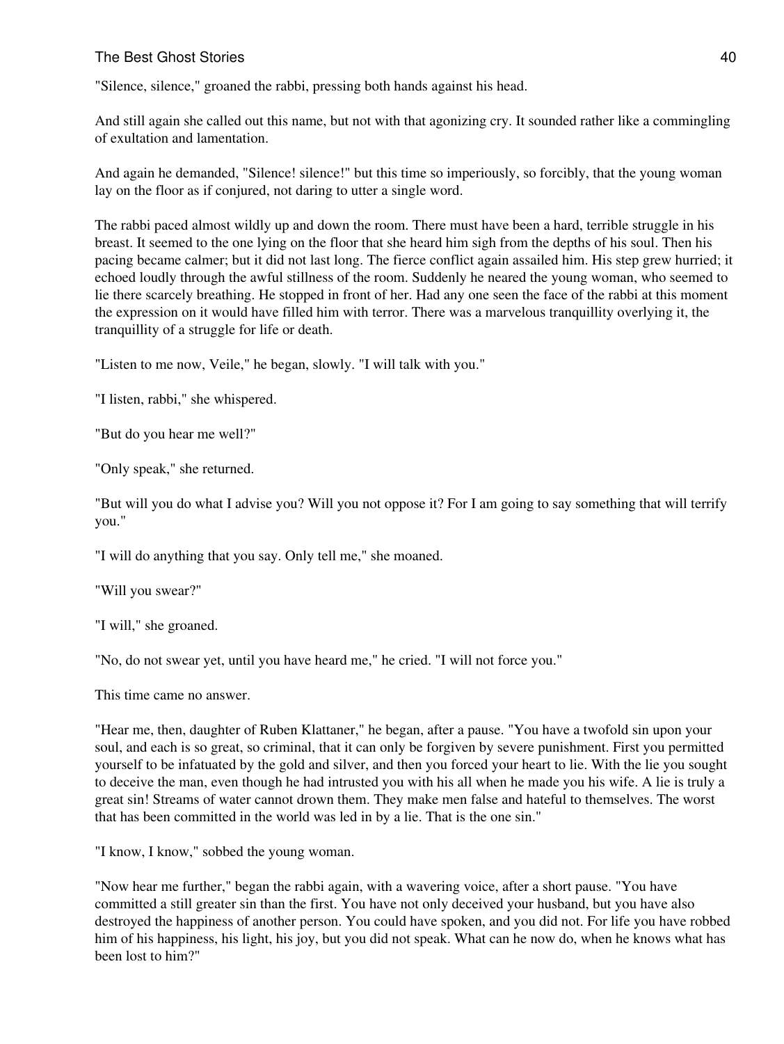"Silence, silence," groaned the rabbi, pressing both hands against his head.

And still again she called out this name, but not with that agonizing cry. It sounded rather like a commingling of exultation and lamentation.

And again he demanded, "Silence! silence!" but this time so imperiously, so forcibly, that the young woman lay on the floor as if conjured, not daring to utter a single word.

The rabbi paced almost wildly up and down the room. There must have been a hard, terrible struggle in his breast. It seemed to the one lying on the floor that she heard him sigh from the depths of his soul. Then his pacing became calmer; but it did not last long. The fierce conflict again assailed him. His step grew hurried; it echoed loudly through the awful stillness of the room. Suddenly he neared the young woman, who seemed to lie there scarcely breathing. He stopped in front of her. Had any one seen the face of the rabbi at this moment the expression on it would have filled him with terror. There was a marvelous tranquillity overlying it, the tranquillity of a struggle for life or death.

"Listen to me now, Veile," he began, slowly. "I will talk with you."

"I listen, rabbi," she whispered.

"But do you hear me well?"

"Only speak," she returned.

"But will you do what I advise you? Will you not oppose it? For I am going to say something that will terrify you."

"I will do anything that you say. Only tell me," she moaned.

"Will you swear?"

"I will," she groaned.

"No, do not swear yet, until you have heard me," he cried. "I will not force you."

This time came no answer.

"Hear me, then, daughter of Ruben Klattaner," he began, after a pause. "You have a twofold sin upon your soul, and each is so great, so criminal, that it can only be forgiven by severe punishment. First you permitted yourself to be infatuated by the gold and silver, and then you forced your heart to lie. With the lie you sought to deceive the man, even though he had intrusted you with his all when he made you his wife. A lie is truly a great sin! Streams of water cannot drown them. They make men false and hateful to themselves. The worst that has been committed in the world was led in by a lie. That is the one sin."

"I know, I know," sobbed the young woman.

"Now hear me further," began the rabbi again, with a wavering voice, after a short pause. "You have committed a still greater sin than the first. You have not only deceived your husband, but you have also destroyed the happiness of another person. You could have spoken, and you did not. For life you have robbed him of his happiness, his light, his joy, but you did not speak. What can he now do, when he knows what has been lost to him?"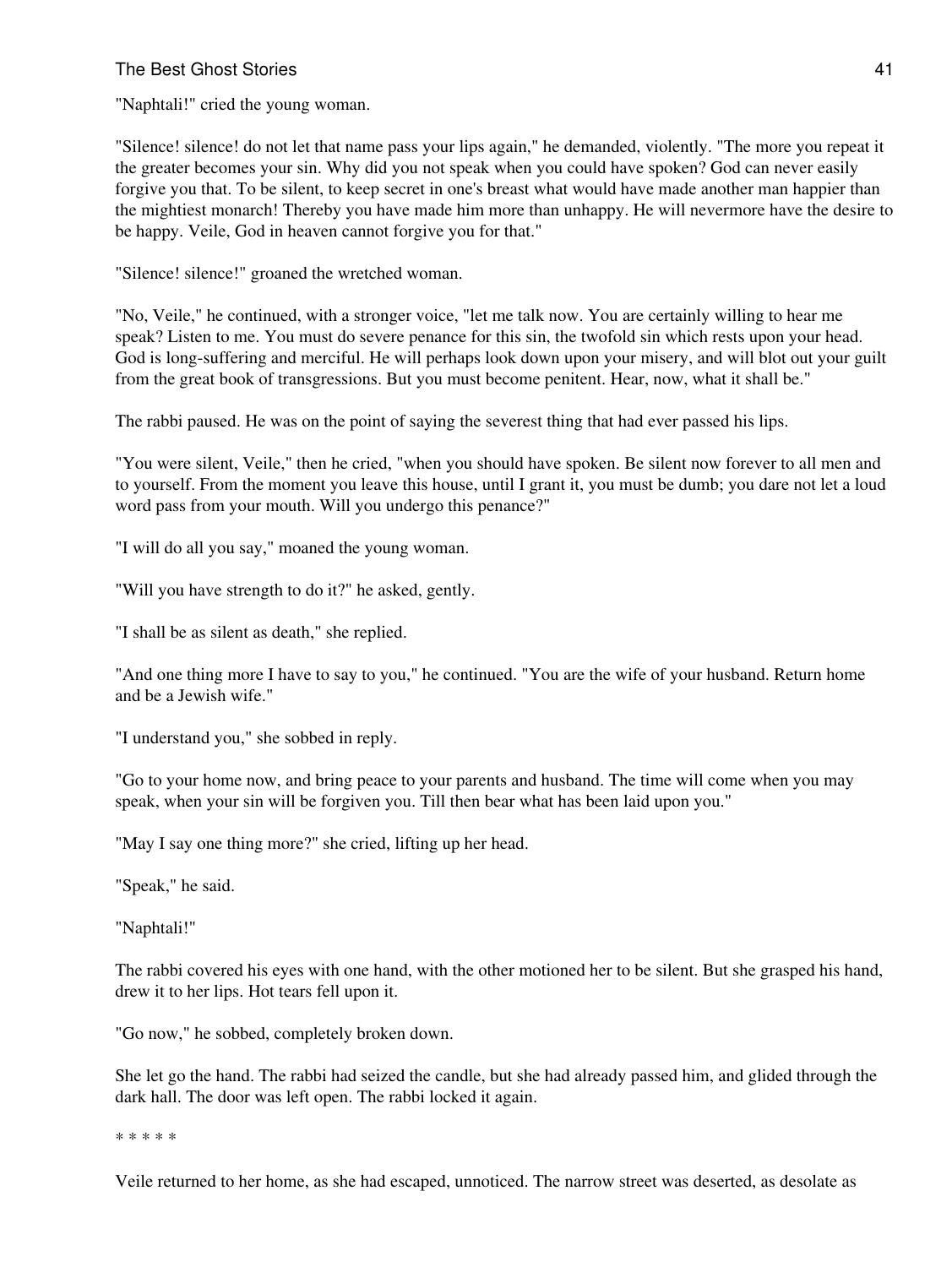"Naphtali!" cried the young woman.

"Silence! silence! do not let that name pass your lips again," he demanded, violently. "The more you repeat it the greater becomes your sin. Why did you not speak when you could have spoken? God can never easily forgive you that. To be silent, to keep secret in one's breast what would have made another man happier than the mightiest monarch! Thereby you have made him more than unhappy. He will nevermore have the desire to be happy. Veile, God in heaven cannot forgive you for that."

"Silence! silence!" groaned the wretched woman.

"No, Veile," he continued, with a stronger voice, "let me talk now. You are certainly willing to hear me speak? Listen to me. You must do severe penance for this sin, the twofold sin which rests upon your head. God is long-suffering and merciful. He will perhaps look down upon your misery, and will blot out your guilt from the great book of transgressions. But you must become penitent. Hear, now, what it shall be."

The rabbi paused. He was on the point of saying the severest thing that had ever passed his lips.

"You were silent, Veile," then he cried, "when you should have spoken. Be silent now forever to all men and to yourself. From the moment you leave this house, until I grant it, you must be dumb; you dare not let a loud word pass from your mouth. Will you undergo this penance?"

"I will do all you say," moaned the young woman.

"Will you have strength to do it?" he asked, gently.

"I shall be as silent as death," she replied.

"And one thing more I have to say to you," he continued. "You are the wife of your husband. Return home and be a Jewish wife."

"I understand you," she sobbed in reply.

"Go to your home now, and bring peace to your parents and husband. The time will come when you may speak, when your sin will be forgiven you. Till then bear what has been laid upon you."

"May I say one thing more?" she cried, lifting up her head.

"Speak," he said.

"Naphtali!"

The rabbi covered his eyes with one hand, with the other motioned her to be silent. But she grasped his hand, drew it to her lips. Hot tears fell upon it.

"Go now," he sobbed, completely broken down.

She let go the hand. The rabbi had seized the candle, but she had already passed him, and glided through the dark hall. The door was left open. The rabbi locked it again.

* * * * *

Veile returned to her home, as she had escaped, unnoticed. The narrow street was deserted, as desolate as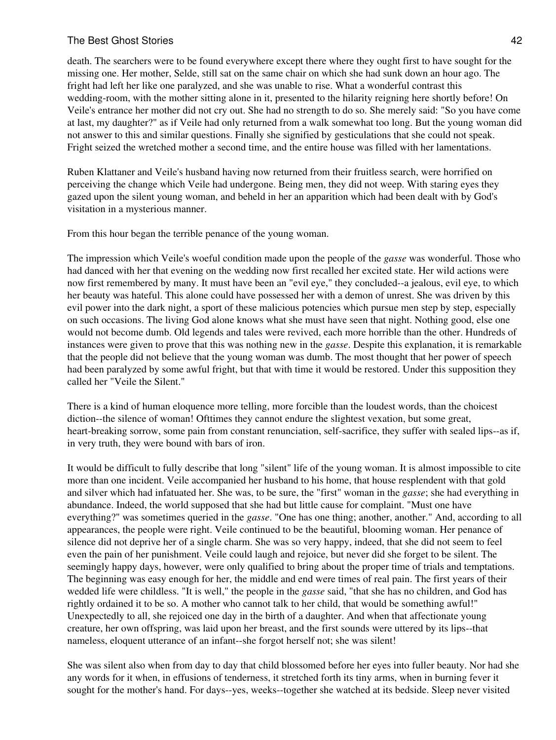death. The searchers were to be found everywhere except there where they ought first to have sought for the missing one. Her mother, Selde, still sat on the same chair on which she had sunk down an hour ago. The fright had left her like one paralyzed, and she was unable to rise. What a wonderful contrast this wedding-room, with the mother sitting alone in it, presented to the hilarity reigning here shortly before! On Veile's entrance her mother did not cry out. She had no strength to do so. She merely said: "So you have come at last, my daughter?" as if Veile had only returned from a walk somewhat too long. But the young woman did not answer to this and similar questions. Finally she signified by gesticulations that she could not speak. Fright seized the wretched mother a second time, and the entire house was filled with her lamentations.

Ruben Klattaner and Veile's husband having now returned from their fruitless search, were horrified on perceiving the change which Veile had undergone. Being men, they did not weep. With staring eyes they gazed upon the silent young woman, and beheld in her an apparition which had been dealt with by God's visitation in a mysterious manner.

From this hour began the terrible penance of the young woman.

The impression which Veile's woeful condition made upon the people of the *gasse* was wonderful. Those who had danced with her that evening on the wedding now first recalled her excited state. Her wild actions were now first remembered by many. It must have been an "evil eye," they concluded--a jealous, evil eye, to which her beauty was hateful. This alone could have possessed her with a demon of unrest. She was driven by this evil power into the dark night, a sport of these malicious potencies which pursue men step by step, especially on such occasions. The living God alone knows what she must have seen that night. Nothing good, else one would not become dumb. Old legends and tales were revived, each more horrible than the other. Hundreds of instances were given to prove that this was nothing new in the *gasse*. Despite this explanation, it is remarkable that the people did not believe that the young woman was dumb. The most thought that her power of speech had been paralyzed by some awful fright, but that with time it would be restored. Under this supposition they called her "Veile the Silent."

There is a kind of human eloquence more telling, more forcible than the loudest words, than the choicest diction--the silence of woman! Ofttimes they cannot endure the slightest vexation, but some great, heart-breaking sorrow, some pain from constant renunciation, self-sacrifice, they suffer with sealed lips--as if, in very truth, they were bound with bars of iron.

It would be difficult to fully describe that long "silent" life of the young woman. It is almost impossible to cite more than one incident. Veile accompanied her husband to his home, that house resplendent with that gold and silver which had infatuated her. She was, to be sure, the "first" woman in the *gasse*; she had everything in abundance. Indeed, the world supposed that she had but little cause for complaint. "Must one have everything?" was sometimes queried in the *gasse*. "One has one thing; another, another." And, according to all appearances, the people were right. Veile continued to be the beautiful, blooming woman. Her penance of silence did not deprive her of a single charm. She was so very happy, indeed, that she did not seem to feel even the pain of her punishment. Veile could laugh and rejoice, but never did she forget to be silent. The seemingly happy days, however, were only qualified to bring about the proper time of trials and temptations. The beginning was easy enough for her, the middle and end were times of real pain. The first years of their wedded life were childless. "It is well," the people in the *gasse* said, "that she has no children, and God has rightly ordained it to be so. A mother who cannot talk to her child, that would be something awful!" Unexpectedly to all, she rejoiced one day in the birth of a daughter. And when that affectionate young creature, her own offspring, was laid upon her breast, and the first sounds were uttered by its lips--that nameless, eloquent utterance of an infant--she forgot herself not; she was silent!

She was silent also when from day to day that child blossomed before her eyes into fuller beauty. Nor had she any words for it when, in effusions of tenderness, it stretched forth its tiny arms, when in burning fever it sought for the mother's hand. For days--yes, weeks--together she watched at its bedside. Sleep never visited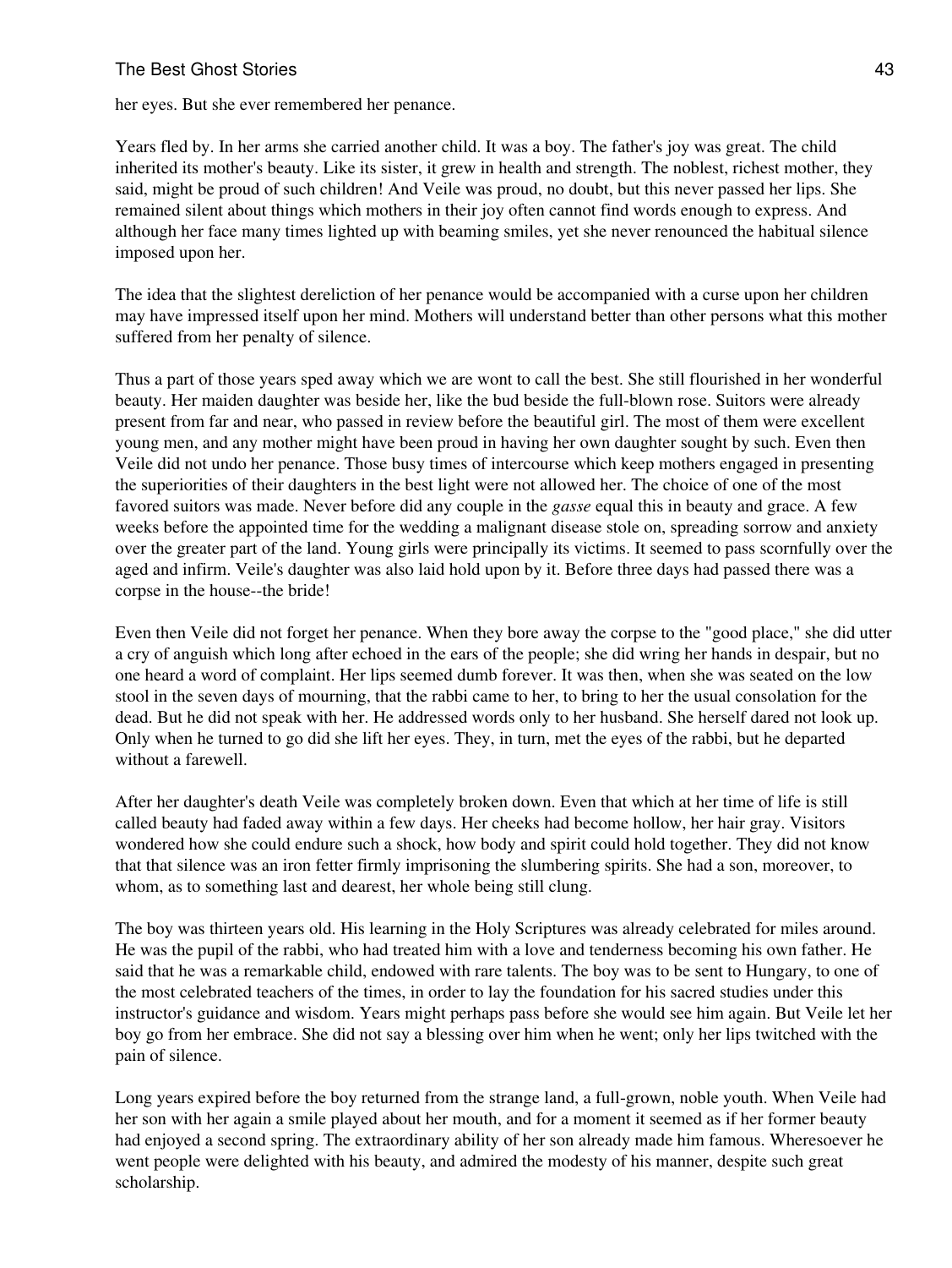her eyes. But she ever remembered her penance.

Years fled by. In her arms she carried another child. It was a boy. The father's joy was great. The child inherited its mother's beauty. Like its sister, it grew in health and strength. The noblest, richest mother, they said, might be proud of such children! And Veile was proud, no doubt, but this never passed her lips. She remained silent about things which mothers in their joy often cannot find words enough to express. And although her face many times lighted up with beaming smiles, yet she never renounced the habitual silence imposed upon her.

The idea that the slightest dereliction of her penance would be accompanied with a curse upon her children may have impressed itself upon her mind. Mothers will understand better than other persons what this mother suffered from her penalty of silence.

Thus a part of those years sped away which we are wont to call the best. She still flourished in her wonderful beauty. Her maiden daughter was beside her, like the bud beside the full-blown rose. Suitors were already present from far and near, who passed in review before the beautiful girl. The most of them were excellent young men, and any mother might have been proud in having her own daughter sought by such. Even then Veile did not undo her penance. Those busy times of intercourse which keep mothers engaged in presenting the superiorities of their daughters in the best light were not allowed her. The choice of one of the most favored suitors was made. Never before did any couple in the *gasse* equal this in beauty and grace. A few weeks before the appointed time for the wedding a malignant disease stole on, spreading sorrow and anxiety over the greater part of the land. Young girls were principally its victims. It seemed to pass scornfully over the aged and infirm. Veile's daughter was also laid hold upon by it. Before three days had passed there was a corpse in the house--the bride!

Even then Veile did not forget her penance. When they bore away the corpse to the "good place," she did utter a cry of anguish which long after echoed in the ears of the people; she did wring her hands in despair, but no one heard a word of complaint. Her lips seemed dumb forever. It was then, when she was seated on the low stool in the seven days of mourning, that the rabbi came to her, to bring to her the usual consolation for the dead. But he did not speak with her. He addressed words only to her husband. She herself dared not look up. Only when he turned to go did she lift her eyes. They, in turn, met the eyes of the rabbi, but he departed without a farewell.

After her daughter's death Veile was completely broken down. Even that which at her time of life is still called beauty had faded away within a few days. Her cheeks had become hollow, her hair gray. Visitors wondered how she could endure such a shock, how body and spirit could hold together. They did not know that that silence was an iron fetter firmly imprisoning the slumbering spirits. She had a son, moreover, to whom, as to something last and dearest, her whole being still clung.

The boy was thirteen years old. His learning in the Holy Scriptures was already celebrated for miles around. He was the pupil of the rabbi, who had treated him with a love and tenderness becoming his own father. He said that he was a remarkable child, endowed with rare talents. The boy was to be sent to Hungary, to one of the most celebrated teachers of the times, in order to lay the foundation for his sacred studies under this instructor's guidance and wisdom. Years might perhaps pass before she would see him again. But Veile let her boy go from her embrace. She did not say a blessing over him when he went; only her lips twitched with the pain of silence.

Long years expired before the boy returned from the strange land, a full-grown, noble youth. When Veile had her son with her again a smile played about her mouth, and for a moment it seemed as if her former beauty had enjoyed a second spring. The extraordinary ability of her son already made him famous. Wheresoever he went people were delighted with his beauty, and admired the modesty of his manner, despite such great scholarship.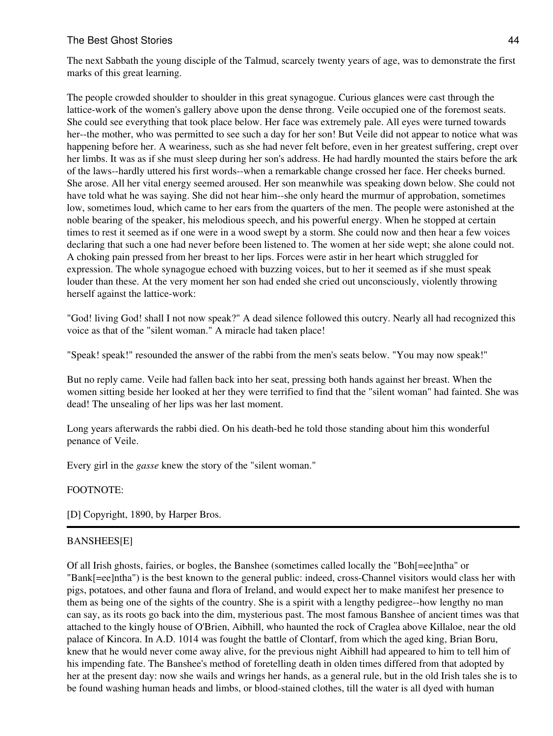The next Sabbath the young disciple of the Talmud, scarcely twenty years of age, was to demonstrate the first marks of this great learning.

The people crowded shoulder to shoulder in this great synagogue. Curious glances were cast through the lattice-work of the women's gallery above upon the dense throng. Veile occupied one of the foremost seats. She could see everything that took place below. Her face was extremely pale. All eyes were turned towards her--the mother, who was permitted to see such a day for her son! But Veile did not appear to notice what was happening before her. A weariness, such as she had never felt before, even in her greatest suffering, crept over her limbs. It was as if she must sleep during her son's address. He had hardly mounted the stairs before the ark of the laws--hardly uttered his first words--when a remarkable change crossed her face. Her cheeks burned. She arose. All her vital energy seemed aroused. Her son meanwhile was speaking down below. She could not have told what he was saying. She did not hear him--she only heard the murmur of approbation, sometimes low, sometimes loud, which came to her ears from the quarters of the men. The people were astonished at the noble bearing of the speaker, his melodious speech, and his powerful energy. When he stopped at certain times to rest it seemed as if one were in a wood swept by a storm. She could now and then hear a few voices declaring that such a one had never before been listened to. The women at her side wept; she alone could not. A choking pain pressed from her breast to her lips. Forces were astir in her heart which struggled for expression. The whole synagogue echoed with buzzing voices, but to her it seemed as if she must speak louder than these. At the very moment her son had ended she cried out unconsciously, violently throwing herself against the lattice-work:

"God! living God! shall I not now speak?" A dead silence followed this outcry. Nearly all had recognized this voice as that of the "silent woman." A miracle had taken place!

"Speak! speak!" resounded the answer of the rabbi from the men's seats below. "You may now speak!"

But no reply came. Veile had fallen back into her seat, pressing both hands against her breast. When the women sitting beside her looked at her they were terrified to find that the "silent woman" had fainted. She was dead! The unsealing of her lips was her last moment.

Long years afterwards the rabbi died. On his death-bed he told those standing about him this wonderful penance of Veile.

Every girl in the *gasse* knew the story of the "silent woman."

FOOTNOTE:

[D] Copyright, 1890, by Harper Bros.

---

## BANSHEES[E]

Of all Irish ghosts, fairies, or bogles, the Banshee (sometimes called locally the "Boh[=ee]ntha" or "Bank[=ee]ntha") is the best known to the general public: indeed, cross-Channel visitors would class her with pigs, potatoes, and other fauna and flora of Ireland, and would expect her to make manifest her presence to them as being one of the sights of the country. She is a spirit with a lengthy pedigree--how lengthy no man can say, as its roots go back into the dim, mysterious past. The most famous Banshee of ancient times was that attached to the kingly house of O'Brien, Aibhill, who haunted the rock of Craglea above Killaloe, near the old palace of Kincora. In A.D. 1014 was fought the battle of Clontarf, from which the aged king, Brian Boru, knew that he would never come away alive, for the previous night Aibhill had appeared to him to tell him of his impending fate. The Banshee's method of foretelling death in olden times differed from that adopted by her at the present day: now she wails and wrings her hands, as a general rule, but in the old Irish tales she is to be found washing human heads and limbs, or blood-stained clothes, till the water is all dyed with human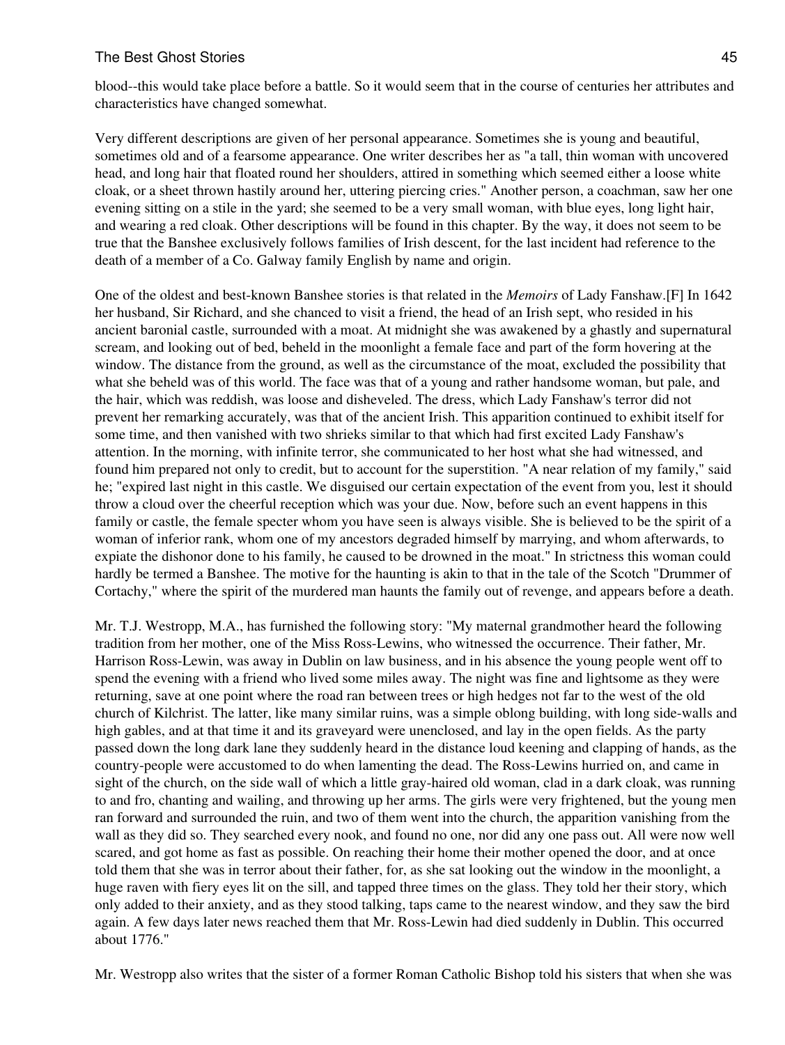blood--this would take place before a battle. So it would seem that in the course of centuries her attributes and characteristics have changed somewhat.

Very different descriptions are given of her personal appearance. Sometimes she is young and beautiful, sometimes old and of a fearsome appearance. One writer describes her as "a tall, thin woman with uncovered head, and long hair that floated round her shoulders, attired in something which seemed either a loose white cloak, or a sheet thrown hastily around her, uttering piercing cries." Another person, a coachman, saw her one evening sitting on a stile in the yard; she seemed to be a very small woman, with blue eyes, long light hair, and wearing a red cloak. Other descriptions will be found in this chapter. By the way, it does not seem to be true that the Banshee exclusively follows families of Irish descent, for the last incident had reference to the death of a member of a Co. Galway family English by name and origin.

One of the oldest and best-known Banshee stories is that related in the *Memoirs* of Lady Fanshaw.[F] In 1642 her husband, Sir Richard, and she chanced to visit a friend, the head of an Irish sept, who resided in his ancient baronial castle, surrounded with a moat. At midnight she was awakened by a ghastly and supernatural scream, and looking out of bed, beheld in the moonlight a female face and part of the form hovering at the window. The distance from the ground, as well as the circumstance of the moat, excluded the possibility that what she beheld was of this world. The face was that of a young and rather handsome woman, but pale, and the hair, which was reddish, was loose and disheveled. The dress, which Lady Fanshaw's terror did not prevent her remarking accurately, was that of the ancient Irish. This apparition continued to exhibit itself for some time, and then vanished with two shrieks similar to that which had first excited Lady Fanshaw's attention. In the morning, with infinite terror, she communicated to her host what she had witnessed, and found him prepared not only to credit, but to account for the superstition. "A near relation of my family," said he; "expired last night in this castle. We disguised our certain expectation of the event from you, lest it should throw a cloud over the cheerful reception which was your due. Now, before such an event happens in this family or castle, the female specter whom you have seen is always visible. She is believed to be the spirit of a woman of inferior rank, whom one of my ancestors degraded himself by marrying, and whom afterwards, to expiate the dishonor done to his family, he caused to be drowned in the moat." In strictness this woman could hardly be termed a Banshee. The motive for the haunting is akin to that in the tale of the Scotch "Drummer of Cortachy," where the spirit of the murdered man haunts the family out of revenge, and appears before a death.

Mr. T.J. Westropp, M.A., has furnished the following story: "My maternal grandmother heard the following tradition from her mother, one of the Miss Ross-Lewins, who witnessed the occurrence. Their father, Mr. Harrison Ross-Lewin, was away in Dublin on law business, and in his absence the young people went off to spend the evening with a friend who lived some miles away. The night was fine and lightsome as they were returning, save at one point where the road ran between trees or high hedges not far to the west of the old church of Kilchrist. The latter, like many similar ruins, was a simple oblong building, with long side-walls and high gables, and at that time it and its graveyard were unenclosed, and lay in the open fields. As the party passed down the long dark lane they suddenly heard in the distance loud keening and clapping of hands, as the country-people were accustomed to do when lamenting the dead. The Ross-Lewins hurried on, and came in sight of the church, on the side wall of which a little gray-haired old woman, clad in a dark cloak, was running to and fro, chanting and wailing, and throwing up her arms. The girls were very frightened, but the young men ran forward and surrounded the ruin, and two of them went into the church, the apparition vanishing from the wall as they did so. They searched every nook, and found no one, nor did any one pass out. All were now well scared, and got home as fast as possible. On reaching their home their mother opened the door, and at once told them that she was in terror about their father, for, as she sat looking out the window in the moonlight, a huge raven with fiery eyes lit on the sill, and tapped three times on the glass. They told her their story, which only added to their anxiety, and as they stood talking, taps came to the nearest window, and they saw the bird again. A few days later news reached them that Mr. Ross-Lewin had died suddenly in Dublin. This occurred about 1776."

Mr. Westropp also writes that the sister of a former Roman Catholic Bishop told his sisters that when she was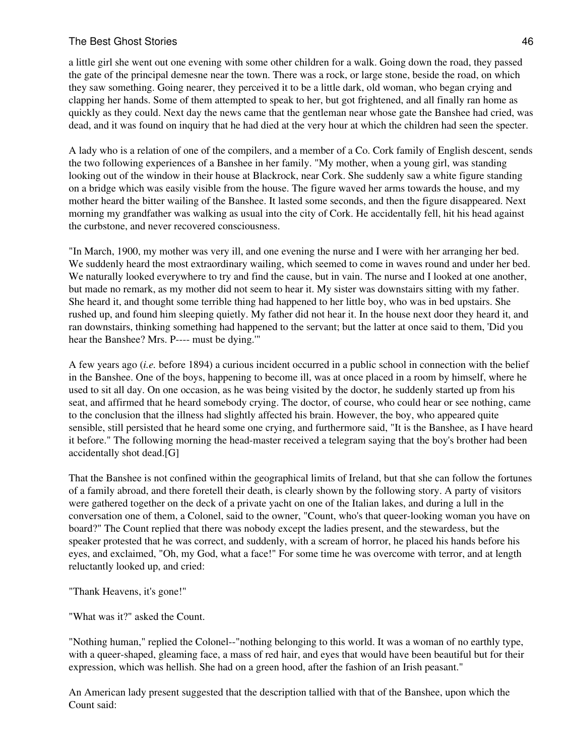a little girl she went out one evening with some other children for a walk. Going down the road, they passed the gate of the principal demesne near the town. There was a rock, or large stone, beside the road, on which they saw something. Going nearer, they perceived it to be a little dark, old woman, who began crying and clapping her hands. Some of them attempted to speak to her, but got frightened, and all finally ran home as quickly as they could. Next day the news came that the gentleman near whose gate the Banshee had cried, was dead, and it was found on inquiry that he had died at the very hour at which the children had seen the specter.

A lady who is a relation of one of the compilers, and a member of a Co. Cork family of English descent, sends the two following experiences of a Banshee in her family. "My mother, when a young girl, was standing looking out of the window in their house at Blackrock, near Cork. She suddenly saw a white figure standing on a bridge which was easily visible from the house. The figure waved her arms towards the house, and my mother heard the bitter wailing of the Banshee. It lasted some seconds, and then the figure disappeared. Next morning my grandfather was walking as usual into the city of Cork. He accidentally fell, hit his head against the curbstone, and never recovered consciousness.

"In March, 1900, my mother was very ill, and one evening the nurse and I were with her arranging her bed. We suddenly heard the most extraordinary wailing, which seemed to come in waves round and under her bed. We naturally looked everywhere to try and find the cause, but in vain. The nurse and I looked at one another, but made no remark, as my mother did not seem to hear it. My sister was downstairs sitting with my father. She heard it, and thought some terrible thing had happened to her little boy, who was in bed upstairs. She rushed up, and found him sleeping quietly. My father did not hear it. In the house next door they heard it, and ran downstairs, thinking something had happened to the servant; but the latter at once said to them, 'Did you hear the Banshee? Mrs. P---- must be dying.'"

A few years ago (*i.e.* before 1894) a curious incident occurred in a public school in connection with the belief in the Banshee. One of the boys, happening to become ill, was at once placed in a room by himself, where he used to sit all day. On one occasion, as he was being visited by the doctor, he suddenly started up from his seat, and affirmed that he heard somebody crying. The doctor, of course, who could hear or see nothing, came to the conclusion that the illness had slightly affected his brain. However, the boy, who appeared quite sensible, still persisted that he heard some one crying, and furthermore said, "It is the Banshee, as I have heard it before." The following morning the head-master received a telegram saying that the boy's brother had been accidentally shot dead.[G]

That the Banshee is not confined within the geographical limits of Ireland, but that she can follow the fortunes of a family abroad, and there foretell their death, is clearly shown by the following story. A party of visitors were gathered together on the deck of a private yacht on one of the Italian lakes, and during a lull in the conversation one of them, a Colonel, said to the owner, "Count, who's that queer-looking woman you have on board?" The Count replied that there was nobody except the ladies present, and the stewardess, but the speaker protested that he was correct, and suddenly, with a scream of horror, he placed his hands before his eyes, and exclaimed, "Oh, my God, what a face!" For some time he was overcome with terror, and at length reluctantly looked up, and cried:

"Thank Heavens, it's gone!"

"What was it?" asked the Count.

"Nothing human," replied the Colonel--"nothing belonging to this world. It was a woman of no earthly type, with a queer-shaped, gleaming face, a mass of red hair, and eyes that would have been beautiful but for their expression, which was hellish. She had on a green hood, after the fashion of an Irish peasant."

An American lady present suggested that the description tallied with that of the Banshee, upon which the Count said: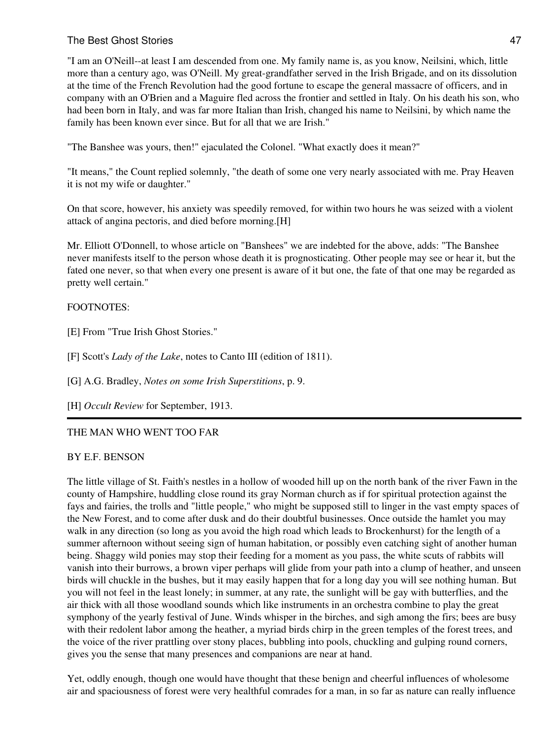"I am an O'Neill--at least I am descended from one. My family name is, as you know, Neilsini, which, little more than a century ago, was O'Neill. My great-grandfather served in the Irish Brigade, and on its dissolution at the time of the French Revolution had the good fortune to escape the general massacre of officers, and in company with an O'Brien and a Maguire fled across the frontier and settled in Italy. On his death his son, who had been born in Italy, and was far more Italian than Irish, changed his name to Neilsini, by which name the family has been known ever since. But for all that we are Irish."

"The Banshee was yours, then!" ejaculated the Colonel. "What exactly does it mean?"

"It means," the Count replied solemnly, "the death of some one very nearly associated with me. Pray Heaven it is not my wife or daughter."

On that score, however, his anxiety was speedily removed, for within two hours he was seized with a violent attack of angina pectoris, and died before morning.[H]

Mr. Elliott O'Donnell, to whose article on "Banshees" we are indebted for the above, adds: "The Banshee never manifests itself to the person whose death it is prognosticating. Other people may see or hear it, but the fated one never, so that when every one present is aware of it but one, the fate of that one may be regarded as pretty well certain."

FOOTNOTES:

[E] From "True Irish Ghost Stories."

[F] Scott's *Lady of the Lake*, notes to Canto III (edition of 1811).

[G] A.G. Bradley, *Notes on some Irish Superstitions*, p. 9.

[H] *Occult Review* for September, 1913.

---

## THE MAN WHO WENT TOO FAR

### BY E.F. BENSON

The little village of St. Faith's nestles in a hollow of wooded hill up on the north bank of the river Fawn in the county of Hampshire, huddling close round its gray Norman church as if for spiritual protection against the fays and fairies, the trolls and "little people," who might be supposed still to linger in the vast empty spaces of the New Forest, and to come after dusk and do their doubtful businesses. Once outside the hamlet you may walk in any direction (so long as you avoid the high road which leads to Brockenhurst) for the length of a summer afternoon without seeing sign of human habitation, or possibly even catching sight of another human being. Shaggy wild ponies may stop their feeding for a moment as you pass, the white scuts of rabbits will vanish into their burrows, a brown viper perhaps will glide from your path into a clump of heather, and unseen birds will chuckle in the bushes, but it may easily happen that for a long day you will see nothing human. But you will not feel in the least lonely; in summer, at any rate, the sunlight will be gay with butterflies, and the air thick with all those woodland sounds which like instruments in an orchestra combine to play the great symphony of the yearly festival of June. Winds whisper in the birches, and sigh among the firs; bees are busy with their redolent labor among the heather, a myriad birds chirp in the green temples of the forest trees, and the voice of the river prattling over stony places, bubbling into pools, chuckling and gulping round corners, gives you the sense that many presences and companions are near at hand.

Yet, oddly enough, though one would have thought that these benign and cheerful influences of wholesome air and spaciousness of forest were very healthful comrades for a man, in so far as nature can really influence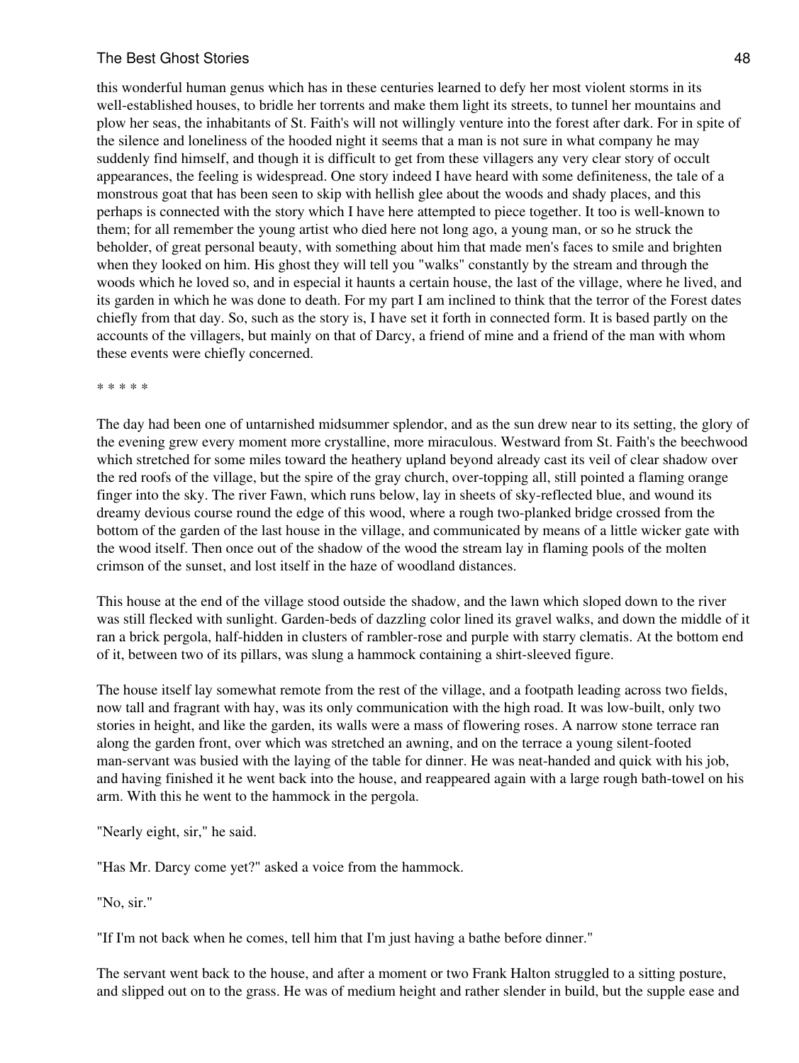this wonderful human genus which has in these centuries learned to defy her most violent storms in its well-established houses, to bridle her torrents and make them light its streets, to tunnel her mountains and plow her seas, the inhabitants of St. Faith's will not willingly venture into the forest after dark. For in spite of the silence and loneliness of the hooded night it seems that a man is not sure in what company he may suddenly find himself, and though it is difficult to get from these villagers any very clear story of occult appearances, the feeling is widespread. One story indeed I have heard with some definiteness, the tale of a monstrous goat that has been seen to skip with hellish glee about the woods and shady places, and this perhaps is connected with the story which I have here attempted to piece together. It too is well-known to them; for all remember the young artist who died here not long ago, a young man, or so he struck the beholder, of great personal beauty, with something about him that made men's faces to smile and brighten when they looked on him. His ghost they will tell you "walks" constantly by the stream and through the woods which he loved so, and in especial it haunts a certain house, the last of the village, where he lived, and its garden in which he was done to death. For my part I am inclined to think that the terror of the Forest dates chiefly from that day. So, such as the story is, I have set it forth in connected form. It is based partly on the accounts of the villagers, but mainly on that of Darcy, a friend of mine and a friend of the man with whom these events were chiefly concerned.

\* \* \* \* \*

The day had been one of untarnished midsummer splendor, and as the sun drew near to its setting, the glory of the evening grew every moment more crystalline, more miraculous. Westward from St. Faith's the beechwood which stretched for some miles toward the heathery upland beyond already cast its veil of clear shadow over the red roofs of the village, but the spire of the gray church, over-topping all, still pointed a flaming orange finger into the sky. The river Fawn, which runs below, lay in sheets of sky-reflected blue, and wound its dreamy devious course round the edge of this wood, where a rough two-planked bridge crossed from the bottom of the garden of the last house in the village, and communicated by means of a little wicker gate with the wood itself. Then once out of the shadow of the wood the stream lay in flaming pools of the molten crimson of the sunset, and lost itself in the haze of woodland distances.

This house at the end of the village stood outside the shadow, and the lawn which sloped down to the river was still flecked with sunlight. Garden-beds of dazzling color lined its gravel walks, and down the middle of it ran a brick pergola, half-hidden in clusters of rambler-rose and purple with starry clematis. At the bottom end of it, between two of its pillars, was slung a hammock containing a shirt-sleeved figure.

The house itself lay somewhat remote from the rest of the village, and a footpath leading across two fields, now tall and fragrant with hay, was its only communication with the high road. It was low-built, only two stories in height, and like the garden, its walls were a mass of flowering roses. A narrow stone terrace ran along the garden front, over which was stretched an awning, and on the terrace a young silent-footed man-servant was busied with the laying of the table for dinner. He was neat-handed and quick with his job, and having finished it he went back into the house, and reappeared again with a large rough bath-towel on his arm. With this he went to the hammock in the pergola.

"Nearly eight, sir," he said.

"Has Mr. Darcy come yet?" asked a voice from the hammock.

"No, sir."

"If I'm not back when he comes, tell him that I'm just having a bathe before dinner."

The servant went back to the house, and after a moment or two Frank Halton struggled to a sitting posture, and slipped out on to the grass. He was of medium height and rather slender in build, but the supple ease and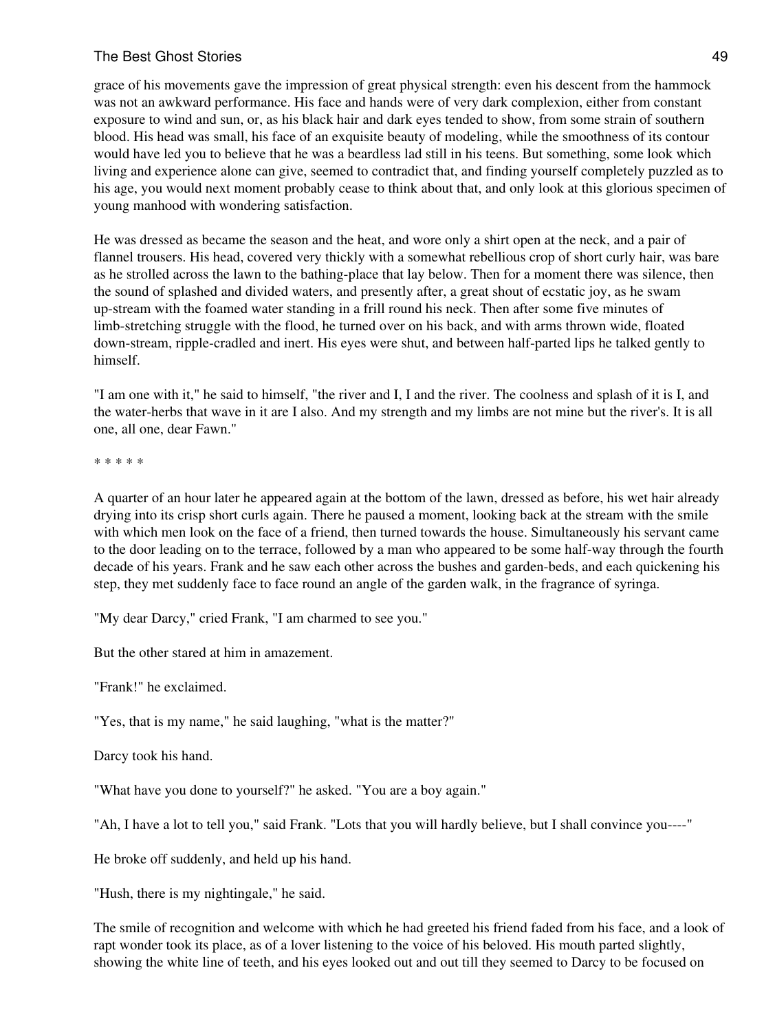grace of his movements gave the impression of great physical strength: even his descent from the hammock was not an awkward performance. His face and hands were of very dark complexion, either from constant exposure to wind and sun, or, as his black hair and dark eyes tended to show, from some strain of southern blood. His head was small, his face of an exquisite beauty of modeling, while the smoothness of its contour would have led you to believe that he was a beardless lad still in his teens. But something, some look which living and experience alone can give, seemed to contradict that, and finding yourself completely puzzled as to his age, you would next moment probably cease to think about that, and only look at this glorious specimen of young manhood with wondering satisfaction.

He was dressed as became the season and the heat, and wore only a shirt open at the neck, and a pair of flannel trousers. His head, covered very thickly with a somewhat rebellious crop of short curly hair, was bare as he strolled across the lawn to the bathing-place that lay below. Then for a moment there was silence, then the sound of splashed and divided waters, and presently after, a great shout of ecstatic joy, as he swam up-stream with the foamed water standing in a frill round his neck. Then after some five minutes of limb-stretching struggle with the flood, he turned over on his back, and with arms thrown wide, floated down-stream, ripple-cradled and inert. His eyes were shut, and between half-parted lips he talked gently to himself.

"I am one with it," he said to himself, "the river and I, I and the river. The coolness and splash of it is I, and the water-herbs that wave in it are I also. And my strength and my limbs are not mine but the river's. It is all one, all one, dear Fawn."

* * * * *

A quarter of an hour later he appeared again at the bottom of the lawn, dressed as before, his wet hair already drying into its crisp short curls again. There he paused a moment, looking back at the stream with the smile with which men look on the face of a friend, then turned towards the house. Simultaneously his servant came to the door leading on to the terrace, followed by a man who appeared to be some half-way through the fourth decade of his years. Frank and he saw each other across the bushes and garden-beds, and each quickening his step, they met suddenly face to face round an angle of the garden walk, in the fragrance of syringa.

"My dear Darcy," cried Frank, "I am charmed to see you."

But the other stared at him in amazement.

"Frank!" he exclaimed.

"Yes, that is my name," he said laughing, "what is the matter?"

Darcy took his hand.

"What have you done to yourself?" he asked. "You are a boy again."

"Ah, I have a lot to tell you," said Frank. "Lots that you will hardly believe, but I shall convince you----"

He broke off suddenly, and held up his hand.

"Hush, there is my nightingale," he said.

The smile of recognition and welcome with which he had greeted his friend faded from his face, and a look of rapt wonder took its place, as of a lover listening to the voice of his beloved. His mouth parted slightly, showing the white line of teeth, and his eyes looked out and out till they seemed to Darcy to be focused on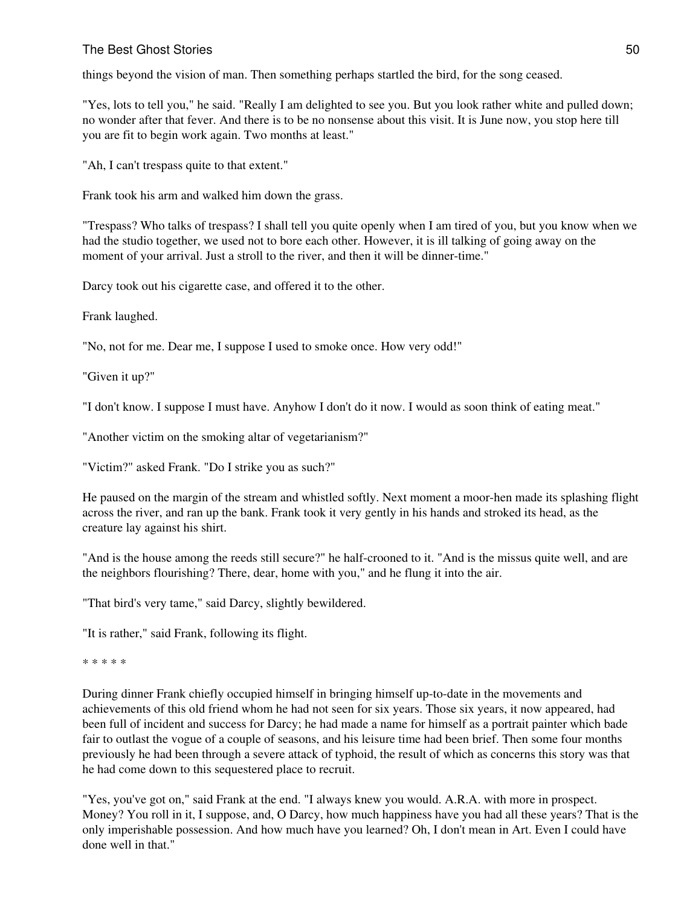things beyond the vision of man. Then something perhaps startled the bird, for the song ceased.

"Yes, lots to tell you," he said. "Really I am delighted to see you. But you look rather white and pulled down; no wonder after that fever. And there is to be no nonsense about this visit. It is June now, you stop here till you are fit to begin work again. Two months at least."

"Ah, I can't trespass quite to that extent."

Frank took his arm and walked him down the grass.

"Trespass? Who talks of trespass? I shall tell you quite openly when I am tired of you, but you know when we had the studio together, we used not to bore each other. However, it is ill talking of going away on the moment of your arrival. Just a stroll to the river, and then it will be dinner-time."

Darcy took out his cigarette case, and offered it to the other.

Frank laughed.

"No, not for me. Dear me, I suppose I used to smoke once. How very odd!"

"Given it up?"

"I don't know. I suppose I must have. Anyhow I don't do it now. I would as soon think of eating meat."

"Another victim on the smoking altar of vegetarianism?"

"Victim?" asked Frank. "Do I strike you as such?"

He paused on the margin of the stream and whistled softly. Next moment a moor-hen made its splashing flight across the river, and ran up the bank. Frank took it very gently in his hands and stroked its head, as the creature lay against his shirt.

"And is the house among the reeds still secure?" he half-crooned to it. "And is the missus quite well, and are the neighbors flourishing? There, dear, home with you," and he flung it into the air.

"That bird's very tame," said Darcy, slightly bewildered.

"It is rather," said Frank, following its flight.

\* \* \* \* \*

During dinner Frank chiefly occupied himself in bringing himself up-to-date in the movements and achievements of this old friend whom he had not seen for six years. Those six years, it now appeared, had been full of incident and success for Darcy; he had made a name for himself as a portrait painter which bade fair to outlast the vogue of a couple of seasons, and his leisure time had been brief. Then some four months previously he had been through a severe attack of typhoid, the result of which as concerns this story was that he had come down to this sequestered place to recruit.

"Yes, you've got on," said Frank at the end. "I always knew you would. A.R.A. with more in prospect. Money? You roll in it, I suppose, and, O Darcy, how much happiness have you had all these years? That is the only imperishable possession. And how much have you learned? Oh, I don't mean in Art. Even I could have done well in that."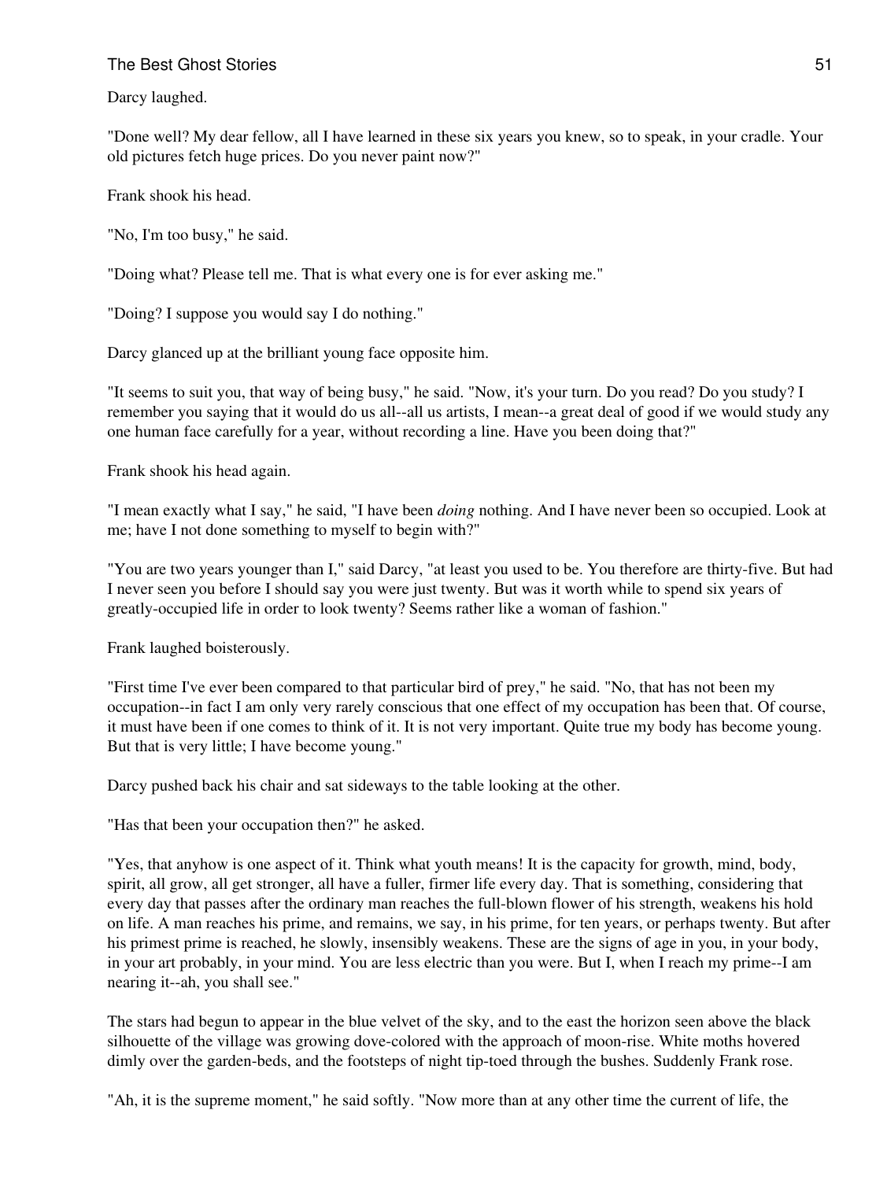Darcy laughed.

"Done well? My dear fellow, all I have learned in these six years you knew, so to speak, in your cradle. Your old pictures fetch huge prices. Do you never paint now?"

Frank shook his head.

"No, I'm too busy," he said.

"Doing what? Please tell me. That is what every one is for ever asking me."

"Doing? I suppose you would say I do nothing."

Darcy glanced up at the brilliant young face opposite him.

"It seems to suit you, that way of being busy," he said. "Now, it's your turn. Do you read? Do you study? I remember you saying that it would do us all--all us artists, I mean--a great deal of good if we would study any one human face carefully for a year, without recording a line. Have you been doing that?"

Frank shook his head again.

"I mean exactly what I say," he said, "I have been *doing* nothing. And I have never been so occupied. Look at me; have I not done something to myself to begin with?"

"You are two years younger than I," said Darcy, "at least you used to be. You therefore are thirty-five. But had I never seen you before I should say you were just twenty. But was it worth while to spend six years of greatly-occupied life in order to look twenty? Seems rather like a woman of fashion."

Frank laughed boisterously.

"First time I've ever been compared to that particular bird of prey," he said. "No, that has not been my occupation--in fact I am only very rarely conscious that one effect of my occupation has been that. Of course, it must have been if one comes to think of it. It is not very important. Quite true my body has become young. But that is very little; I have become young."

Darcy pushed back his chair and sat sideways to the table looking at the other.

"Has that been your occupation then?" he asked.

"Yes, that anyhow is one aspect of it. Think what youth means! It is the capacity for growth, mind, body, spirit, all grow, all get stronger, all have a fuller, firmer life every day. That is something, considering that every day that passes after the ordinary man reaches the full-blown flower of his strength, weakens his hold on life. A man reaches his prime, and remains, we say, in his prime, for ten years, or perhaps twenty. But after his primest prime is reached, he slowly, insensibly weakens. These are the signs of age in you, in your body, in your art probably, in your mind. You are less electric than you were. But I, when I reach my prime--I am nearing it--ah, you shall see."

The stars had begun to appear in the blue velvet of the sky, and to the east the horizon seen above the black silhouette of the village was growing dove-colored with the approach of moon-rise. White moths hovered dimly over the garden-beds, and the footsteps of night tip-toed through the bushes. Suddenly Frank rose.

"Ah, it is the supreme moment," he said softly. "Now more than at any other time the current of life, the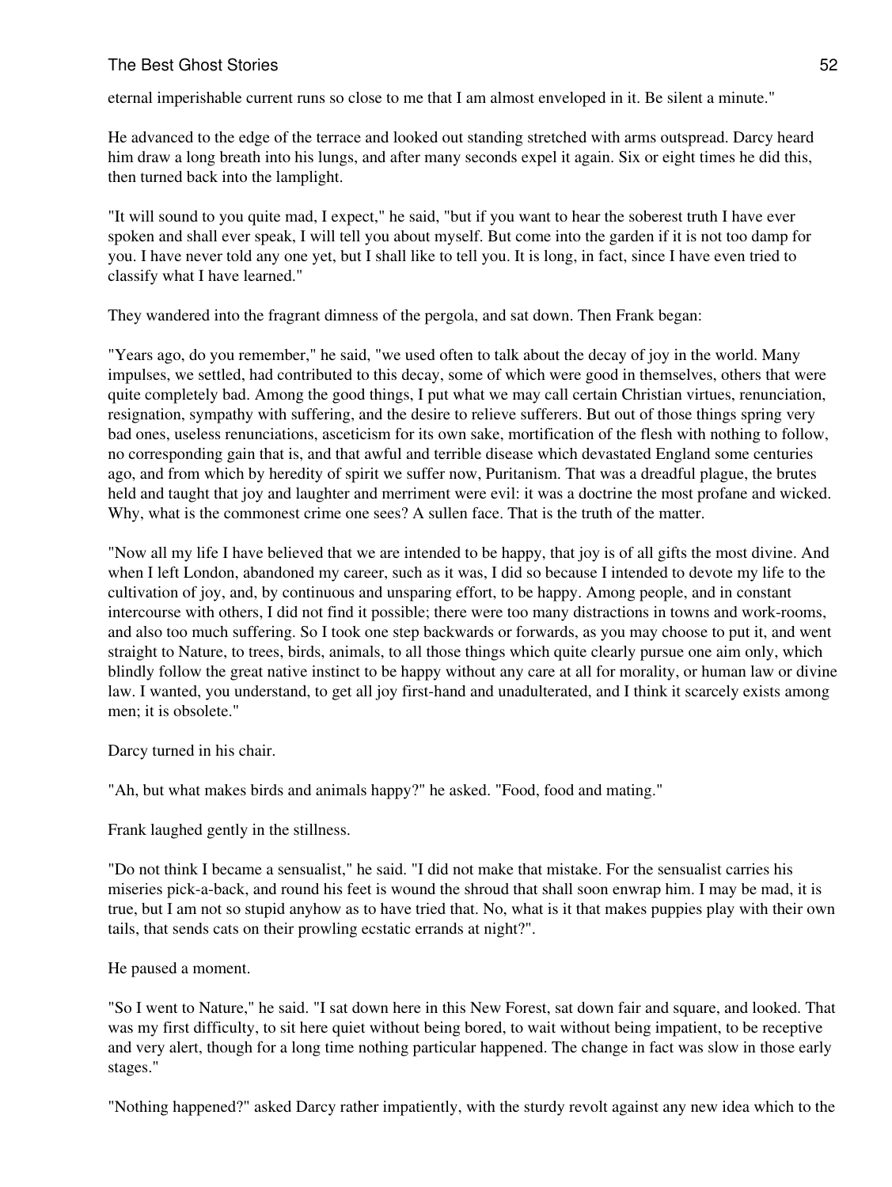eternal imperishable current runs so close to me that I am almost enveloped in it. Be silent a minute."

He advanced to the edge of the terrace and looked out standing stretched with arms outspread. Darcy heard him draw a long breath into his lungs, and after many seconds expel it again. Six or eight times he did this, then turned back into the lamplight.

"It will sound to you quite mad, I expect," he said, "but if you want to hear the soberest truth I have ever spoken and shall ever speak, I will tell you about myself. But come into the garden if it is not too damp for you. I have never told any one yet, but I shall like to tell you. It is long, in fact, since I have even tried to classify what I have learned."

They wandered into the fragrant dimness of the pergola, and sat down. Then Frank began:

"Years ago, do you remember," he said, "we used often to talk about the decay of joy in the world. Many impulses, we settled, had contributed to this decay, some of which were good in themselves, others that were quite completely bad. Among the good things, I put what we may call certain Christian virtues, renunciation, resignation, sympathy with suffering, and the desire to relieve sufferers. But out of those things spring very bad ones, useless renunciations, asceticism for its own sake, mortification of the flesh with nothing to follow, no corresponding gain that is, and that awful and terrible disease which devastated England some centuries ago, and from which by heredity of spirit we suffer now, Puritanism. That was a dreadful plague, the brutes held and taught that joy and laughter and merriment were evil: it was a doctrine the most profane and wicked. Why, what is the commonest crime one sees? A sullen face. That is the truth of the matter.

"Now all my life I have believed that we are intended to be happy, that joy is of all gifts the most divine. And when I left London, abandoned my career, such as it was, I did so because I intended to devote my life to the cultivation of joy, and, by continuous and unsparing effort, to be happy. Among people, and in constant intercourse with others, I did not find it possible; there were too many distractions in towns and work-rooms, and also too much suffering. So I took one step backwards or forwards, as you may choose to put it, and went straight to Nature, to trees, birds, animals, to all those things which quite clearly pursue one aim only, which blindly follow the great native instinct to be happy without any care at all for morality, or human law or divine law. I wanted, you understand, to get all joy first-hand and unadulterated, and I think it scarcely exists among men; it is obsolete."

Darcy turned in his chair.

"Ah, but what makes birds and animals happy?" he asked. "Food, food and mating."

Frank laughed gently in the stillness.

"Do not think I became a sensualist," he said. "I did not make that mistake. For the sensualist carries his miseries pick-a-back, and round his feet is wound the shroud that shall soon enwrap him. I may be mad, it is true, but I am not so stupid anyhow as to have tried that. No, what is it that makes puppies play with their own tails, that sends cats on their prowling ecstatic errands at night?".

He paused a moment.

"So I went to Nature," he said. "I sat down here in this New Forest, sat down fair and square, and looked. That was my first difficulty, to sit here quiet without being bored, to wait without being impatient, to be receptive and very alert, though for a long time nothing particular happened. The change in fact was slow in those early stages."

"Nothing happened?" asked Darcy rather impatiently, with the sturdy revolt against any new idea which to the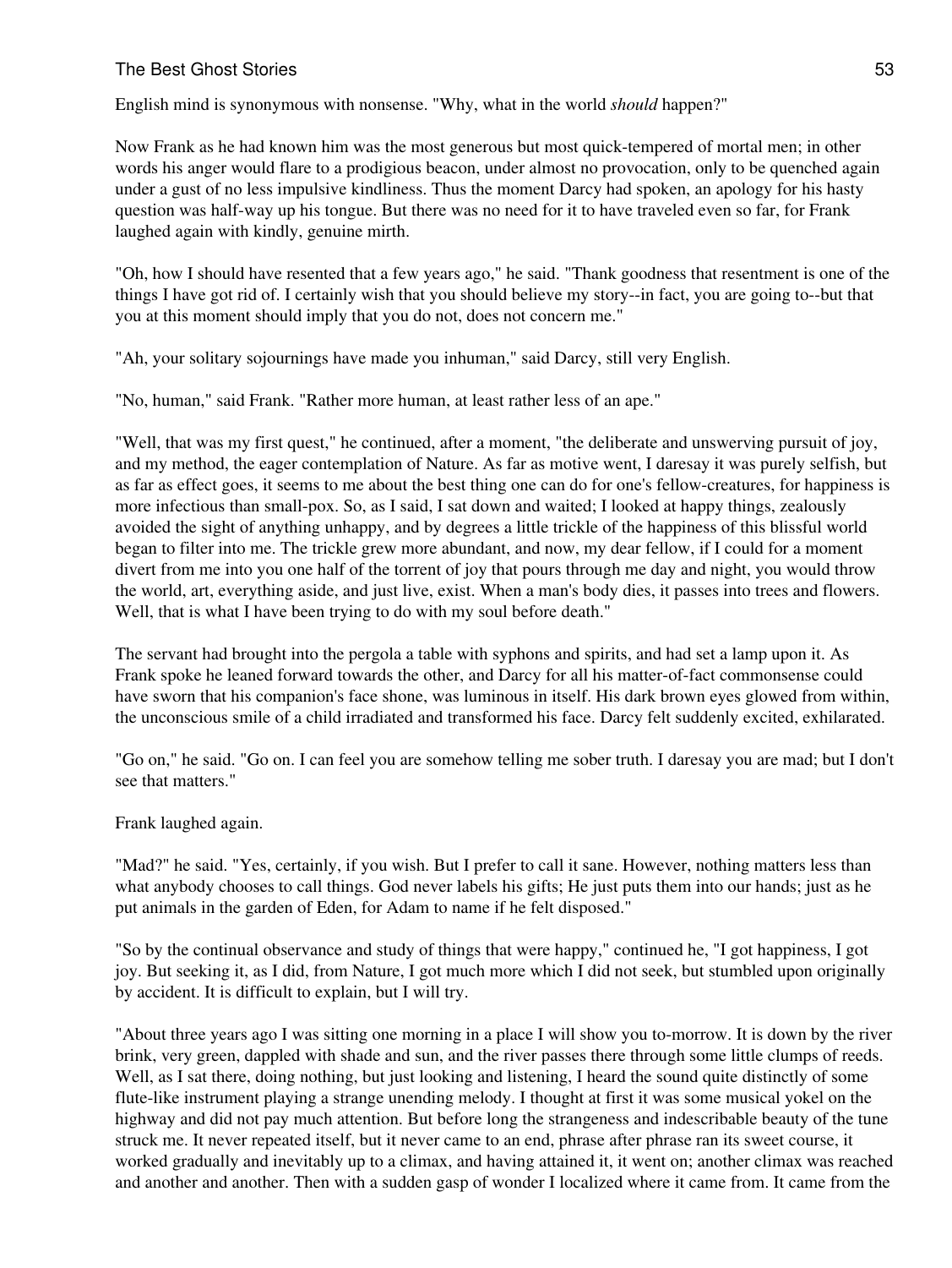English mind is synonymous with nonsense. "Why, what in the world *should* happen?"

Now Frank as he had known him was the most generous but most quick-tempered of mortal men; in other words his anger would flare to a prodigious beacon, under almost no provocation, only to be quenched again under a gust of no less impulsive kindliness. Thus the moment Darcy had spoken, an apology for his hasty question was half-way up his tongue. But there was no need for it to have traveled even so far, for Frank laughed again with kindly, genuine mirth.

"Oh, how I should have resented that a few years ago," he said. "Thank goodness that resentment is one of the things I have got rid of. I certainly wish that you should believe my story--in fact, you are going to--but that you at this moment should imply that you do not, does not concern me."

"Ah, your solitary sojournings have made you inhuman," said Darcy, still very English.

"No, human," said Frank. "Rather more human, at least rather less of an ape."

"Well, that was my first quest," he continued, after a moment, "the deliberate and unswerving pursuit of joy, and my method, the eager contemplation of Nature. As far as motive went, I daresay it was purely selfish, but as far as effect goes, it seems to me about the best thing one can do for one's fellow-creatures, for happiness is more infectious than small-pox. So, as I said, I sat down and waited; I looked at happy things, zealously avoided the sight of anything unhappy, and by degrees a little trickle of the happiness of this blissful world began to filter into me. The trickle grew more abundant, and now, my dear fellow, if I could for a moment divert from me into you one half of the torrent of joy that pours through me day and night, you would throw the world, art, everything aside, and just live, exist. When a man's body dies, it passes into trees and flowers. Well, that is what I have been trying to do with my soul before death."

The servant had brought into the pergola a table with syphons and spirits, and had set a lamp upon it. As Frank spoke he leaned forward towards the other, and Darcy for all his matter-of-fact commonsense could have sworn that his companion's face shone, was luminous in itself. His dark brown eyes glowed from within, the unconscious smile of a child irradiated and transformed his face. Darcy felt suddenly excited, exhilarated.

"Go on," he said. "Go on. I can feel you are somehow telling me sober truth. I daresay you are mad; but I don't see that matters."

Frank laughed again.

"Mad?" he said. "Yes, certainly, if you wish. But I prefer to call it sane. However, nothing matters less than what anybody chooses to call things. God never labels his gifts; He just puts them into our hands; just as he put animals in the garden of Eden, for Adam to name if he felt disposed."

"So by the continual observance and study of things that were happy," continued he, "I got happiness, I got joy. But seeking it, as I did, from Nature, I got much more which I did not seek, but stumbled upon originally by accident. It is difficult to explain, but I will try.

"About three years ago I was sitting one morning in a place I will show you to-morrow. It is down by the river brink, very green, dappled with shade and sun, and the river passes there through some little clumps of reeds. Well, as I sat there, doing nothing, but just looking and listening, I heard the sound quite distinctly of some flute-like instrument playing a strange unending melody. I thought at first it was some musical yokel on the highway and did not pay much attention. But before long the strangeness and indescribable beauty of the tune struck me. It never repeated itself, but it never came to an end, phrase after phrase ran its sweet course, it worked gradually and inevitably up to a climax, and having attained it, it went on; another climax was reached and another and another. Then with a sudden gasp of wonder I localized where it came from. It came from the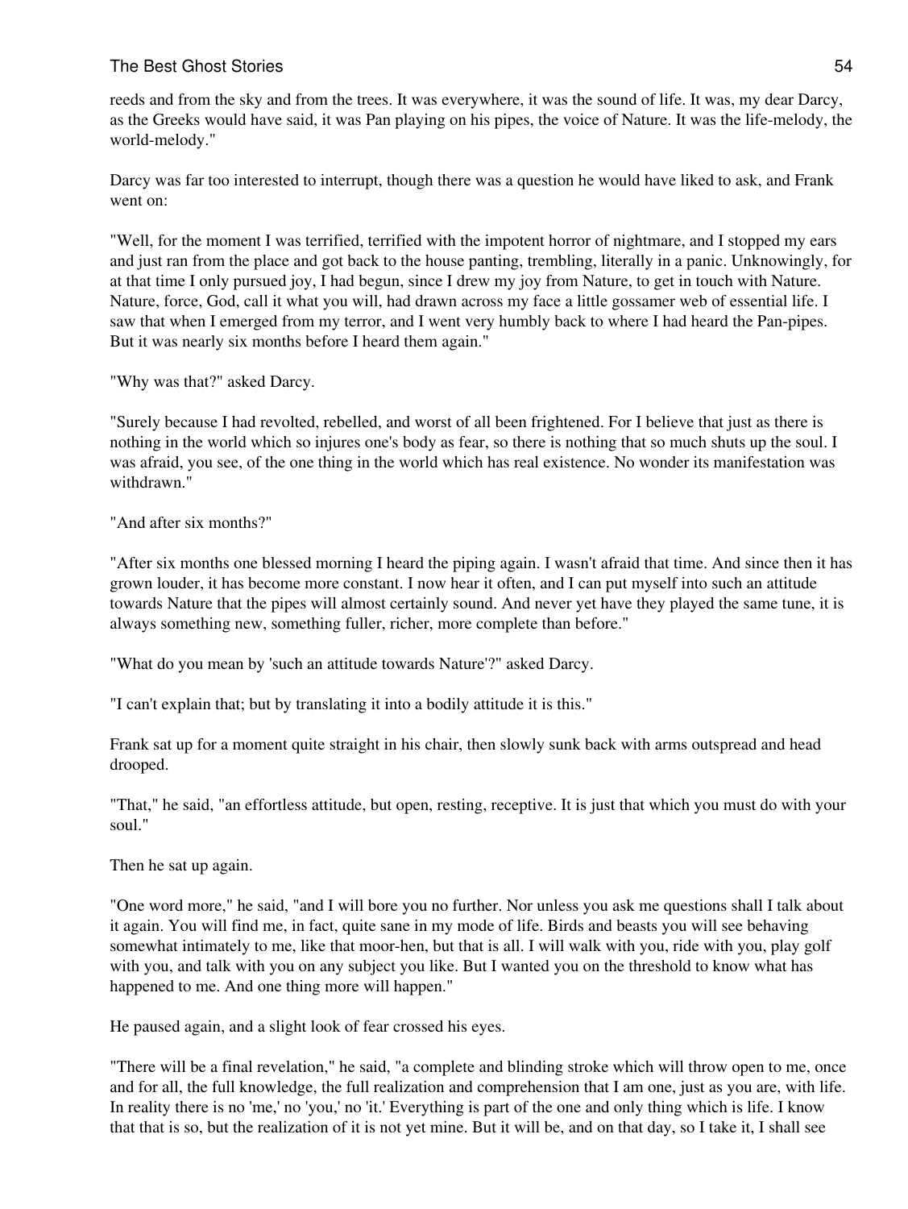reeds and from the sky and from the trees. It was everywhere, it was the sound of life. It was, my dear Darcy, as the Greeks would have said, it was Pan playing on his pipes, the voice of Nature. It was the life-melody, the world-melody."

Darcy was far too interested to interrupt, though there was a question he would have liked to ask, and Frank went on:

"Well, for the moment I was terrified, terrified with the impotent horror of nightmare, and I stopped my ears and just ran from the place and got back to the house panting, trembling, literally in a panic. Unknowingly, for at that time I only pursued joy, I had begun, since I drew my joy from Nature, to get in touch with Nature. Nature, force, God, call it what you will, had drawn across my face a little gossamer web of essential life. I saw that when I emerged from my terror, and I went very humbly back to where I had heard the Pan-pipes. But it was nearly six months before I heard them again."

"Why was that?" asked Darcy.

"Surely because I had revolted, rebelled, and worst of all been frightened. For I believe that just as there is nothing in the world which so injures one's body as fear, so there is nothing that so much shuts up the soul. I was afraid, you see, of the one thing in the world which has real existence. No wonder its manifestation was withdrawn."

"And after six months?"

"After six months one blessed morning I heard the piping again. I wasn't afraid that time. And since then it has grown louder, it has become more constant. I now hear it often, and I can put myself into such an attitude towards Nature that the pipes will almost certainly sound. And never yet have they played the same tune, it is always something new, something fuller, richer, more complete than before."

"What do you mean by 'such an attitude towards Nature'?" asked Darcy.

"I can't explain that; but by translating it into a bodily attitude it is this."

Frank sat up for a moment quite straight in his chair, then slowly sunk back with arms outspread and head drooped.

"That," he said, "an effortless attitude, but open, resting, receptive. It is just that which you must do with your soul."

Then he sat up again.

"One word more," he said, "and I will bore you no further. Nor unless you ask me questions shall I talk about it again. You will find me, in fact, quite sane in my mode of life. Birds and beasts you will see behaving somewhat intimately to me, like that moor-hen, but that is all. I will walk with you, ride with you, play golf with you, and talk with you on any subject you like. But I wanted you on the threshold to know what has happened to me. And one thing more will happen."

He paused again, and a slight look of fear crossed his eyes.

"There will be a final revelation," he said, "a complete and blinding stroke which will throw open to me, once and for all, the full knowledge, the full realization and comprehension that I am one, just as you are, with life. In reality there is no 'me,' no 'you,' no 'it.' Everything is part of the one and only thing which is life. I know that that is so, but the realization of it is not yet mine. But it will be, and on that day, so I take it, I shall see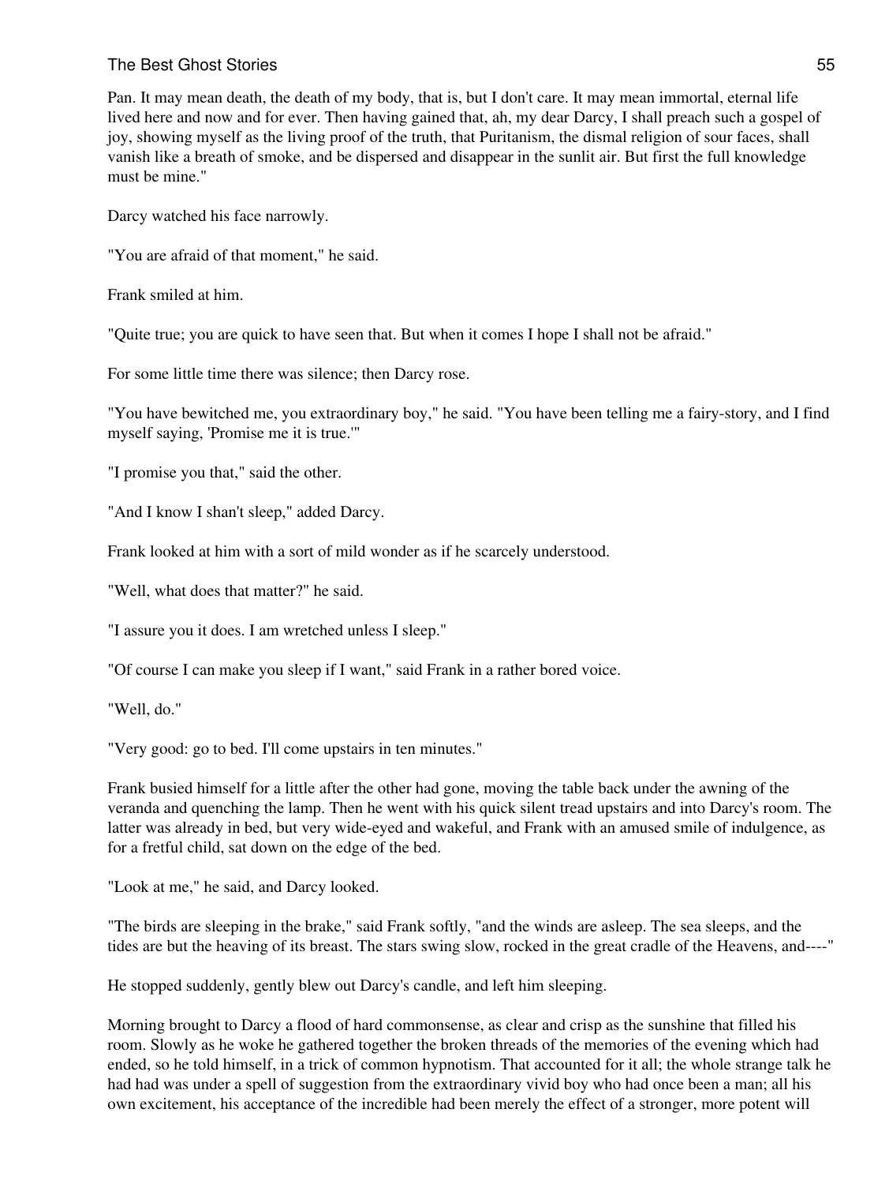Pan. It may mean death, the death of my body, that is, but I don't care. It may mean immortal, eternal life lived here and now and for ever. Then having gained that, ah, my dear Darcy, I shall preach such a gospel of joy, showing myself as the living proof of the truth, that Puritanism, the dismal religion of sour faces, shall vanish like a breath of smoke, and be dispersed and disappear in the sunlit air. But first the full knowledge must be mine."

Darcy watched his face narrowly.

"You are afraid of that moment," he said.

Frank smiled at him.

"Quite true; you are quick to have seen that. But when it comes I hope I shall not be afraid."

For some little time there was silence; then Darcy rose.

"You have bewitched me, you extraordinary boy," he said. "You have been telling me a fairy-story, and I find myself saying, 'Promise me it is true.'"

"I promise you that," said the other.

"And I know I shan't sleep," added Darcy.

Frank looked at him with a sort of mild wonder as if he scarcely understood.

"Well, what does that matter?" he said.

"I assure you it does. I am wretched unless I sleep."

"Of course I can make you sleep if I want," said Frank in a rather bored voice.

"Well, do."

"Very good: go to bed. I'll come upstairs in ten minutes."

Frank busied himself for a little after the other had gone, moving the table back under the awning of the veranda and quenching the lamp. Then he went with his quick silent tread upstairs and into Darcy's room. The latter was already in bed, but very wide-eyed and wakeful, and Frank with an amused smile of indulgence, as for a fretful child, sat down on the edge of the bed.

"Look at me," he said, and Darcy looked.

"The birds are sleeping in the brake," said Frank softly, "and the winds are asleep. The sea sleeps, and the tides are but the heaving of its breast. The stars swing slow, rocked in the great cradle of the Heavens, and----"

He stopped suddenly, gently blew out Darcy's candle, and left him sleeping.

Morning brought to Darcy a flood of hard commonsense, as clear and crisp as the sunshine that filled his room. Slowly as he woke he gathered together the broken threads of the memories of the evening which had ended, so he told himself, in a trick of common hypnotism. That accounted for it all; the whole strange talk he had had was under a spell of suggestion from the extraordinary vivid boy who had once been a man; all his own excitement, his acceptance of the incredible had been merely the effect of a stronger, more potent will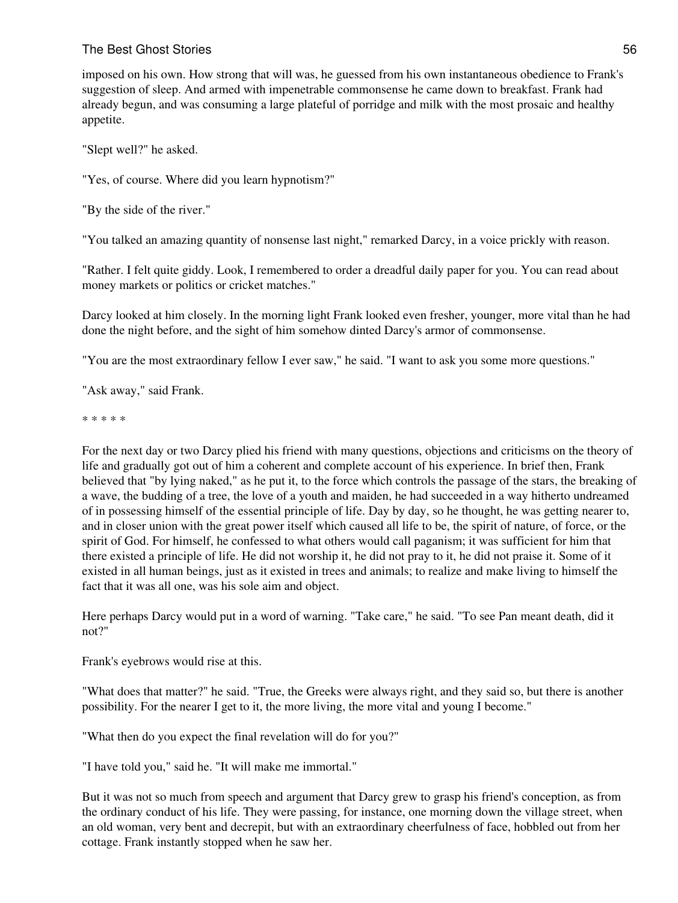imposed on his own. How strong that will was, he guessed from his own instantaneous obedience to Frank's suggestion of sleep. And armed with impenetrable commonsense he came down to breakfast. Frank had already begun, and was consuming a large plateful of porridge and milk with the most prosaic and healthy appetite.

"Slept well?" he asked.

"Yes, of course. Where did you learn hypnotism?"

"By the side of the river."

"You talked an amazing quantity of nonsense last night," remarked Darcy, in a voice prickly with reason.

"Rather. I felt quite giddy. Look, I remembered to order a dreadful daily paper for you. You can read about money markets or politics or cricket matches."

Darcy looked at him closely. In the morning light Frank looked even fresher, younger, more vital than he had done the night before, and the sight of him somehow dinted Darcy's armor of commonsense.

"You are the most extraordinary fellow I ever saw," he said. "I want to ask you some more questions."

"Ask away," said Frank.

* * * * *

For the next day or two Darcy plied his friend with many questions, objections and criticisms on the theory of life and gradually got out of him a coherent and complete account of his experience. In brief then, Frank believed that "by lying naked," as he put it, to the force which controls the passage of the stars, the breaking of a wave, the budding of a tree, the love of a youth and maiden, he had succeeded in a way hitherto undreamed of in possessing himself of the essential principle of life. Day by day, so he thought, he was getting nearer to, and in closer union with the great power itself which caused all life to be, the spirit of nature, of force, or the spirit of God. For himself, he confessed to what others would call paganism; it was sufficient for him that there existed a principle of life. He did not worship it, he did not pray to it, he did not praise it. Some of it existed in all human beings, just as it existed in trees and animals; to realize and make living to himself the fact that it was all one, was his sole aim and object.

Here perhaps Darcy would put in a word of warning. "Take care," he said. "To see Pan meant death, did it not?"

Frank's eyebrows would rise at this.

"What does that matter?" he said. "True, the Greeks were always right, and they said so, but there is another possibility. For the nearer I get to it, the more living, the more vital and young I become."

"What then do you expect the final revelation will do for you?"

"I have told you," said he. "It will make me immortal."

But it was not so much from speech and argument that Darcy grew to grasp his friend's conception, as from the ordinary conduct of his life. They were passing, for instance, one morning down the village street, when an old woman, very bent and decrepit, but with an extraordinary cheerfulness of face, hobbled out from her cottage. Frank instantly stopped when he saw her.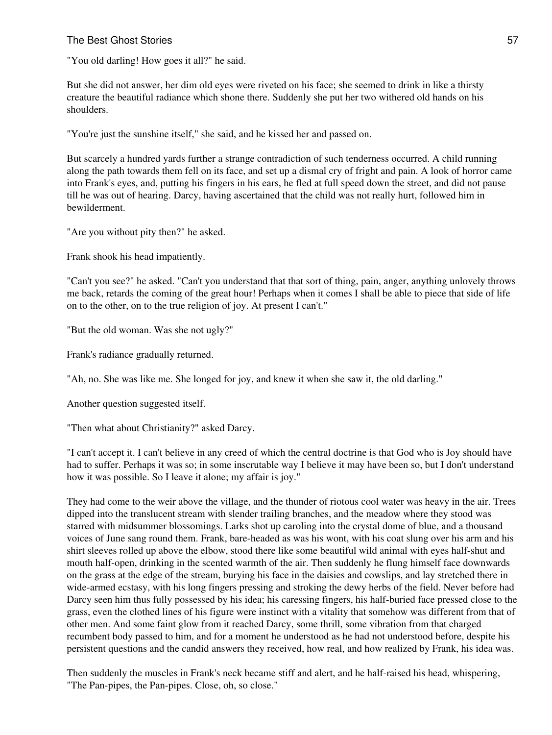"You old darling! How goes it all?" he said.

But she did not answer, her dim old eyes were riveted on his face; she seemed to drink in like a thirsty creature the beautiful radiance which shone there. Suddenly she put her two withered old hands on his shoulders.

"You're just the sunshine itself," she said, and he kissed her and passed on.

But scarcely a hundred yards further a strange contradiction of such tenderness occurred. A child running along the path towards them fell on its face, and set up a dismal cry of fright and pain. A look of horror came into Frank's eyes, and, putting his fingers in his ears, he fled at full speed down the street, and did not pause till he was out of hearing. Darcy, having ascertained that the child was not really hurt, followed him in bewilderment.

"Are you without pity then?" he asked.

Frank shook his head impatiently.

"Can't you see?" he asked. "Can't you understand that that sort of thing, pain, anger, anything unlovely throws me back, retards the coming of the great hour! Perhaps when it comes I shall be able to piece that side of life on to the other, on to the true religion of joy. At present I can't."

"But the old woman. Was she not ugly?"

Frank's radiance gradually returned.

"Ah, no. She was like me. She longed for joy, and knew it when she saw it, the old darling."

Another question suggested itself.

"Then what about Christianity?" asked Darcy.

"I can't accept it. I can't believe in any creed of which the central doctrine is that God who is Joy should have had to suffer. Perhaps it was so; in some inscrutable way I believe it may have been so, but I don't understand how it was possible. So I leave it alone; my affair is joy."

They had come to the weir above the village, and the thunder of riotous cool water was heavy in the air. Trees dipped into the translucent stream with slender trailing branches, and the meadow where they stood was starred with midsummer blossomings. Larks shot up caroling into the crystal dome of blue, and a thousand voices of June sang round them. Frank, bare-headed as was his wont, with his coat slung over his arm and his shirt sleeves rolled up above the elbow, stood there like some beautiful wild animal with eyes half-shut and mouth half-open, drinking in the scented warmth of the air. Then suddenly he flung himself face downwards on the grass at the edge of the stream, burying his face in the daisies and cowslips, and lay stretched there in wide-armed ecstasy, with his long fingers pressing and stroking the dewy herbs of the field. Never before had Darcy seen him thus fully possessed by his idea; his caressing fingers, his half-buried face pressed close to the grass, even the clothed lines of his figure were instinct with a vitality that somehow was different from that of other men. And some faint glow from it reached Darcy, some thrill, some vibration from that charged recumbent body passed to him, and for a moment he understood as he had not understood before, despite his persistent questions and the candid answers they received, how real, and how realized by Frank, his idea was.

Then suddenly the muscles in Frank's neck became stiff and alert, and he half-raised his head, whispering, "The Pan-pipes, the Pan-pipes. Close, oh, so close."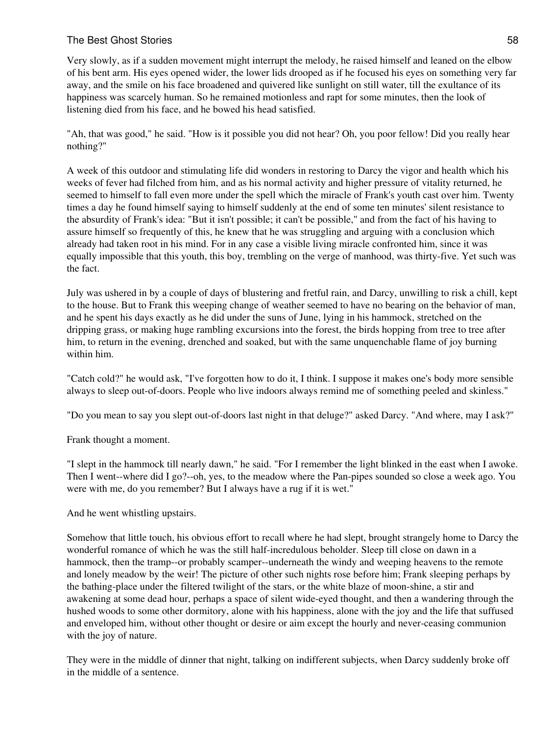Very slowly, as if a sudden movement might interrupt the melody, he raised himself and leaned on the elbow of his bent arm. His eyes opened wider, the lower lids drooped as if he focused his eyes on something very far away, and the smile on his face broadened and quivered like sunlight on still water, till the exultance of its happiness was scarcely human. So he remained motionless and rapt for some minutes, then the look of listening died from his face, and he bowed his head satisfied.

"Ah, that was good," he said. "How is it possible you did not hear? Oh, you poor fellow! Did you really hear nothing?"

A week of this outdoor and stimulating life did wonders in restoring to Darcy the vigor and health which his weeks of fever had filched from him, and as his normal activity and higher pressure of vitality returned, he seemed to himself to fall even more under the spell which the miracle of Frank's youth cast over him. Twenty times a day he found himself saying to himself suddenly at the end of some ten minutes' silent resistance to the absurdity of Frank's idea: "But it isn't possible; it can't be possible," and from the fact of his having to assure himself so frequently of this, he knew that he was struggling and arguing with a conclusion which already had taken root in his mind. For in any case a visible living miracle confronted him, since it was equally impossible that this youth, this boy, trembling on the verge of manhood, was thirty-five. Yet such was the fact.

July was ushered in by a couple of days of blustering and fretful rain, and Darcy, unwilling to risk a chill, kept to the house. But to Frank this weeping change of weather seemed to have no bearing on the behavior of man, and he spent his days exactly as he did under the suns of June, lying in his hammock, stretched on the dripping grass, or making huge rambling excursions into the forest, the birds hopping from tree to tree after him, to return in the evening, drenched and soaked, but with the same unquenchable flame of joy burning within him.

"Catch cold?" he would ask, "I've forgotten how to do it, I think. I suppose it makes one's body more sensible always to sleep out-of-doors. People who live indoors always remind me of something peeled and skinless."

"Do you mean to say you slept out-of-doors last night in that deluge?" asked Darcy. "And where, may I ask?"

Frank thought a moment.

"I slept in the hammock till nearly dawn," he said. "For I remember the light blinked in the east when I awoke. Then I went--where did I go?--oh, yes, to the meadow where the Pan-pipes sounded so close a week ago. You were with me, do you remember? But I always have a rug if it is wet."

And he went whistling upstairs.

Somehow that little touch, his obvious effort to recall where he had slept, brought strangely home to Darcy the wonderful romance of which he was the still half-incredulous beholder. Sleep till close on dawn in a hammock, then the tramp--or probably scamper--underneath the windy and weeping heavens to the remote and lonely meadow by the weir! The picture of other such nights rose before him; Frank sleeping perhaps by the bathing-place under the filtered twilight of the stars, or the white blaze of moon-shine, a stir and awakening at some dead hour, perhaps a space of silent wide-eyed thought, and then a wandering through the hushed woods to some other dormitory, alone with his happiness, alone with the joy and the life that suffused and enveloped him, without other thought or desire or aim except the hourly and never-ceasing communion with the joy of nature.

They were in the middle of dinner that night, talking on indifferent subjects, when Darcy suddenly broke off in the middle of a sentence.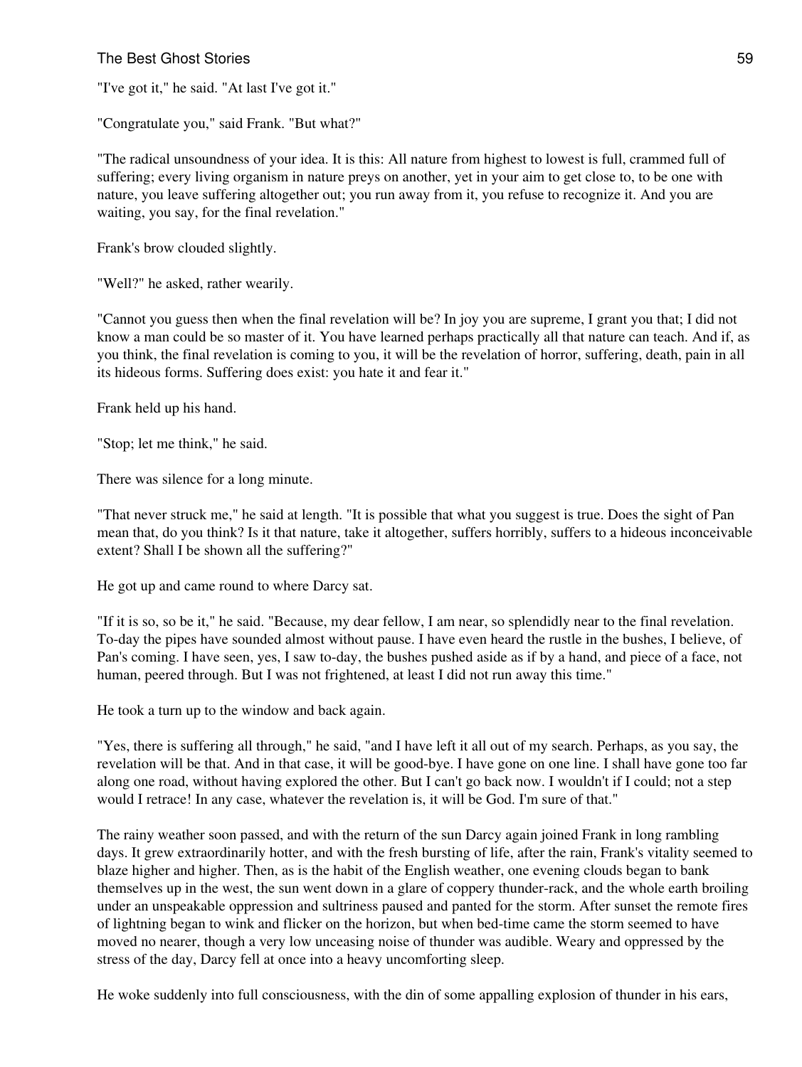"I've got it," he said. "At last I've got it."

"Congratulate you," said Frank. "But what?"

"The radical unsoundness of your idea. It is this: All nature from highest to lowest is full, crammed full of suffering; every living organism in nature preys on another, yet in your aim to get close to, to be one with nature, you leave suffering altogether out; you run away from it, you refuse to recognize it. And you are waiting, you say, for the final revelation."

Frank's brow clouded slightly.

"Well?" he asked, rather wearily.

"Cannot you guess then when the final revelation will be? In joy you are supreme, I grant you that; I did not know a man could be so master of it. You have learned perhaps practically all that nature can teach. And if, as you think, the final revelation is coming to you, it will be the revelation of horror, suffering, death, pain in all its hideous forms. Suffering does exist: you hate it and fear it."

Frank held up his hand.

"Stop; let me think," he said.

There was silence for a long minute.

"That never struck me," he said at length. "It is possible that what you suggest is true. Does the sight of Pan mean that, do you think? Is it that nature, take it altogether, suffers horribly, suffers to a hideous inconceivable extent? Shall I be shown all the suffering?"

He got up and came round to where Darcy sat.

"If it is so, so be it," he said. "Because, my dear fellow, I am near, so splendidly near to the final revelation. To-day the pipes have sounded almost without pause. I have even heard the rustle in the bushes, I believe, of Pan's coming. I have seen, yes, I saw to-day, the bushes pushed aside as if by a hand, and piece of a face, not human, peered through. But I was not frightened, at least I did not run away this time."

He took a turn up to the window and back again.

"Yes, there is suffering all through," he said, "and I have left it all out of my search. Perhaps, as you say, the revelation will be that. And in that case, it will be good-bye. I have gone on one line. I shall have gone too far along one road, without having explored the other. But I can't go back now. I wouldn't if I could; not a step would I retrace! In any case, whatever the revelation is, it will be God. I'm sure of that."

The rainy weather soon passed, and with the return of the sun Darcy again joined Frank in long rambling days. It grew extraordinarily hotter, and with the fresh bursting of life, after the rain, Frank's vitality seemed to blaze higher and higher. Then, as is the habit of the English weather, one evening clouds began to bank themselves up in the west, the sun went down in a glare of coppery thunder-rack, and the whole earth broiling under an unspeakable oppression and sultriness paused and panted for the storm. After sunset the remote fires of lightning began to wink and flicker on the horizon, but when bed-time came the storm seemed to have moved no nearer, though a very low unceasing noise of thunder was audible. Weary and oppressed by the stress of the day, Darcy fell at once into a heavy uncomforting sleep.

He woke suddenly into full consciousness, with the din of some appalling explosion of thunder in his ears,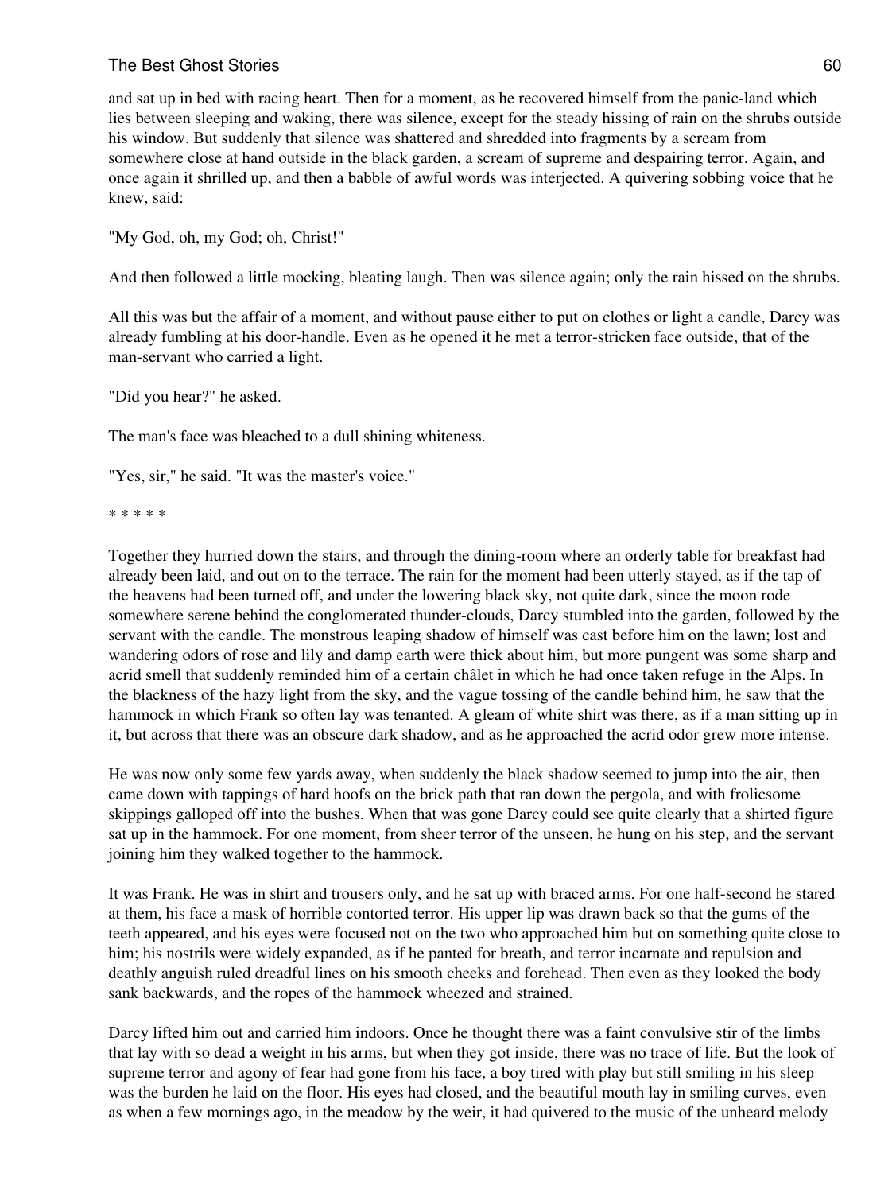and sat up in bed with racing heart. Then for a moment, as he recovered himself from the panic-land which lies between sleeping and waking, there was silence, except for the steady hissing of rain on the shrubs outside his window. But suddenly that silence was shattered and shredded into fragments by a scream from somewhere close at hand outside in the black garden, a scream of supreme and despairing terror. Again, and once again it shrilled up, and then a babble of awful words was interjected. A quivering sobbing voice that he knew, said:

"My God, oh, my God; oh, Christ!"

And then followed a little mocking, bleating laugh. Then was silence again; only the rain hissed on the shrubs.

All this was but the affair of a moment, and without pause either to put on clothes or light a candle, Darcy was already fumbling at his door-handle. Even as he opened it he met a terror-stricken face outside, that of the man-servant who carried a light.

"Did you hear?" he asked.

The man's face was bleached to a dull shining whiteness.

"Yes, sir," he said. "It was the master's voice."

\* \* \* \* \*

Together they hurried down the stairs, and through the dining-room where an orderly table for breakfast had already been laid, and out on to the terrace. The rain for the moment had been utterly stayed, as if the tap of the heavens had been turned off, and under the lowering black sky, not quite dark, since the moon rode somewhere serene behind the conglomerated thunder-clouds, Darcy stumbled into the garden, followed by the servant with the candle. The monstrous leaping shadow of himself was cast before him on the lawn; lost and wandering odors of rose and lily and damp earth were thick about him, but more pungent was some sharp and acrid smell that suddenly reminded him of a certain châlet in which he had once taken refuge in the Alps. In the blackness of the hazy light from the sky, and the vague tossing of the candle behind him, he saw that the hammock in which Frank so often lay was tenanted. A gleam of white shirt was there, as if a man sitting up in it, but across that there was an obscure dark shadow, and as he approached the acrid odor grew more intense.

He was now only some few yards away, when suddenly the black shadow seemed to jump into the air, then came down with tappings of hard hoofs on the brick path that ran down the pergola, and with frolicsome skippings galloped off into the bushes. When that was gone Darcy could see quite clearly that a shirted figure sat up in the hammock. For one moment, from sheer terror of the unseen, he hung on his step, and the servant joining him they walked together to the hammock.

It was Frank. He was in shirt and trousers only, and he sat up with braced arms. For one half-second he stared at them, his face a mask of horrible contorted terror. His upper lip was drawn back so that the gums of the teeth appeared, and his eyes were focused not on the two who approached him but on something quite close to him; his nostrils were widely expanded, as if he panted for breath, and terror incarnate and repulsion and deathly anguish ruled dreadful lines on his smooth cheeks and forehead. Then even as they looked the body sank backwards, and the ropes of the hammock wheezed and strained.

Darcy lifted him out and carried him indoors. Once he thought there was a faint convulsive stir of the limbs that lay with so dead a weight in his arms, but when they got inside, there was no trace of life. But the look of supreme terror and agony of fear had gone from his face, a boy tired with play but still smiling in his sleep was the burden he laid on the floor. His eyes had closed, and the beautiful mouth lay in smiling curves, even as when a few mornings ago, in the meadow by the weir, it had quivered to the music of the unheard melody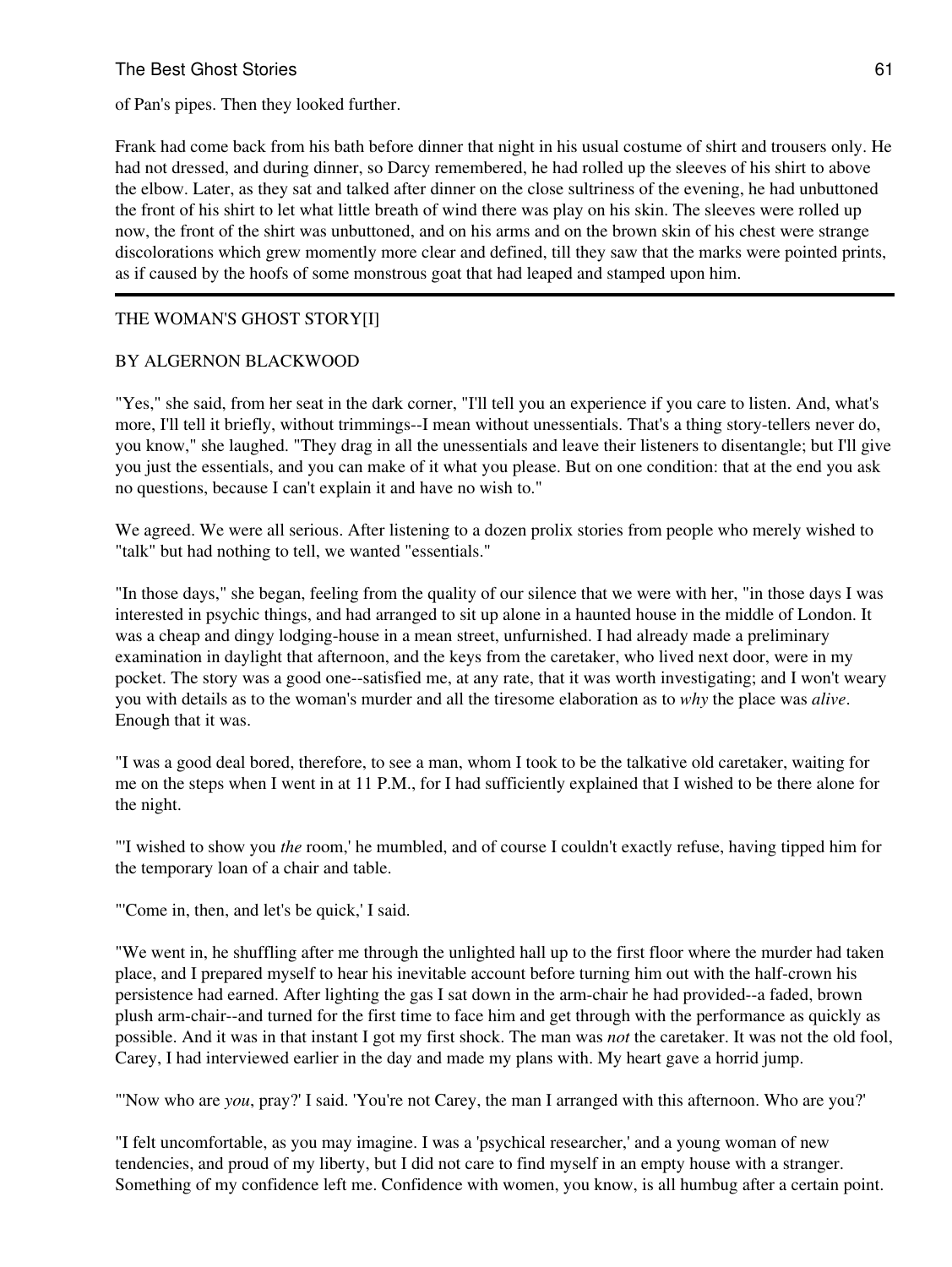of Pan's pipes. Then they looked further.

Frank had come back from his bath before dinner that night in his usual costume of shirt and trousers only. He had not dressed, and during dinner, so Darcy remembered, he had rolled up the sleeves of his shirt to above the elbow. Later, as they sat and talked after dinner on the close sultriness of the evening, he had unbuttoned the front of his shirt to let what little breath of wind there was play on his skin. The sleeves were rolled up now, the front of the shirt was unbuttoned, and on his arms and on the brown skin of his chest were strange discolorations which grew momently more clear and defined, till they saw that the marks were pointed prints, as if caused by the hoofs of some monstrous goat that had leaped and stamped upon him.

---

## THE WOMAN'S GHOST STORY[I]

BY ALGERNON BLACKWOOD

"Yes," she said, from her seat in the dark corner, "I'll tell you an experience if you care to listen. And, what's more, I'll tell it briefly, without trimmings--I mean without unessentials. That's a thing story-tellers never do, you know," she laughed. "They drag in all the unessentials and leave their listeners to disentangle; but I'll give you just the essentials, and you can make of it what you please. But on one condition: that at the end you ask no questions, because I can't explain it and have no wish to."

We agreed. We were all serious. After listening to a dozen prolix stories from people who merely wished to "talk" but had nothing to tell, we wanted "essentials."

"In those days," she began, feeling from the quality of our silence that we were with her, "in those days I was interested in psychic things, and had arranged to sit up alone in a haunted house in the middle of London. It was a cheap and dingy lodging-house in a mean street, unfurnished. I had already made a preliminary examination in daylight that afternoon, and the keys from the caretaker, who lived next door, were in my pocket. The story was a good one--satisfied me, at any rate, that it was worth investigating; and I won't weary you with details as to the woman's murder and all the tiresome elaboration as to *why* the place was *alive*. Enough that it was.

"I was a good deal bored, therefore, to see a man, whom I took to be the talkative old caretaker, waiting for me on the steps when I went in at 11 P.M., for I had sufficiently explained that I wished to be there alone for the night.

"'I wished to show you *the* room,' he mumbled, and of course I couldn't exactly refuse, having tipped him for the temporary loan of a chair and table.

"'Come in, then, and let's be quick,' I said.

"We went in, he shuffling after me through the unlighted hall up to the first floor where the murder had taken place, and I prepared myself to hear his inevitable account before turning him out with the half-crown his persistence had earned. After lighting the gas I sat down in the arm-chair he had provided--a faded, brown plush arm-chair--and turned for the first time to face him and get through with the performance as quickly as possible. And it was in that instant I got my first shock. The man was *not* the caretaker. It was not the old fool, Carey, I had interviewed earlier in the day and made my plans with. My heart gave a horrid jump.

"'Now who are *you*, pray?' I said. 'You're not Carey, the man I arranged with this afternoon. Who are you?'

"I felt uncomfortable, as you may imagine. I was a 'psychical researcher,' and a young woman of new tendencies, and proud of my liberty, but I did not care to find myself in an empty house with a stranger. Something of my confidence left me. Confidence with women, you know, is all humbug after a certain point.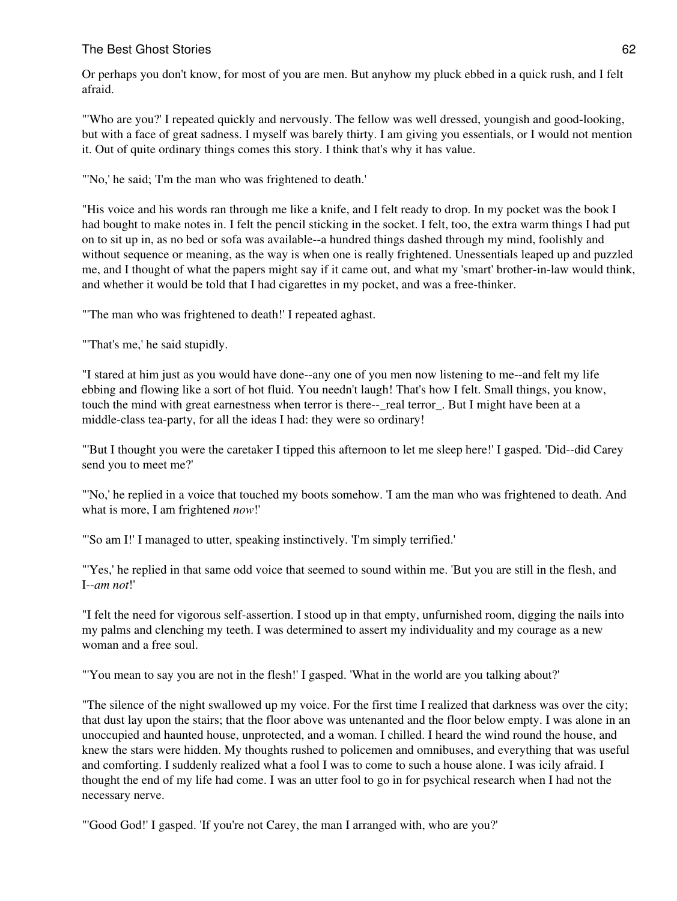Or perhaps you don't know, for most of you are men. But anyhow my pluck ebbed in a quick rush, and I felt afraid.

"'Who are you?' I repeated quickly and nervously. The fellow was well dressed, youngish and good-looking, but with a face of great sadness. I myself was barely thirty. I am giving you essentials, or I would not mention it. Out of quite ordinary things comes this story. I think that's why it has value.

"'No,' he said; 'I'm the man who was frightened to death.'

"His voice and his words ran through me like a knife, and I felt ready to drop. In my pocket was the book I had bought to make notes in. I felt the pencil sticking in the socket. I felt, too, the extra warm things I had put on to sit up in, as no bed or sofa was available--a hundred things dashed through my mind, foolishly and without sequence or meaning, as the way is when one is really frightened. Unessentials leaped up and puzzled me, and I thought of what the papers might say if it came out, and what my 'smart' brother-in-law would think, and whether it would be told that I had cigarettes in my pocket, and was a free-thinker.

"'The man who was frightened to death!' I repeated aghast.

"'That's me,' he said stupidly.

"I stared at him just as you would have done--any one of you men now listening to me--and felt my life ebbing and flowing like a sort of hot fluid. You needn't laugh! That's how I felt. Small things, you know, touch the mind with great earnestness when terror is there--_real terror_. But I might have been at a middle-class tea-party, for all the ideas I had: they were so ordinary!

"'But I thought you were the caretaker I tipped this afternoon to let me sleep here!' I gasped. 'Did--did Carey send you to meet me?'

"'No,' he replied in a voice that touched my boots somehow. 'I am the man who was frightened to death. And what is more, I am frightened *now*!'

"'So am I!' I managed to utter, speaking instinctively. 'I'm simply terrified.'

"'Yes,' he replied in that same odd voice that seemed to sound within me. 'But you are still in the flesh, and I--*am not*!'

"I felt the need for vigorous self-assertion. I stood up in that empty, unfurnished room, digging the nails into my palms and clenching my teeth. I was determined to assert my individuality and my courage as a new woman and a free soul.

"'You mean to say you are not in the flesh!' I gasped. 'What in the world are you talking about?'

"The silence of the night swallowed up my voice. For the first time I realized that darkness was over the city; that dust lay upon the stairs; that the floor above was untenanted and the floor below empty. I was alone in an unoccupied and haunted house, unprotected, and a woman. I chilled. I heard the wind round the house, and knew the stars were hidden. My thoughts rushed to policemen and omnibuses, and everything that was useful and comforting. I suddenly realized what a fool I was to come to such a house alone. I was icily afraid. I thought the end of my life had come. I was an utter fool to go in for psychical research when I had not the necessary nerve.

"'Good God!' I gasped. 'If you're not Carey, the man I arranged with, who are you?'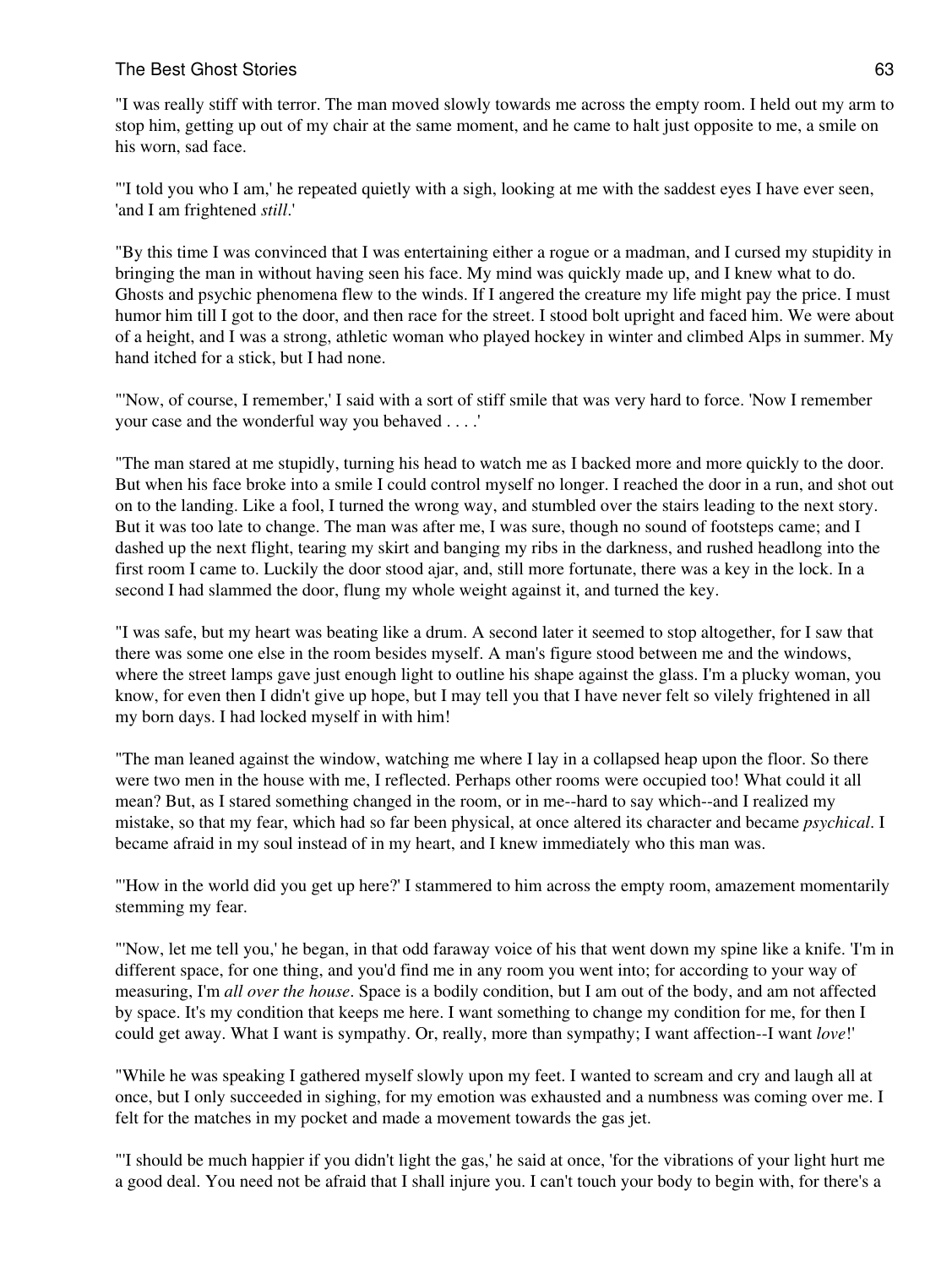"I was really stiff with terror. The man moved slowly towards me across the empty room. I held out my arm to stop him, getting up out of my chair at the same moment, and he came to halt just opposite to me, a smile on his worn, sad face.

"'I told you who I am,' he repeated quietly with a sigh, looking at me with the saddest eyes I have ever seen, 'and I am frightened *still*.'

"By this time I was convinced that I was entertaining either a rogue or a madman, and I cursed my stupidity in bringing the man in without having seen his face. My mind was quickly made up, and I knew what to do. Ghosts and psychic phenomena flew to the winds. If I angered the creature my life might pay the price. I must humor him till I got to the door, and then race for the street. I stood bolt upright and faced him. We were about of a height, and I was a strong, athletic woman who played hockey in winter and climbed Alps in summer. My hand itched for a stick, but I had none.

"'Now, of course, I remember,' I said with a sort of stiff smile that was very hard to force. 'Now I remember your case and the wonderful way you behaved . . . .'

"The man stared at me stupidly, turning his head to watch me as I backed more and more quickly to the door. But when his face broke into a smile I could control myself no longer. I reached the door in a run, and shot out on to the landing. Like a fool, I turned the wrong way, and stumbled over the stairs leading to the next story. But it was too late to change. The man was after me, I was sure, though no sound of footsteps came; and I dashed up the next flight, tearing my skirt and banging my ribs in the darkness, and rushed headlong into the first room I came to. Luckily the door stood ajar, and, still more fortunate, there was a key in the lock. In a second I had slammed the door, flung my whole weight against it, and turned the key.

"I was safe, but my heart was beating like a drum. A second later it seemed to stop altogether, for I saw that there was some one else in the room besides myself. A man's figure stood between me and the windows, where the street lamps gave just enough light to outline his shape against the glass. I'm a plucky woman, you know, for even then I didn't give up hope, but I may tell you that I have never felt so vilely frightened in all my born days. I had locked myself in with him!

"The man leaned against the window, watching me where I lay in a collapsed heap upon the floor. So there were two men in the house with me, I reflected. Perhaps other rooms were occupied too! What could it all mean? But, as I stared something changed in the room, or in me--hard to say which--and I realized my mistake, so that my fear, which had so far been physical, at once altered its character and became *psychical*. I became afraid in my soul instead of in my heart, and I knew immediately who this man was.

"'How in the world did you get up here?' I stammered to him across the empty room, amazement momentarily stemming my fear.

"'Now, let me tell you,' he began, in that odd faraway voice of his that went down my spine like a knife. 'I'm in different space, for one thing, and you'd find me in any room you went into; for according to your way of measuring, I'm *all over the house*. Space is a bodily condition, but I am out of the body, and am not affected by space. It's my condition that keeps me here. I want something to change my condition for me, for then I could get away. What I want is sympathy. Or, really, more than sympathy; I want affection--I want *love*!'

"While he was speaking I gathered myself slowly upon my feet. I wanted to scream and cry and laugh all at once, but I only succeeded in sighing, for my emotion was exhausted and a numbness was coming over me. I felt for the matches in my pocket and made a movement towards the gas jet.

"'I should be much happier if you didn't light the gas,' he said at once, 'for the vibrations of your light hurt me a good deal. You need not be afraid that I shall injure you. I can't touch your body to begin with, for there's a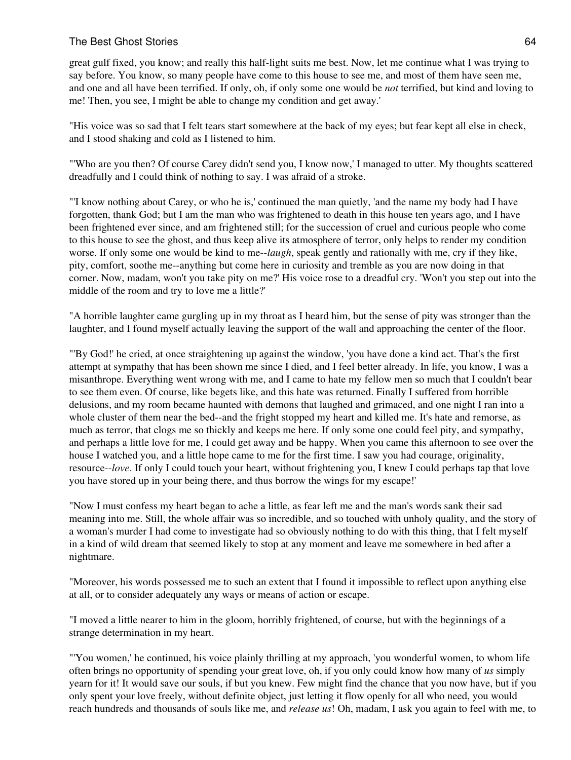great gulf fixed, you know; and really this half-light suits me best. Now, let me continue what I was trying to say before. You know, so many people have come to this house to see me, and most of them have seen me, and one and all have been terrified. If only, oh, if only some one would be *not* terrified, but kind and loving to me! Then, you see, I might be able to change my condition and get away.'

"His voice was so sad that I felt tears start somewhere at the back of my eyes; but fear kept all else in check, and I stood shaking and cold as I listened to him.

"'Who are you then? Of course Carey didn't send you, I know now,' I managed to utter. My thoughts scattered dreadfully and I could think of nothing to say. I was afraid of a stroke.

"'I know nothing about Carey, or who he is,' continued the man quietly, 'and the name my body had I have forgotten, thank God; but I am the man who was frightened to death in this house ten years ago, and I have been frightened ever since, and am frightened still; for the succession of cruel and curious people who come to this house to see the ghost, and thus keep alive its atmosphere of terror, only helps to render my condition worse. If only some one would be kind to me--*laugh*, speak gently and rationally with me, cry if they like, pity, comfort, soothe me--anything but come here in curiosity and tremble as you are now doing in that corner. Now, madam, won't you take pity on me?' His voice rose to a dreadful cry. 'Won't you step out into the middle of the room and try to love me a little?'

"A horrible laughter came gurgling up in my throat as I heard him, but the sense of pity was stronger than the laughter, and I found myself actually leaving the support of the wall and approaching the center of the floor.

"'By God!' he cried, at once straightening up against the window, 'you have done a kind act. That's the first attempt at sympathy that has been shown me since I died, and I feel better already. In life, you know, I was a misanthrope. Everything went wrong with me, and I came to hate my fellow men so much that I couldn't bear to see them even. Of course, like begets like, and this hate was returned. Finally I suffered from horrible delusions, and my room became haunted with demons that laughed and grimaced, and one night I ran into a whole cluster of them near the bed--and the fright stopped my heart and killed me. It's hate and remorse, as much as terror, that clogs me so thickly and keeps me here. If only some one could feel pity, and sympathy, and perhaps a little love for me, I could get away and be happy. When you came this afternoon to see over the house I watched you, and a little hope came to me for the first time. I saw you had courage, originality, resource--*love*. If only I could touch your heart, without frightening you, I knew I could perhaps tap that love you have stored up in your being there, and thus borrow the wings for my escape!'

"Now I must confess my heart began to ache a little, as fear left me and the man's words sank their sad meaning into me. Still, the whole affair was so incredible, and so touched with unholy quality, and the story of a woman's murder I had come to investigate had so obviously nothing to do with this thing, that I felt myself in a kind of wild dream that seemed likely to stop at any moment and leave me somewhere in bed after a nightmare.

"Moreover, his words possessed me to such an extent that I found it impossible to reflect upon anything else at all, or to consider adequately any ways or means of action or escape.

"I moved a little nearer to him in the gloom, horribly frightened, of course, but with the beginnings of a strange determination in my heart.

"'You women,' he continued, his voice plainly thrilling at my approach, 'you wonderful women, to whom life often brings no opportunity of spending your great love, oh, if you only could know how many of *us* simply yearn for it! It would save our souls, if but you knew. Few might find the chance that you now have, but if you only spent your love freely, without definite object, just letting it flow openly for all who need, you would reach hundreds and thousands of souls like me, and *release us*! Oh, madam, I ask you again to feel with me, to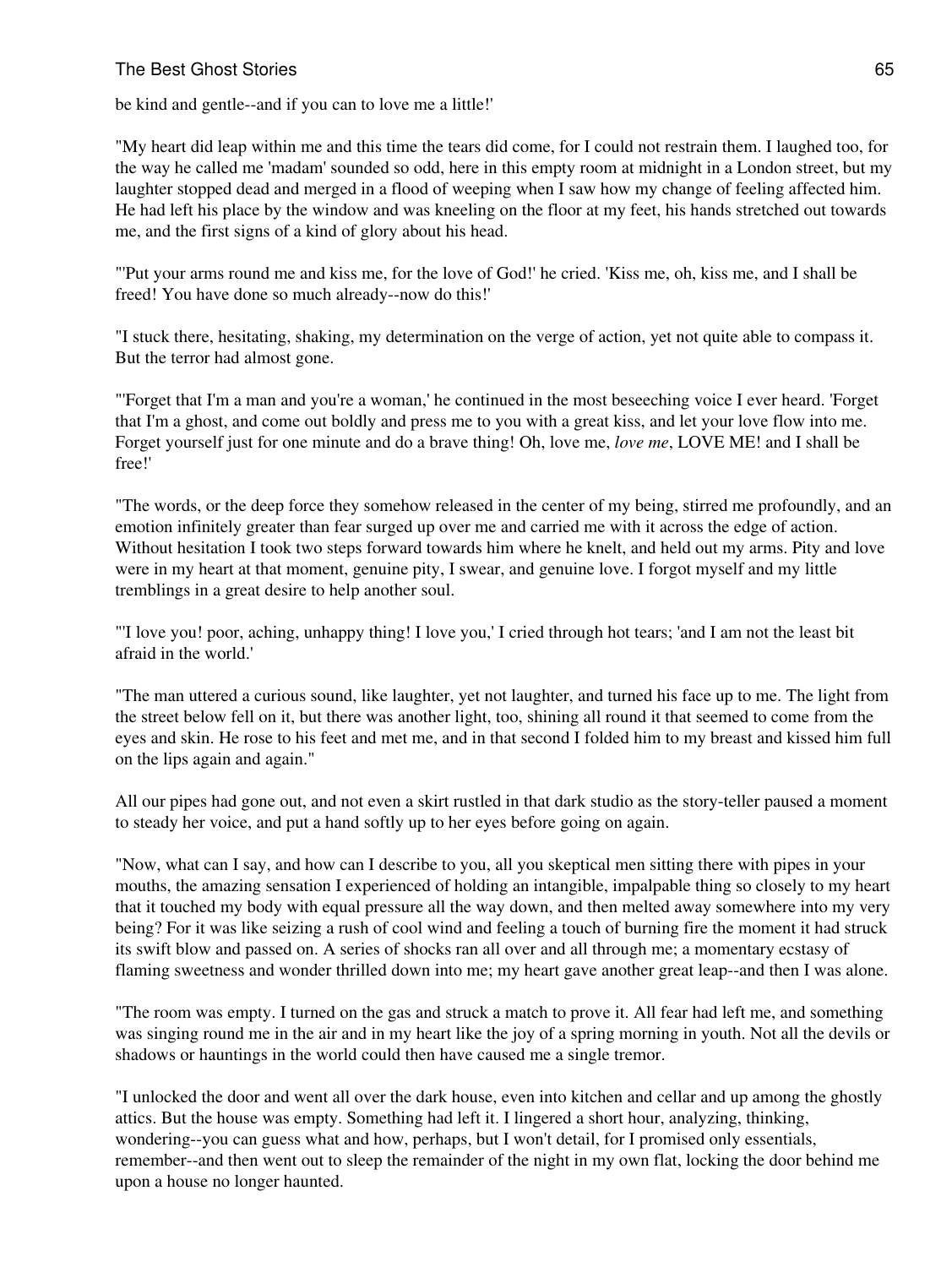be kind and gentle--and if you can to love me a little!'

"My heart did leap within me and this time the tears did come, for I could not restrain them. I laughed too, for the way he called me 'madam' sounded so odd, here in this empty room at midnight in a London street, but my laughter stopped dead and merged in a flood of weeping when I saw how my change of feeling affected him. He had left his place by the window and was kneeling on the floor at my feet, his hands stretched out towards me, and the first signs of a kind of glory about his head.

"'Put your arms round me and kiss me, for the love of God!' he cried. 'Kiss me, oh, kiss me, and I shall be freed! You have done so much already--now do this!'

"I stuck there, hesitating, shaking, my determination on the verge of action, yet not quite able to compass it. But the terror had almost gone.

"'Forget that I'm a man and you're a woman,' he continued in the most beseeching voice I ever heard. 'Forget that I'm a ghost, and come out boldly and press me to you with a great kiss, and let your love flow into me. Forget yourself just for one minute and do a brave thing! Oh, love me, *love me*, LOVE ME! and I shall be free!'

"The words, or the deep force they somehow released in the center of my being, stirred me profoundly, and an emotion infinitely greater than fear surged up over me and carried me with it across the edge of action. Without hesitation I took two steps forward towards him where he knelt, and held out my arms. Pity and love were in my heart at that moment, genuine pity, I swear, and genuine love. I forgot myself and my little tremblings in a great desire to help another soul.

"'I love you! poor, aching, unhappy thing! I love you,' I cried through hot tears; 'and I am not the least bit afraid in the world.'

"The man uttered a curious sound, like laughter, yet not laughter, and turned his face up to me. The light from the street below fell on it, but there was another light, too, shining all round it that seemed to come from the eyes and skin. He rose to his feet and met me, and in that second I folded him to my breast and kissed him full on the lips again and again."

All our pipes had gone out, and not even a skirt rustled in that dark studio as the story-teller paused a moment to steady her voice, and put a hand softly up to her eyes before going on again.

"Now, what can I say, and how can I describe to you, all you skeptical men sitting there with pipes in your mouths, the amazing sensation I experienced of holding an intangible, impalpable thing so closely to my heart that it touched my body with equal pressure all the way down, and then melted away somewhere into my very being? For it was like seizing a rush of cool wind and feeling a touch of burning fire the moment it had struck its swift blow and passed on. A series of shocks ran all over and all through me; a momentary ecstasy of flaming sweetness and wonder thrilled down into me; my heart gave another great leap--and then I was alone.

"The room was empty. I turned on the gas and struck a match to prove it. All fear had left me, and something was singing round me in the air and in my heart like the joy of a spring morning in youth. Not all the devils or shadows or hauntings in the world could then have caused me a single tremor.

"I unlocked the door and went all over the dark house, even into kitchen and cellar and up among the ghostly attics. But the house was empty. Something had left it. I lingered a short hour, analyzing, thinking, wondering--you can guess what and how, perhaps, but I won't detail, for I promised only essentials, remember--and then went out to sleep the remainder of the night in my own flat, locking the door behind me upon a house no longer haunted.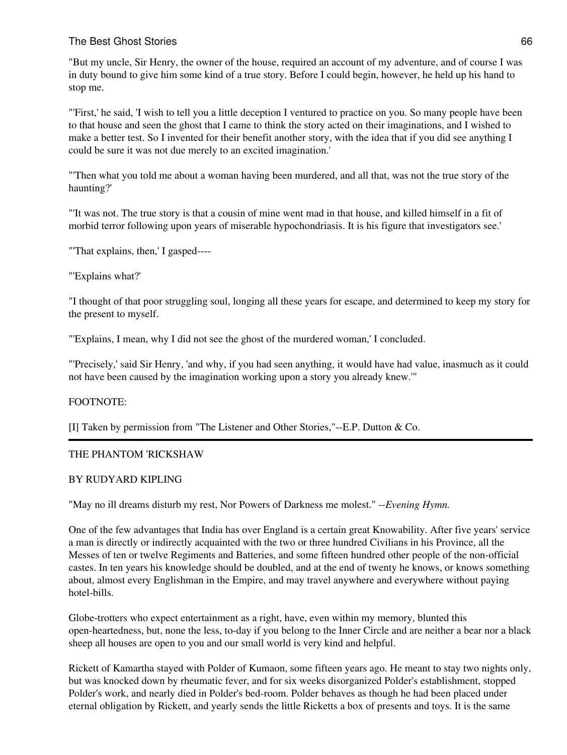"But my uncle, Sir Henry, the owner of the house, required an account of my adventure, and of course I was in duty bound to give him some kind of a true story. Before I could begin, however, he held up his hand to stop me.

"'First,' he said, 'I wish to tell you a little deception I ventured to practice on you. So many people have been to that house and seen the ghost that I came to think the story acted on their imaginations, and I wished to make a better test. So I invented for their benefit another story, with the idea that if you did see anything I could be sure it was not due merely to an excited imagination.'

"'Then what you told me about a woman having been murdered, and all that, was not the true story of the haunting?'

"'It was not. The true story is that a cousin of mine went mad in that house, and killed himself in a fit of morbid terror following upon years of miserable hypochondriasis. It is his figure that investigators see.'

"'That explains, then,' I gasped----

"'Explains what?'

"I thought of that poor struggling soul, longing all these years for escape, and determined to keep my story for the present to myself.

"'Explains, I mean, why I did not see the ghost of the murdered woman,' I concluded.

"'Precisely,' said Sir Henry, 'and why, if you had seen anything, it would have had value, inasmuch as it could not have been caused by the imagination working upon a story you already knew.'"

FOOTNOTE:

[I] Taken by permission from "The Listener and Other Stories,"--E.P. Dutton & Co.

---

## THE PHANTOM 'RICKSHAW

### BY RUDYARD KIPLING

"May no ill dreams disturb my rest, Nor Powers of Darkness me molest." --*Evening Hymn.*

One of the few advantages that India has over England is a certain great Knowability. After five years' service a man is directly or indirectly acquainted with the two or three hundred Civilians in his Province, all the Messes of ten or twelve Regiments and Batteries, and some fifteen hundred other people of the non-official castes. In ten years his knowledge should be doubled, and at the end of twenty he knows, or knows something about, almost every Englishman in the Empire, and may travel anywhere and everywhere without paying hotel-bills.

Globe-trotters who expect entertainment as a right, have, even within my memory, blunted this open-heartedness, but, none the less, to-day if you belong to the Inner Circle and are neither a bear nor a black sheep all houses are open to you and our small world is very kind and helpful.

Rickett of Kamartha stayed with Polder of Kumaon, some fifteen years ago. He meant to stay two nights only, but was knocked down by rheumatic fever, and for six weeks disorganized Polder's establishment, stopped Polder's work, and nearly died in Polder's bed-room. Polder behaves as though he had been placed under eternal obligation by Rickett, and yearly sends the little Ricketts a box of presents and toys. It is the same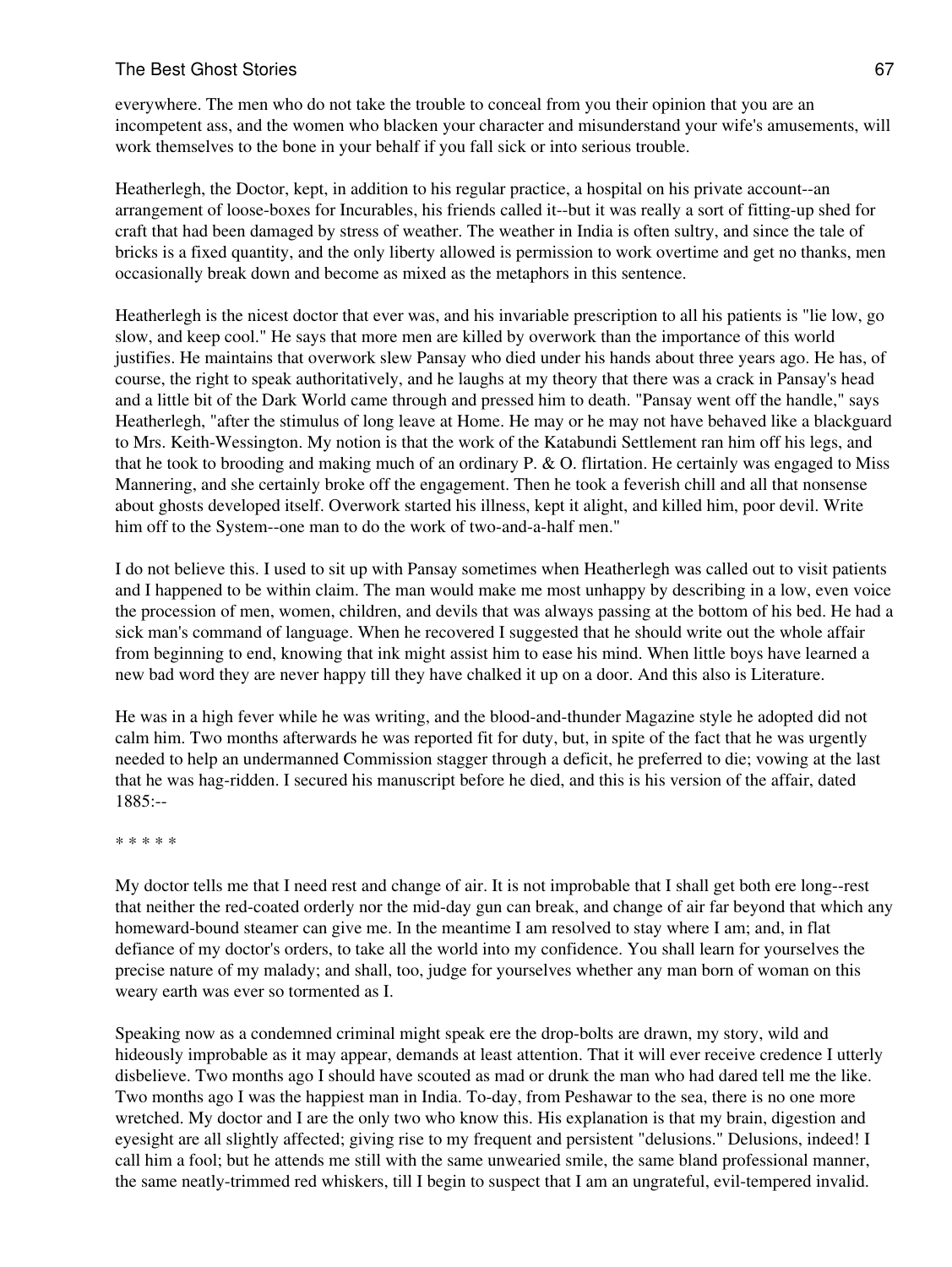everywhere. The men who do not take the trouble to conceal from you their opinion that you are an incompetent ass, and the women who blacken your character and misunderstand your wife's amusements, will work themselves to the bone in your behalf if you fall sick or into serious trouble.

Heatherlegh, the Doctor, kept, in addition to his regular practice, a hospital on his private account--an arrangement of loose-boxes for Incurables, his friends called it--but it was really a sort of fitting-up shed for craft that had been damaged by stress of weather. The weather in India is often sultry, and since the tale of bricks is a fixed quantity, and the only liberty allowed is permission to work overtime and get no thanks, men occasionally break down and become as mixed as the metaphors in this sentence.

Heatherlegh is the nicest doctor that ever was, and his invariable prescription to all his patients is "lie low, go slow, and keep cool." He says that more men are killed by overwork than the importance of this world justifies. He maintains that overwork slew Pansay who died under his hands about three years ago. He has, of course, the right to speak authoritatively, and he laughs at my theory that there was a crack in Pansay's head and a little bit of the Dark World came through and pressed him to death. "Pansay went off the handle," says Heatherlegh, "after the stimulus of long leave at Home. He may or he may not have behaved like a blackguard to Mrs. Keith-Wessington. My notion is that the work of the Katabundi Settlement ran him off his legs, and that he took to brooding and making much of an ordinary P. & O. flirtation. He certainly was engaged to Miss Mannering, and she certainly broke off the engagement. Then he took a feverish chill and all that nonsense about ghosts developed itself. Overwork started his illness, kept it alight, and killed him, poor devil. Write him off to the System--one man to do the work of two-and-a-half men."

I do not believe this. I used to sit up with Pansay sometimes when Heatherlegh was called out to visit patients and I happened to be within claim. The man would make me most unhappy by describing in a low, even voice the procession of men, women, children, and devils that was always passing at the bottom of his bed. He had a sick man's command of language. When he recovered I suggested that he should write out the whole affair from beginning to end, knowing that ink might assist him to ease his mind. When little boys have learned a new bad word they are never happy till they have chalked it up on a door. And this also is Literature.

He was in a high fever while he was writing, and the blood-and-thunder Magazine style he adopted did not calm him. Two months afterwards he was reported fit for duty, but, in spite of the fact that he was urgently needed to help an undermanned Commission stagger through a deficit, he preferred to die; vowing at the last that he was hag-ridden. I secured his manuscript before he died, and this is his version of the affair, dated 1885:--

\* \* \* \* \*

My doctor tells me that I need rest and change of air. It is not improbable that I shall get both ere long--rest that neither the red-coated orderly nor the mid-day gun can break, and change of air far beyond that which any homeward-bound steamer can give me. In the meantime I am resolved to stay where I am; and, in flat defiance of my doctor's orders, to take all the world into my confidence. You shall learn for yourselves the precise nature of my malady; and shall, too, judge for yourselves whether any man born of woman on this weary earth was ever so tormented as I.

Speaking now as a condemned criminal might speak ere the drop-bolts are drawn, my story, wild and hideously improbable as it may appear, demands at least attention. That it will ever receive credence I utterly disbelieve. Two months ago I should have scouted as mad or drunk the man who had dared tell me the like. Two months ago I was the happiest man in India. To-day, from Peshawar to the sea, there is no one more wretched. My doctor and I are the only two who know this. His explanation is that my brain, digestion and eyesight are all slightly affected; giving rise to my frequent and persistent "delusions." Delusions, indeed! I call him a fool; but he attends me still with the same unwearied smile, the same bland professional manner, the same neatly-trimmed red whiskers, till I begin to suspect that I am an ungrateful, evil-tempered invalid.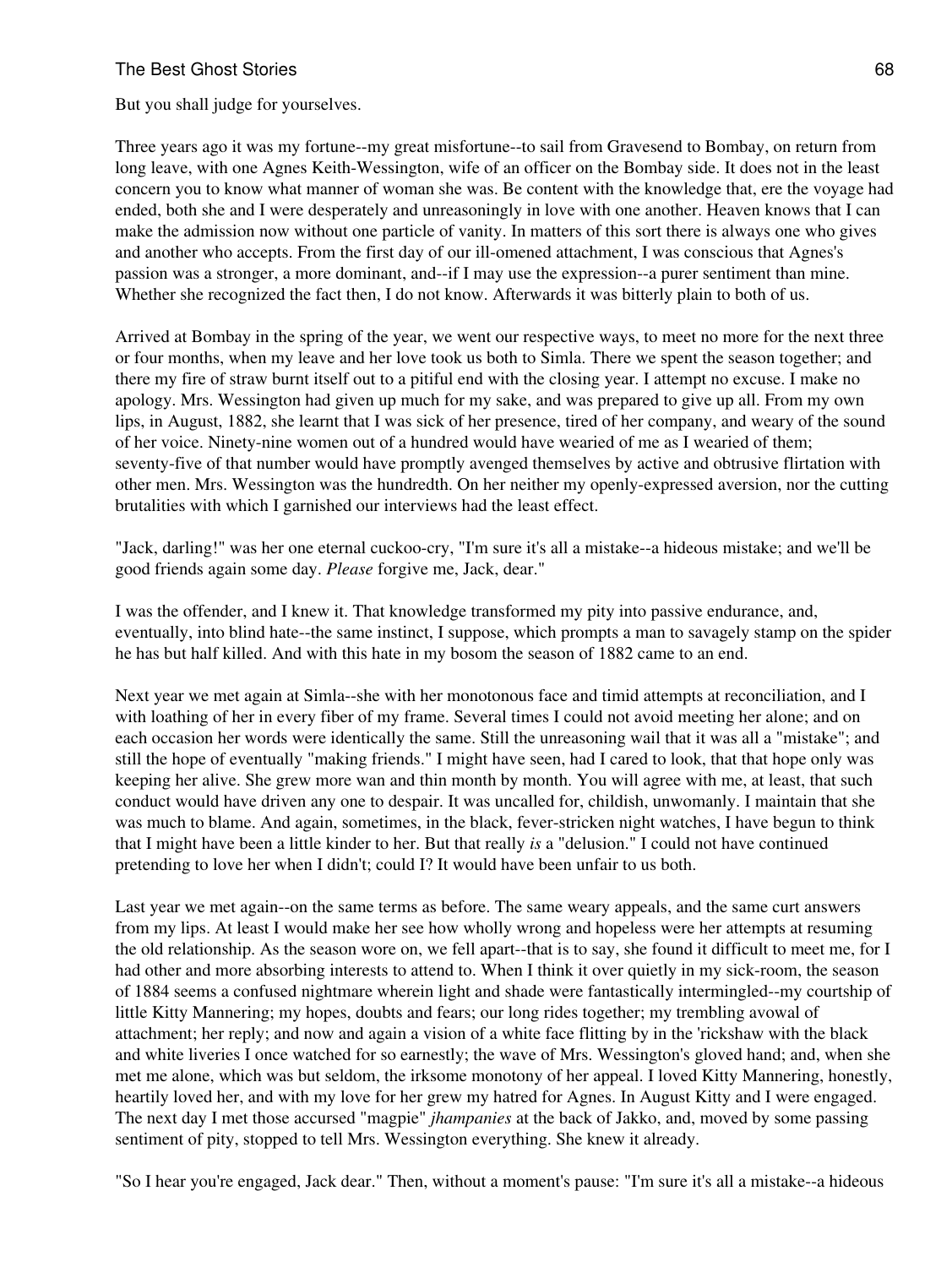But you shall judge for yourselves.

Three years ago it was my fortune--my great misfortune--to sail from Gravesend to Bombay, on return from long leave, with one Agnes Keith-Wessington, wife of an officer on the Bombay side. It does not in the least concern you to know what manner of woman she was. Be content with the knowledge that, ere the voyage had ended, both she and I were desperately and unreasoningly in love with one another. Heaven knows that I can make the admission now without one particle of vanity. In matters of this sort there is always one who gives and another who accepts. From the first day of our ill-omened attachment, I was conscious that Agnes's passion was a stronger, a more dominant, and--if I may use the expression--a purer sentiment than mine. Whether she recognized the fact then, I do not know. Afterwards it was bitterly plain to both of us.

Arrived at Bombay in the spring of the year, we went our respective ways, to meet no more for the next three or four months, when my leave and her love took us both to Simla. There we spent the season together; and there my fire of straw burnt itself out to a pitiful end with the closing year. I attempt no excuse. I make no apology. Mrs. Wessington had given up much for my sake, and was prepared to give up all. From my own lips, in August, 1882, she learnt that I was sick of her presence, tired of her company, and weary of the sound of her voice. Ninety-nine women out of a hundred would have wearied of me as I wearied of them; seventy-five of that number would have promptly avenged themselves by active and obtrusive flirtation with other men. Mrs. Wessington was the hundredth. On her neither my openly-expressed aversion, nor the cutting brutalities with which I garnished our interviews had the least effect.

"Jack, darling!" was her one eternal cuckoo-cry, "I'm sure it's all a mistake--a hideous mistake; and we'll be good friends again some day. *Please* forgive me, Jack, dear."

I was the offender, and I knew it. That knowledge transformed my pity into passive endurance, and, eventually, into blind hate--the same instinct, I suppose, which prompts a man to savagely stamp on the spider he has but half killed. And with this hate in my bosom the season of 1882 came to an end.

Next year we met again at Simla--she with her monotonous face and timid attempts at reconciliation, and I with loathing of her in every fiber of my frame. Several times I could not avoid meeting her alone; and on each occasion her words were identically the same. Still the unreasoning wail that it was all a "mistake"; and still the hope of eventually "making friends." I might have seen, had I cared to look, that that hope only was keeping her alive. She grew more wan and thin month by month. You will agree with me, at least, that such conduct would have driven any one to despair. It was uncalled for, childish, unwomanly. I maintain that she was much to blame. And again, sometimes, in the black, fever-stricken night watches, I have begun to think that I might have been a little kinder to her. But that really *is* a "delusion." I could not have continued pretending to love her when I didn't; could I? It would have been unfair to us both.

Last year we met again--on the same terms as before. The same weary appeals, and the same curt answers from my lips. At least I would make her see how wholly wrong and hopeless were her attempts at resuming the old relationship. As the season wore on, we fell apart--that is to say, she found it difficult to meet me, for I had other and more absorbing interests to attend to. When I think it over quietly in my sick-room, the season of 1884 seems a confused nightmare wherein light and shade were fantastically intermingled--my courtship of little Kitty Mannering; my hopes, doubts and fears; our long rides together; my trembling avowal of attachment; her reply; and now and again a vision of a white face flitting by in the 'rickshaw with the black and white liveries I once watched for so earnestly; the wave of Mrs. Wessington's gloved hand; and, when she met me alone, which was but seldom, the irksome monotony of her appeal. I loved Kitty Mannering, honestly, heartily loved her, and with my love for her grew my hatred for Agnes. In August Kitty and I were engaged. The next day I met those accursed "magpie" *jhampanies* at the back of Jakko, and, moved by some passing sentiment of pity, stopped to tell Mrs. Wessington everything. She knew it already.

"So I hear you're engaged, Jack dear." Then, without a moment's pause: "I'm sure it's all a mistake--a hideous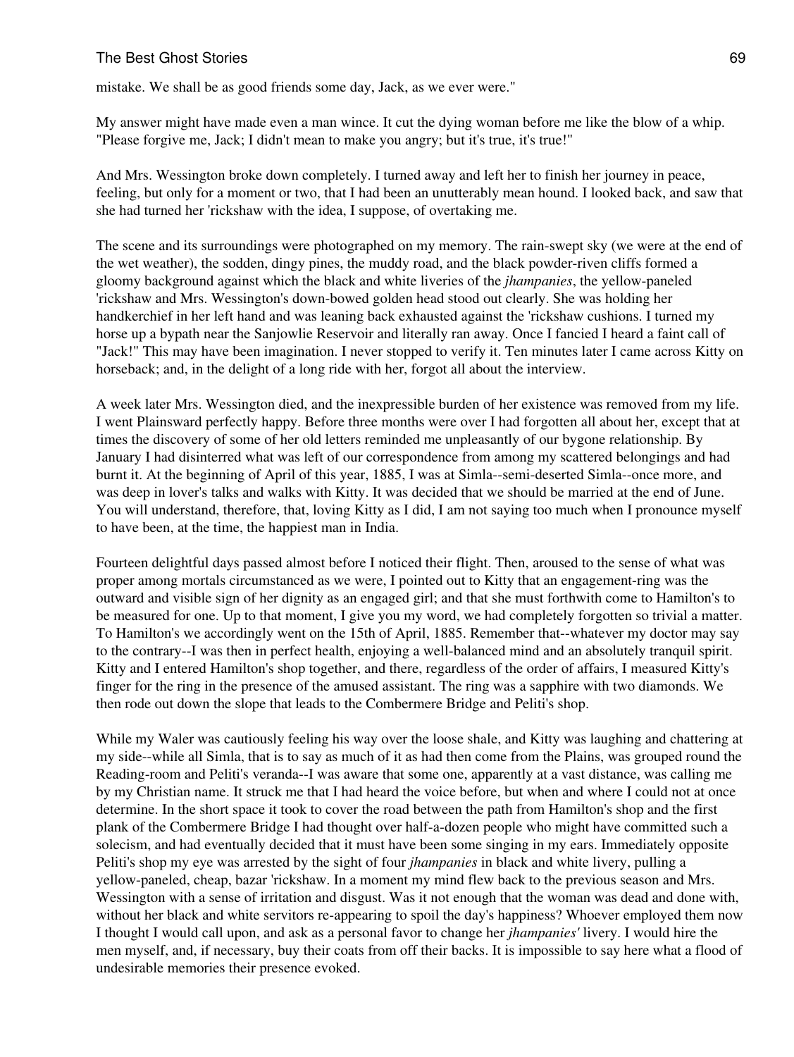mistake. We shall be as good friends some day, Jack, as we ever were."

My answer might have made even a man wince. It cut the dying woman before me like the blow of a whip. "Please forgive me, Jack; I didn't mean to make you angry; but it's true, it's true!"

And Mrs. Wessington broke down completely. I turned away and left her to finish her journey in peace, feeling, but only for a moment or two, that I had been an unutterably mean hound. I looked back, and saw that she had turned her 'rickshaw with the idea, I suppose, of overtaking me.

The scene and its surroundings were photographed on my memory. The rain-swept sky (we were at the end of the wet weather), the sodden, dingy pines, the muddy road, and the black powder-riven cliffs formed a gloomy background against which the black and white liveries of the *jhampanies*, the yellow-paneled 'rickshaw and Mrs. Wessington's down-bowed golden head stood out clearly. She was holding her handkerchief in her left hand and was leaning back exhausted against the 'rickshaw cushions. I turned my horse up a bypath near the Sanjowlie Reservoir and literally ran away. Once I fancied I heard a faint call of "Jack!" This may have been imagination. I never stopped to verify it. Ten minutes later I came across Kitty on horseback; and, in the delight of a long ride with her, forgot all about the interview.

A week later Mrs. Wessington died, and the inexpressible burden of her existence was removed from my life. I went Plainsward perfectly happy. Before three months were over I had forgotten all about her, except that at times the discovery of some of her old letters reminded me unpleasantly of our bygone relationship. By January I had disinterred what was left of our correspondence from among my scattered belongings and had burnt it. At the beginning of April of this year, 1885, I was at Simla--semi-deserted Simla--once more, and was deep in lover's talks and walks with Kitty. It was decided that we should be married at the end of June. You will understand, therefore, that, loving Kitty as I did, I am not saying too much when I pronounce myself to have been, at the time, the happiest man in India.

Fourteen delightful days passed almost before I noticed their flight. Then, aroused to the sense of what was proper among mortals circumstanced as we were, I pointed out to Kitty that an engagement-ring was the outward and visible sign of her dignity as an engaged girl; and that she must forthwith come to Hamilton's to be measured for one. Up to that moment, I give you my word, we had completely forgotten so trivial a matter. To Hamilton's we accordingly went on the 15th of April, 1885. Remember that--whatever my doctor may say to the contrary--I was then in perfect health, enjoying a well-balanced mind and an absolutely tranquil spirit. Kitty and I entered Hamilton's shop together, and there, regardless of the order of affairs, I measured Kitty's finger for the ring in the presence of the amused assistant. The ring was a sapphire with two diamonds. We then rode out down the slope that leads to the Combermere Bridge and Peliti's shop.

While my Waler was cautiously feeling his way over the loose shale, and Kitty was laughing and chattering at my side--while all Simla, that is to say as much of it as had then come from the Plains, was grouped round the Reading-room and Peliti's veranda--I was aware that some one, apparently at a vast distance, was calling me by my Christian name. It struck me that I had heard the voice before, but when and where I could not at once determine. In the short space it took to cover the road between the path from Hamilton's shop and the first plank of the Combermere Bridge I had thought over half-a-dozen people who might have committed such a solecism, and had eventually decided that it must have been some singing in my ears. Immediately opposite Peliti's shop my eye was arrested by the sight of four *jhampanies* in black and white livery, pulling a yellow-paneled, cheap, bazar 'rickshaw. In a moment my mind flew back to the previous season and Mrs. Wessington with a sense of irritation and disgust. Was it not enough that the woman was dead and done with, without her black and white servitors re-appearing to spoil the day's happiness? Whoever employed them now I thought I would call upon, and ask as a personal favor to change her *jhampanies'* livery. I would hire the men myself, and, if necessary, buy their coats from off their backs. It is impossible to say here what a flood of undesirable memories their presence evoked.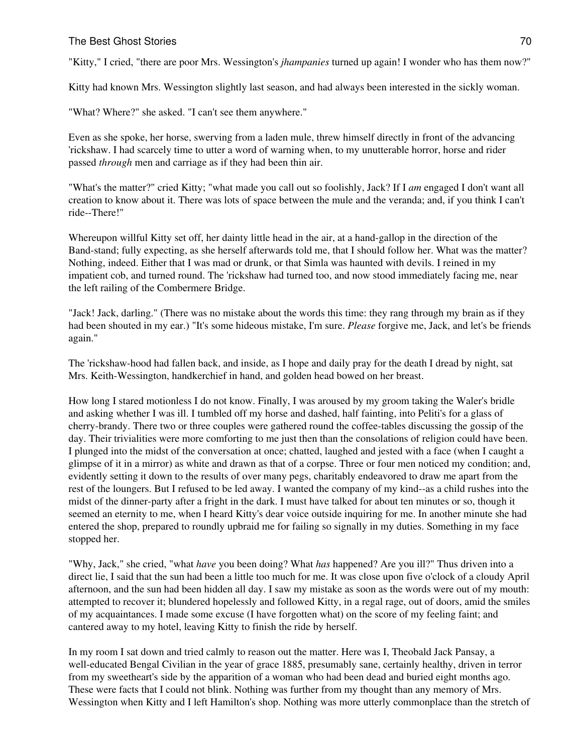"Kitty," I cried, "there are poor Mrs. Wessington's *jhampanies* turned up again! I wonder who has them now?"

Kitty had known Mrs. Wessington slightly last season, and had always been interested in the sickly woman.

"What? Where?" she asked. "I can't see them anywhere."

Even as she spoke, her horse, swerving from a laden mule, threw himself directly in front of the advancing 'rickshaw. I had scarcely time to utter a word of warning when, to my unutterable horror, horse and rider passed *through* men and carriage as if they had been thin air.

"What's the matter?" cried Kitty; "what made you call out so foolishly, Jack? If I *am* engaged I don't want all creation to know about it. There was lots of space between the mule and the veranda; and, if you think I can't ride--There!"

Whereupon willful Kitty set off, her dainty little head in the air, at a hand-gallop in the direction of the Band-stand; fully expecting, as she herself afterwards told me, that I should follow her. What was the matter? Nothing, indeed. Either that I was mad or drunk, or that Simla was haunted with devils. I reined in my impatient cob, and turned round. The 'rickshaw had turned too, and now stood immediately facing me, near the left railing of the Combermere Bridge.

"Jack! Jack, darling." (There was no mistake about the words this time: they rang through my brain as if they had been shouted in my ear.) "It's some hideous mistake, I'm sure. *Please* forgive me, Jack, and let's be friends again."

The 'rickshaw-hood had fallen back, and inside, as I hope and daily pray for the death I dread by night, sat Mrs. Keith-Wessington, handkerchief in hand, and golden head bowed on her breast.

How long I stared motionless I do not know. Finally, I was aroused by my groom taking the Waler's bridle and asking whether I was ill. I tumbled off my horse and dashed, half fainting, into Peliti's for a glass of cherry-brandy. There two or three couples were gathered round the coffee-tables discussing the gossip of the day. Their trivialities were more comforting to me just then than the consolations of religion could have been. I plunged into the midst of the conversation at once; chatted, laughed and jested with a face (when I caught a glimpse of it in a mirror) as white and drawn as that of a corpse. Three or four men noticed my condition; and, evidently setting it down to the results of over many pegs, charitably endeavored to draw me apart from the rest of the loungers. But I refused to be led away. I wanted the company of my kind--as a child rushes into the midst of the dinner-party after a fright in the dark. I must have talked for about ten minutes or so, though it seemed an eternity to me, when I heard Kitty's dear voice outside inquiring for me. In another minute she had entered the shop, prepared to roundly upbraid me for failing so signally in my duties. Something in my face stopped her.

"Why, Jack," she cried, "what *have* you been doing? What *has* happened? Are you ill?" Thus driven into a direct lie, I said that the sun had been a little too much for me. It was close upon five o'clock of a cloudy April afternoon, and the sun had been hidden all day. I saw my mistake as soon as the words were out of my mouth: attempted to recover it; blundered hopelessly and followed Kitty, in a regal rage, out of doors, amid the smiles of my acquaintances. I made some excuse (I have forgotten what) on the score of my feeling faint; and cantered away to my hotel, leaving Kitty to finish the ride by herself.

In my room I sat down and tried calmly to reason out the matter. Here was I, Theobald Jack Pansay, a well-educated Bengal Civilian in the year of grace 1885, presumably sane, certainly healthy, driven in terror from my sweetheart's side by the apparition of a woman who had been dead and buried eight months ago. These were facts that I could not blink. Nothing was further from my thought than any memory of Mrs. Wessington when Kitty and I left Hamilton's shop. Nothing was more utterly commonplace than the stretch of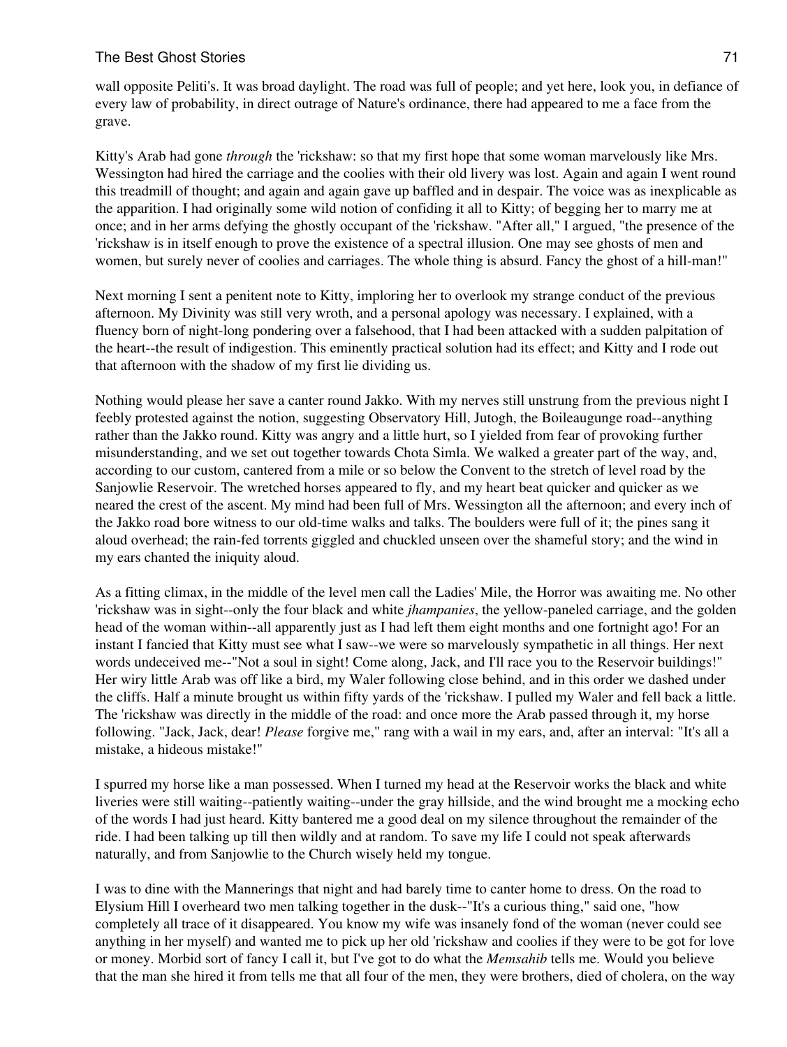wall opposite Peliti's. It was broad daylight. The road was full of people; and yet here, look you, in defiance of every law of probability, in direct outrage of Nature's ordinance, there had appeared to me a face from the grave.

Kitty's Arab had gone *through* the 'rickshaw: so that my first hope that some woman marvelously like Mrs. Wessington had hired the carriage and the coolies with their old livery was lost. Again and again I went round this treadmill of thought; and again and again gave up baffled and in despair. The voice was as inexplicable as the apparition. I had originally some wild notion of confiding it all to Kitty; of begging her to marry me at once; and in her arms defying the ghostly occupant of the 'rickshaw. "After all," I argued, "the presence of the 'rickshaw is in itself enough to prove the existence of a spectral illusion. One may see ghosts of men and women, but surely never of coolies and carriages. The whole thing is absurd. Fancy the ghost of a hill-man!"

Next morning I sent a penitent note to Kitty, imploring her to overlook my strange conduct of the previous afternoon. My Divinity was still very wroth, and a personal apology was necessary. I explained, with a fluency born of night-long pondering over a falsehood, that I had been attacked with a sudden palpitation of the heart--the result of indigestion. This eminently practical solution had its effect; and Kitty and I rode out that afternoon with the shadow of my first lie dividing us.

Nothing would please her save a canter round Jakko. With my nerves still unstrung from the previous night I feebly protested against the notion, suggesting Observatory Hill, Jutogh, the Boileaugunge road--anything rather than the Jakko round. Kitty was angry and a little hurt, so I yielded from fear of provoking further misunderstanding, and we set out together towards Chota Simla. We walked a greater part of the way, and, according to our custom, cantered from a mile or so below the Convent to the stretch of level road by the Sanjowlie Reservoir. The wretched horses appeared to fly, and my heart beat quicker and quicker as we neared the crest of the ascent. My mind had been full of Mrs. Wessington all the afternoon; and every inch of the Jakko road bore witness to our old-time walks and talks. The boulders were full of it; the pines sang it aloud overhead; the rain-fed torrents giggled and chuckled unseen over the shameful story; and the wind in my ears chanted the iniquity aloud.

As a fitting climax, in the middle of the level men call the Ladies' Mile, the Horror was awaiting me. No other 'rickshaw was in sight--only the four black and white *jhampanies*, the yellow-paneled carriage, and the golden head of the woman within--all apparently just as I had left them eight months and one fortnight ago! For an instant I fancied that Kitty must see what I saw--we were so marvelously sympathetic in all things. Her next words undeceived me--"Not a soul in sight! Come along, Jack, and I'll race you to the Reservoir buildings!" Her wiry little Arab was off like a bird, my Waler following close behind, and in this order we dashed under the cliffs. Half a minute brought us within fifty yards of the 'rickshaw. I pulled my Waler and fell back a little. The 'rickshaw was directly in the middle of the road: and once more the Arab passed through it, my horse following. "Jack, Jack, dear! *Please* forgive me," rang with a wail in my ears, and, after an interval: "It's all a mistake, a hideous mistake!"

I spurred my horse like a man possessed. When I turned my head at the Reservoir works the black and white liveries were still waiting--patiently waiting--under the gray hillside, and the wind brought me a mocking echo of the words I had just heard. Kitty bantered me a good deal on my silence throughout the remainder of the ride. I had been talking up till then wildly and at random. To save my life I could not speak afterwards naturally, and from Sanjowlie to the Church wisely held my tongue.

I was to dine with the Mannerings that night and had barely time to canter home to dress. On the road to Elysium Hill I overheard two men talking together in the dusk--"It's a curious thing," said one, "how completely all trace of it disappeared. You know my wife was insanely fond of the woman (never could see anything in her myself) and wanted me to pick up her old 'rickshaw and coolies if they were to be got for love or money. Morbid sort of fancy I call it, but I've got to do what the *Memsahib* tells me. Would you believe that the man she hired it from tells me that all four of the men, they were brothers, died of cholera, on the way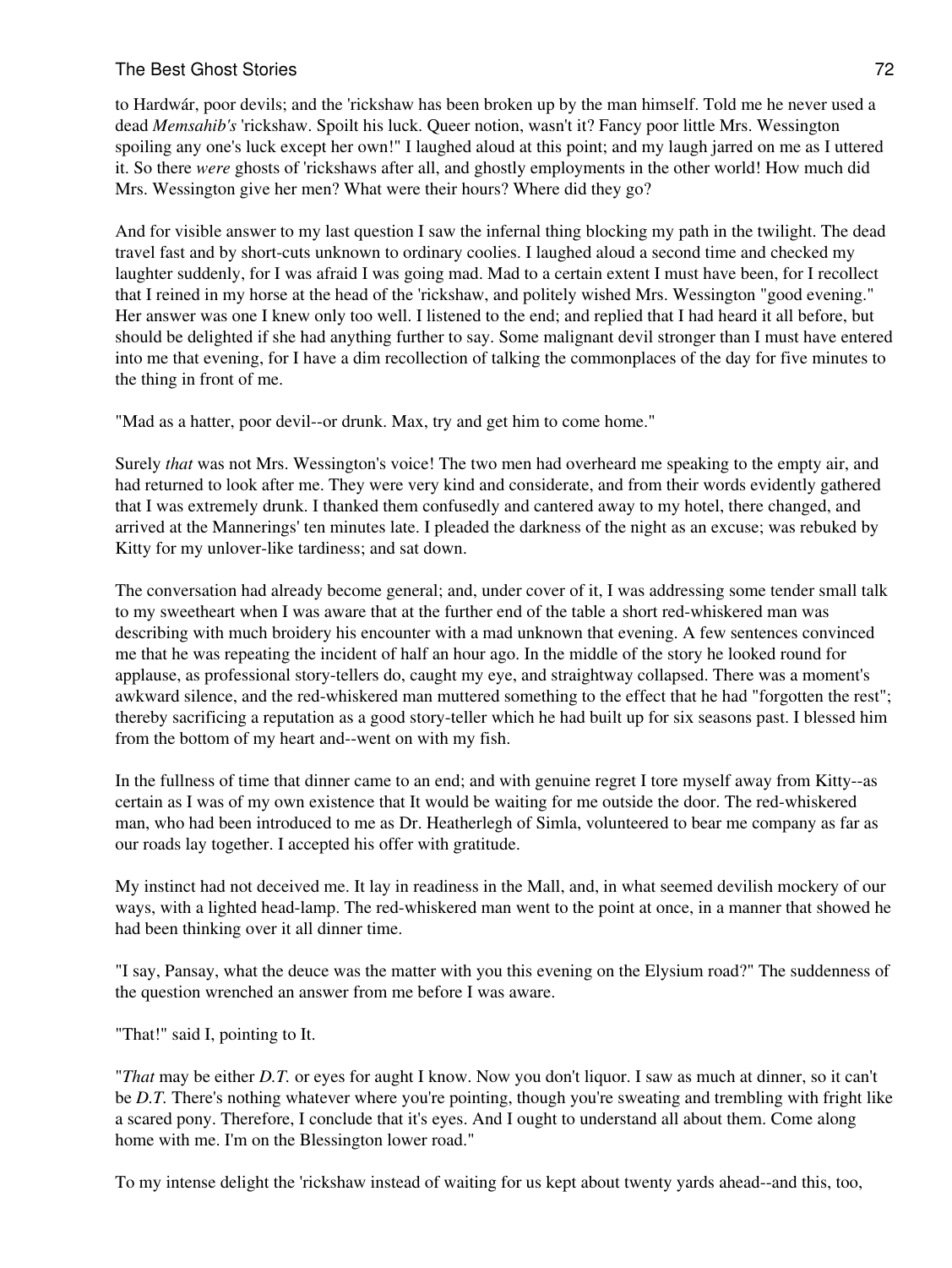to Hardwár, poor devils; and the 'rickshaw has been broken up by the man himself. Told me he never used a dead *Memsahib's* 'rickshaw. Spoilt his luck. Queer notion, wasn't it? Fancy poor little Mrs. Wessington spoiling any one's luck except her own!" I laughed aloud at this point; and my laugh jarred on me as I uttered it. So there *were* ghosts of 'rickshaws after all, and ghostly employments in the other world! How much did Mrs. Wessington give her men? What were their hours? Where did they go?

And for visible answer to my last question I saw the infernal thing blocking my path in the twilight. The dead travel fast and by short-cuts unknown to ordinary coolies. I laughed aloud a second time and checked my laughter suddenly, for I was afraid I was going mad. Mad to a certain extent I must have been, for I recollect that I reined in my horse at the head of the 'rickshaw, and politely wished Mrs. Wessington "good evening." Her answer was one I knew only too well. I listened to the end; and replied that I had heard it all before, but should be delighted if she had anything further to say. Some malignant devil stronger than I must have entered into me that evening, for I have a dim recollection of talking the commonplaces of the day for five minutes to the thing in front of me.

"Mad as a hatter, poor devil--or drunk. Max, try and get him to come home."

Surely *that* was not Mrs. Wessington's voice! The two men had overheard me speaking to the empty air, and had returned to look after me. They were very kind and considerate, and from their words evidently gathered that I was extremely drunk. I thanked them confusedly and cantered away to my hotel, there changed, and arrived at the Mannerings' ten minutes late. I pleaded the darkness of the night as an excuse; was rebuked by Kitty for my unlover-like tardiness; and sat down.

The conversation had already become general; and, under cover of it, I was addressing some tender small talk to my sweetheart when I was aware that at the further end of the table a short red-whiskered man was describing with much broidery his encounter with a mad unknown that evening. A few sentences convinced me that he was repeating the incident of half an hour ago. In the middle of the story he looked round for applause, as professional story-tellers do, caught my eye, and straightway collapsed. There was a moment's awkward silence, and the red-whiskered man muttered something to the effect that he had "forgotten the rest"; thereby sacrificing a reputation as a good story-teller which he had built up for six seasons past. I blessed him from the bottom of my heart and--went on with my fish.

In the fullness of time that dinner came to an end; and with genuine regret I tore myself away from Kitty--as certain as I was of my own existence that It would be waiting for me outside the door. The red-whiskered man, who had been introduced to me as Dr. Heatherlegh of Simla, volunteered to bear me company as far as our roads lay together. I accepted his offer with gratitude.

My instinct had not deceived me. It lay in readiness in the Mall, and, in what seemed devilish mockery of our ways, with a lighted head-lamp. The red-whiskered man went to the point at once, in a manner that showed he had been thinking over it all dinner time.

"I say, Pansay, what the deuce was the matter with you this evening on the Elysium road?" The suddenness of the question wrenched an answer from me before I was aware.

"That!" said I, pointing to It.

"*That* may be either *D.T.* or eyes for aught I know. Now you don't liquor. I saw as much at dinner, so it can't be *D.T.* There's nothing whatever where you're pointing, though you're sweating and trembling with fright like a scared pony. Therefore, I conclude that it's eyes. And I ought to understand all about them. Come along home with me. I'm on the Blessington lower road."

To my intense delight the 'rickshaw instead of waiting for us kept about twenty yards ahead--and this, too,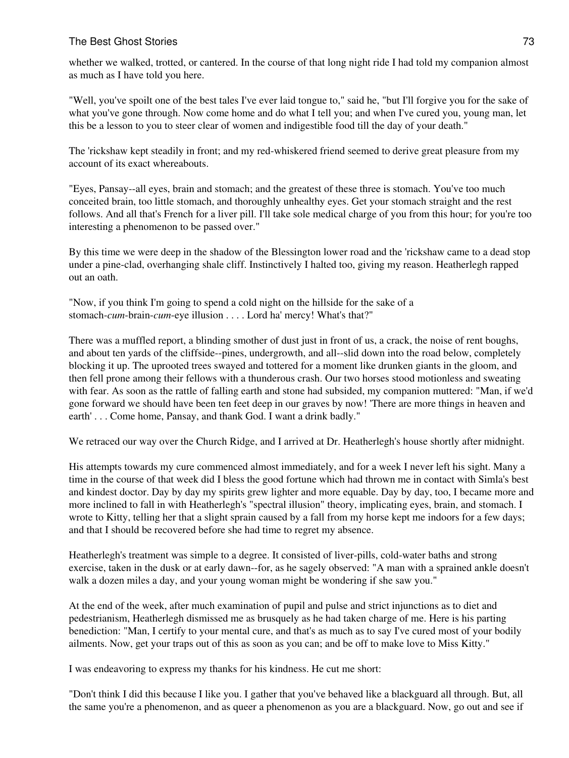whether we walked, trotted, or cantered. In the course of that long night ride I had told my companion almost as much as I have told you here.

"Well, you've spoilt one of the best tales I've ever laid tongue to," said he, "but I'll forgive you for the sake of what you've gone through. Now come home and do what I tell you; and when I've cured you, young man, let this be a lesson to you to steer clear of women and indigestible food till the day of your death."

The 'rickshaw kept steadily in front; and my red-whiskered friend seemed to derive great pleasure from my account of its exact whereabouts.

"Eyes, Pansay--all eyes, brain and stomach; and the greatest of these three is stomach. You've too much conceited brain, too little stomach, and thoroughly unhealthy eyes. Get your stomach straight and the rest follows. And all that's French for a liver pill. I'll take sole medical charge of you from this hour; for you're too interesting a phenomenon to be passed over."

By this time we were deep in the shadow of the Blessington lower road and the 'rickshaw came to a dead stop under a pine-clad, overhanging shale cliff. Instinctively I halted too, giving my reason. Heatherlegh rapped out an oath.

"Now, if you think I'm going to spend a cold night on the hillside for the sake of a stomach-*cum*-brain-*cum*-eye illusion . . . . Lord ha' mercy! What's that?"

There was a muffled report, a blinding smother of dust just in front of us, a crack, the noise of rent boughs, and about ten yards of the cliffside--pines, undergrowth, and all--slid down into the road below, completely blocking it up. The uprooted trees swayed and tottered for a moment like drunken giants in the gloom, and then fell prone among their fellows with a thunderous crash. Our two horses stood motionless and sweating with fear. As soon as the rattle of falling earth and stone had subsided, my companion muttered: "Man, if we'd gone forward we should have been ten feet deep in our graves by now! 'There are more things in heaven and earth' . . . Come home, Pansay, and thank God. I want a drink badly."

We retraced our way over the Church Ridge, and I arrived at Dr. Heatherlegh's house shortly after midnight.

His attempts towards my cure commenced almost immediately, and for a week I never left his sight. Many a time in the course of that week did I bless the good fortune which had thrown me in contact with Simla's best and kindest doctor. Day by day my spirits grew lighter and more equable. Day by day, too, I became more and more inclined to fall in with Heatherlegh's "spectral illusion" theory, implicating eyes, brain, and stomach. I wrote to Kitty, telling her that a slight sprain caused by a fall from my horse kept me indoors for a few days; and that I should be recovered before she had time to regret my absence.

Heatherlegh's treatment was simple to a degree. It consisted of liver-pills, cold-water baths and strong exercise, taken in the dusk or at early dawn--for, as he sagely observed: "A man with a sprained ankle doesn't walk a dozen miles a day, and your young woman might be wondering if she saw you."

At the end of the week, after much examination of pupil and pulse and strict injunctions as to diet and pedestrianism, Heatherlegh dismissed me as brusquely as he had taken charge of me. Here is his parting benediction: "Man, I certify to your mental cure, and that's as much as to say I've cured most of your bodily ailments. Now, get your traps out of this as soon as you can; and be off to make love to Miss Kitty."

I was endeavoring to express my thanks for his kindness. He cut me short:

"Don't think I did this because I like you. I gather that you've behaved like a blackguard all through. But, all the same you're a phenomenon, and as queer a phenomenon as you are a blackguard. Now, go out and see if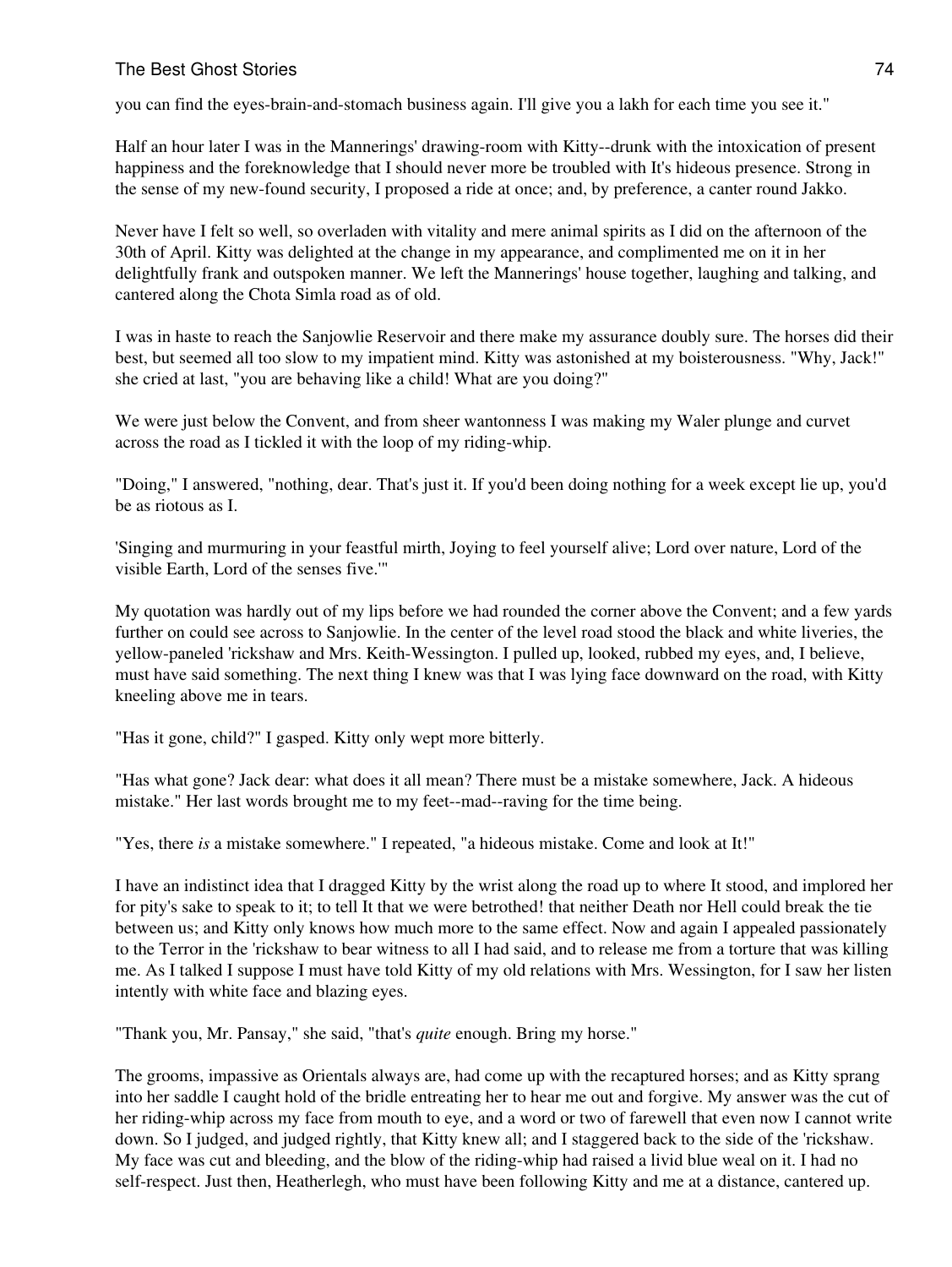you can find the eyes-brain-and-stomach business again. I'll give you a lakh for each time you see it."

Half an hour later I was in the Mannerings' drawing-room with Kitty--drunk with the intoxication of present happiness and the foreknowledge that I should never more be troubled with It's hideous presence. Strong in the sense of my new-found security, I proposed a ride at once; and, by preference, a canter round Jakko.

Never have I felt so well, so overladen with vitality and mere animal spirits as I did on the afternoon of the 30th of April. Kitty was delighted at the change in my appearance, and complimented me on it in her delightfully frank and outspoken manner. We left the Mannerings' house together, laughing and talking, and cantered along the Chota Simla road as of old.

I was in haste to reach the Sanjowlie Reservoir and there make my assurance doubly sure. The horses did their best, but seemed all too slow to my impatient mind. Kitty was astonished at my boisterousness. "Why, Jack!" she cried at last, "you are behaving like a child! What are you doing?"

We were just below the Convent, and from sheer wantonness I was making my Waler plunge and curvet across the road as I tickled it with the loop of my riding-whip.

"Doing," I answered, "nothing, dear. That's just it. If you'd been doing nothing for a week except lie up, you'd be as riotous as I.

'Singing and murmuring in your feastful mirth, Joying to feel yourself alive; Lord over nature, Lord of the visible Earth, Lord of the senses five.'"

My quotation was hardly out of my lips before we had rounded the corner above the Convent; and a few yards further on could see across to Sanjowlie. In the center of the level road stood the black and white liveries, the yellow-paneled 'rickshaw and Mrs. Keith-Wessington. I pulled up, looked, rubbed my eyes, and, I believe, must have said something. The next thing I knew was that I was lying face downward on the road, with Kitty kneeling above me in tears.

"Has it gone, child?" I gasped. Kitty only wept more bitterly.

"Has what gone? Jack dear: what does it all mean? There must be a mistake somewhere, Jack. A hideous mistake." Her last words brought me to my feet--mad--raving for the time being.

"Yes, there *is* a mistake somewhere." I repeated, "a hideous mistake. Come and look at It!"

I have an indistinct idea that I dragged Kitty by the wrist along the road up to where It stood, and implored her for pity's sake to speak to it; to tell It that we were betrothed! that neither Death nor Hell could break the tie between us; and Kitty only knows how much more to the same effect. Now and again I appealed passionately to the Terror in the 'rickshaw to bear witness to all I had said, and to release me from a torture that was killing me. As I talked I suppose I must have told Kitty of my old relations with Mrs. Wessington, for I saw her listen intently with white face and blazing eyes.

"Thank you, Mr. Pansay," she said, "that's *quite* enough. Bring my horse."

The grooms, impassive as Orientals always are, had come up with the recaptured horses; and as Kitty sprang into her saddle I caught hold of the bridle entreating her to hear me out and forgive. My answer was the cut of her riding-whip across my face from mouth to eye, and a word or two of farewell that even now I cannot write down. So I judged, and judged rightly, that Kitty knew all; and I staggered back to the side of the 'rickshaw. My face was cut and bleeding, and the blow of the riding-whip had raised a livid blue weal on it. I had no self-respect. Just then, Heatherlegh, who must have been following Kitty and me at a distance, cantered up.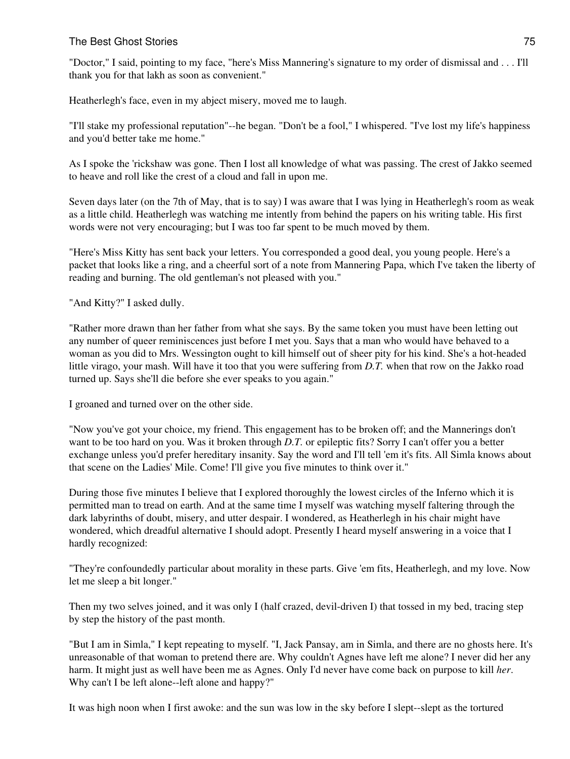"Doctor," I said, pointing to my face, "here's Miss Mannering's signature to my order of dismissal and . . . I'll thank you for that lakh as soon as convenient."

Heatherlegh's face, even in my abject misery, moved me to laugh.

"I'll stake my professional reputation"--he began. "Don't be a fool," I whispered. "I've lost my life's happiness and you'd better take me home."

As I spoke the 'rickshaw was gone. Then I lost all knowledge of what was passing. The crest of Jakko seemed to heave and roll like the crest of a cloud and fall in upon me.

Seven days later (on the 7th of May, that is to say) I was aware that I was lying in Heatherlegh's room as weak as a little child. Heatherlegh was watching me intently from behind the papers on his writing table. His first words were not very encouraging; but I was too far spent to be much moved by them.

"Here's Miss Kitty has sent back your letters. You corresponded a good deal, you young people. Here's a packet that looks like a ring, and a cheerful sort of a note from Mannering Papa, which I've taken the liberty of reading and burning. The old gentleman's not pleased with you."

"And Kitty?" I asked dully.

"Rather more drawn than her father from what she says. By the same token you must have been letting out any number of queer reminiscences just before I met you. Says that a man who would have behaved to a woman as you did to Mrs. Wessington ought to kill himself out of sheer pity for his kind. She's a hot-headed little virago, your mash. Will have it too that you were suffering from *D.T.* when that row on the Jakko road turned up. Says she'll die before she ever speaks to you again."

I groaned and turned over on the other side.

"Now you've got your choice, my friend. This engagement has to be broken off; and the Mannerings don't want to be too hard on you. Was it broken through *D.T.* or epileptic fits? Sorry I can't offer you a better exchange unless you'd prefer hereditary insanity. Say the word and I'll tell 'em it's fits. All Simla knows about that scene on the Ladies' Mile. Come! I'll give you five minutes to think over it."

During those five minutes I believe that I explored thoroughly the lowest circles of the Inferno which it is permitted man to tread on earth. And at the same time I myself was watching myself faltering through the dark labyrinths of doubt, misery, and utter despair. I wondered, as Heatherlegh in his chair might have wondered, which dreadful alternative I should adopt. Presently I heard myself answering in a voice that I hardly recognized:

"They're confoundedly particular about morality in these parts. Give 'em fits, Heatherlegh, and my love. Now let me sleep a bit longer."

Then my two selves joined, and it was only I (half crazed, devil-driven I) that tossed in my bed, tracing step by step the history of the past month.

"But I am in Simla," I kept repeating to myself. "I, Jack Pansay, am in Simla, and there are no ghosts here. It's unreasonable of that woman to pretend there are. Why couldn't Agnes have left me alone? I never did her any harm. It might just as well have been me as Agnes. Only I'd never have come back on purpose to kill *her*. Why can't I be left alone--left alone and happy?"

It was high noon when I first awoke: and the sun was low in the sky before I slept--slept as the tortured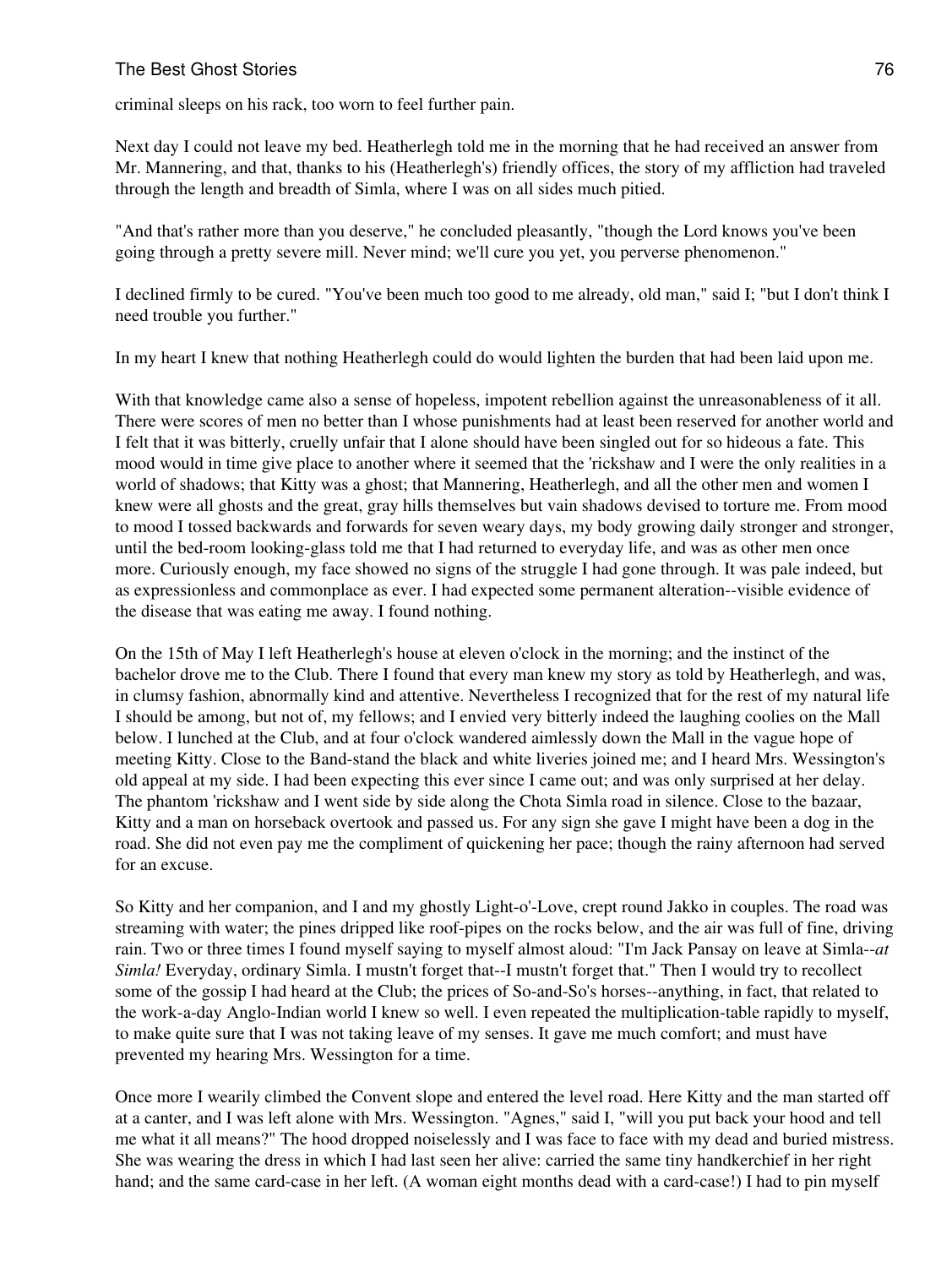criminal sleeps on his rack, too worn to feel further pain.

Next day I could not leave my bed. Heatherlegh told me in the morning that he had received an answer from Mr. Mannering, and that, thanks to his (Heatherlegh's) friendly offices, the story of my affliction had traveled through the length and breadth of Simla, where I was on all sides much pitied.

"And that's rather more than you deserve," he concluded pleasantly, "though the Lord knows you've been going through a pretty severe mill. Never mind; we'll cure you yet, you perverse phenomenon."

I declined firmly to be cured. "You've been much too good to me already, old man," said I; "but I don't think I need trouble you further."

In my heart I knew that nothing Heatherlegh could do would lighten the burden that had been laid upon me.

With that knowledge came also a sense of hopeless, impotent rebellion against the unreasonableness of it all. There were scores of men no better than I whose punishments had at least been reserved for another world and I felt that it was bitterly, cruelly unfair that I alone should have been singled out for so hideous a fate. This mood would in time give place to another where it seemed that the 'rickshaw and I were the only realities in a world of shadows; that Kitty was a ghost; that Mannering, Heatherlegh, and all the other men and women I knew were all ghosts and the great, gray hills themselves but vain shadows devised to torture me. From mood to mood I tossed backwards and forwards for seven weary days, my body growing daily stronger and stronger, until the bed-room looking-glass told me that I had returned to everyday life, and was as other men once more. Curiously enough, my face showed no signs of the struggle I had gone through. It was pale indeed, but as expressionless and commonplace as ever. I had expected some permanent alteration--visible evidence of the disease that was eating me away. I found nothing.

On the 15th of May I left Heatherlegh's house at eleven o'clock in the morning; and the instinct of the bachelor drove me to the Club. There I found that every man knew my story as told by Heatherlegh, and was, in clumsy fashion, abnormally kind and attentive. Nevertheless I recognized that for the rest of my natural life I should be among, but not of, my fellows; and I envied very bitterly indeed the laughing coolies on the Mall below. I lunched at the Club, and at four o'clock wandered aimlessly down the Mall in the vague hope of meeting Kitty. Close to the Band-stand the black and white liveries joined me; and I heard Mrs. Wessington's old appeal at my side. I had been expecting this ever since I came out; and was only surprised at her delay. The phantom 'rickshaw and I went side by side along the Chota Simla road in silence. Close to the bazaar, Kitty and a man on horseback overtook and passed us. For any sign she gave I might have been a dog in the road. She did not even pay me the compliment of quickening her pace; though the rainy afternoon had served for an excuse.

So Kitty and her companion, and I and my ghostly Light-o'-Love, crept round Jakko in couples. The road was streaming with water; the pines dripped like roof-pipes on the rocks below, and the air was full of fine, driving rain. Two or three times I found myself saying to myself almost aloud: "I'm Jack Pansay on leave at Simla--*at Simla!* Everyday, ordinary Simla. I mustn't forget that--I mustn't forget that." Then I would try to recollect some of the gossip I had heard at the Club; the prices of So-and-So's horses--anything, in fact, that related to the work-a-day Anglo-Indian world I knew so well. I even repeated the multiplication-table rapidly to myself, to make quite sure that I was not taking leave of my senses. It gave me much comfort; and must have prevented my hearing Mrs. Wessington for a time.

Once more I wearily climbed the Convent slope and entered the level road. Here Kitty and the man started off at a canter, and I was left alone with Mrs. Wessington. "Agnes," said I, "will you put back your hood and tell me what it all means?" The hood dropped noiselessly and I was face to face with my dead and buried mistress. She was wearing the dress in which I had last seen her alive: carried the same tiny handkerchief in her right hand; and the same card-case in her left. (A woman eight months dead with a card-case!) I had to pin myself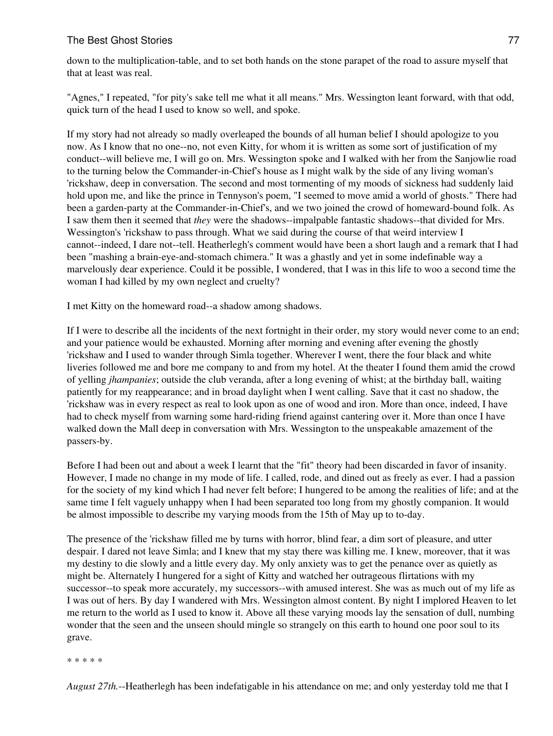down to the multiplication-table, and to set both hands on the stone parapet of the road to assure myself that that at least was real.

"Agnes," I repeated, "for pity's sake tell me what it all means." Mrs. Wessington leant forward, with that odd, quick turn of the head I used to know so well, and spoke.

If my story had not already so madly overleaped the bounds of all human belief I should apologize to you now. As I know that no one--no, not even Kitty, for whom it is written as some sort of justification of my conduct--will believe me, I will go on. Mrs. Wessington spoke and I walked with her from the Sanjowlie road to the turning below the Commander-in-Chief's house as I might walk by the side of any living woman's 'rickshaw, deep in conversation. The second and most tormenting of my moods of sickness had suddenly laid hold upon me, and like the prince in Tennyson's poem, "I seemed to move amid a world of ghosts." There had been a garden-party at the Commander-in-Chief's, and we two joined the crowd of homeward-bound folk. As I saw them then it seemed that *they* were the shadows--impalpable fantastic shadows--that divided for Mrs. Wessington's 'rickshaw to pass through. What we said during the course of that weird interview I cannot--indeed, I dare not--tell. Heatherlegh's comment would have been a short laugh and a remark that I had been "mashing a brain-eye-and-stomach chimera." It was a ghastly and yet in some indefinable way a marvelously dear experience. Could it be possible, I wondered, that I was in this life to woo a second time the woman I had killed by my own neglect and cruelty?

I met Kitty on the homeward road--a shadow among shadows.

If I were to describe all the incidents of the next fortnight in their order, my story would never come to an end; and your patience would be exhausted. Morning after morning and evening after evening the ghostly 'rickshaw and I used to wander through Simla together. Wherever I went, there the four black and white liveries followed me and bore me company to and from my hotel. At the theater I found them amid the crowd of yelling *jhampanies*; outside the club veranda, after a long evening of whist; at the birthday ball, waiting patiently for my reappearance; and in broad daylight when I went calling. Save that it cast no shadow, the 'rickshaw was in every respect as real to look upon as one of wood and iron. More than once, indeed, I have had to check myself from warning some hard-riding friend against cantering over it. More than once I have walked down the Mall deep in conversation with Mrs. Wessington to the unspeakable amazement of the passers-by.

Before I had been out and about a week I learnt that the "fit" theory had been discarded in favor of insanity. However, I made no change in my mode of life. I called, rode, and dined out as freely as ever. I had a passion for the society of my kind which I had never felt before; I hungered to be among the realities of life; and at the same time I felt vaguely unhappy when I had been separated too long from my ghostly companion. It would be almost impossible to describe my varying moods from the 15th of May up to to-day.

The presence of the 'rickshaw filled me by turns with horror, blind fear, a dim sort of pleasure, and utter despair. I dared not leave Simla; and I knew that my stay there was killing me. I knew, moreover, that it was my destiny to die slowly and a little every day. My only anxiety was to get the penance over as quietly as might be. Alternately I hungered for a sight of Kitty and watched her outrageous flirtations with my successor--to speak more accurately, my successors--with amused interest. She was as much out of my life as I was out of hers. By day I wandered with Mrs. Wessington almost content. By night I implored Heaven to let me return to the world as I used to know it. Above all these varying moods lay the sensation of dull, numbing wonder that the seen and the unseen should mingle so strangely on this earth to hound one poor soul to its grave.

\* \* \* \* \*

*August 27th.*--Heatherlegh has been indefatigable in his attendance on me; and only yesterday told me that I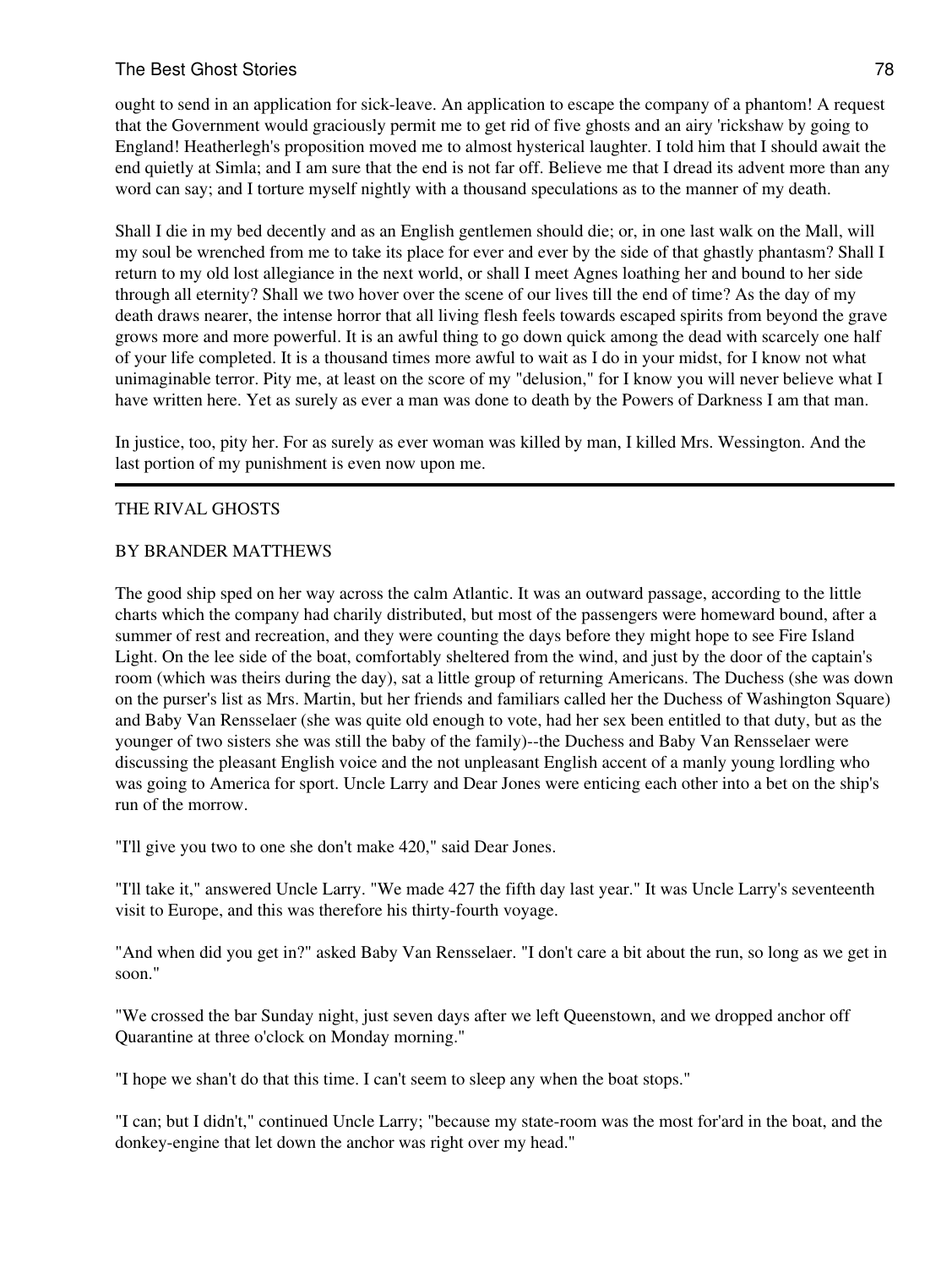ought to send in an application for sick-leave. An application to escape the company of a phantom! A request that the Government would graciously permit me to get rid of five ghosts and an airy 'rickshaw by going to England! Heatherlegh's proposition moved me to almost hysterical laughter. I told him that I should await the end quietly at Simla; and I am sure that the end is not far off. Believe me that I dread its advent more than any word can say; and I torture myself nightly with a thousand speculations as to the manner of my death.

Shall I die in my bed decently and as an English gentlemen should die; or, in one last walk on the Mall, will my soul be wrenched from me to take its place for ever and ever by the side of that ghastly phantasm? Shall I return to my old lost allegiance in the next world, or shall I meet Agnes loathing her and bound to her side through all eternity? Shall we two hover over the scene of our lives till the end of time? As the day of my death draws nearer, the intense horror that all living flesh feels towards escaped spirits from beyond the grave grows more and more powerful. It is an awful thing to go down quick among the dead with scarcely one half of your life completed. It is a thousand times more awful to wait as I do in your midst, for I know not what unimaginable terror. Pity me, at least on the score of my "delusion," for I know you will never believe what I have written here. Yet as surely as ever a man was done to death by the Powers of Darkness I am that man.

In justice, too, pity her. For as surely as ever woman was killed by man, I killed Mrs. Wessington. And the last portion of my punishment is even now upon me.

---

## THE RIVAL GHOSTS

### BY BRANDER MATTHEWS

The good ship sped on her way across the calm Atlantic. It was an outward passage, according to the little charts which the company had charily distributed, but most of the passengers were homeward bound, after a summer of rest and recreation, and they were counting the days before they might hope to see Fire Island Light. On the lee side of the boat, comfortably sheltered from the wind, and just by the door of the captain's room (which was theirs during the day), sat a little group of returning Americans. The Duchess (she was down on the purser's list as Mrs. Martin, but her friends and familiars called her the Duchess of Washington Square) and Baby Van Rensselaer (she was quite old enough to vote, had her sex been entitled to that duty, but as the younger of two sisters she was still the baby of the family)--the Duchess and Baby Van Rensselaer were discussing the pleasant English voice and the not unpleasant English accent of a manly young lordling who was going to America for sport. Uncle Larry and Dear Jones were enticing each other into a bet on the ship's run of the morrow.

"I'll give you two to one she don't make 420," said Dear Jones.

"I'll take it," answered Uncle Larry. "We made 427 the fifth day last year." It was Uncle Larry's seventeenth visit to Europe, and this was therefore his thirty-fourth voyage.

"And when did you get in?" asked Baby Van Rensselaer. "I don't care a bit about the run, so long as we get in soon."

"We crossed the bar Sunday night, just seven days after we left Queenstown, and we dropped anchor off Quarantine at three o'clock on Monday morning."

"I hope we shan't do that this time. I can't seem to sleep any when the boat stops."

"I can; but I didn't," continued Uncle Larry; "because my state-room was the most for'ard in the boat, and the donkey-engine that let down the anchor was right over my head."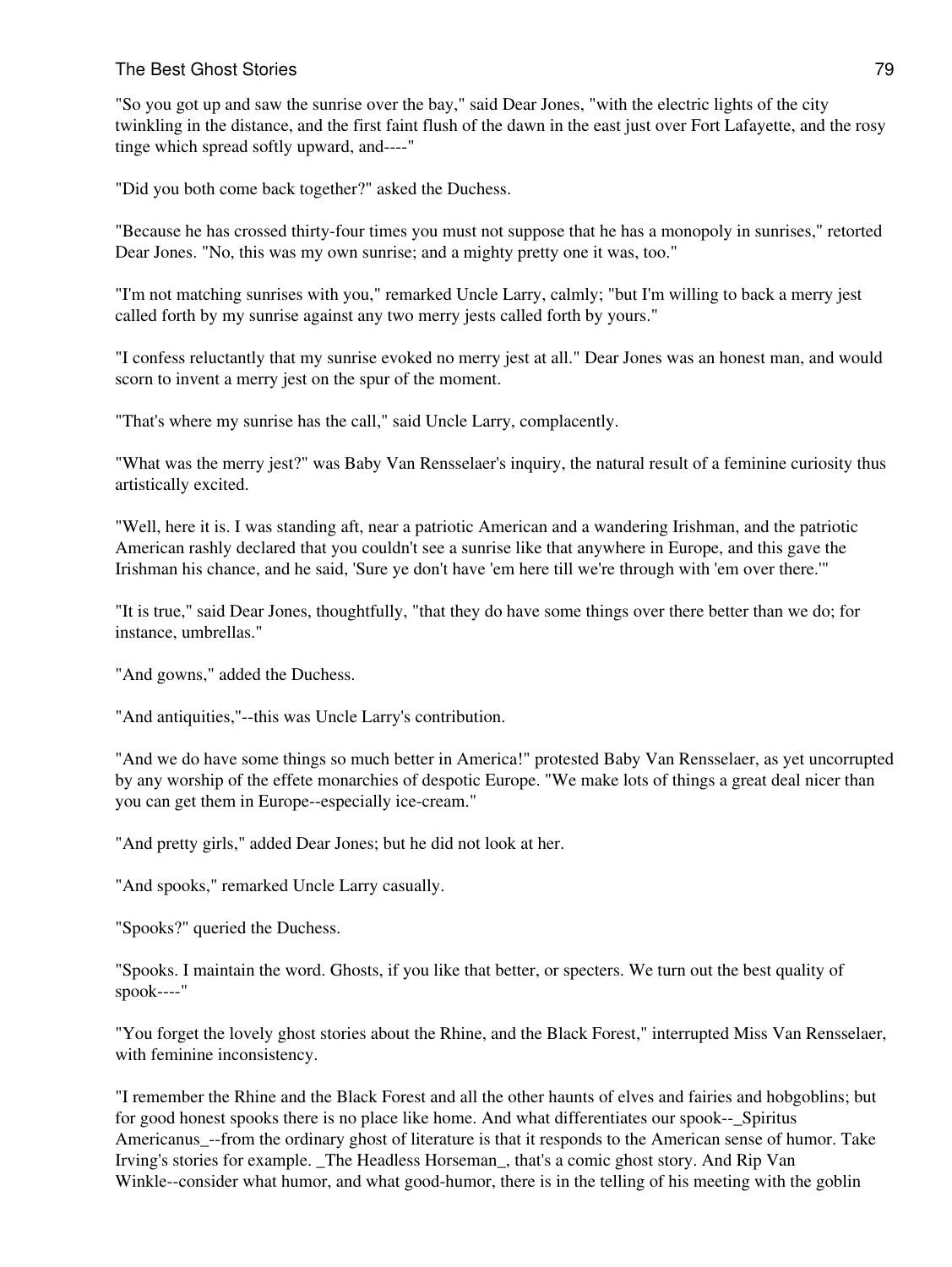"So you got up and saw the sunrise over the bay," said Dear Jones, "with the electric lights of the city twinkling in the distance, and the first faint flush of the dawn in the east just over Fort Lafayette, and the rosy tinge which spread softly upward, and----"

"Did you both come back together?" asked the Duchess.

"Because he has crossed thirty-four times you must not suppose that he has a monopoly in sunrises," retorted Dear Jones. "No, this was my own sunrise; and a mighty pretty one it was, too."

"I'm not matching sunrises with you," remarked Uncle Larry, calmly; "but I'm willing to back a merry jest called forth by my sunrise against any two merry jests called forth by yours."

"I confess reluctantly that my sunrise evoked no merry jest at all." Dear Jones was an honest man, and would scorn to invent a merry jest on the spur of the moment.

"That's where my sunrise has the call," said Uncle Larry, complacently.

"What was the merry jest?" was Baby Van Rensselaer's inquiry, the natural result of a feminine curiosity thus artistically excited.

"Well, here it is. I was standing aft, near a patriotic American and a wandering Irishman, and the patriotic American rashly declared that you couldn't see a sunrise like that anywhere in Europe, and this gave the Irishman his chance, and he said, 'Sure ye don't have 'em here till we're through with 'em over there.'"

"It is true," said Dear Jones, thoughtfully, "that they do have some things over there better than we do; for instance, umbrellas."

"And gowns," added the Duchess.

"And antiquities,"--this was Uncle Larry's contribution.

"And we do have some things so much better in America!" protested Baby Van Rensselaer, as yet uncorrupted by any worship of the effete monarchies of despotic Europe. "We make lots of things a great deal nicer than you can get them in Europe--especially ice-cream."

"And pretty girls," added Dear Jones; but he did not look at her.

"And spooks," remarked Uncle Larry casually.

"Spooks?" queried the Duchess.

"Spooks. I maintain the word. Ghosts, if you like that better, or specters. We turn out the best quality of spook----"

"You forget the lovely ghost stories about the Rhine, and the Black Forest," interrupted Miss Van Rensselaer, with feminine inconsistency.

"I remember the Rhine and the Black Forest and all the other haunts of elves and fairies and hobgoblins; but for good honest spooks there is no place like home. And what differentiates our spook--_Spiritus Americanus_--from the ordinary ghost of literature is that it responds to the American sense of humor. Take Irving's stories for example. _The Headless Horseman_, that's a comic ghost story. And Rip Van Winkle--consider what humor, and what good-humor, there is in the telling of his meeting with the goblin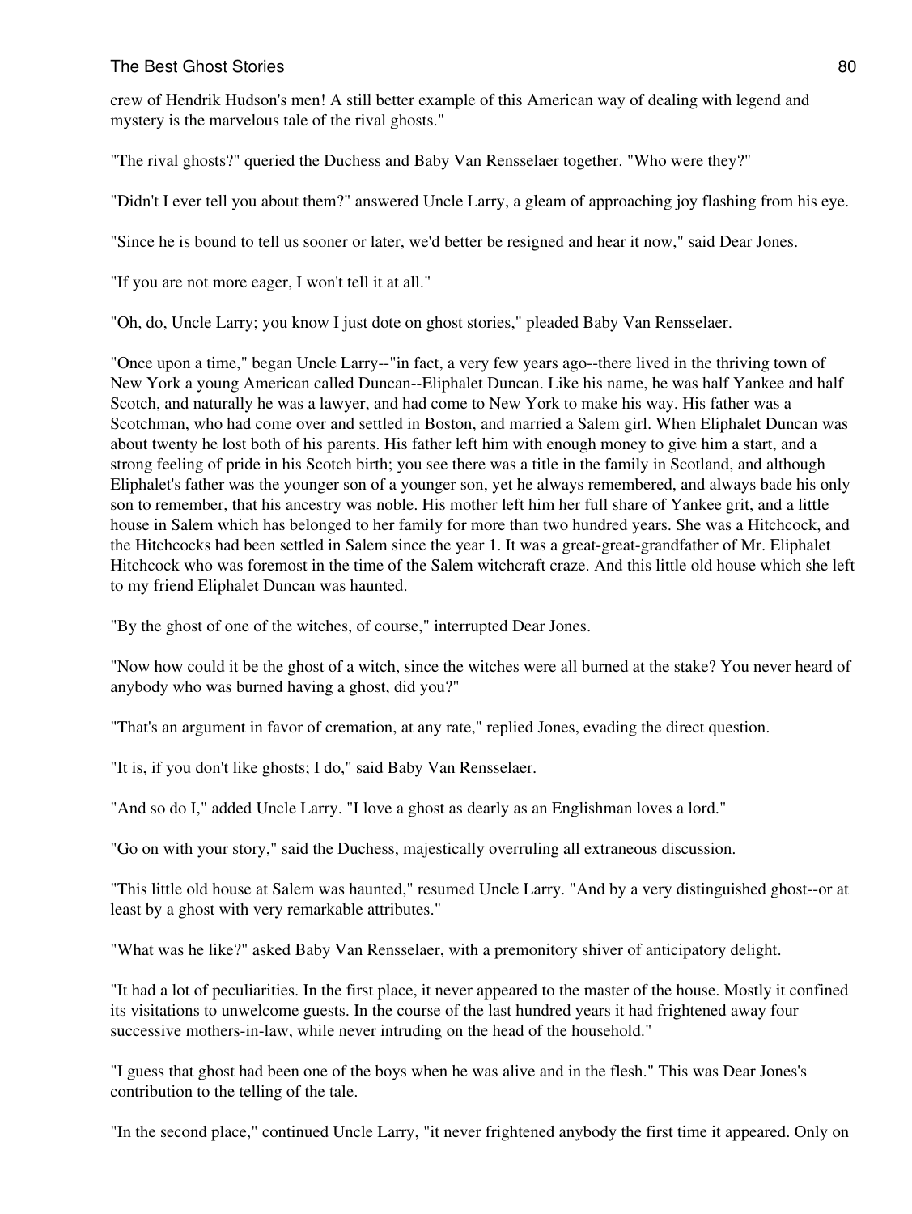crew of Hendrik Hudson's men! A still better example of this American way of dealing with legend and mystery is the marvelous tale of the rival ghosts."

"The rival ghosts?" queried the Duchess and Baby Van Rensselaer together. "Who were they?"

"Didn't I ever tell you about them?" answered Uncle Larry, a gleam of approaching joy flashing from his eye.

"Since he is bound to tell us sooner or later, we'd better be resigned and hear it now," said Dear Jones.

"If you are not more eager, I won't tell it at all."

"Oh, do, Uncle Larry; you know I just dote on ghost stories," pleaded Baby Van Rensselaer.

"Once upon a time," began Uncle Larry--"in fact, a very few years ago--there lived in the thriving town of New York a young American called Duncan--Eliphalet Duncan. Like his name, he was half Yankee and half Scotch, and naturally he was a lawyer, and had come to New York to make his way. His father was a Scotchman, who had come over and settled in Boston, and married a Salem girl. When Eliphalet Duncan was about twenty he lost both of his parents. His father left him with enough money to give him a start, and a strong feeling of pride in his Scotch birth; you see there was a title in the family in Scotland, and although Eliphalet's father was the younger son of a younger son, yet he always remembered, and always bade his only son to remember, that his ancestry was noble. His mother left him her full share of Yankee grit, and a little house in Salem which has belonged to her family for more than two hundred years. She was a Hitchcock, and the Hitchcocks had been settled in Salem since the year 1. It was a great-great-grandfather of Mr. Eliphalet Hitchcock who was foremost in the time of the Salem witchcraft craze. And this little old house which she left to my friend Eliphalet Duncan was haunted.

"By the ghost of one of the witches, of course," interrupted Dear Jones.

"Now how could it be the ghost of a witch, since the witches were all burned at the stake? You never heard of anybody who was burned having a ghost, did you?"

"That's an argument in favor of cremation, at any rate," replied Jones, evading the direct question.

"It is, if you don't like ghosts; I do," said Baby Van Rensselaer.

"And so do I," added Uncle Larry. "I love a ghost as dearly as an Englishman loves a lord."

"Go on with your story," said the Duchess, majestically overruling all extraneous discussion.

"This little old house at Salem was haunted," resumed Uncle Larry. "And by a very distinguished ghost--or at least by a ghost with very remarkable attributes."

"What was he like?" asked Baby Van Rensselaer, with a premonitory shiver of anticipatory delight.

"It had a lot of peculiarities. In the first place, it never appeared to the master of the house. Mostly it confined its visitations to unwelcome guests. In the course of the last hundred years it had frightened away four successive mothers-in-law, while never intruding on the head of the household."

"I guess that ghost had been one of the boys when he was alive and in the flesh." This was Dear Jones's contribution to the telling of the tale.

"In the second place," continued Uncle Larry, "it never frightened anybody the first time it appeared. Only on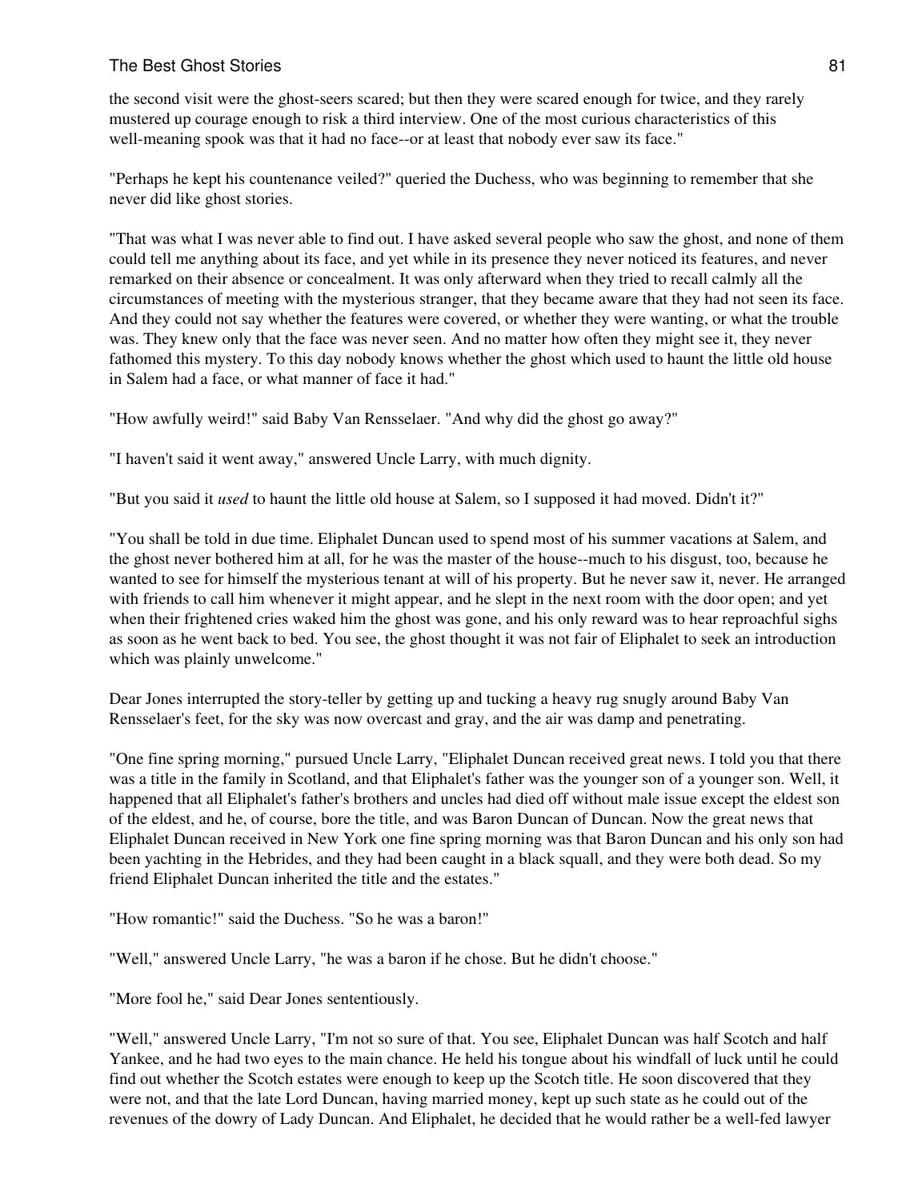the second visit were the ghost-seers scared; but then they were scared enough for twice, and they rarely mustered up courage enough to risk a third interview. One of the most curious characteristics of this well-meaning spook was that it had no face--or at least that nobody ever saw its face."

"Perhaps he kept his countenance veiled?" queried the Duchess, who was beginning to remember that she never did like ghost stories.

"That was what I was never able to find out. I have asked several people who saw the ghost, and none of them could tell me anything about its face, and yet while in its presence they never noticed its features, and never remarked on their absence or concealment. It was only afterward when they tried to recall calmly all the circumstances of meeting with the mysterious stranger, that they became aware that they had not seen its face. And they could not say whether the features were covered, or whether they were wanting, or what the trouble was. They knew only that the face was never seen. And no matter how often they might see it, they never fathomed this mystery. To this day nobody knows whether the ghost which used to haunt the little old house in Salem had a face, or what manner of face it had."

"How awfully weird!" said Baby Van Rensselaer. "And why did the ghost go away?"

"I haven't said it went away," answered Uncle Larry, with much dignity.

"But you said it *used* to haunt the little old house at Salem, so I supposed it had moved. Didn't it?"

"You shall be told in due time. Eliphalet Duncan used to spend most of his summer vacations at Salem, and the ghost never bothered him at all, for he was the master of the house--much to his disgust, too, because he wanted to see for himself the mysterious tenant at will of his property. But he never saw it, never. He arranged with friends to call him whenever it might appear, and he slept in the next room with the door open; and yet when their frightened cries waked him the ghost was gone, and his only reward was to hear reproachful sighs as soon as he went back to bed. You see, the ghost thought it was not fair of Eliphalet to seek an introduction which was plainly unwelcome."

Dear Jones interrupted the story-teller by getting up and tucking a heavy rug snugly around Baby Van Rensselaer's feet, for the sky was now overcast and gray, and the air was damp and penetrating.

"One fine spring morning," pursued Uncle Larry, "Eliphalet Duncan received great news. I told you that there was a title in the family in Scotland, and that Eliphalet's father was the younger son of a younger son. Well, it happened that all Eliphalet's father's brothers and uncles had died off without male issue except the eldest son of the eldest, and he, of course, bore the title, and was Baron Duncan of Duncan. Now the great news that Eliphalet Duncan received in New York one fine spring morning was that Baron Duncan and his only son had been yachting in the Hebrides, and they had been caught in a black squall, and they were both dead. So my friend Eliphalet Duncan inherited the title and the estates."

"How romantic!" said the Duchess. "So he was a baron!"

"Well," answered Uncle Larry, "he was a baron if he chose. But he didn't choose."

"More fool he," said Dear Jones sententiously.

"Well," answered Uncle Larry, "I'm not so sure of that. You see, Eliphalet Duncan was half Scotch and half Yankee, and he had two eyes to the main chance. He held his tongue about his windfall of luck until he could find out whether the Scotch estates were enough to keep up the Scotch title. He soon discovered that they were not, and that the late Lord Duncan, having married money, kept up such state as he could out of the revenues of the dowry of Lady Duncan. And Eliphalet, he decided that he would rather be a well-fed lawyer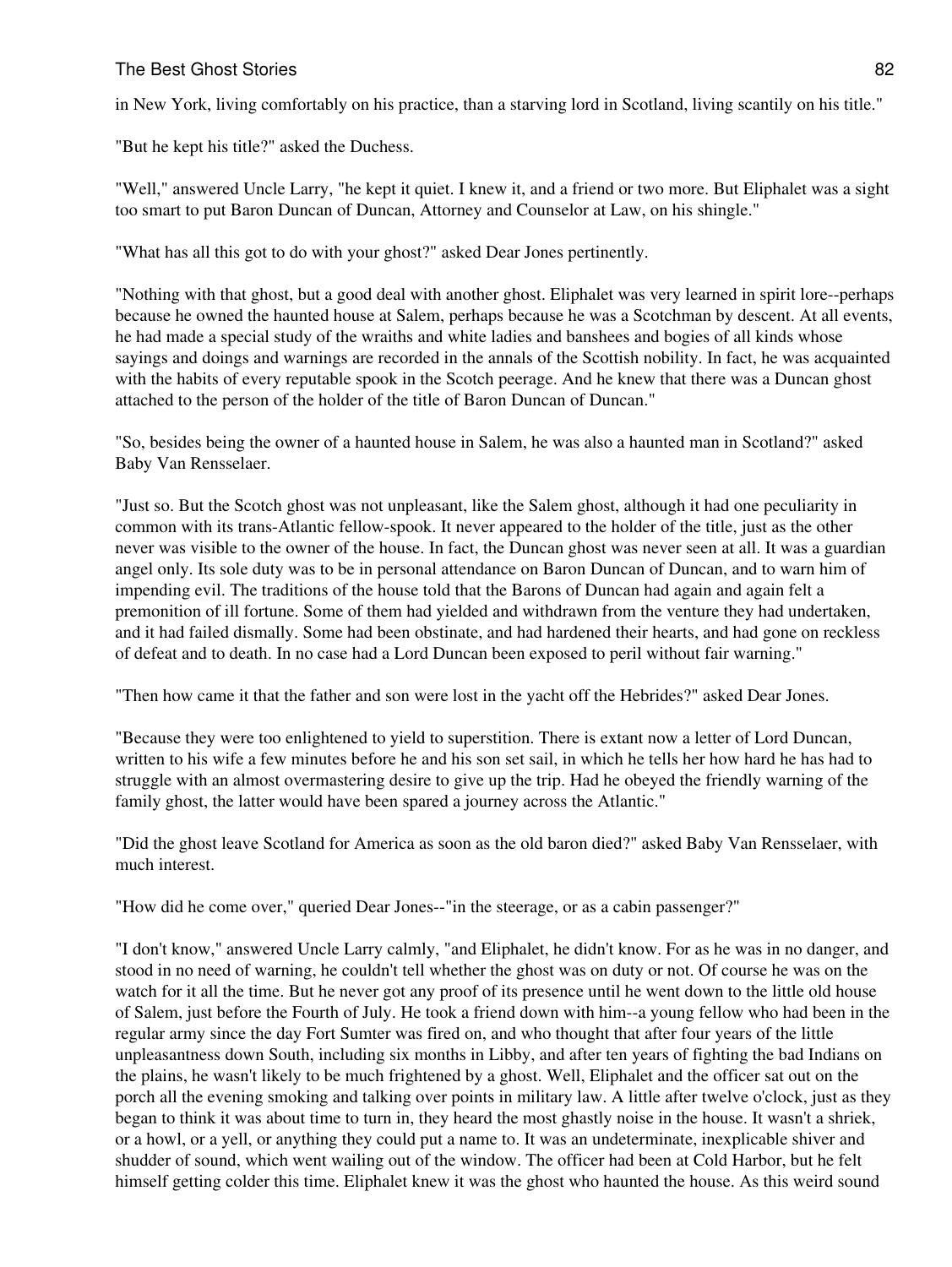in New York, living comfortably on his practice, than a starving lord in Scotland, living scantily on his title."

"But he kept his title?" asked the Duchess.

"Well," answered Uncle Larry, "he kept it quiet. I knew it, and a friend or two more. But Eliphalet was a sight too smart to put Baron Duncan of Duncan, Attorney and Counselor at Law, on his shingle."

"What has all this got to do with your ghost?" asked Dear Jones pertinently.

"Nothing with that ghost, but a good deal with another ghost. Eliphalet was very learned in spirit lore--perhaps because he owned the haunted house at Salem, perhaps because he was a Scotchman by descent. At all events, he had made a special study of the wraiths and white ladies and banshees and bogies of all kinds whose sayings and doings and warnings are recorded in the annals of the Scottish nobility. In fact, he was acquainted with the habits of every reputable spook in the Scotch peerage. And he knew that there was a Duncan ghost attached to the person of the holder of the title of Baron Duncan of Duncan."

"So, besides being the owner of a haunted house in Salem, he was also a haunted man in Scotland?" asked Baby Van Rensselaer.

"Just so. But the Scotch ghost was not unpleasant, like the Salem ghost, although it had one peculiarity in common with its trans-Atlantic fellow-spook. It never appeared to the holder of the title, just as the other never was visible to the owner of the house. In fact, the Duncan ghost was never seen at all. It was a guardian angel only. Its sole duty was to be in personal attendance on Baron Duncan of Duncan, and to warn him of impending evil. The traditions of the house told that the Barons of Duncan had again and again felt a premonition of ill fortune. Some of them had yielded and withdrawn from the venture they had undertaken, and it had failed dismally. Some had been obstinate, and had hardened their hearts, and had gone on reckless of defeat and to death. In no case had a Lord Duncan been exposed to peril without fair warning."

"Then how came it that the father and son were lost in the yacht off the Hebrides?" asked Dear Jones.

"Because they were too enlightened to yield to superstition. There is extant now a letter of Lord Duncan, written to his wife a few minutes before he and his son set sail, in which he tells her how hard he has had to struggle with an almost overmastering desire to give up the trip. Had he obeyed the friendly warning of the family ghost, the latter would have been spared a journey across the Atlantic."

"Did the ghost leave Scotland for America as soon as the old baron died?" asked Baby Van Rensselaer, with much interest.

"How did he come over," queried Dear Jones--"in the steerage, or as a cabin passenger?"

"I don't know," answered Uncle Larry calmly, "and Eliphalet, he didn't know. For as he was in no danger, and stood in no need of warning, he couldn't tell whether the ghost was on duty or not. Of course he was on the watch for it all the time. But he never got any proof of its presence until he went down to the little old house of Salem, just before the Fourth of July. He took a friend down with him--a young fellow who had been in the regular army since the day Fort Sumter was fired on, and who thought that after four years of the little unpleasantness down South, including six months in Libby, and after ten years of fighting the bad Indians on the plains, he wasn't likely to be much frightened by a ghost. Well, Eliphalet and the officer sat out on the porch all the evening smoking and talking over points in military law. A little after twelve o'clock, just as they began to think it was about time to turn in, they heard the most ghastly noise in the house. It wasn't a shriek, or a howl, or a yell, or anything they could put a name to. It was an undeterminate, inexplicable shiver and shudder of sound, which went wailing out of the window. The officer had been at Cold Harbor, but he felt himself getting colder this time. Eliphalet knew it was the ghost who haunted the house. As this weird sound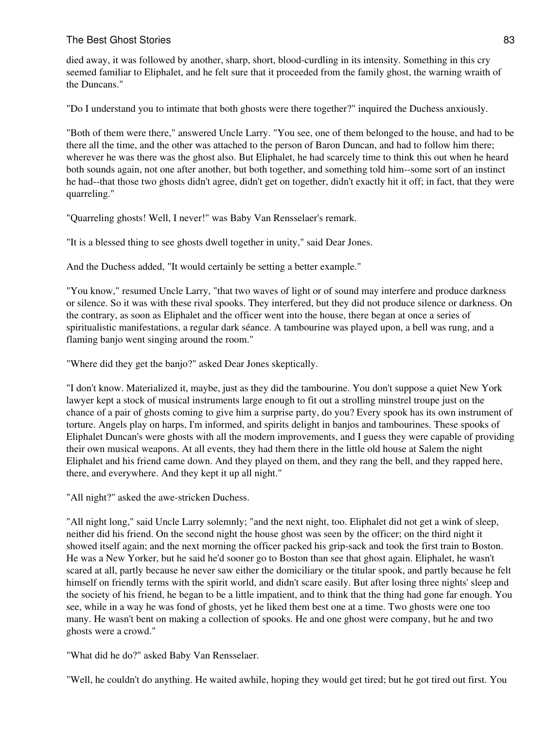died away, it was followed by another, sharp, short, blood-curdling in its intensity. Something in this cry seemed familiar to Eliphalet, and he felt sure that it proceeded from the family ghost, the warning wraith of the Duncans."

"Do I understand you to intimate that both ghosts were there together?" inquired the Duchess anxiously.

"Both of them were there," answered Uncle Larry. "You see, one of them belonged to the house, and had to be there all the time, and the other was attached to the person of Baron Duncan, and had to follow him there; wherever he was there was the ghost also. But Eliphalet, he had scarcely time to think this out when he heard both sounds again, not one after another, but both together, and something told him--some sort of an instinct he had--that those two ghosts didn't agree, didn't get on together, didn't exactly hit it off; in fact, that they were quarreling."

"Quarreling ghosts! Well, I never!" was Baby Van Rensselaer's remark.

"It is a blessed thing to see ghosts dwell together in unity," said Dear Jones.

And the Duchess added, "It would certainly be setting a better example."

"You know," resumed Uncle Larry, "that two waves of light or of sound may interfere and produce darkness or silence. So it was with these rival spooks. They interfered, but they did not produce silence or darkness. On the contrary, as soon as Eliphalet and the officer went into the house, there began at once a series of spiritualistic manifestations, a regular dark séance. A tambourine was played upon, a bell was rung, and a flaming banjo went singing around the room."

"Where did they get the banjo?" asked Dear Jones skeptically.

"I don't know. Materialized it, maybe, just as they did the tambourine. You don't suppose a quiet New York lawyer kept a stock of musical instruments large enough to fit out a strolling minstrel troupe just on the chance of a pair of ghosts coming to give him a surprise party, do you? Every spook has its own instrument of torture. Angels play on harps, I'm informed, and spirits delight in banjos and tambourines. These spooks of Eliphalet Duncan's were ghosts with all the modern improvements, and I guess they were capable of providing their own musical weapons. At all events, they had them there in the little old house at Salem the night Eliphalet and his friend came down. And they played on them, and they rang the bell, and they rapped here, there, and everywhere. And they kept it up all night."

"All night?" asked the awe-stricken Duchess.

"All night long," said Uncle Larry solemnly; "and the next night, too. Eliphalet did not get a wink of sleep, neither did his friend. On the second night the house ghost was seen by the officer; on the third night it showed itself again; and the next morning the officer packed his grip-sack and took the first train to Boston. He was a New Yorker, but he said he'd sooner go to Boston than see that ghost again. Eliphalet, he wasn't scared at all, partly because he never saw either the domiciliary or the titular spook, and partly because he felt himself on friendly terms with the spirit world, and didn't scare easily. But after losing three nights' sleep and the society of his friend, he began to be a little impatient, and to think that the thing had gone far enough. You see, while in a way he was fond of ghosts, yet he liked them best one at a time. Two ghosts were one too many. He wasn't bent on making a collection of spooks. He and one ghost were company, but he and two ghosts were a crowd."

"What did he do?" asked Baby Van Rensselaer.

"Well, he couldn't do anything. He waited awhile, hoping they would get tired; but he got tired out first. You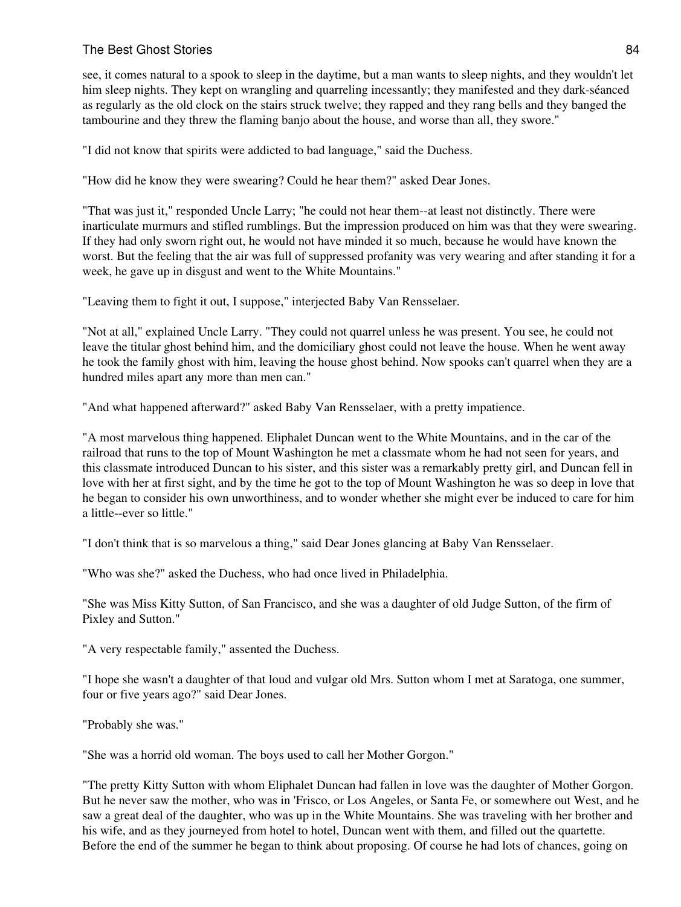see, it comes natural to a spook to sleep in the daytime, but a man wants to sleep nights, and they wouldn't let him sleep nights. They kept on wrangling and quarreling incessantly; they manifested and they dark-séanced as regularly as the old clock on the stairs struck twelve; they rapped and they rang bells and they banged the tambourine and they threw the flaming banjo about the house, and worse than all, they swore."

"I did not know that spirits were addicted to bad language," said the Duchess.

"How did he know they were swearing? Could he hear them?" asked Dear Jones.

"That was just it," responded Uncle Larry; "he could not hear them--at least not distinctly. There were inarticulate murmurs and stifled rumblings. But the impression produced on him was that they were swearing. If they had only sworn right out, he would not have minded it so much, because he would have known the worst. But the feeling that the air was full of suppressed profanity was very wearing and after standing it for a week, he gave up in disgust and went to the White Mountains."

"Leaving them to fight it out, I suppose," interjected Baby Van Rensselaer.

"Not at all," explained Uncle Larry. "They could not quarrel unless he was present. You see, he could not leave the titular ghost behind him, and the domiciliary ghost could not leave the house. When he went away he took the family ghost with him, leaving the house ghost behind. Now spooks can't quarrel when they are a hundred miles apart any more than men can."

"And what happened afterward?" asked Baby Van Rensselaer, with a pretty impatience.

"A most marvelous thing happened. Eliphalet Duncan went to the White Mountains, and in the car of the railroad that runs to the top of Mount Washington he met a classmate whom he had not seen for years, and this classmate introduced Duncan to his sister, and this sister was a remarkably pretty girl, and Duncan fell in love with her at first sight, and by the time he got to the top of Mount Washington he was so deep in love that he began to consider his own unworthiness, and to wonder whether she might ever be induced to care for him a little--ever so little."

"I don't think that is so marvelous a thing," said Dear Jones glancing at Baby Van Rensselaer.

"Who was she?" asked the Duchess, who had once lived in Philadelphia.

"She was Miss Kitty Sutton, of San Francisco, and she was a daughter of old Judge Sutton, of the firm of Pixley and Sutton."

"A very respectable family," assented the Duchess.

"I hope she wasn't a daughter of that loud and vulgar old Mrs. Sutton whom I met at Saratoga, one summer, four or five years ago?" said Dear Jones.

"Probably she was."

"She was a horrid old woman. The boys used to call her Mother Gorgon."

"The pretty Kitty Sutton with whom Eliphalet Duncan had fallen in love was the daughter of Mother Gorgon. But he never saw the mother, who was in 'Frisco, or Los Angeles, or Santa Fe, or somewhere out West, and he saw a great deal of the daughter, who was up in the White Mountains. She was traveling with her brother and his wife, and as they journeyed from hotel to hotel, Duncan went with them, and filled out the quartette. Before the end of the summer he began to think about proposing. Of course he had lots of chances, going on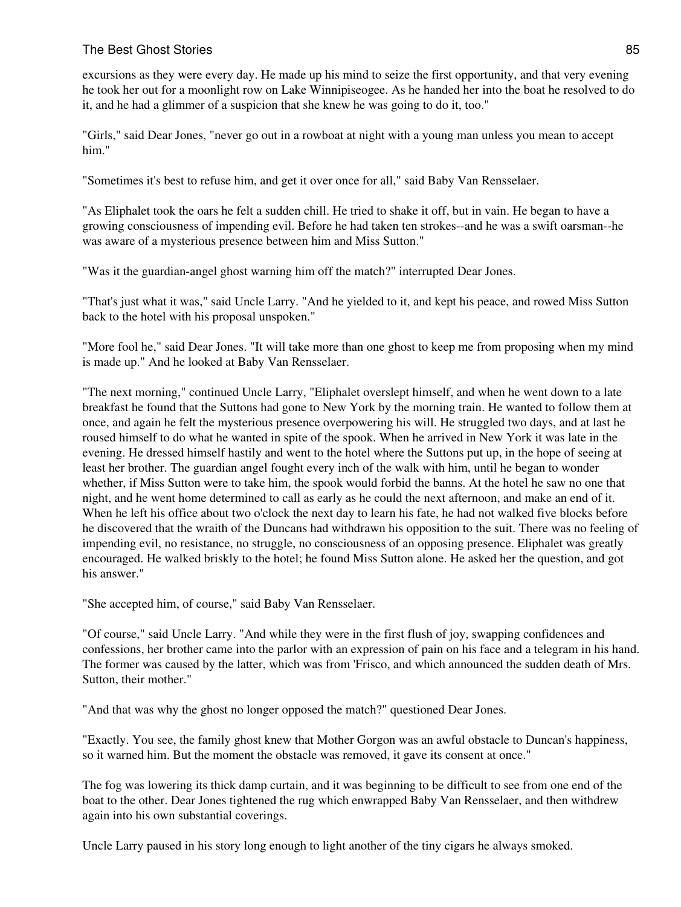excursions as they were every day. He made up his mind to seize the first opportunity, and that very evening he took her out for a moonlight row on Lake Winnipiseogee. As he handed her into the boat he resolved to do it, and he had a glimmer of a suspicion that she knew he was going to do it, too."

"Girls," said Dear Jones, "never go out in a rowboat at night with a young man unless you mean to accept him."

"Sometimes it's best to refuse him, and get it over once for all," said Baby Van Rensselaer.

"As Eliphalet took the oars he felt a sudden chill. He tried to shake it off, but in vain. He began to have a growing consciousness of impending evil. Before he had taken ten strokes--and he was a swift oarsman--he was aware of a mysterious presence between him and Miss Sutton."

"Was it the guardian-angel ghost warning him off the match?" interrupted Dear Jones.

"That's just what it was," said Uncle Larry. "And he yielded to it, and kept his peace, and rowed Miss Sutton back to the hotel with his proposal unspoken."

"More fool he," said Dear Jones. "It will take more than one ghost to keep me from proposing when my mind is made up." And he looked at Baby Van Rensselaer.

"The next morning," continued Uncle Larry, "Eliphalet overslept himself, and when he went down to a late breakfast he found that the Suttons had gone to New York by the morning train. He wanted to follow them at once, and again he felt the mysterious presence overpowering his will. He struggled two days, and at last he roused himself to do what he wanted in spite of the spook. When he arrived in New York it was late in the evening. He dressed himself hastily and went to the hotel where the Suttons put up, in the hope of seeing at least her brother. The guardian angel fought every inch of the walk with him, until he began to wonder whether, if Miss Sutton were to take him, the spook would forbid the banns. At the hotel he saw no one that night, and he went home determined to call as early as he could the next afternoon, and make an end of it. When he left his office about two o'clock the next day to learn his fate, he had not walked five blocks before he discovered that the wraith of the Duncans had withdrawn his opposition to the suit. There was no feeling of impending evil, no resistance, no struggle, no consciousness of an opposing presence. Eliphalet was greatly encouraged. He walked briskly to the hotel; he found Miss Sutton alone. He asked her the question, and got his answer."

"She accepted him, of course," said Baby Van Rensselaer.

"Of course," said Uncle Larry. "And while they were in the first flush of joy, swapping confidences and confessions, her brother came into the parlor with an expression of pain on his face and a telegram in his hand. The former was caused by the latter, which was from 'Frisco, and which announced the sudden death of Mrs. Sutton, their mother."

"And that was why the ghost no longer opposed the match?" questioned Dear Jones.

"Exactly. You see, the family ghost knew that Mother Gorgon was an awful obstacle to Duncan's happiness, so it warned him. But the moment the obstacle was removed, it gave its consent at once."

The fog was lowering its thick damp curtain, and it was beginning to be difficult to see from one end of the boat to the other. Dear Jones tightened the rug which enwrapped Baby Van Rensselaer, and then withdrew again into his own substantial coverings.

Uncle Larry paused in his story long enough to light another of the tiny cigars he always smoked.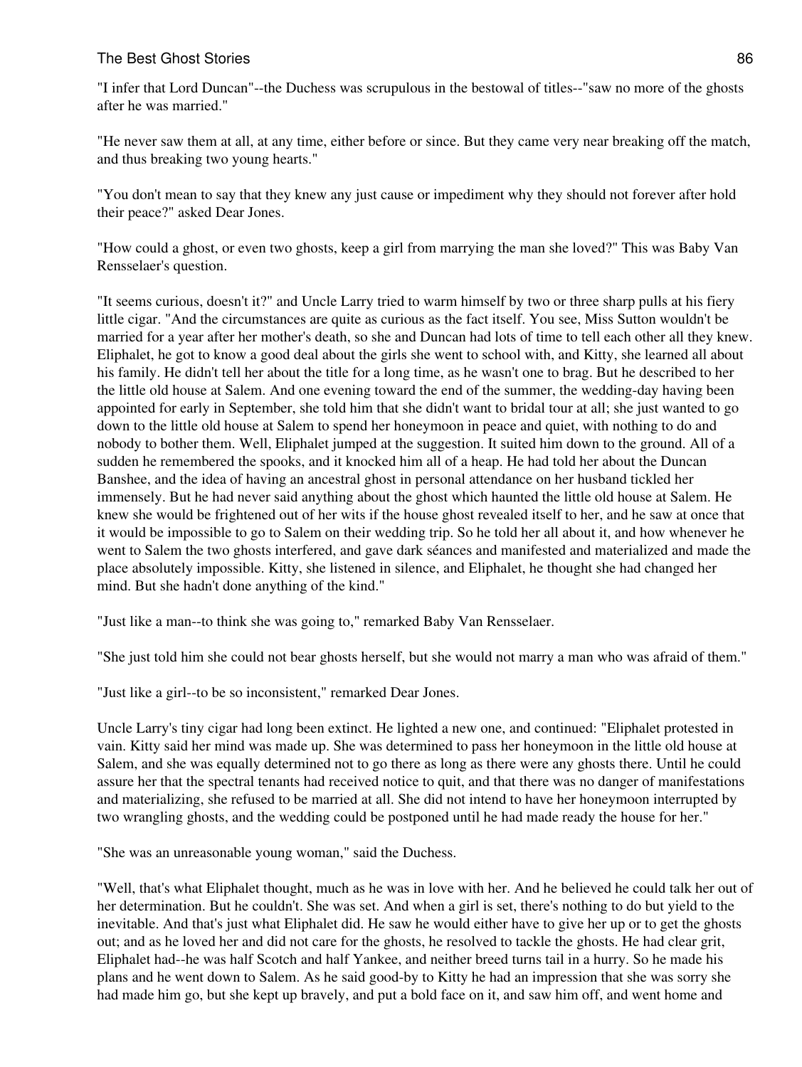"I infer that Lord Duncan"--the Duchess was scrupulous in the bestowal of titles--"saw no more of the ghosts after he was married."

"He never saw them at all, at any time, either before or since. But they came very near breaking off the match, and thus breaking two young hearts."

"You don't mean to say that they knew any just cause or impediment why they should not forever after hold their peace?" asked Dear Jones.

"How could a ghost, or even two ghosts, keep a girl from marrying the man she loved?" This was Baby Van Rensselaer's question.

"It seems curious, doesn't it?" and Uncle Larry tried to warm himself by two or three sharp pulls at his fiery little cigar. "And the circumstances are quite as curious as the fact itself. You see, Miss Sutton wouldn't be married for a year after her mother's death, so she and Duncan had lots of time to tell each other all they knew. Eliphalet, he got to know a good deal about the girls she went to school with, and Kitty, she learned all about his family. He didn't tell her about the title for a long time, as he wasn't one to brag. But he described to her the little old house at Salem. And one evening toward the end of the summer, the wedding-day having been appointed for early in September, she told him that she didn't want to bridal tour at all; she just wanted to go down to the little old house at Salem to spend her honeymoon in peace and quiet, with nothing to do and nobody to bother them. Well, Eliphalet jumped at the suggestion. It suited him down to the ground. All of a sudden he remembered the spooks, and it knocked him all of a heap. He had told her about the Duncan Banshee, and the idea of having an ancestral ghost in personal attendance on her husband tickled her immensely. But he had never said anything about the ghost which haunted the little old house at Salem. He knew she would be frightened out of her wits if the house ghost revealed itself to her, and he saw at once that it would be impossible to go to Salem on their wedding trip. So he told her all about it, and how whenever he went to Salem the two ghosts interfered, and gave dark séances and manifested and materialized and made the place absolutely impossible. Kitty, she listened in silence, and Eliphalet, he thought she had changed her mind. But she hadn't done anything of the kind."

"Just like a man--to think she was going to," remarked Baby Van Rensselaer.

"She just told him she could not bear ghosts herself, but she would not marry a man who was afraid of them."

"Just like a girl--to be so inconsistent," remarked Dear Jones.

Uncle Larry's tiny cigar had long been extinct. He lighted a new one, and continued: "Eliphalet protested in vain. Kitty said her mind was made up. She was determined to pass her honeymoon in the little old house at Salem, and she was equally determined not to go there as long as there were any ghosts there. Until he could assure her that the spectral tenants had received notice to quit, and that there was no danger of manifestations and materializing, she refused to be married at all. She did not intend to have her honeymoon interrupted by two wrangling ghosts, and the wedding could be postponed until he had made ready the house for her."

"She was an unreasonable young woman," said the Duchess.

"Well, that's what Eliphalet thought, much as he was in love with her. And he believed he could talk her out of her determination. But he couldn't. She was set. And when a girl is set, there's nothing to do but yield to the inevitable. And that's just what Eliphalet did. He saw he would either have to give her up or to get the ghosts out; and as he loved her and did not care for the ghosts, he resolved to tackle the ghosts. He had clear grit, Eliphalet had--he was half Scotch and half Yankee, and neither breed turns tail in a hurry. So he made his plans and he went down to Salem. As he said good-by to Kitty he had an impression that she was sorry she had made him go, but she kept up bravely, and put a bold face on it, and saw him off, and went home and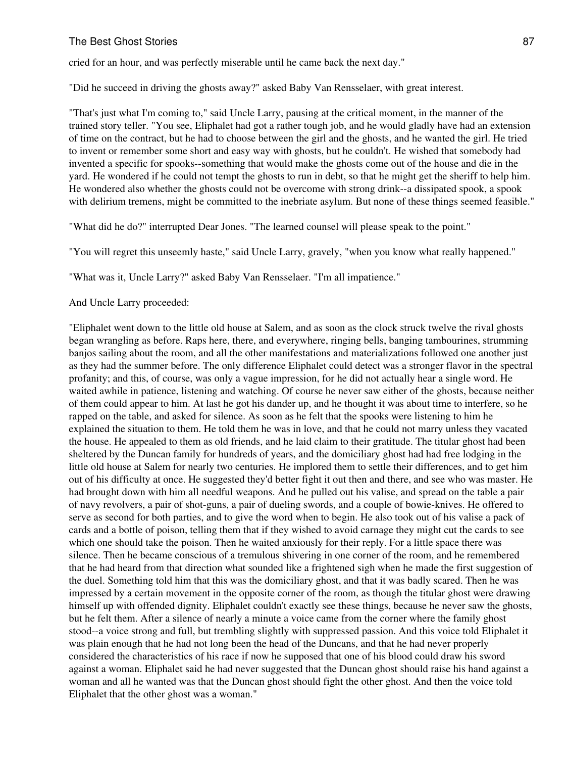cried for an hour, and was perfectly miserable until he came back the next day."

"Did he succeed in driving the ghosts away?" asked Baby Van Rensselaer, with great interest.

"That's just what I'm coming to," said Uncle Larry, pausing at the critical moment, in the manner of the trained story teller. "You see, Eliphalet had got a rather tough job, and he would gladly have had an extension of time on the contract, but he had to choose between the girl and the ghosts, and he wanted the girl. He tried to invent or remember some short and easy way with ghosts, but he couldn't. He wished that somebody had invented a specific for spooks--something that would make the ghosts come out of the house and die in the yard. He wondered if he could not tempt the ghosts to run in debt, so that he might get the sheriff to help him. He wondered also whether the ghosts could not be overcome with strong drink--a dissipated spook, a spook with delirium tremens, might be committed to the inebriate asylum. But none of these things seemed feasible."

"What did he do?" interrupted Dear Jones. "The learned counsel will please speak to the point."

"You will regret this unseemly haste," said Uncle Larry, gravely, "when you know what really happened."

"What was it, Uncle Larry?" asked Baby Van Rensselaer. "I'm all impatience."

And Uncle Larry proceeded:

"Eliphalet went down to the little old house at Salem, and as soon as the clock struck twelve the rival ghosts began wrangling as before. Raps here, there, and everywhere, ringing bells, banging tambourines, strumming banjos sailing about the room, and all the other manifestations and materializations followed one another just as they had the summer before. The only difference Eliphalet could detect was a stronger flavor in the spectral profanity; and this, of course, was only a vague impression, for he did not actually hear a single word. He waited awhile in patience, listening and watching. Of course he never saw either of the ghosts, because neither of them could appear to him. At last he got his dander up, and he thought it was about time to interfere, so he rapped on the table, and asked for silence. As soon as he felt that the spooks were listening to him he explained the situation to them. He told them he was in love, and that he could not marry unless they vacated the house. He appealed to them as old friends, and he laid claim to their gratitude. The titular ghost had been sheltered by the Duncan family for hundreds of years, and the domiciliary ghost had had free lodging in the little old house at Salem for nearly two centuries. He implored them to settle their differences, and to get him out of his difficulty at once. He suggested they'd better fight it out then and there, and see who was master. He had brought down with him all needful weapons. And he pulled out his valise, and spread on the table a pair of navy revolvers, a pair of shot-guns, a pair of dueling swords, and a couple of bowie-knives. He offered to serve as second for both parties, and to give the word when to begin. He also took out of his valise a pack of cards and a bottle of poison, telling them that if they wished to avoid carnage they might cut the cards to see which one should take the poison. Then he waited anxiously for their reply. For a little space there was silence. Then he became conscious of a tremulous shivering in one corner of the room, and he remembered that he had heard from that direction what sounded like a frightened sigh when he made the first suggestion of the duel. Something told him that this was the domiciliary ghost, and that it was badly scared. Then he was impressed by a certain movement in the opposite corner of the room, as though the titular ghost were drawing himself up with offended dignity. Eliphalet couldn't exactly see these things, because he never saw the ghosts, but he felt them. After a silence of nearly a minute a voice came from the corner where the family ghost stood--a voice strong and full, but trembling slightly with suppressed passion. And this voice told Eliphalet it was plain enough that he had not long been the head of the Duncans, and that he had never properly considered the characteristics of his race if now he supposed that one of his blood could draw his sword against a woman. Eliphalet said he had never suggested that the Duncan ghost should raise his hand against a woman and all he wanted was that the Duncan ghost should fight the other ghost. And then the voice told Eliphalet that the other ghost was a woman."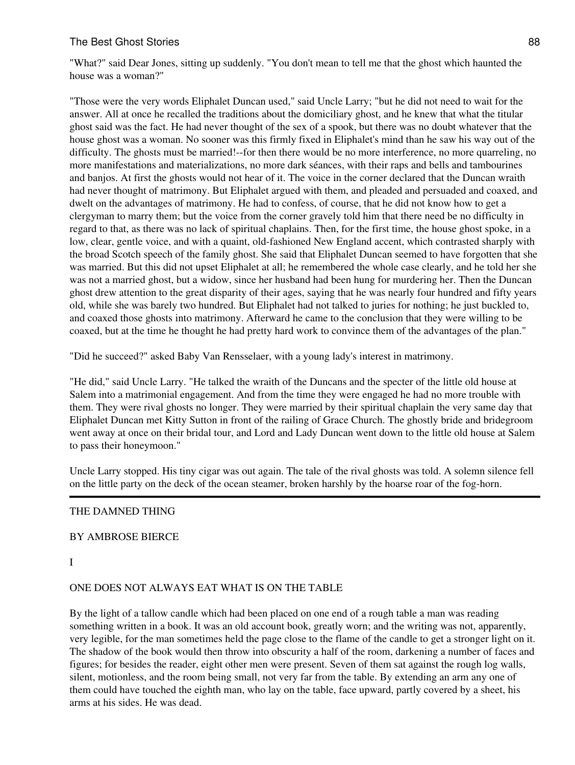"What?" said Dear Jones, sitting up suddenly. "You don't mean to tell me that the ghost which haunted the house was a woman?"

"Those were the very words Eliphalet Duncan used," said Uncle Larry; "but he did not need to wait for the answer. All at once he recalled the traditions about the domiciliary ghost, and he knew that what the titular ghost said was the fact. He had never thought of the sex of a spook, but there was no doubt whatever that the house ghost was a woman. No sooner was this firmly fixed in Eliphalet's mind than he saw his way out of the difficulty. The ghosts must be married!--for then there would be no more interference, no more quarreling, no more manifestations and materializations, no more dark séances, with their raps and bells and tambourines and banjos. At first the ghosts would not hear of it. The voice in the corner declared that the Duncan wraith had never thought of matrimony. But Eliphalet argued with them, and pleaded and persuaded and coaxed, and dwelt on the advantages of matrimony. He had to confess, of course, that he did not know how to get a clergyman to marry them; but the voice from the corner gravely told him that there need be no difficulty in regard to that, as there was no lack of spiritual chaplains. Then, for the first time, the house ghost spoke, in a low, clear, gentle voice, and with a quaint, old-fashioned New England accent, which contrasted sharply with the broad Scotch speech of the family ghost. She said that Eliphalet Duncan seemed to have forgotten that she was married. But this did not upset Eliphalet at all; he remembered the whole case clearly, and he told her she was not a married ghost, but a widow, since her husband had been hung for murdering her. Then the Duncan ghost drew attention to the great disparity of their ages, saying that he was nearly four hundred and fifty years old, while she was barely two hundred. But Eliphalet had not talked to juries for nothing; he just buckled to, and coaxed those ghosts into matrimony. Afterward he came to the conclusion that they were willing to be coaxed, but at the time he thought he had pretty hard work to convince them of the advantages of the plan."

"Did he succeed?" asked Baby Van Rensselaer, with a young lady's interest in matrimony.

"He did," said Uncle Larry. "He talked the wraith of the Duncans and the specter of the little old house at Salem into a matrimonial engagement. And from the time they were engaged he had no more trouble with them. They were rival ghosts no longer. They were married by their spiritual chaplain the very same day that Eliphalet Duncan met Kitty Sutton in front of the railing of Grace Church. The ghostly bride and bridegroom went away at once on their bridal tour, and Lord and Lady Duncan went down to the little old house at Salem to pass their honeymoon."

Uncle Larry stopped. His tiny cigar was out again. The tale of the rival ghosts was told. A solemn silence fell on the little party on the deck of the ocean steamer, broken harshly by the hoarse roar of the fog-horn.

---

# THE DAMNED THING

BY AMBROSE BIERCE

## I

### ONE DOES NOT ALWAYS EAT WHAT IS ON THE TABLE

By the light of a tallow candle which had been placed on one end of a rough table a man was reading something written in a book. It was an old account book, greatly worn; and the writing was not, apparently, very legible, for the man sometimes held the page close to the flame of the candle to get a stronger light on it. The shadow of the book would then throw into obscurity a half of the room, darkening a number of faces and figures; for besides the reader, eight other men were present. Seven of them sat against the rough log walls, silent, motionless, and the room being small, not very far from the table. By extending an arm any one of them could have touched the eighth man, who lay on the table, face upward, partly covered by a sheet, his arms at his sides. He was dead.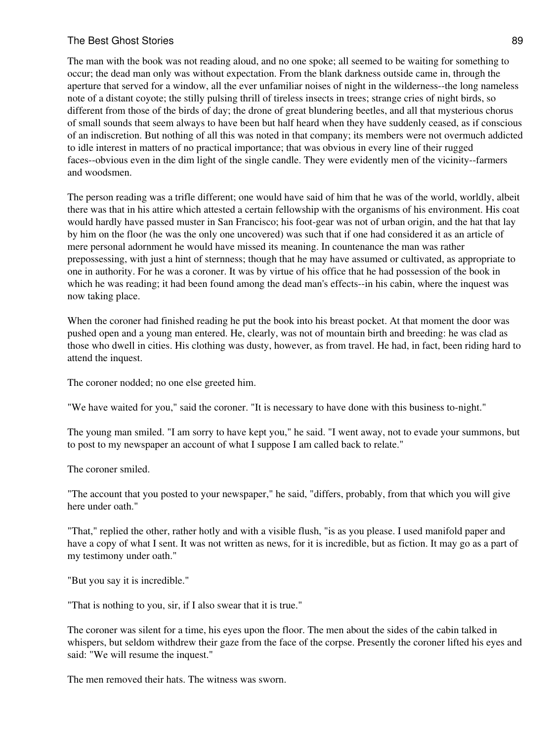The man with the book was not reading aloud, and no one spoke; all seemed to be waiting for something to occur; the dead man only was without expectation. From the blank darkness outside came in, through the aperture that served for a window, all the ever unfamiliar noises of night in the wilderness--the long nameless note of a distant coyote; the stilly pulsing thrill of tireless insects in trees; strange cries of night birds, so different from those of the birds of day; the drone of great blundering beetles, and all that mysterious chorus of small sounds that seem always to have been but half heard when they have suddenly ceased, as if conscious of an indiscretion. But nothing of all this was noted in that company; its members were not overmuch addicted to idle interest in matters of no practical importance; that was obvious in every line of their rugged faces--obvious even in the dim light of the single candle. They were evidently men of the vicinity--farmers and woodsmen.

The person reading was a trifle different; one would have said of him that he was of the world, worldly, albeit there was that in his attire which attested a certain fellowship with the organisms of his environment. His coat would hardly have passed muster in San Francisco; his foot-gear was not of urban origin, and the hat that lay by him on the floor (he was the only one uncovered) was such that if one had considered it as an article of mere personal adornment he would have missed its meaning. In countenance the man was rather prepossessing, with just a hint of sternness; though that he may have assumed or cultivated, as appropriate to one in authority. For he was a coroner. It was by virtue of his office that he had possession of the book in which he was reading; it had been found among the dead man's effects--in his cabin, where the inquest was now taking place.

When the coroner had finished reading he put the book into his breast pocket. At that moment the door was pushed open and a young man entered. He, clearly, was not of mountain birth and breeding: he was clad as those who dwell in cities. His clothing was dusty, however, as from travel. He had, in fact, been riding hard to attend the inquest.

The coroner nodded; no one else greeted him.

"We have waited for you," said the coroner. "It is necessary to have done with this business to-night."

The young man smiled. "I am sorry to have kept you," he said. "I went away, not to evade your summons, but to post to my newspaper an account of what I suppose I am called back to relate."

The coroner smiled.

"The account that you posted to your newspaper," he said, "differs, probably, from that which you will give here under oath."

"That," replied the other, rather hotly and with a visible flush, "is as you please. I used manifold paper and have a copy of what I sent. It was not written as news, for it is incredible, but as fiction. It may go as a part of my testimony under oath."

"But you say it is incredible."

"That is nothing to you, sir, if I also swear that it is true."

The coroner was silent for a time, his eyes upon the floor. The men about the sides of the cabin talked in whispers, but seldom withdrew their gaze from the face of the corpse. Presently the coroner lifted his eyes and said: "We will resume the inquest."

The men removed their hats. The witness was sworn.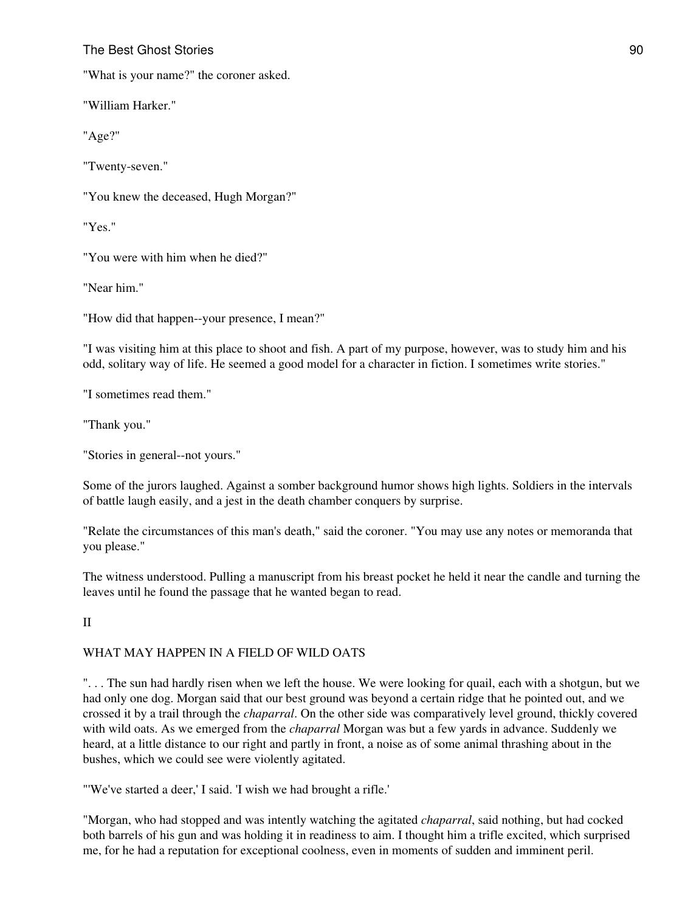"What is your name?" the coroner asked.

"William Harker."

"Age?"

"Twenty-seven."

"You knew the deceased, Hugh Morgan?"

"Yes."

"You were with him when he died?"

"Near him."

"How did that happen--your presence, I mean?"

"I was visiting him at this place to shoot and fish. A part of my purpose, however, was to study him and his odd, solitary way of life. He seemed a good model for a character in fiction. I sometimes write stories."

"I sometimes read them."

"Thank you."

"Stories in general--not yours."

Some of the jurors laughed. Against a somber background humor shows high lights. Soldiers in the intervals of battle laugh easily, and a jest in the death chamber conquers by surprise.

"Relate the circumstances of this man's death," said the coroner. "You may use any notes or memoranda that you please."

The witness understood. Pulling a manuscript from his breast pocket he held it near the candle and turning the leaves until he found the passage that he wanted began to read.

## II

## WHAT MAY HAPPEN IN A FIELD OF WILD OATS

". . . The sun had hardly risen when we left the house. We were looking for quail, each with a shotgun, but we had only one dog. Morgan said that our best ground was beyond a certain ridge that he pointed out, and we crossed it by a trail through the *chaparral*. On the other side was comparatively level ground, thickly covered with wild oats. As we emerged from the *chaparral* Morgan was but a few yards in advance. Suddenly we heard, at a little distance to our right and partly in front, a noise as of some animal thrashing about in the bushes, which we could see were violently agitated.

"'We've started a deer,' I said. 'I wish we had brought a rifle.'

"Morgan, who had stopped and was intently watching the agitated *chaparral*, said nothing, but had cocked both barrels of his gun and was holding it in readiness to aim. I thought him a trifle excited, which surprised me, for he had a reputation for exceptional coolness, even in moments of sudden and imminent peril.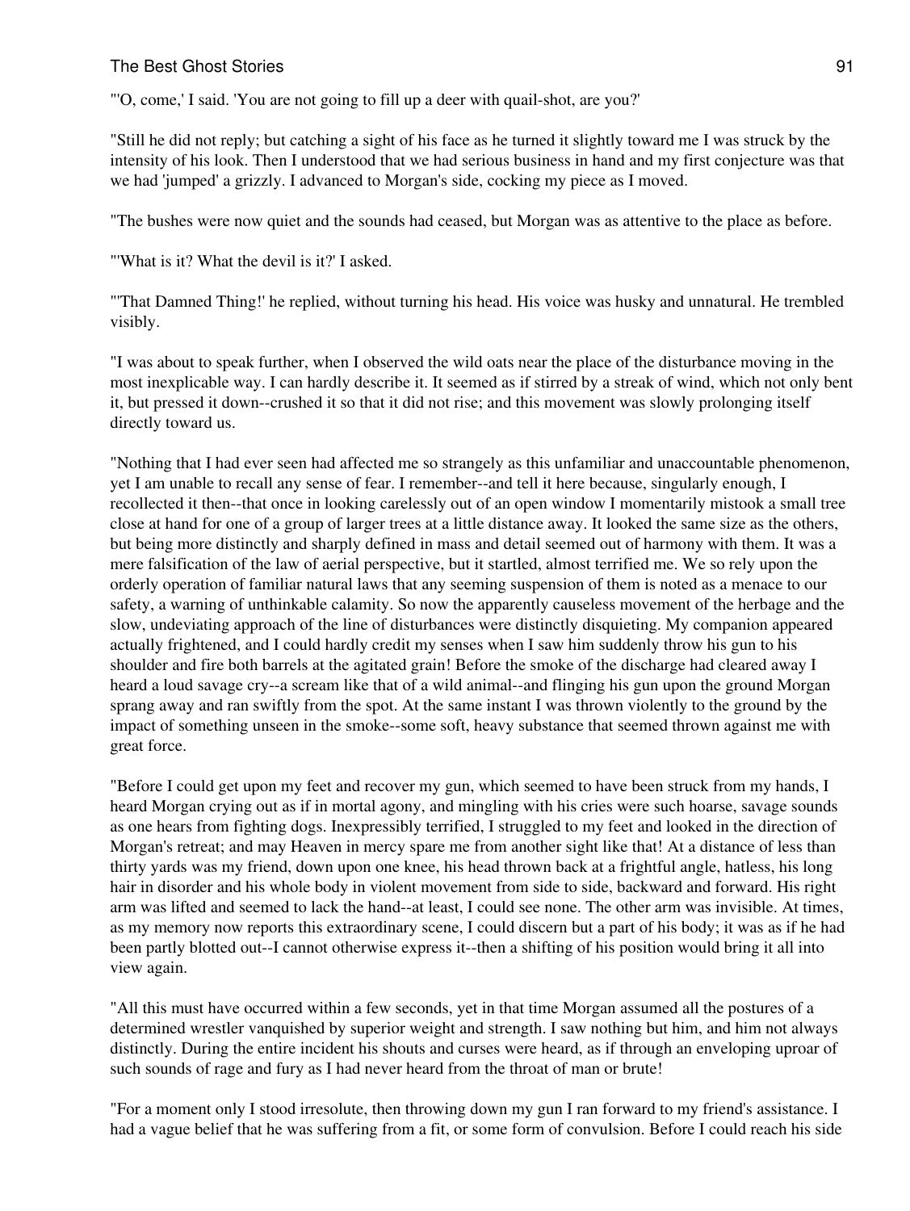"'O, come,' I said. 'You are not going to fill up a deer with quail-shot, are you?'

"Still he did not reply; but catching a sight of his face as he turned it slightly toward me I was struck by the intensity of his look. Then I understood that we had serious business in hand and my first conjecture was that we had 'jumped' a grizzly. I advanced to Morgan's side, cocking my piece as I moved.

"The bushes were now quiet and the sounds had ceased, but Morgan was as attentive to the place as before.

"'What is it? What the devil is it?' I asked.

"'That Damned Thing!' he replied, without turning his head. His voice was husky and unnatural. He trembled visibly.

"I was about to speak further, when I observed the wild oats near the place of the disturbance moving in the most inexplicable way. I can hardly describe it. It seemed as if stirred by a streak of wind, which not only bent it, but pressed it down--crushed it so that it did not rise; and this movement was slowly prolonging itself directly toward us.

"Nothing that I had ever seen had affected me so strangely as this unfamiliar and unaccountable phenomenon, yet I am unable to recall any sense of fear. I remember--and tell it here because, singularly enough, I recollected it then--that once in looking carelessly out of an open window I momentarily mistook a small tree close at hand for one of a group of larger trees at a little distance away. It looked the same size as the others, but being more distinctly and sharply defined in mass and detail seemed out of harmony with them. It was a mere falsification of the law of aerial perspective, but it startled, almost terrified me. We so rely upon the orderly operation of familiar natural laws that any seeming suspension of them is noted as a menace to our safety, a warning of unthinkable calamity. So now the apparently causeless movement of the herbage and the slow, undeviating approach of the line of disturbances were distinctly disquieting. My companion appeared actually frightened, and I could hardly credit my senses when I saw him suddenly throw his gun to his shoulder and fire both barrels at the agitated grain! Before the smoke of the discharge had cleared away I heard a loud savage cry--a scream like that of a wild animal--and flinging his gun upon the ground Morgan sprang away and ran swiftly from the spot. At the same instant I was thrown violently to the ground by the impact of something unseen in the smoke--some soft, heavy substance that seemed thrown against me with great force.

"Before I could get upon my feet and recover my gun, which seemed to have been struck from my hands, I heard Morgan crying out as if in mortal agony, and mingling with his cries were such hoarse, savage sounds as one hears from fighting dogs. Inexpressibly terrified, I struggled to my feet and looked in the direction of Morgan's retreat; and may Heaven in mercy spare me from another sight like that! At a distance of less than thirty yards was my friend, down upon one knee, his head thrown back at a frightful angle, hatless, his long hair in disorder and his whole body in violent movement from side to side, backward and forward. His right arm was lifted and seemed to lack the hand--at least, I could see none. The other arm was invisible. At times, as my memory now reports this extraordinary scene, I could discern but a part of his body; it was as if he had been partly blotted out--I cannot otherwise express it--then a shifting of his position would bring it all into view again.

"All this must have occurred within a few seconds, yet in that time Morgan assumed all the postures of a determined wrestler vanquished by superior weight and strength. I saw nothing but him, and him not always distinctly. During the entire incident his shouts and curses were heard, as if through an enveloping uproar of such sounds of rage and fury as I had never heard from the throat of man or brute!

"For a moment only I stood irresolute, then throwing down my gun I ran forward to my friend's assistance. I had a vague belief that he was suffering from a fit, or some form of convulsion. Before I could reach his side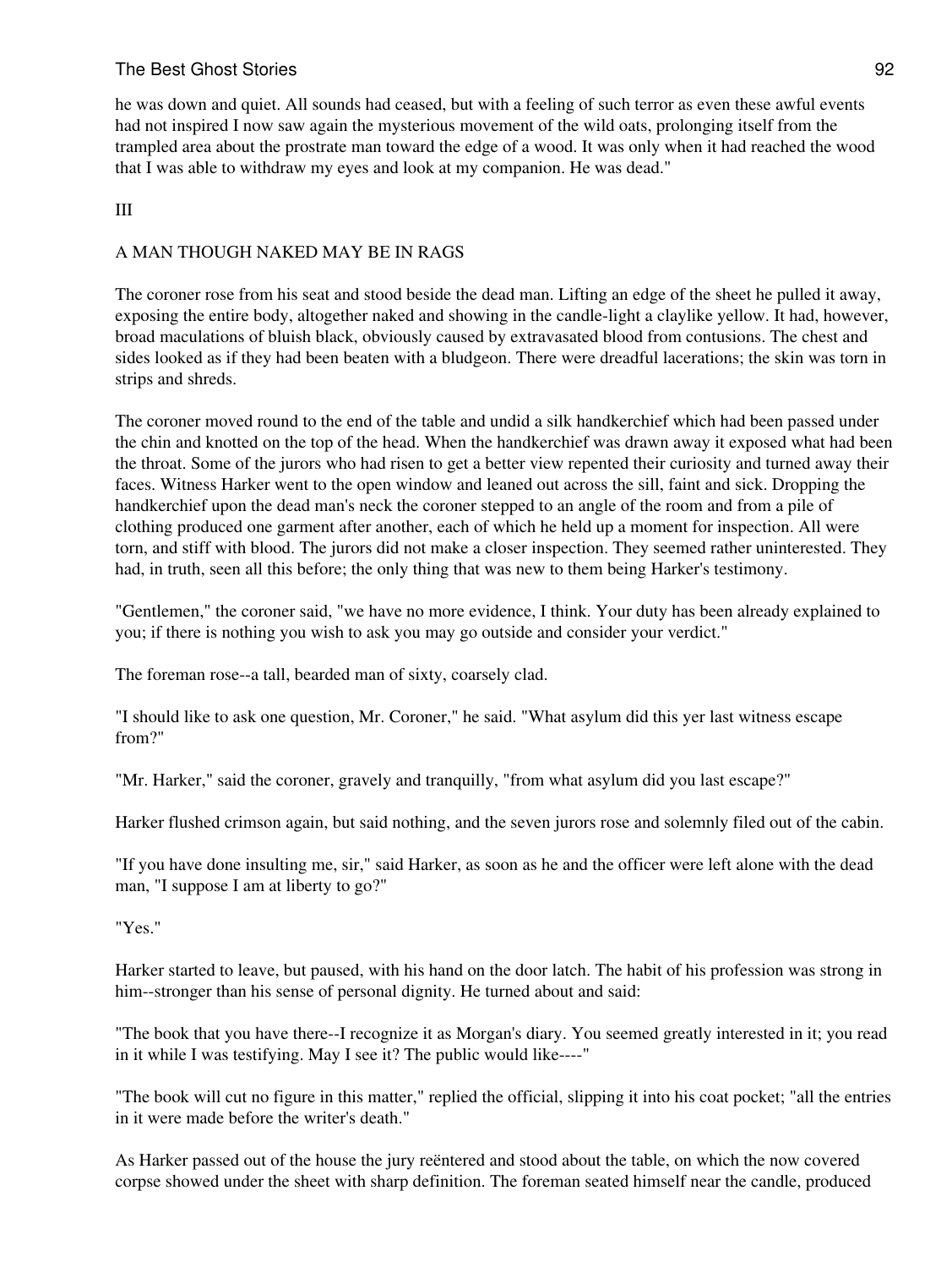he was down and quiet. All sounds had ceased, but with a feeling of such terror as even these awful events had not inspired I now saw again the mysterious movement of the wild oats, prolonging itself from the trampled area about the prostrate man toward the edge of a wood. It was only when it had reached the wood that I was able to withdraw my eyes and look at my companion. He was dead."

## III

## A MAN THOUGH NAKED MAY BE IN RAGS

The coroner rose from his seat and stood beside the dead man. Lifting an edge of the sheet he pulled it away, exposing the entire body, altogether naked and showing in the candle-light a claylike yellow. It had, however, broad maculations of bluish black, obviously caused by extravasated blood from contusions. The chest and sides looked as if they had been beaten with a bludgeon. There were dreadful lacerations; the skin was torn in strips and shreds.

The coroner moved round to the end of the table and undid a silk handkerchief which had been passed under the chin and knotted on the top of the head. When the handkerchief was drawn away it exposed what had been the throat. Some of the jurors who had risen to get a better view repented their curiosity and turned away their faces. Witness Harker went to the open window and leaned out across the sill, faint and sick. Dropping the handkerchief upon the dead man's neck the coroner stepped to an angle of the room and from a pile of clothing produced one garment after another, each of which he held up a moment for inspection. All were torn, and stiff with blood. The jurors did not make a closer inspection. They seemed rather uninterested. They had, in truth, seen all this before; the only thing that was new to them being Harker's testimony.

"Gentlemen," the coroner said, "we have no more evidence, I think. Your duty has been already explained to you; if there is nothing you wish to ask you may go outside and consider your verdict."

The foreman rose--a tall, bearded man of sixty, coarsely clad.

"I should like to ask one question, Mr. Coroner," he said. "What asylum did this yer last witness escape from?"

"Mr. Harker," said the coroner, gravely and tranquilly, "from what asylum did you last escape?"

Harker flushed crimson again, but said nothing, and the seven jurors rose and solemnly filed out of the cabin.

"If you have done insulting me, sir," said Harker, as soon as he and the officer were left alone with the dead man, "I suppose I am at liberty to go?"

"Yes."

Harker started to leave, but paused, with his hand on the door latch. The habit of his profession was strong in him--stronger than his sense of personal dignity. He turned about and said:

"The book that you have there--I recognize it as Morgan's diary. You seemed greatly interested in it; you read in it while I was testifying. May I see it? The public would like----"

"The book will cut no figure in this matter," replied the official, slipping it into his coat pocket; "all the entries in it were made before the writer's death."

As Harker passed out of the house the jury reëntered and stood about the table, on which the now covered corpse showed under the sheet with sharp definition. The foreman seated himself near the candle, produced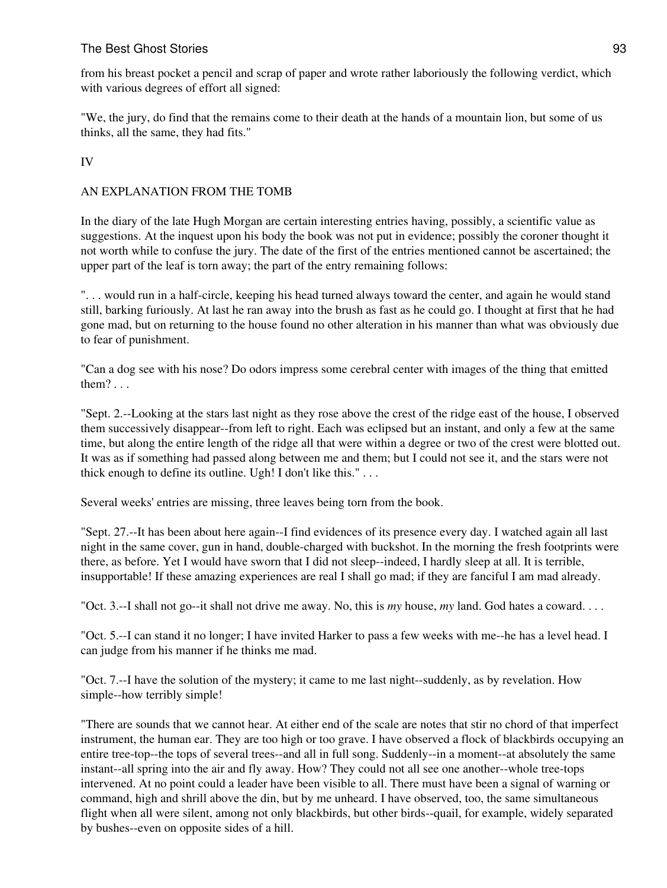from his breast pocket a pencil and scrap of paper and wrote rather laboriously the following verdict, which with various degrees of effort all signed:

"We, the jury, do find that the remains come to their death at the hands of a mountain lion, but some of us thinks, all the same, they had fits."

## IV

## AN EXPLANATION FROM THE TOMB

In the diary of the late Hugh Morgan are certain interesting entries having, possibly, a scientific value as suggestions. At the inquest upon his body the book was not put in evidence; possibly the coroner thought it not worth while to confuse the jury. The date of the first of the entries mentioned cannot be ascertained; the upper part of the leaf is torn away; the part of the entry remaining follows:

". . . would run in a half-circle, keeping his head turned always toward the center, and again he would stand still, barking furiously. At last he ran away into the brush as fast as he could go. I thought at first that he had gone mad, but on returning to the house found no other alteration in his manner than what was obviously due to fear of punishment.

"Can a dog see with his nose? Do odors impress some cerebral center with images of the thing that emitted them? . . .

"Sept. 2.--Looking at the stars last night as they rose above the crest of the ridge east of the house, I observed them successively disappear--from left to right. Each was eclipsed but an instant, and only a few at the same time, but along the entire length of the ridge all that were within a degree or two of the crest were blotted out. It was as if something had passed along between me and them; but I could not see it, and the stars were not thick enough to define its outline. Ugh! I don't like this." . . .

Several weeks' entries are missing, three leaves being torn from the book.

"Sept. 27.--It has been about here again--I find evidences of its presence every day. I watched again all last night in the same cover, gun in hand, double-charged with buckshot. In the morning the fresh footprints were there, as before. Yet I would have sworn that I did not sleep--indeed, I hardly sleep at all. It is terrible, insupportable! If these amazing experiences are real I shall go mad; if they are fanciful I am mad already.

"Oct. 3.--I shall not go--it shall not drive me away. No, this is *my* house, *my* land. God hates a coward. . . .

"Oct. 5.--I can stand it no longer; I have invited Harker to pass a few weeks with me--he has a level head. I can judge from his manner if he thinks me mad.

"Oct. 7.--I have the solution of the mystery; it came to me last night--suddenly, as by revelation. How simple--how terribly simple!

"There are sounds that we cannot hear. At either end of the scale are notes that stir no chord of that imperfect instrument, the human ear. They are too high or too grave. I have observed a flock of blackbirds occupying an entire tree-top--the tops of several trees--and all in full song. Suddenly--in a moment--at absolutely the same instant--all spring into the air and fly away. How? They could not all see one another--whole tree-tops intervened. At no point could a leader have been visible to all. There must have been a signal of warning or command, high and shrill above the din, but by me unheard. I have observed, too, the same simultaneous flight when all were silent, among not only blackbirds, but other birds--quail, for example, widely separated by bushes--even on opposite sides of a hill.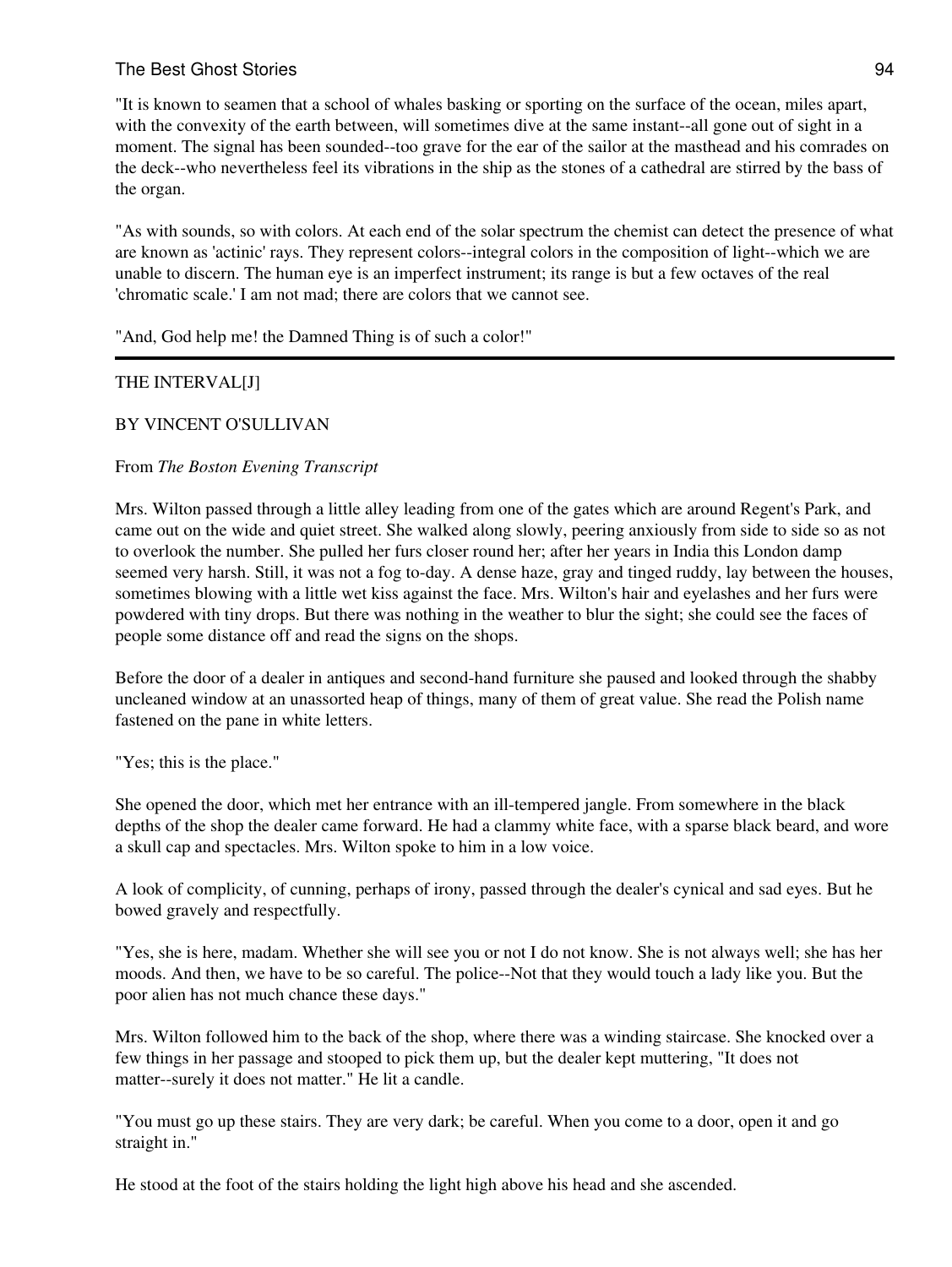"It is known to seamen that a school of whales basking or sporting on the surface of the ocean, miles apart, with the convexity of the earth between, will sometimes dive at the same instant--all gone out of sight in a moment. The signal has been sounded--too grave for the ear of the sailor at the masthead and his comrades on the deck--who nevertheless feel its vibrations in the ship as the stones of a cathedral are stirred by the bass of the organ.

"As with sounds, so with colors. At each end of the solar spectrum the chemist can detect the presence of what are known as 'actinic' rays. They represent colors--integral colors in the composition of light--which we are unable to discern. The human eye is an imperfect instrument; its range is but a few octaves of the real 'chromatic scale.' I am not mad; there are colors that we cannot see.

"And, God help me! the Damned Thing is of such a color!"

---

## THE INTERVAL[J]

BY VINCENT O'SULLIVAN

From *The Boston Evening Transcript*

Mrs. Wilton passed through a little alley leading from one of the gates which are around Regent's Park, and came out on the wide and quiet street. She walked along slowly, peering anxiously from side to side so as not to overlook the number. She pulled her furs closer round her; after her years in India this London damp seemed very harsh. Still, it was not a fog to-day. A dense haze, gray and tinged ruddy, lay between the houses, sometimes blowing with a little wet kiss against the face. Mrs. Wilton's hair and eyelashes and her furs were powdered with tiny drops. But there was nothing in the weather to blur the sight; she could see the faces of people some distance off and read the signs on the shops.

Before the door of a dealer in antiques and second-hand furniture she paused and looked through the shabby uncleaned window at an unassorted heap of things, many of them of great value. She read the Polish name fastened on the pane in white letters.

"Yes; this is the place."

She opened the door, which met her entrance with an ill-tempered jangle. From somewhere in the black depths of the shop the dealer came forward. He had a clammy white face, with a sparse black beard, and wore a skull cap and spectacles. Mrs. Wilton spoke to him in a low voice.

A look of complicity, of cunning, perhaps of irony, passed through the dealer's cynical and sad eyes. But he bowed gravely and respectfully.

"Yes, she is here, madam. Whether she will see you or not I do not know. She is not always well; she has her moods. And then, we have to be so careful. The police--Not that they would touch a lady like you. But the poor alien has not much chance these days."

Mrs. Wilton followed him to the back of the shop, where there was a winding staircase. She knocked over a few things in her passage and stooped to pick them up, but the dealer kept muttering, "It does not matter--surely it does not matter." He lit a candle.

"You must go up these stairs. They are very dark; be careful. When you come to a door, open it and go straight in."

He stood at the foot of the stairs holding the light high above his head and she ascended.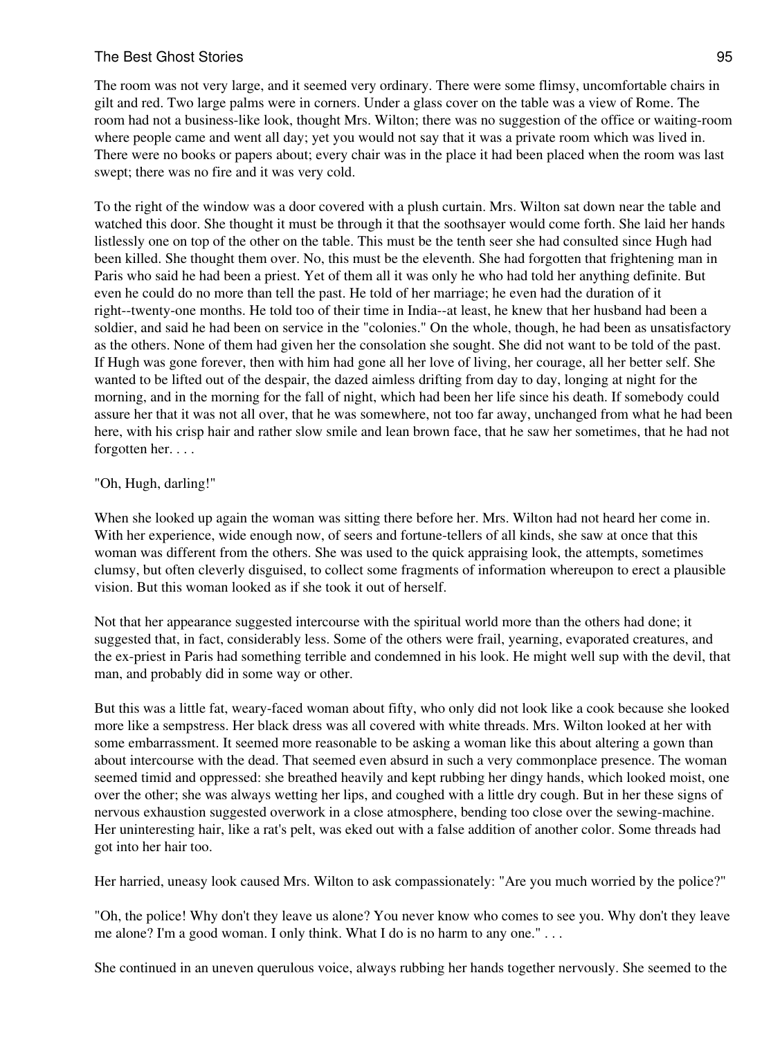The room was not very large, and it seemed very ordinary. There were some flimsy, uncomfortable chairs in gilt and red. Two large palms were in corners. Under a glass cover on the table was a view of Rome. The room had not a business-like look, thought Mrs. Wilton; there was no suggestion of the office or waiting-room where people came and went all day; yet you would not say that it was a private room which was lived in. There were no books or papers about; every chair was in the place it had been placed when the room was last swept; there was no fire and it was very cold.

To the right of the window was a door covered with a plush curtain. Mrs. Wilton sat down near the table and watched this door. She thought it must be through it that the soothsayer would come forth. She laid her hands listlessly one on top of the other on the table. This must be the tenth seer she had consulted since Hugh had been killed. She thought them over. No, this must be the eleventh. She had forgotten that frightening man in Paris who said he had been a priest. Yet of them all it was only he who had told her anything definite. But even he could do no more than tell the past. He told of her marriage; he even had the duration of it right--twenty-one months. He told too of their time in India--at least, he knew that her husband had been a soldier, and said he had been on service in the "colonies." On the whole, though, he had been as unsatisfactory as the others. None of them had given her the consolation she sought. She did not want to be told of the past. If Hugh was gone forever, then with him had gone all her love of living, her courage, all her better self. She wanted to be lifted out of the despair, the dazed aimless drifting from day to day, longing at night for the morning, and in the morning for the fall of night, which had been her life since his death. If somebody could assure her that it was not all over, that he was somewhere, not too far away, unchanged from what he had been here, with his crisp hair and rather slow smile and lean brown face, that he saw her sometimes, that he had not forgotten her. . . .

"Oh, Hugh, darling!"

When she looked up again the woman was sitting there before her. Mrs. Wilton had not heard her come in. With her experience, wide enough now, of seers and fortune-tellers of all kinds, she saw at once that this woman was different from the others. She was used to the quick appraising look, the attempts, sometimes clumsy, but often cleverly disguised, to collect some fragments of information whereupon to erect a plausible vision. But this woman looked as if she took it out of herself.

Not that her appearance suggested intercourse with the spiritual world more than the others had done; it suggested that, in fact, considerably less. Some of the others were frail, yearning, evaporated creatures, and the ex-priest in Paris had something terrible and condemned in his look. He might well sup with the devil, that man, and probably did in some way or other.

But this was a little fat, weary-faced woman about fifty, who only did not look like a cook because she looked more like a sempstress. Her black dress was all covered with white threads. Mrs. Wilton looked at her with some embarrassment. It seemed more reasonable to be asking a woman like this about altering a gown than about intercourse with the dead. That seemed even absurd in such a very commonplace presence. The woman seemed timid and oppressed: she breathed heavily and kept rubbing her dingy hands, which looked moist, one over the other; she was always wetting her lips, and coughed with a little dry cough. But in her these signs of nervous exhaustion suggested overwork in a close atmosphere, bending too close over the sewing-machine. Her uninteresting hair, like a rat's pelt, was eked out with a false addition of another color. Some threads had got into her hair too.

Her harried, uneasy look caused Mrs. Wilton to ask compassionately: "Are you much worried by the police?"

"Oh, the police! Why don't they leave us alone? You never know who comes to see you. Why don't they leave me alone? I'm a good woman. I only think. What I do is no harm to any one." . . .

She continued in an uneven querulous voice, always rubbing her hands together nervously. She seemed to the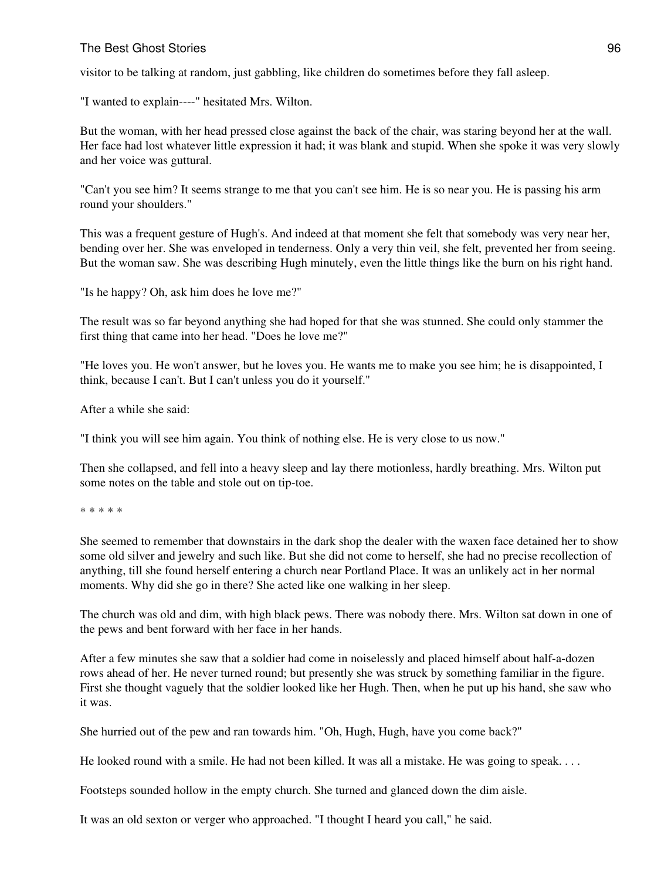visitor to be talking at random, just gabbling, like children do sometimes before they fall asleep.

"I wanted to explain----" hesitated Mrs. Wilton.

But the woman, with her head pressed close against the back of the chair, was staring beyond her at the wall. Her face had lost whatever little expression it had; it was blank and stupid. When she spoke it was very slowly and her voice was guttural.

"Can't you see him? It seems strange to me that you can't see him. He is so near you. He is passing his arm round your shoulders."

This was a frequent gesture of Hugh's. And indeed at that moment she felt that somebody was very near her, bending over her. She was enveloped in tenderness. Only a very thin veil, she felt, prevented her from seeing. But the woman saw. She was describing Hugh minutely, even the little things like the burn on his right hand.

"Is he happy? Oh, ask him does he love me?"

The result was so far beyond anything she had hoped for that she was stunned. She could only stammer the first thing that came into her head. "Does he love me?"

"He loves you. He won't answer, but he loves you. He wants me to make you see him; he is disappointed, I think, because I can't. But I can't unless you do it yourself."

After a while she said:

"I think you will see him again. You think of nothing else. He is very close to us now."

Then she collapsed, and fell into a heavy sleep and lay there motionless, hardly breathing. Mrs. Wilton put some notes on the table and stole out on tip-toe.

* * * * *

She seemed to remember that downstairs in the dark shop the dealer with the waxen face detained her to show some old silver and jewelry and such like. But she did not come to herself, she had no precise recollection of anything, till she found herself entering a church near Portland Place. It was an unlikely act in her normal moments. Why did she go in there? She acted like one walking in her sleep.

The church was old and dim, with high black pews. There was nobody there. Mrs. Wilton sat down in one of the pews and bent forward with her face in her hands.

After a few minutes she saw that a soldier had come in noiselessly and placed himself about half-a-dozen rows ahead of her. He never turned round; but presently she was struck by something familiar in the figure. First she thought vaguely that the soldier looked like her Hugh. Then, when he put up his hand, she saw who it was.

She hurried out of the pew and ran towards him. "Oh, Hugh, Hugh, have you come back?"

He looked round with a smile. He had not been killed. It was all a mistake. He was going to speak. . . .

Footsteps sounded hollow in the empty church. She turned and glanced down the dim aisle.

It was an old sexton or verger who approached. "I thought I heard you call," he said.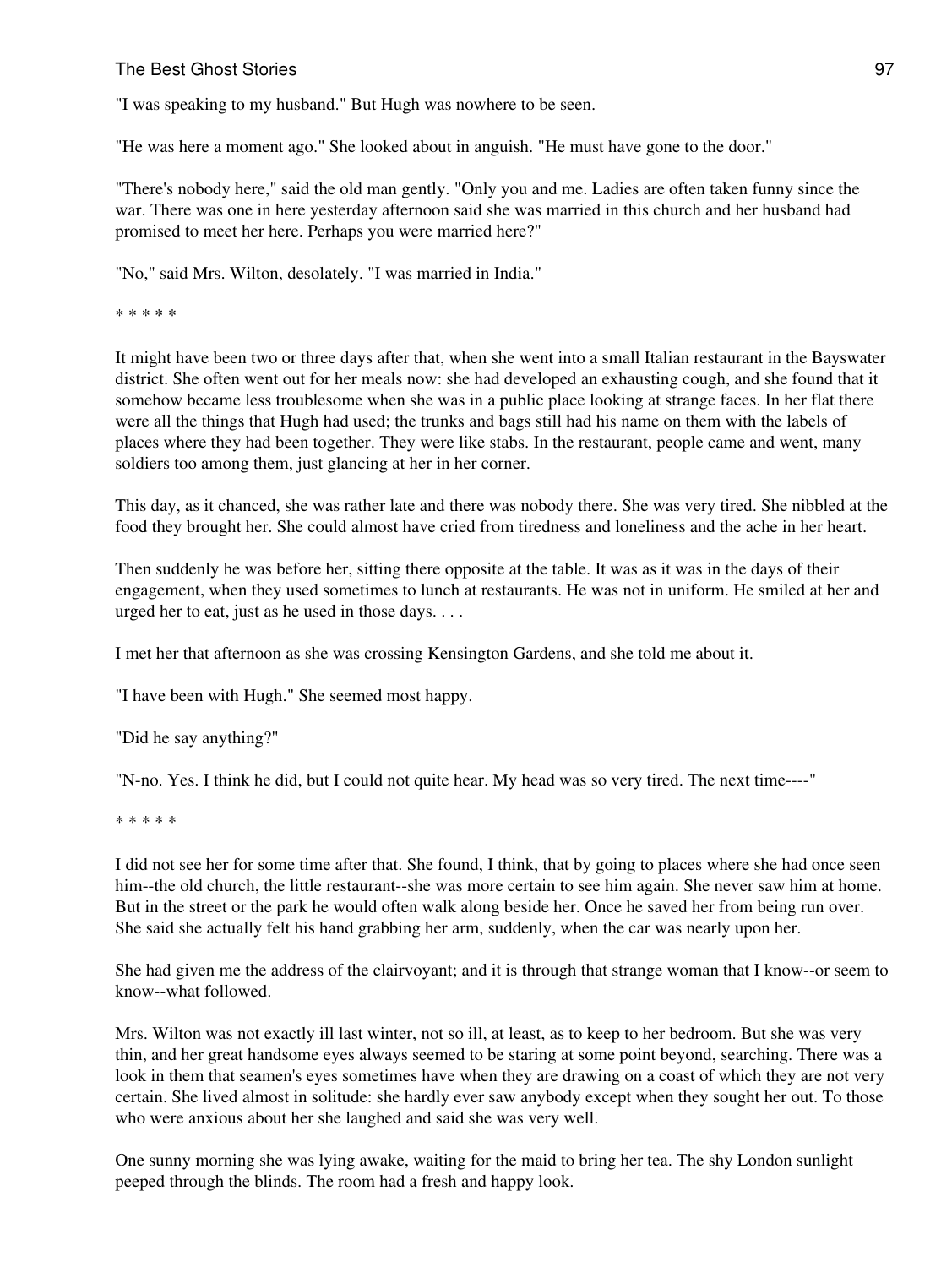"I was speaking to my husband." But Hugh was nowhere to be seen.

"He was here a moment ago." She looked about in anguish. "He must have gone to the door."

"There's nobody here," said the old man gently. "Only you and me. Ladies are often taken funny since the war. There was one in here yesterday afternoon said she was married in this church and her husband had promised to meet her here. Perhaps you were married here?"

"No," said Mrs. Wilton, desolately. "I was married in India."

* * * * *

It might have been two or three days after that, when she went into a small Italian restaurant in the Bayswater district. She often went out for her meals now: she had developed an exhausting cough, and she found that it somehow became less troublesome when she was in a public place looking at strange faces. In her flat there were all the things that Hugh had used; the trunks and bags still had his name on them with the labels of places where they had been together. They were like stabs. In the restaurant, people came and went, many soldiers too among them, just glancing at her in her corner.

This day, as it chanced, she was rather late and there was nobody there. She was very tired. She nibbled at the food they brought her. She could almost have cried from tiredness and loneliness and the ache in her heart.

Then suddenly he was before her, sitting there opposite at the table. It was as it was in the days of their engagement, when they used sometimes to lunch at restaurants. He was not in uniform. He smiled at her and urged her to eat, just as he used in those days. . . .

I met her that afternoon as she was crossing Kensington Gardens, and she told me about it.

"I have been with Hugh." She seemed most happy.

"Did he say anything?"

"N-no. Yes. I think he did, but I could not quite hear. My head was so very tired. The next time----"

* * * * *

I did not see her for some time after that. She found, I think, that by going to places where she had once seen him--the old church, the little restaurant--she was more certain to see him again. She never saw him at home. But in the street or the park he would often walk along beside her. Once he saved her from being run over. She said she actually felt his hand grabbing her arm, suddenly, when the car was nearly upon her.

She had given me the address of the clairvoyant; and it is through that strange woman that I know--or seem to know--what followed.

Mrs. Wilton was not exactly ill last winter, not so ill, at least, as to keep to her bedroom. But she was very thin, and her great handsome eyes always seemed to be staring at some point beyond, searching. There was a look in them that seamen's eyes sometimes have when they are drawing on a coast of which they are not very certain. She lived almost in solitude: she hardly ever saw anybody except when they sought her out. To those who were anxious about her she laughed and said she was very well.

One sunny morning she was lying awake, waiting for the maid to bring her tea. The shy London sunlight peeped through the blinds. The room had a fresh and happy look.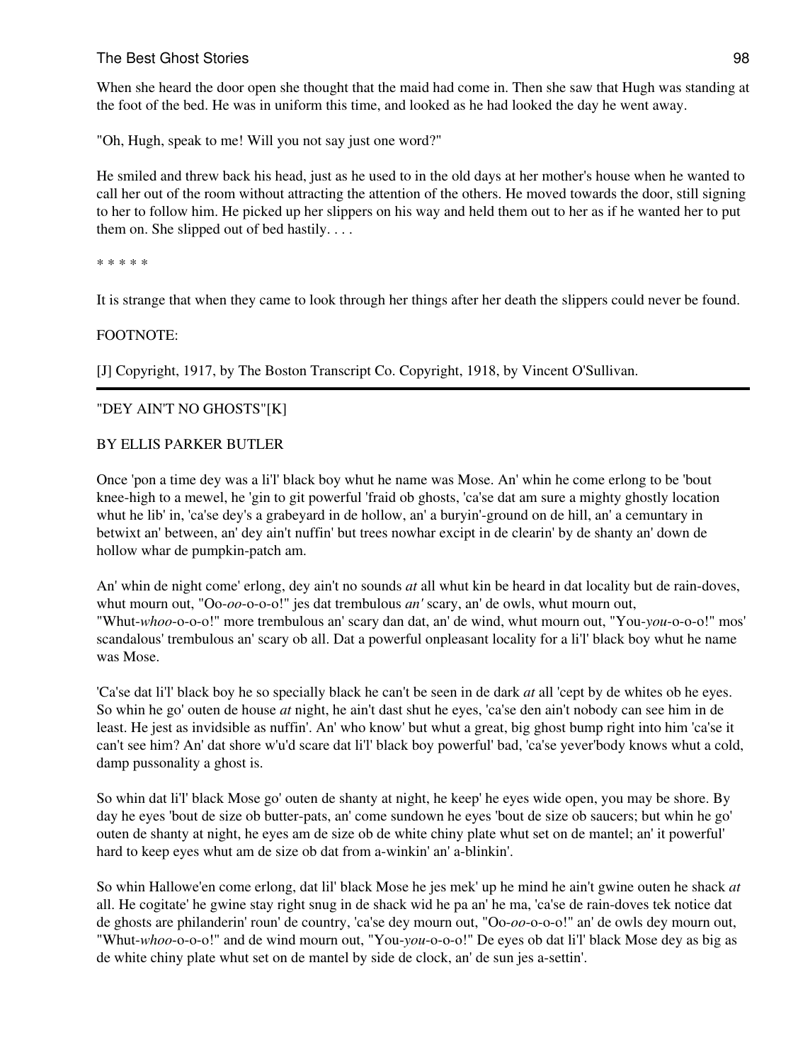When she heard the door open she thought that the maid had come in. Then she saw that Hugh was standing at the foot of the bed. He was in uniform this time, and looked as he had looked the day he went away.

"Oh, Hugh, speak to me! Will you not say just one word?"

He smiled and threw back his head, just as he used to in the old days at her mother's house when he wanted to call her out of the room without attracting the attention of the others. He moved towards the door, still signing to her to follow him. He picked up her slippers on his way and held them out to her as if he wanted her to put them on. She slipped out of bed hastily. . . .

* * * * *

It is strange that when they came to look through her things after her death the slippers could never be found.

FOOTNOTE:

[J] Copyright, 1917, by The Boston Transcript Co. Copyright, 1918, by Vincent O'Sullivan.

---

## "DEY AIN'T NO GHOSTS"[K]

BY ELLIS PARKER BUTLER

Once 'pon a time dey was a li'l' black boy whut he name was Mose. An' whin he come erlong to be 'bout knee-high to a mewel, he 'gin to git powerful 'fraid ob ghosts, 'ca'se dat am sure a mighty ghostly location whut he lib' in, 'ca'se dey's a grabeyard in de hollow, an' a buryin'-ground on de hill, an' a cemuntary in betwixt an' between, an' dey ain't nuffin' but trees nowhar excipt in de clearin' by de shanty an' down de hollow whar de pumpkin-patch am.

An' whin de night come' erlong, dey ain't no sounds *at* all whut kin be heard in dat locality but de rain-doves, whut mourn out, "Oo-*oo*-o-o-o!" jes dat trembulous *an'* scary, an' de owls, whut mourn out, "Whut-*whoo*-o-o-o!" more trembulous an' scary dan dat, an' de wind, whut mourn out, "You-*you*-o-o-o!" mos' scandalous' trembulous an' scary ob all. Dat a powerful onpleasant locality for a li'l' black boy whut he name was Mose.

'Ca'se dat li'l' black boy he so specially black he can't be seen in de dark *at* all 'cept by de whites ob he eyes. So whin he go' outen de house *at* night, he ain't dast shut he eyes, 'ca'se den ain't nobody can see him in de least. He jest as invidsible as nuffin'. An' who know' but whut a great, big ghost bump right into him 'ca'se it can't see him? An' dat shore w'u'd scare dat li'l' black boy powerful' bad, 'ca'se yever'body knows whut a cold, damp pussonality a ghost is.

So whin dat li'l' black Mose go' outen de shanty at night, he keep' he eyes wide open, you may be shore. By day he eyes 'bout de size ob butter-pats, an' come sundown he eyes 'bout de size ob saucers; but whin he go' outen de shanty at night, he eyes am de size ob de white chiny plate whut set on de mantel; an' it powerful' hard to keep eyes whut am de size ob dat from a-winkin' an' a-blinkin'.

So whin Hallowe'en come erlong, dat lil' black Mose he jes mek' up he mind he ain't gwine outen he shack *at* all. He cogitate' he gwine stay right snug in de shack wid he pa an' he ma, 'ca'se de rain-doves tek notice dat de ghosts are philanderin' roun' de country, 'ca'se dey mourn out, "Oo-*oo*-o-o-o!" an' de owls dey mourn out, "Whut-*whoo*-o-o-o!" and de wind mourn out, "You-*you*-o-o-o!" De eyes ob dat li'l' black Mose dey as big as de white chiny plate whut set on de mantel by side de clock, an' de sun jes a-settin'.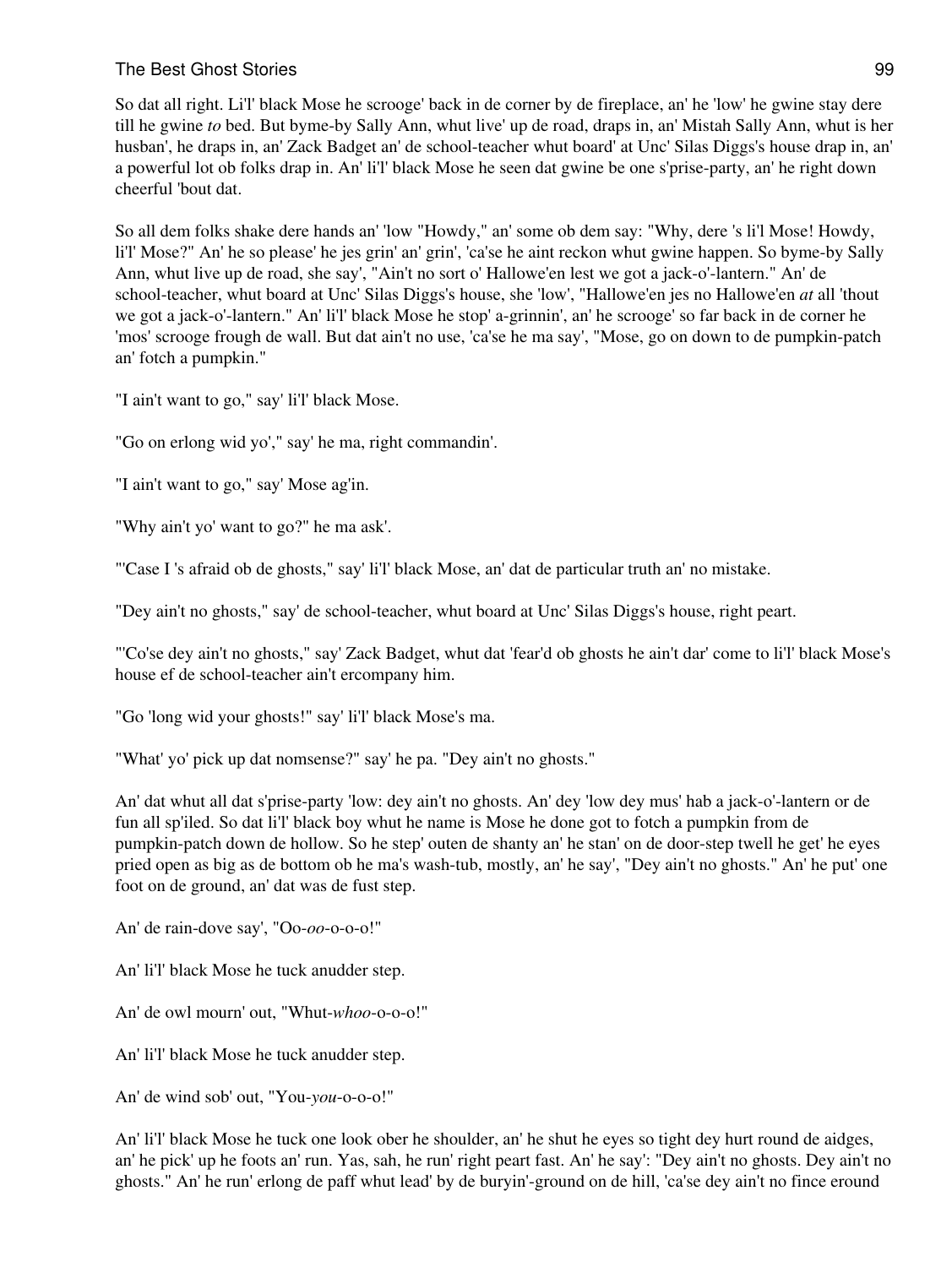So dat all right. Li'l' black Mose he scrooge' back in de corner by de fireplace, an' he 'low' he gwine stay dere till he gwine *to* bed. But byme-by Sally Ann, whut live' up de road, draps in, an' Mistah Sally Ann, whut is her husban', he draps in, an' Zack Badget an' de school-teacher whut board' at Unc' Silas Diggs's house drap in, an' a powerful lot ob folks drap in. An' li'l' black Mose he seen dat gwine be one s'prise-party, an' he right down cheerful 'bout dat.

So all dem folks shake dere hands an' 'low "Howdy," an' some ob dem say: "Why, dere 's li'l Mose! Howdy, li'l' Mose?" An' he so please' he jes grin' an' grin', 'ca'se he aint reckon whut gwine happen. So byme-by Sally Ann, whut live up de road, she say', "Ain't no sort o' Hallowe'en lest we got a jack-o'-lantern." An' de school-teacher, whut board at Unc' Silas Diggs's house, she 'low', "Hallowe'en jes no Hallowe'en *at* all 'thout we got a jack-o'-lantern." An' li'l' black Mose he stop' a-grinnin', an' he scrooge' so far back in de corner he 'mos' scrooge frough de wall. But dat ain't no use, 'ca'se he ma say', "Mose, go on down to de pumpkin-patch an' fotch a pumpkin."

"I ain't want to go," say' li'l' black Mose.

"Go on erlong wid yo'," say' he ma, right commandin'.

"I ain't want to go," say' Mose ag'in.

"Why ain't yo' want to go?" he ma ask'.

"'Case I 's afraid ob de ghosts," say' li'l' black Mose, an' dat de particular truth an' no mistake.

"Dey ain't no ghosts," say' de school-teacher, whut board at Unc' Silas Diggs's house, right peart.

"'Co'se dey ain't no ghosts," say' Zack Badget, whut dat 'fear'd ob ghosts he ain't dar' come to li'l' black Mose's house ef de school-teacher ain't ercompany him.

"Go 'long wid your ghosts!" say' li'l' black Mose's ma.

"What' yo' pick up dat nomsense?" say' he pa. "Dey ain't no ghosts."

An' dat whut all dat s'prise-party 'low: dey ain't no ghosts. An' dey 'low dey mus' hab a jack-o'-lantern or de fun all sp'iled. So dat li'l' black boy whut he name is Mose he done got to fotch a pumpkin from de pumpkin-patch down de hollow. So he step' outen de shanty an' he stan' on de door-step twell he get' he eyes pried open as big as de bottom ob he ma's wash-tub, mostly, an' he say', "Dey ain't no ghosts." An' he put' one foot on de ground, an' dat was de fust step.

An' de rain-dove say', "Oo-*oo*-o-o-o!"

An' li'l' black Mose he tuck anudder step.

An' de owl mourn' out, "Whut-*whoo*-o-o-o!"

An' li'l' black Mose he tuck anudder step.

An' de wind sob' out, "You-*you*-o-o-o!"

An' li'l' black Mose he tuck one look ober he shoulder, an' he shut he eyes so tight dey hurt round de aidges, an' he pick' up he foots an' run. Yas, sah, he run' right peart fast. An' he say': "Dey ain't no ghosts. Dey ain't no ghosts." An' he run' erlong de paff whut lead' by de buryin'-ground on de hill, 'ca'se dey ain't no fince eround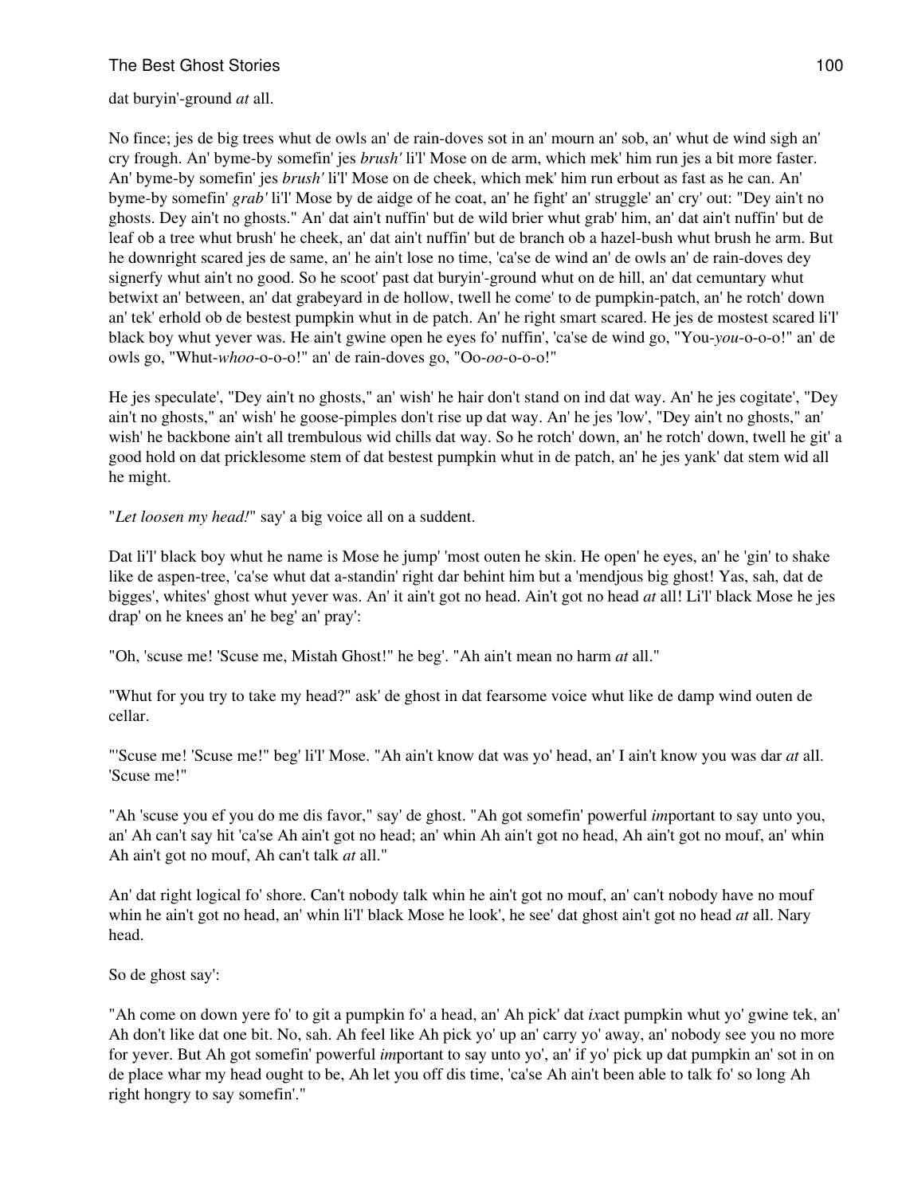dat buryin'-ground *at* all.

No fince; jes de big trees whut de owls an' de rain-doves sot in an' mourn an' sob, an' whut de wind sigh an' cry frough. An' byme-by somefin' jes *brush'* li'l' Mose on de arm, which mek' him run jes a bit more faster. An' byme-by somefin' jes *brush'* li'l' Mose on de cheek, which mek' him run erbout as fast as he can. An' byme-by somefin' *grab'* li'l' Mose by de aidge of he coat, an' he fight' an' struggle' an' cry' out: "Dey ain't no ghosts. Dey ain't no ghosts." An' dat ain't nuffin' but de wild brier whut grab' him, an' dat ain't nuffin' but de leaf ob a tree whut brush' he cheek, an' dat ain't nuffin' but de branch ob a hazel-bush whut brush he arm. But he downright scared jes de same, an' he ain't lose no time, 'ca'se de wind an' de owls an' de rain-doves dey signerfy whut ain't no good. So he scoot' past dat buryin'-ground whut on de hill, an' dat cemuntary whut betwixt an' between, an' dat grabeyard in de hollow, twell he come' to de pumpkin-patch, an' he rotch' down an' tek' erhold ob de bestest pumpkin whut in de patch. An' he right smart scared. He jes de mostest scared li'l' black boy whut yever was. He ain't gwine open he eyes fo' nuffin', 'ca'se de wind go, "You-*you*-o-o-o!" an' de owls go, "Whut-*whoo*-o-o-o!" an' de rain-doves go, "Oo-*oo*-o-o-o!"

He jes speculate', "Dey ain't no ghosts," an' wish' he hair don't stand on ind dat way. An' he jes cogitate', "Dey ain't no ghosts," an' wish' he goose-pimples don't rise up dat way. An' he jes 'low', "Dey ain't no ghosts," an' wish' he backbone ain't all trembulous wid chills dat way. So he rotch' down, an' he rotch' down, twell he git' a good hold on dat pricklesome stem of dat bestest pumpkin whut in de patch, an' he jes yank' dat stem wid all he might.

"*Let loosen my head!*" say' a big voice all on a suddent.

Dat li'l' black boy whut he name is Mose he jump' 'most outen he skin. He open' he eyes, an' he 'gin' to shake like de aspen-tree, 'ca'se whut dat a-standin' right dar behint him but a 'mendjous big ghost! Yas, sah, dat de bigges', whites' ghost whut yever was. An' it ain't got no head. Ain't got no head *at* all! Li'l' black Mose he jes drap' on he knees an' he beg' an' pray':

"Oh, 'scuse me! 'Scuse me, Mistah Ghost!" he beg'. "Ah ain't mean no harm *at* all."

"Whut for you try to take my head?" ask' de ghost in dat fearsome voice whut like de damp wind outen de cellar.

"'Scuse me! 'Scuse me!" beg' li'l' Mose. "Ah ain't know dat was yo' head, an' I ain't know you was dar *at* all. 'Scuse me!"

"Ah 'scuse you ef you do me dis favor," say' de ghost. "Ah got somefin' powerful *im*portant to say unto you, an' Ah can't say hit 'ca'se Ah ain't got no head; an' whin Ah ain't got no head, Ah ain't got no mouf, an' whin Ah ain't got no mouf, Ah can't talk *at* all."

An' dat right logical fo' shore. Can't nobody talk whin he ain't got no mouf, an' can't nobody have no mouf whin he ain't got no head, an' whin li'l' black Mose he look', he see' dat ghost ain't got no head *at* all. Nary head.

So de ghost say':

"Ah come on down yere fo' to git a pumpkin fo' a head, an' Ah pick' dat *ix*act pumpkin whut yo' gwine tek, an' Ah don't like dat one bit. No, sah. Ah feel like Ah pick yo' up an' carry yo' away, an' nobody see you no more for yever. But Ah got somefin' powerful *im*portant to say unto yo', an' if yo' pick up dat pumpkin an' sot in on de place whar my head ought to be, Ah let you off dis time, 'ca'se Ah ain't been able to talk fo' so long Ah right hongry to say somefin'."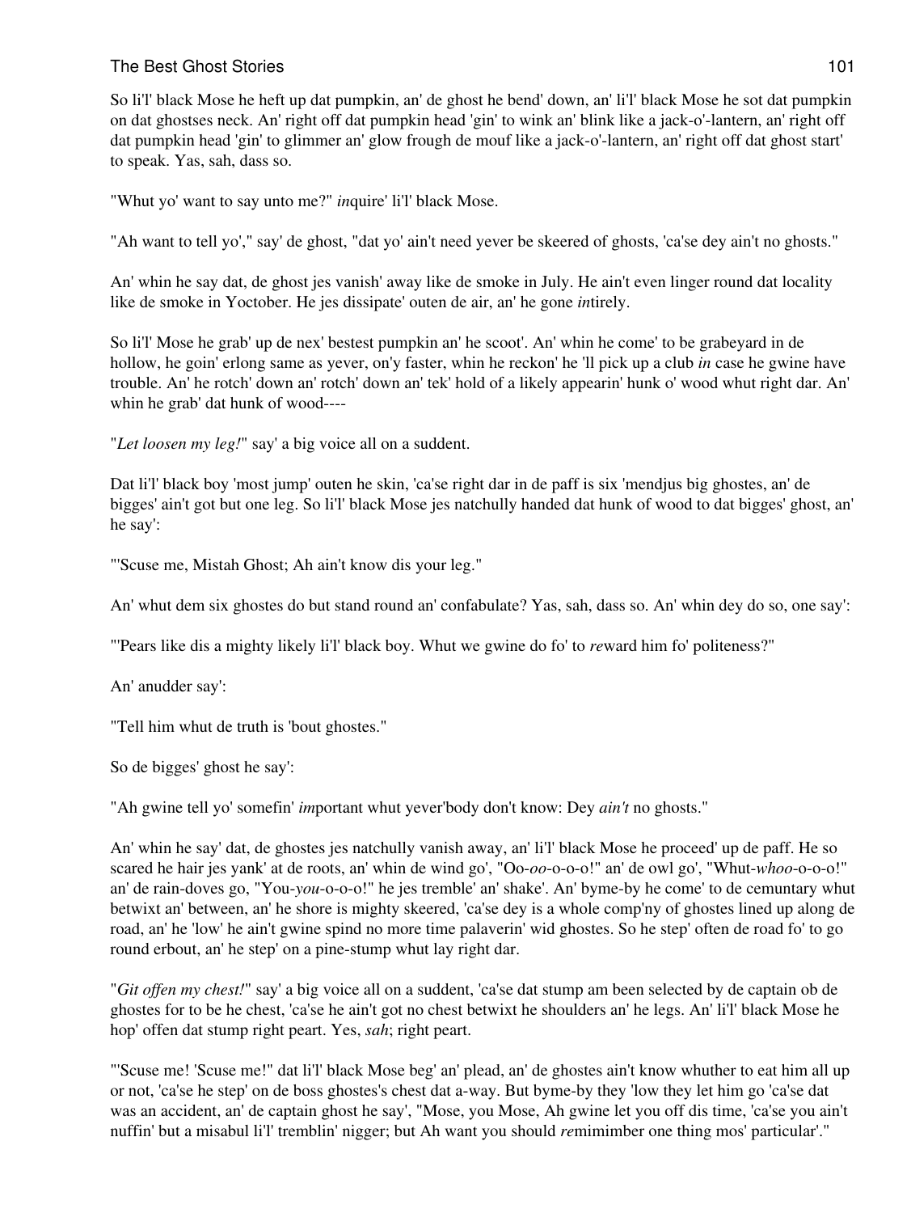So li'l' black Mose he heft up dat pumpkin, an' de ghost he bend' down, an' li'l' black Mose he sot dat pumpkin on dat ghostses neck. An' right off dat pumpkin head 'gin' to wink an' blink like a jack-o'-lantern, an' right off dat pumpkin head 'gin' to glimmer an' glow frough de mouf like a jack-o'-lantern, an' right off dat ghost start' to speak. Yas, sah, dass so.

"Whut yo' want to say unto me?" *in*quire' li'l' black Mose.

"Ah want to tell yo'," say' de ghost, "dat yo' ain't need yever be skeered of ghosts, 'ca'se dey ain't no ghosts."

An' whin he say dat, de ghost jes vanish' away like de smoke in July. He ain't even linger round dat locality like de smoke in Yoctober. He jes dissipate' outen de air, an' he gone *in*tirely.

So li'l' Mose he grab' up de nex' bestest pumpkin an' he scoot'. An' whin he come' to be grabeyard in de hollow, he goin' erlong same as yever, on'y faster, whin he reckon' he 'll pick up a club *in* case he gwine have trouble. An' he rotch' down an' rotch' down an' tek' hold of a likely appearin' hunk o' wood whut right dar. An' whin he grab' dat hunk of wood----

"*Let loosen my leg!*" say' a big voice all on a sudden'.

Dat li'l' black boy 'most jump' outen he skin, 'ca'se right dar in de paff is six 'mendjus big ghostes, an' de bigges' ain't got but one leg. So li'l' black Mose jes natchully handed dat hunk of wood to dat bigges' ghost, an' he say':

"'Scuse me, Mistah Ghost; Ah ain't know dis your leg."

An' whut dem six ghostes do but stand round an' confabulate? Yas, sah, dass so. An' whin dey do so, one say':

"'Pears like dis a mighty likely li'l' black boy. Whut we gwine do fo' to *re*ward him fo' politeness?"

An' anudder say':

"Tell him whut de truth is 'bout ghostes."

So de bigges' ghost he say':

"Ah gwine tell yo' somefin' *im*portant whut yever'body don't know: Dey *ain't* no ghosts."

An' whin he say' dat, de ghostes jes natchully vanish away, an' li'l' black Mose he proceed' up de paff. He so scared he hair jes yank' at de roots, an' whin de wind go', "Oo-*oo*-o-o-o!" an' de owl go', "Whut-*whoo*-o-o-o!" an' de rain-doves go, "You-*you*-o-o-o!" he jes tremble' an' shake'. An' byme-by he come' to de cemuntary whut betwixt an' between, an' he shore is mighty skeered, 'ca'se dey is a whole comp'ny of ghostes lined up along de road, an' he 'low' he ain't gwine spind no more time palaverin' wid ghostes. So he step' often de road fo' to go round erbout, an' he step' on a pine-stump whut lay right dar.

"*Git offen my chest!*" say' a big voice all on a sudden', 'ca'se dat stump am been selected by de captain ob de ghostes for to be he chest, 'ca'se he ain't got no chest betwixt he shoulders an' he legs. An' li'l' black Mose he hop' offen dat stump right peart. Yes, *sah*; right peart.

"'Scuse me! 'Scuse me!" dat li'l' black Mose beg' an' plead, an' de ghostes ain't know whuther to eat him all up or not, 'ca'se he step' on de boss ghostes's chest dat a-way. But byme-by they 'low they let him go 'ca'se dat was an accident, an' de captain ghost he say', "Mose, you Mose, Ah gwine let you off dis time, 'ca'se you ain't nuffin' but a misabul li'l' tremblin' nigger; but Ah want you should *re*mimimber one thing mos' particular'."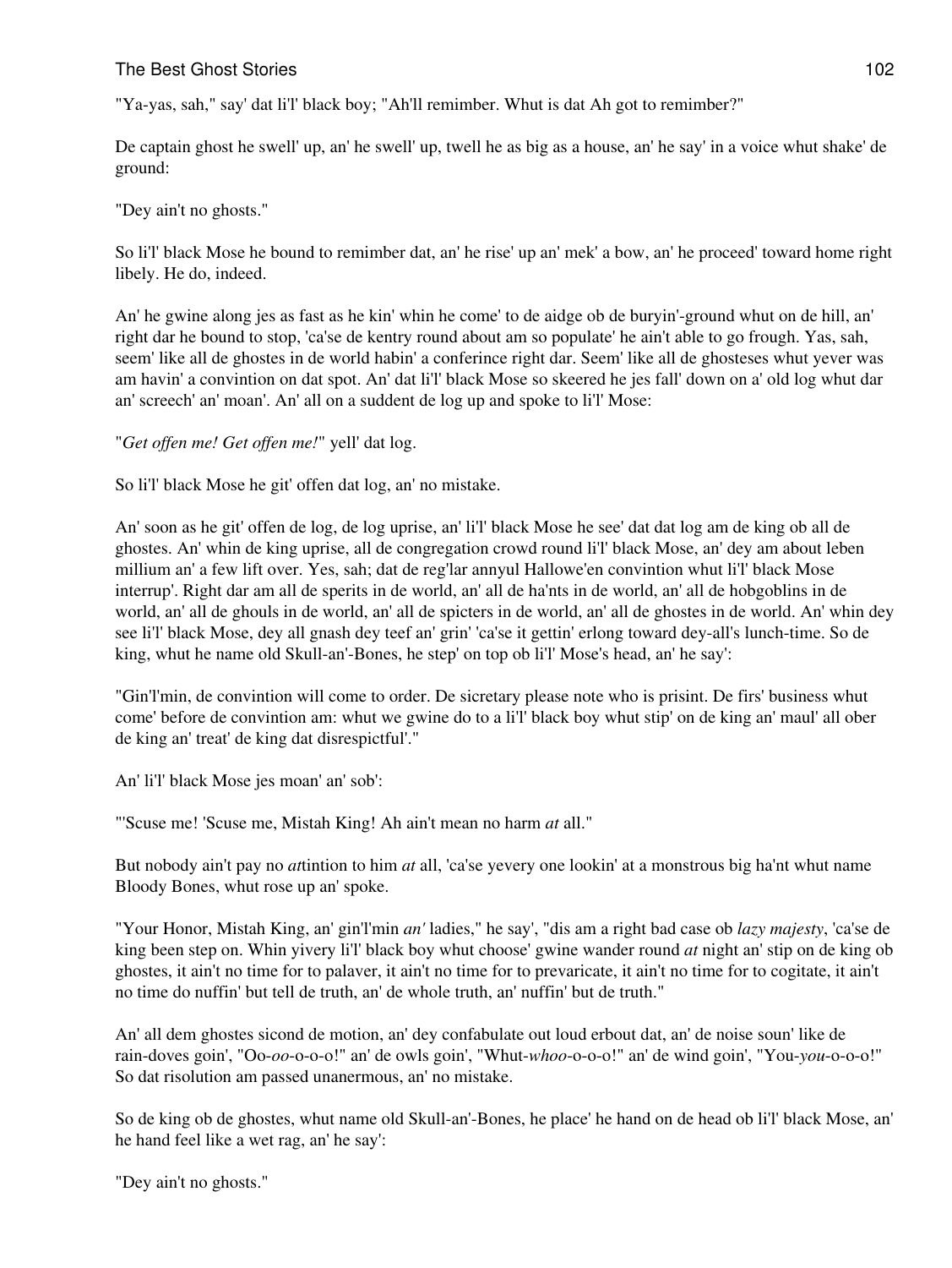"Ya-yas, sah," say' dat li'l' black boy; "Ah'll remimber. Whut is dat Ah got to remimber?"

De captain ghost he swell' up, an' he swell' up, twell he as big as a house, an' he say' in a voice whut shake' de ground:

"Dey ain't no ghosts."

So li'l' black Mose he bound to remimber dat, an' he rise' up an' mek' a bow, an' he proceed' toward home right libely. He do, indeed.

An' he gwine along jes as fast as he kin' whin he come' to de aidge ob de buryin'-ground whut on de hill, an' right dar he bound to stop, 'ca'se de kentry round about am so populate' he ain't able to go frough. Yas, sah, seem' like all de ghostes in de world habin' a conferince right dar. Seem' like all de ghosteses whut yever was am havin' a convintion on dat spot. An' dat li'l' black Mose so skeered he jes fall' down on a' old log whut dar an' screech' an' moan'. An' all on a suddent de log up and spoke to li'l' Mose:

"*Get offen me! Get offen me!*" yell' dat log.

So li'l' black Mose he git' offen dat log, an' no mistake.

An' soon as he git' offen de log, de log uprise, an' li'l' black Mose he see' dat dat log am de king ob all de ghostes. An' whin de king uprise, all de congregation crowd round li'l' black Mose, an' dey am about leben millium an' a few lift over. Yes, sah; dat de reg'lar annyul Hallowe'en convintion whut li'l' black Mose interrup'. Right dar am all de sperits in de world, an' all de ha'nts in de world, an' all de hobgoblins in de world, an' all de ghouls in de world, an' all de spicters in de world, an' all de ghostes in de world. An' whin dey see li'l' black Mose, dey all gnash dey teef an' grin' 'ca'se it gettin' erlong toward dey-all's lunch-time. So de king, whut he name old Skull-an'-Bones, he step' on top ob li'l' Mose's head, an' he say':

"Gin'l'min, de convintion will come to order. De sicretary please note who is prisint. De firs' business whut come' before de convintion am: whut we gwine do to a li'l' black boy whut stip' on de king an' maul' all ober de king an' treat' de king dat disrespictful'."

An' li'l' black Mose jes moan' an' sob':

"'Scuse me! 'Scuse me, Mistah King! Ah ain't mean no harm *at* all."

But nobody ain't pay no *at*tintion to him *at* all, 'ca'se yevery one lookin' at a monstrous big ha'nt whut name Bloody Bones, whut rose up an' spoke.

"Your Honor, Mistah King, an' gin'l'min *an'* ladies," he say', "dis am a right bad case ob *lazy majesty*, 'ca'se de king been step on. Whin yivery li'l' black boy whut choose' gwine wander round *at* night an' stip on de king ob ghostes, it ain't no time for to palaver, it ain't no time for to prevaricate, it ain't no time for to cogitate, it ain't no time do nuffin' but tell de truth, an' de whole truth, an' nuffin' but de truth."

An' all dem ghostes sicond de motion, an' dey confabulate out loud erbout dat, an' de noise soun' like de rain-doves goin', "Oo-*oo*-o-o-o!" an' de owls goin', "Whut-*whoo*-o-o-o!" an' de wind goin', "You-*you*-o-o-o!" So dat risolution am passed unanermous, an' no mistake.

So de king ob de ghostes, whut name old Skull-an'-Bones, he place' he hand on de head ob li'l' black Mose, an' he hand feel like a wet rag, an' he say':

"Dey ain't no ghosts."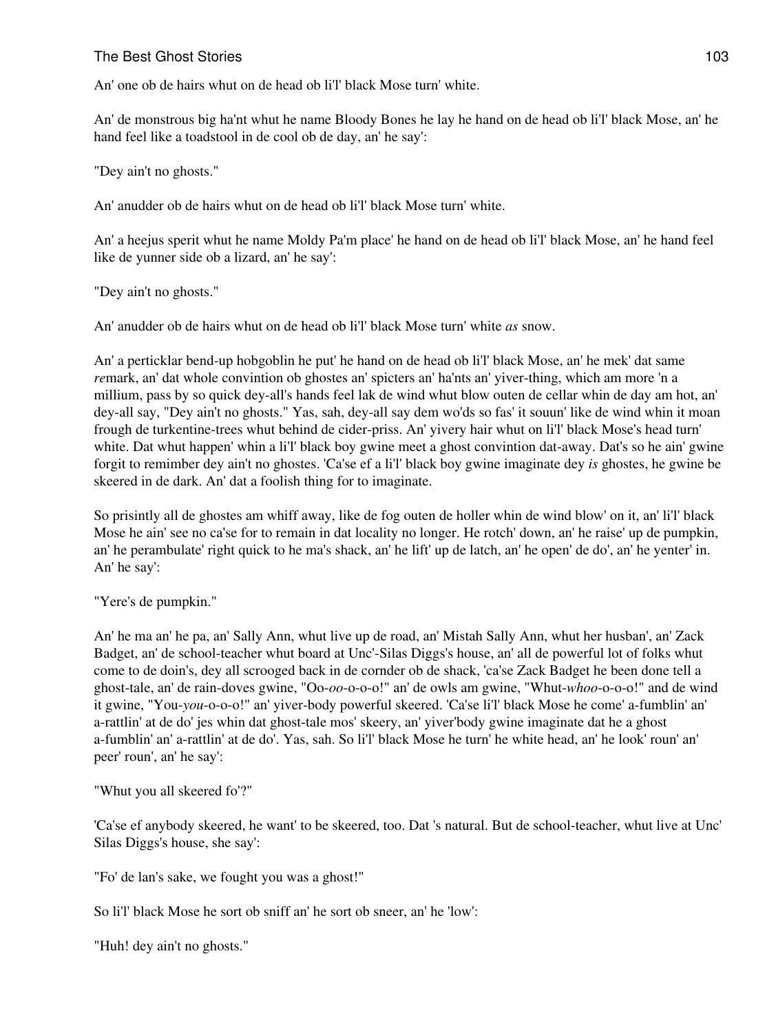An' one ob de hairs whut on de head ob li'l' black Mose turn' white.

An' de monstrous big ha'nt whut he name Bloody Bones he lay he hand on de head ob li'l' black Mose, an' he hand feel like a toadstool in de cool ob de day, an' he say':

"Dey ain't no ghosts."

An' anudder ob de hairs whut on de head ob li'l' black Mose turn' white.

An' a heejus sperit whut he name Moldy Pa'm place' he hand on de head ob li'l' black Mose, an' he hand feel like de yunner side ob a lizard, an' he say':

"Dey ain't no ghosts."

An' anudder ob de hairs whut on de head ob li'l' black Mose turn' white *as* snow.

An' a perticklar bend-up hobgoblin he put' he hand on de head ob li'l' black Mose, an' he mek' dat same *re*mark, an' dat whole convintion ob ghostes an' spicters an' ha'nts an' yiver-thing, which am more 'n a millium, pass by so quick dey-all's hands feel lak de wind whut blow outen de cellar whin de day am hot, an' dey-all say, "Dey ain't no ghosts." Yas, sah, dey-all say dem wo'ds so fas' it souun' like de wind whin it moan frough de turkentine-trees whut behind de cider-priss. An' yivery hair whut on li'l' black Mose's head turn' white. Dat whut happen' whin a li'l' black boy gwine meet a ghost convintion dat-away. Dat's so he ain' gwine forgit to remimber dey ain't no ghostes. 'Ca'se ef a li'l' black boy gwine imaginate dey *is* ghostes, he gwine be skeered in de dark. An' dat a foolish thing for to imaginate.

So prisintly all de ghostes am whiff away, like de fog outen de holler whin de wind blow' on it, an' li'l' black Mose he ain' see no ca'se for to remain in dat locality no longer. He rotch' down, an' he raise' up de pumpkin, an' he perambulate' right quick to he ma's shack, an' he lift' up de latch, an' he open' de do', an' he yenter' in. An' he say':

"Yere's de pumpkin."

An' he ma an' he pa, an' Sally Ann, whut live up de road, an' Mistah Sally Ann, whut her husban', an' Zack Badget, an' de school-teacher whut board at Unc'-Silas Diggs's house, an' all de powerful lot of folks whut come to de doin's, dey all scrooged back in de cornder ob de shack, 'ca'se Zack Badget he been done tell a ghost-tale, an' de rain-doves gwine, "Oo-*oo*-o-o-o!" an' de owls am gwine, "Whut-*whoo*-o-o-o!" and de wind it gwine, "You-*you*-o-o-o!" an' yiver-body powerful skeered. 'Ca'se li'l' black Mose he come' a-fumblin' an' a-rattlin' at de do' jes whin dat ghost-tale mos' skeery, an' yiver'body gwine imaginate dat he a ghost a-fumblin' an' a-rattlin' at de do'. Yas, sah. So li'l' black Mose he turn' he white head, an' he look' roun' an' peer' roun', an' he say':

"Whut you all skeered fo'?"

'Ca'se ef anybody skeered, he want' to be skeered, too. Dat 's natural. But de school-teacher, whut live at Unc' Silas Diggs's house, she say':

"Fo' de lan's sake, we fought you was a ghost!"

So li'l' black Mose he sort ob sniff an' he sort ob sneer, an' he 'low':

"Huh! dey ain't no ghosts."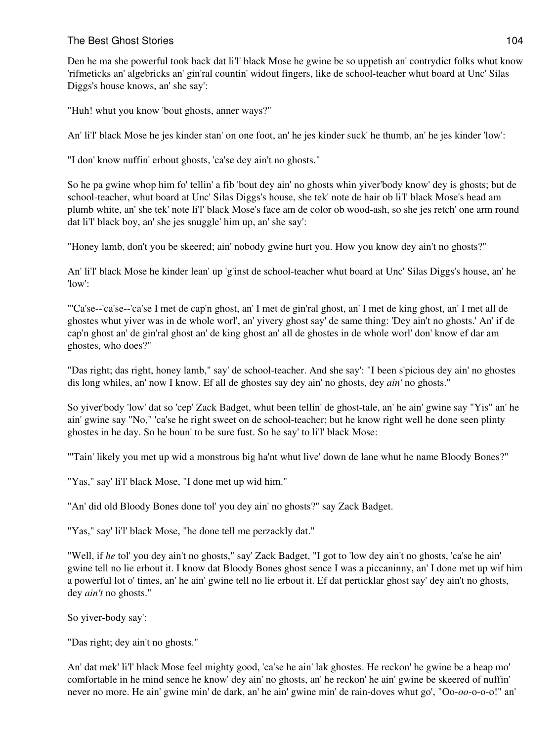Den he ma she powerful took back dat li'l' black Mose he gwine be so uppetish an' contrydict folks whut know 'rifmeticks an' algebricks an' gin'ral countin' widout fingers, like de school-teacher whut board at Unc' Silas Diggs's house knows, an' she say':

"Huh! whut you know 'bout ghosts, anner ways?"

An' li'l' black Mose he jes kinder stan' on one foot, an' he jes kinder suck' he thumb, an' he jes kinder 'low':

"I don' know nuffin' erbout ghosts, 'ca'se dey ain't no ghosts."

So he pa gwine whop him fo' tellin' a fib 'bout dey ain' no ghosts whin yiver'body know' dey is ghosts; but de school-teacher, whut board at Unc' Silas Diggs's house, she tek' note de hair ob li'l' black Mose's head am plumb white, an' she tek' note li'l' black Mose's face am de color ob wood-ash, so she jes retch' one arm round dat li'l' black boy, an' she jes snuggle' him up, an' she say':

"Honey lamb, don't you be skeered; ain' nobody gwine hurt you. How you know dey ain't no ghosts?"

An' li'l' black Mose he kinder lean' up 'g'inst de school-teacher whut board at Unc' Silas Diggs's house, an' he 'low':

"'Ca'se--'ca'se--'ca'se I met de cap'n ghost, an' I met de gin'ral ghost, an' I met de king ghost, an' I met all de ghostes whut yiver was in de whole worl', an' yivery ghost say' de same thing: 'Dey ain't no ghosts.' An' if de cap'n ghost an' de gin'ral ghost an' de king ghost an' all de ghostes in de whole worl' don' know ef dar am ghostes, who does?"

"Das right; das right, honey lamb," say' de school-teacher. And she say': "I been s'picious dey ain' no ghostes dis long whiles, an' now I know. Ef all de ghostes say dey ain' no ghosts, dey *ain'* no ghosts."

So yiver'body 'low' dat so 'cep' Zack Badget, whut been tellin' de ghost-tale, an' he ain' gwine say "Yis" an' he ain' gwine say "No," 'ca'se he right sweet on de school-teacher; but he know right well he done seen plinty ghostes in he day. So he boun' to be sure fust. So he say' to li'l' black Mose:

"'Tain' likely you met up wid a monstrous big ha'nt whut live' down de lane whut he name Bloody Bones?"

"Yas," say' li'l' black Mose, "I done met up wid him."

"An' did old Bloody Bones done tol' you dey ain' no ghosts?" say Zack Badget.

"Yas," say' li'l' black Mose, "he done tell me perzackly dat."

"Well, if *he* tol' you dey ain't no ghosts," say' Zack Badget, "I got to 'low dey ain't no ghosts, 'ca'se he ain' gwine tell no lie erbout it. I know dat Bloody Bones ghost sence I was a piccaninny, an' I done met up wif him a powerful lot o' times, an' he ain' gwine tell no lie erbout it. Ef dat perticklar ghost say' dey ain't no ghosts, dey *ain't* no ghosts."

So yiver-body say':

"Das right; dey ain't no ghosts."

An' dat mek' li'l' black Mose feel mighty good, 'ca'se he ain' lak ghostes. He reckon' he gwine be a heap mo' comfortable in he mind sence he know' dey ain' no ghosts, an' he reckon' he ain' gwine be skeered of nuffin' never no more. He ain' gwine min' de dark, an' he ain' gwine min' de rain-doves whut go', "Oo-*oo*-o-o-o!" an'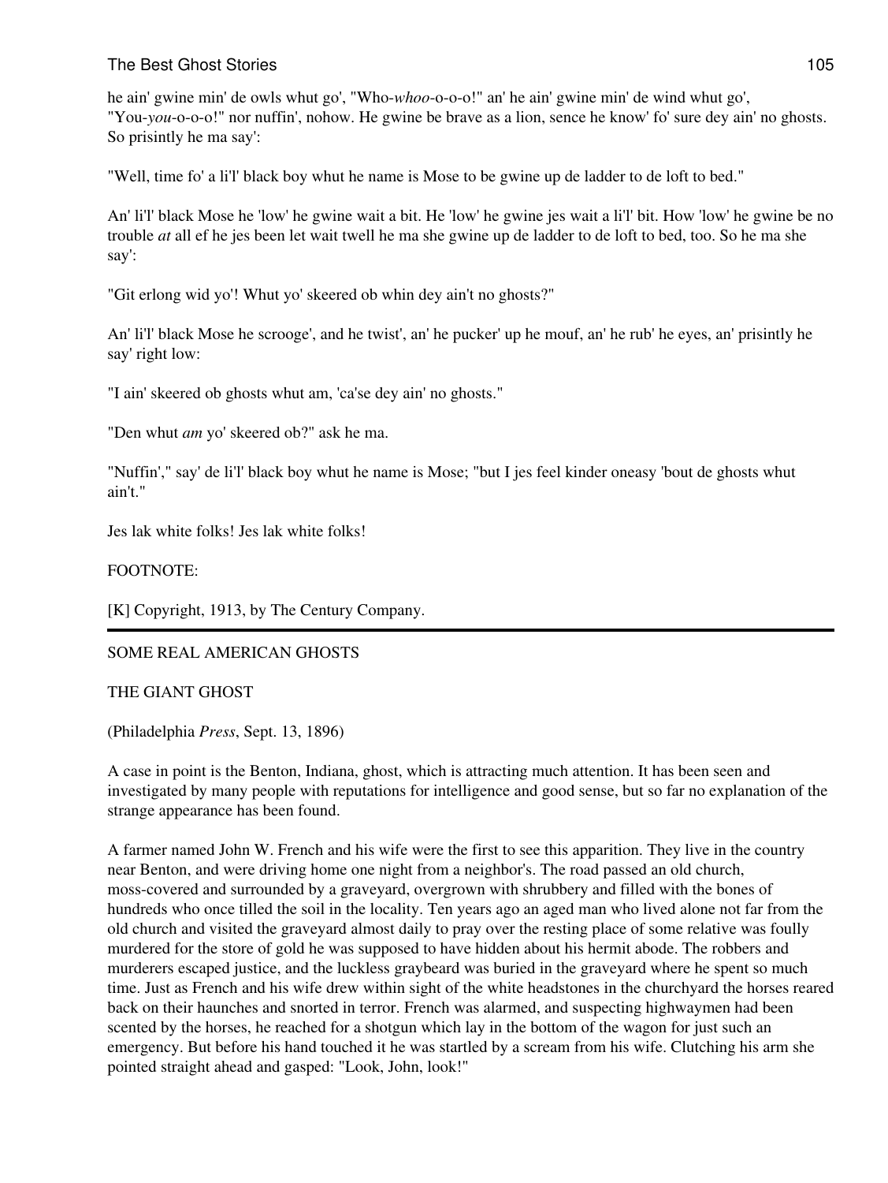he ain' gwine min' de owls whut go', "Who-*whoo*-o-o-o!" an' he ain' gwine min' de wind whut go', "You-*you*-o-o-o!" nor nuffin', nohow. He gwine be brave as a lion, sence he know' fo' sure dey ain' no ghosts. So prisintly he ma say':

"Well, time fo' a li'l' black boy whut he name is Mose to be gwine up de ladder to de loft to bed."

An' li'l' black Mose he 'low' he gwine wait a bit. He 'low' he gwine jes wait a li'l' bit. How 'low' he gwine be no trouble *at* all ef he jes been let wait twell he ma she gwine up de ladder to de loft to bed, too. So he ma she say':

"Git erlong wid yo'! Whut yo' skeered ob whin dey ain't no ghosts?"

An' li'l' black Mose he scrooge', and he twist', an' he pucker' up he mouf, an' he rub' he eyes, an' prisintly he say' right low:

"I ain' skeered ob ghosts whut am, 'ca'se dey ain' no ghosts."

"Den whut *am* yo' skeered ob?" ask he ma.

"Nuffin'," say' de li'l' black boy whut he name is Mose; "but I jes feel kinder oneasy 'bout de ghosts whut ain't."

Jes lak white folks! Jes lak white folks!

FOOTNOTE:

[K] Copyright, 1913, by The Century Company.

---

## SOME REAL AMERICAN GHOSTS

### THE GIANT GHOST

(Philadelphia *Press*, Sept. 13, 1896)

A case in point is the Benton, Indiana, ghost, which is attracting much attention. It has been seen and investigated by many people with reputations for intelligence and good sense, but so far no explanation of the strange appearance has been found.

A farmer named John W. French and his wife were the first to see this apparition. They live in the country near Benton, and were driving home one night from a neighbor's. The road passed an old church, moss-covered and surrounded by a graveyard, overgrown with shrubbery and filled with the bones of hundreds who once tilled the soil in the locality. Ten years ago an aged man who lived alone not far from the old church and visited the graveyard almost daily to pray over the resting place of some relative was foully murdered for the store of gold he was supposed to have hidden about his hermit abode. The robbers and murderers escaped justice, and the luckless graybeard was buried in the graveyard where he spent so much time. Just as French and his wife drew within sight of the white headstones in the churchyard the horses reared back on their haunches and snorted in terror. French was alarmed, and suspecting highwaymen had been scented by the horses, he reached for a shotgun which lay in the bottom of the wagon for just such an emergency. But before his hand touched it he was startled by a scream from his wife. Clutching his arm she pointed straight ahead and gasped: "Look, John, look!"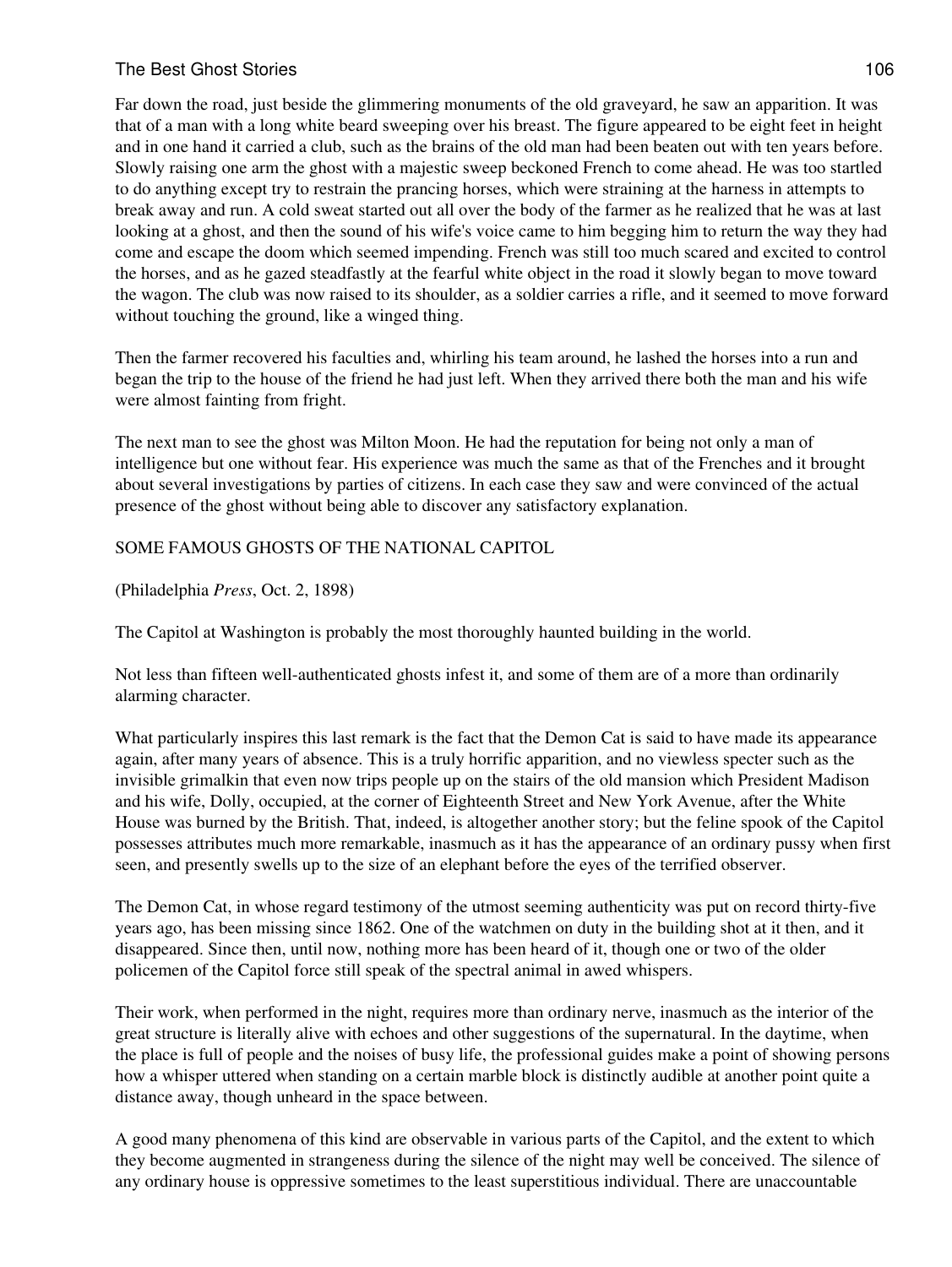Far down the road, just beside the glimmering monuments of the old graveyard, he saw an apparition. It was that of a man with a long white beard sweeping over his breast. The figure appeared to be eight feet in height and in one hand it carried a club, such as the brains of the old man had been beaten out with ten years before. Slowly raising one arm the ghost with a majestic sweep beckoned French to come ahead. He was too startled to do anything except try to restrain the prancing horses, which were straining at the harness in attempts to break away and run. A cold sweat started out all over the body of the farmer as he realized that he was at last looking at a ghost, and then the sound of his wife's voice came to him begging him to return the way they had come and escape the doom which seemed impending. French was still too much scared and excited to control the horses, and as he gazed steadfastly at the fearful white object in the road it slowly began to move toward the wagon. The club was now raised to its shoulder, as a soldier carries a rifle, and it seemed to move forward without touching the ground, like a winged thing.

Then the farmer recovered his faculties and, whirling his team around, he lashed the horses into a run and began the trip to the house of the friend he had just left. When they arrived there both the man and his wife were almost fainting from fright.

The next man to see the ghost was Milton Moon. He had the reputation for being not only a man of intelligence but one without fear. His experience was much the same as that of the Frenches and it brought about several investigations by parties of citizens. In each case they saw and were convinced of the actual presence of the ghost without being able to discover any satisfactory explanation.

## SOME FAMOUS GHOSTS OF THE NATIONAL CAPITOL

(Philadelphia *Press*, Oct. 2, 1898)

The Capitol at Washington is probably the most thoroughly haunted building in the world.

Not less than fifteen well-authenticated ghosts infest it, and some of them are of a more than ordinarily alarming character.

What particularly inspires this last remark is the fact that the Demon Cat is said to have made its appearance again, after many years of absence. This is a truly horrific apparition, and no viewless specter such as the invisible grimalkin that even now trips people up on the stairs of the old mansion which President Madison and his wife, Dolly, occupied, at the corner of Eighteenth Street and New York Avenue, after the White House was burned by the British. That, indeed, is altogether another story; but the feline spook of the Capitol possesses attributes much more remarkable, inasmuch as it has the appearance of an ordinary pussy when first seen, and presently swells up to the size of an elephant before the eyes of the terrified observer.

The Demon Cat, in whose regard testimony of the utmost seeming authenticity was put on record thirty-five years ago, has been missing since 1862. One of the watchmen on duty in the building shot at it then, and it disappeared. Since then, until now, nothing more has been heard of it, though one or two of the older policemen of the Capitol force still speak of the spectral animal in awed whispers.

Their work, when performed in the night, requires more than ordinary nerve, inasmuch as the interior of the great structure is literally alive with echoes and other suggestions of the supernatural. In the daytime, when the place is full of people and the noises of busy life, the professional guides make a point of showing persons how a whisper uttered when standing on a certain marble block is distinctly audible at another point quite a distance away, though unheard in the space between.

A good many phenomena of this kind are observable in various parts of the Capitol, and the extent to which they become augmented in strangeness during the silence of the night may well be conceived. The silence of any ordinary house is oppressive sometimes to the least superstitious individual. There are unaccountable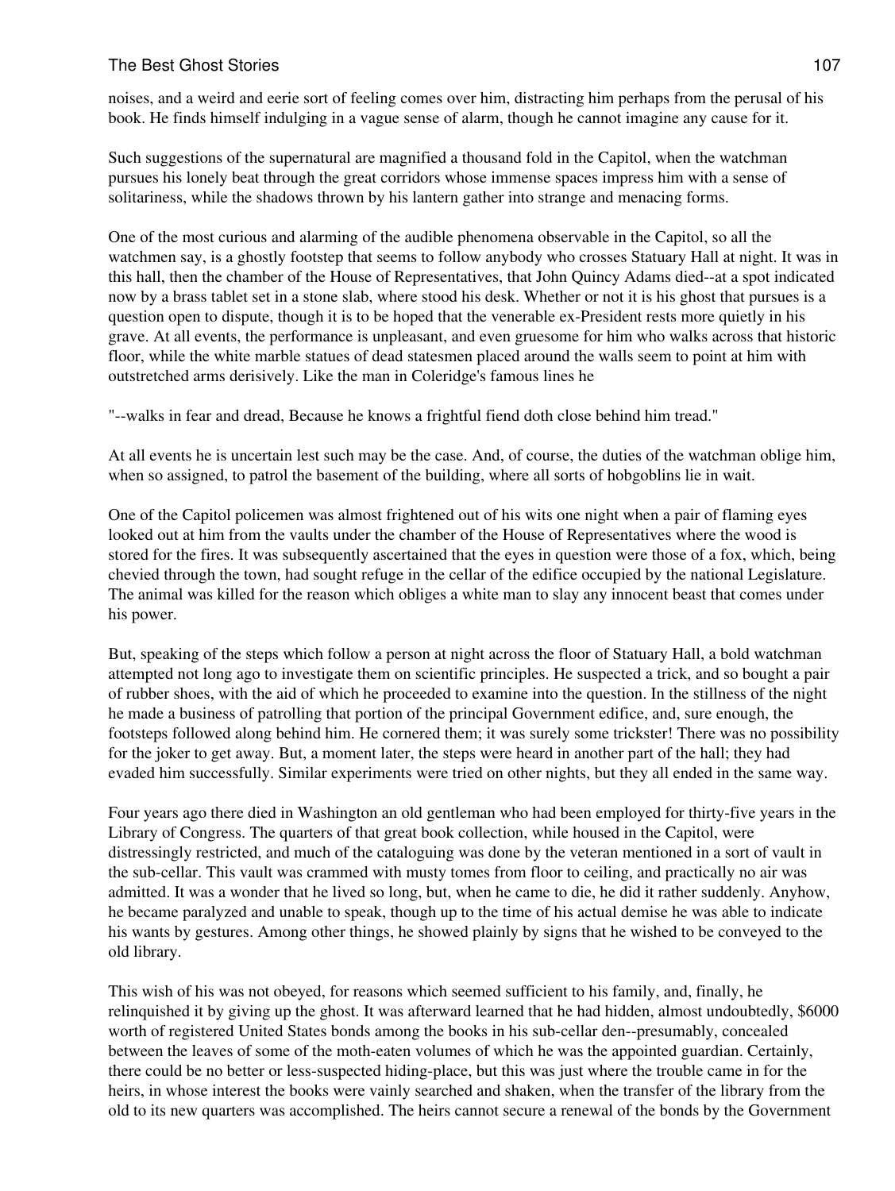noises, and a weird and eerie sort of feeling comes over him, distracting him perhaps from the perusal of his book. He finds himself indulging in a vague sense of alarm, though he cannot imagine any cause for it.

Such suggestions of the supernatural are magnified a thousand fold in the Capitol, when the watchman pursues his lonely beat through the great corridors whose immense spaces impress him with a sense of solitariness, while the shadows thrown by his lantern gather into strange and menacing forms.

One of the most curious and alarming of the audible phenomena observable in the Capitol, so all the watchmen say, is a ghostly footstep that seems to follow anybody who crosses Statuary Hall at night. It was in this hall, then the chamber of the House of Representatives, that John Quincy Adams died--at a spot indicated now by a brass tablet set in a stone slab, where stood his desk. Whether or not it is his ghost that pursues is a question open to dispute, though it is to be hoped that the venerable ex-President rests more quietly in his grave. At all events, the performance is unpleasant, and even gruesome for him who walks across that historic floor, while the white marble statues of dead statesmen placed around the walls seem to point at him with outstretched arms derisively. Like the man in Coleridge's famous lines he

"--walks in fear and dread, Because he knows a frightful fiend doth close behind him tread."

At all events he is uncertain lest such may be the case. And, of course, the duties of the watchman oblige him, when so assigned, to patrol the basement of the building, where all sorts of hobgoblins lie in wait.

One of the Capitol policemen was almost frightened out of his wits one night when a pair of flaming eyes looked out at him from the vaults under the chamber of the House of Representatives where the wood is stored for the fires. It was subsequently ascertained that the eyes in question were those of a fox, which, being chevied through the town, had sought refuge in the cellar of the edifice occupied by the national Legislature. The animal was killed for the reason which obliges a white man to slay any innocent beast that comes under his power.

But, speaking of the steps which follow a person at night across the floor of Statuary Hall, a bold watchman attempted not long ago to investigate them on scientific principles. He suspected a trick, and so bought a pair of rubber shoes, with the aid of which he proceeded to examine into the question. In the stillness of the night he made a business of patrolling that portion of the principal Government edifice, and, sure enough, the footsteps followed along behind him. He cornered them; it was surely some trickster! There was no possibility for the joker to get away. But, a moment later, the steps were heard in another part of the hall; they had evaded him successfully. Similar experiments were tried on other nights, but they all ended in the same way.

Four years ago there died in Washington an old gentleman who had been employed for thirty-five years in the Library of Congress. The quarters of that great book collection, while housed in the Capitol, were distressingly restricted, and much of the cataloguing was done by the veteran mentioned in a sort of vault in the sub-cellar. This vault was crammed with musty tomes from floor to ceiling, and practically no air was admitted. It was a wonder that he lived so long, but, when he came to die, he did it rather suddenly. Anyhow, he became paralyzed and unable to speak, though up to the time of his actual demise he was able to indicate his wants by gestures. Among other things, he showed plainly by signs that he wished to be conveyed to the old library.

This wish of his was not obeyed, for reasons which seemed sufficient to his family, and, finally, he relinquished it by giving up the ghost. It was afterward learned that he had hidden, almost undoubtedly, $6000 worth of registered United States bonds among the books in his sub-cellar den--presumably, concealed between the leaves of some of the moth-eaten volumes of which he was the appointed guardian. Certainly, there could be no better or less-suspected hiding-place, but this was just where the trouble came in for the heirs, in whose interest the books were vainly searched and shaken, when the transfer of the library from the old to its new quarters was accomplished. The heirs cannot secure a renewal of the bonds by the Government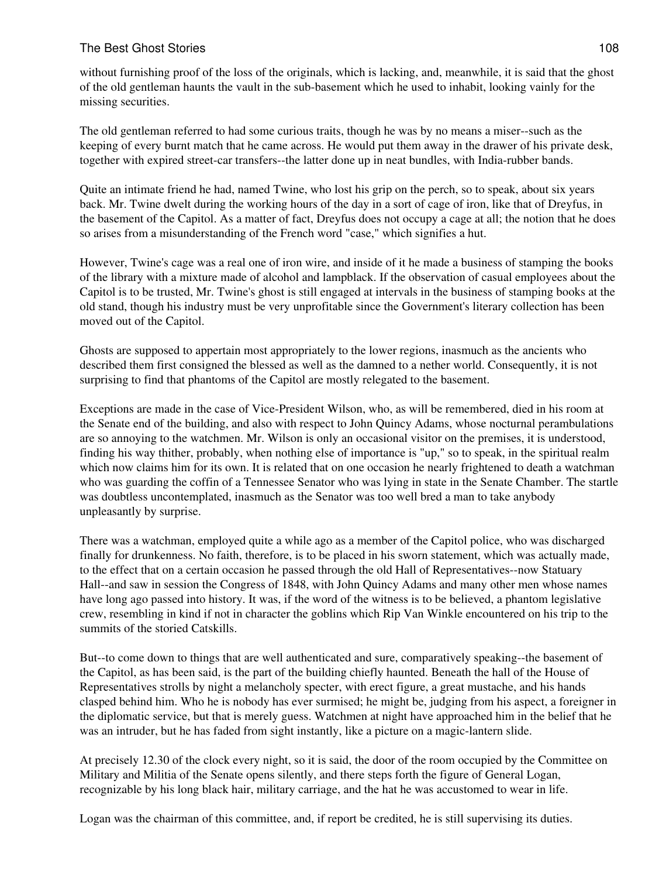without furnishing proof of the loss of the originals, which is lacking, and, meanwhile, it is said that the ghost of the old gentleman haunts the vault in the sub-basement which he used to inhabit, looking vainly for the missing securities.

The old gentleman referred to had some curious traits, though he was by no means a miser--such as the keeping of every burnt match that he came across. He would put them away in the drawer of his private desk, together with expired street-car transfers--the latter done up in neat bundles, with India-rubber bands.

Quite an intimate friend he had, named Twine, who lost his grip on the perch, so to speak, about six years back. Mr. Twine dwelt during the working hours of the day in a sort of cage of iron, like that of Dreyfus, in the basement of the Capitol. As a matter of fact, Dreyfus does not occupy a cage at all; the notion that he does so arises from a misunderstanding of the French word "case," which signifies a hut.

However, Twine's cage was a real one of iron wire, and inside of it he made a business of stamping the books of the library with a mixture made of alcohol and lampblack. If the observation of casual employees about the Capitol is to be trusted, Mr. Twine's ghost is still engaged at intervals in the business of stamping books at the old stand, though his industry must be very unprofitable since the Government's literary collection has been moved out of the Capitol.

Ghosts are supposed to appertain most appropriately to the lower regions, inasmuch as the ancients who described them first consigned the blessed as well as the damned to a nether world. Consequently, it is not surprising to find that phantoms of the Capitol are mostly relegated to the basement.

Exceptions are made in the case of Vice-President Wilson, who, as will be remembered, died in his room at the Senate end of the building, and also with respect to John Quincy Adams, whose nocturnal perambulations are so annoying to the watchmen. Mr. Wilson is only an occasional visitor on the premises, it is understood, finding his way thither, probably, when nothing else of importance is "up," so to speak, in the spiritual realm which now claims him for its own. It is related that on one occasion he nearly frightened to death a watchman who was guarding the coffin of a Tennessee Senator who was lying in state in the Senate Chamber. The startle was doubtless uncontemplated, inasmuch as the Senator was too well bred a man to take anybody unpleasantly by surprise.

There was a watchman, employed quite a while ago as a member of the Capitol police, who was discharged finally for drunkenness. No faith, therefore, is to be placed in his sworn statement, which was actually made, to the effect that on a certain occasion he passed through the old Hall of Representatives--now Statuary Hall--and saw in session the Congress of 1848, with John Quincy Adams and many other men whose names have long ago passed into history. It was, if the word of the witness is to be believed, a phantom legislative crew, resembling in kind if not in character the goblins which Rip Van Winkle encountered on his trip to the summits of the storied Catskills.

But--to come down to things that are well authenticated and sure, comparatively speaking--the basement of the Capitol, as has been said, is the part of the building chiefly haunted. Beneath the hall of the House of Representatives strolls by night a melancholy specter, with erect figure, a great mustache, and his hands clasped behind him. Who he is nobody has ever surmised; he might be, judging from his aspect, a foreigner in the diplomatic service, but that is merely guess. Watchmen at night have approached him in the belief that he was an intruder, but he has faded from sight instantly, like a picture on a magic-lantern slide.

At precisely 12.30 of the clock every night, so it is said, the door of the room occupied by the Committee on Military and Militia of the Senate opens silently, and there steps forth the figure of General Logan, recognizable by his long black hair, military carriage, and the hat he was accustomed to wear in life.

Logan was the chairman of this committee, and, if report be credited, he is still supervising its duties.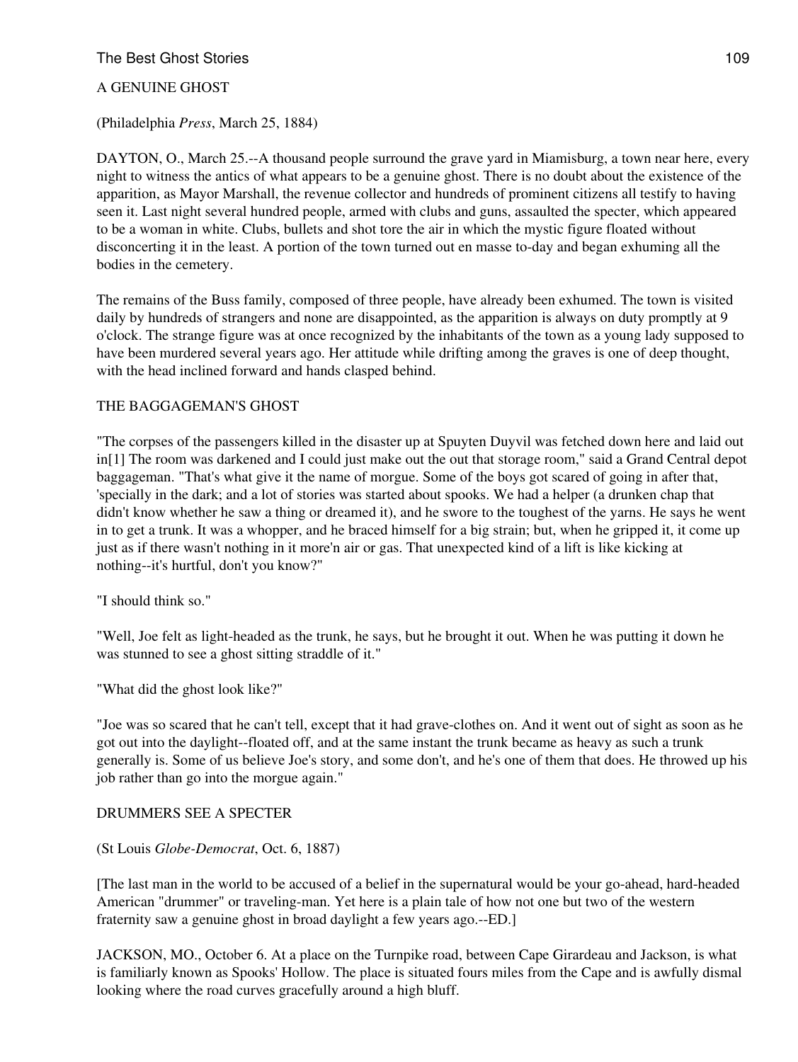## A GENUINE GHOST

(Philadelphia *Press*, March 25, 1884)

DAYTON, O., March 25.--A thousand people surround the grave yard in Miamisburg, a town near here, every night to witness the antics of what appears to be a genuine ghost. There is no doubt about the existence of the apparition, as Mayor Marshall, the revenue collector and hundreds of prominent citizens all testify to having seen it. Last night several hundred people, armed with clubs and guns, assaulted the specter, which appeared to be a woman in white. Clubs, bullets and shot tore the air in which the mystic figure floated without disconcerting it in the least. A portion of the town turned out en masse to-day and began exhuming all the bodies in the cemetery.

The remains of the Buss family, composed of three people, have already been exhumed. The town is visited daily by hundreds of strangers and none are disappointed, as the apparition is always on duty promptly at 9 o'clock. The strange figure was at once recognized by the inhabitants of the town as a young lady supposed to have been murdered several years ago. Her attitude while drifting among the graves is one of deep thought, with the head inclined forward and hands clasped behind.

## THE BAGGAGEMAN'S GHOST

"The corpses of the passengers killed in the disaster up at Spuyten Duyvil was fetched down here and laid out in[1] The room was darkened and I could just make out the out that storage room," said a Grand Central depot baggageman. "That's what give it the name of morgue. Some of the boys got scared of going in after that, 'specially in the dark; and a lot of stories was started about spooks. We had a helper (a drunken chap that didn't know whether he saw a thing or dreamed it), and he swore to the toughest of the yarns. He says he went in to get a trunk. It was a whopper, and he braced himself for a big strain; but, when he gripped it, it come up just as if there wasn't nothing in it more'n air or gas. That unexpected kind of a lift is like kicking at nothing--it's hurtful, don't you know?"

"I should think so."

"Well, Joe felt as light-headed as the trunk, he says, but he brought it out. When he was putting it down he was stunned to see a ghost sitting straddle of it."

"What did the ghost look like?"

"Joe was so scared that he can't tell, except that it had grave-clothes on. And it went out of sight as soon as he got out into the daylight--floated off, and at the same instant the trunk became as heavy as such a trunk generally is. Some of us believe Joe's story, and some don't, and he's one of them that does. He throwed up his job rather than go into the morgue again."

## DRUMMERS SEE A SPECTER

(St Louis *Globe-Democrat*, Oct. 6, 1887)

[The last man in the world to be accused of a belief in the supernatural would be your go-ahead, hard-headed American "drummer" or traveling-man. Yet here is a plain tale of how not one but two of the western fraternity saw a genuine ghost in broad daylight a few years ago.--ED.]

JACKSON, MO., October 6. At a place on the Turnpike road, between Cape Girardeau and Jackson, is what is familiarly known as Spooks' Hollow. The place is situated fours miles from the Cape and is awfully dismal looking where the road curves gracefully around a high bluff.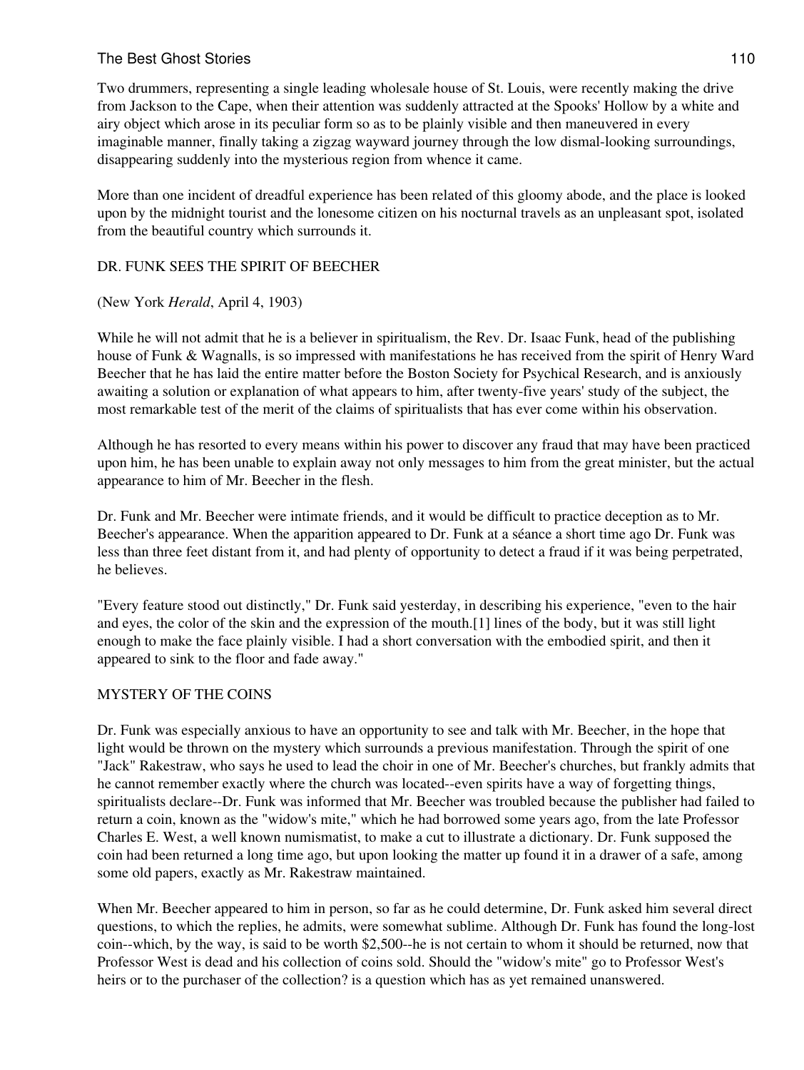Two drummers, representing a single leading wholesale house of St. Louis, were recently making the drive from Jackson to the Cape, when their attention was suddenly attracted at the Spooks' Hollow by a white and airy object which arose in its peculiar form so as to be plainly visible and then maneuvered in every imaginable manner, finally taking a zigzag wayward journey through the low dismal-looking surroundings, disappearing suddenly into the mysterious region from whence it came.

More than one incident of dreadful experience has been related of this gloomy abode, and the place is looked upon by the midnight tourist and the lonesome citizen on his nocturnal travels as an unpleasant spot, isolated from the beautiful country which surrounds it.

## DR. FUNK SEES THE SPIRIT OF BEECHER

(New York *Herald*, April 4, 1903)

While he will not admit that he is a believer in spiritualism, the Rev. Dr. Isaac Funk, head of the publishing house of Funk & Wagnalls, is so impressed with manifestations he has received from the spirit of Henry Ward Beecher that he has laid the entire matter before the Boston Society for Psychical Research, and is anxiously awaiting a solution or explanation of what appears to him, after twenty-five years' study of the subject, the most remarkable test of the merit of the claims of spiritualists that has ever come within his observation.

Although he has resorted to every means within his power to discover any fraud that may have been practiced upon him, he has been unable to explain away not only messages to him from the great minister, but the actual appearance to him of Mr. Beecher in the flesh.

Dr. Funk and Mr. Beecher were intimate friends, and it would be difficult to practice deception as to Mr. Beecher's appearance. When the apparition appeared to Dr. Funk at a séance a short time ago Dr. Funk was less than three feet distant from it, and had plenty of opportunity to detect a fraud if it was being perpetrated, he believes.

"Every feature stood out distinctly," Dr. Funk said yesterday, in describing his experience, "even to the hair and eyes, the color of the skin and the expression of the mouth.[1] lines of the body, but it was still light enough to make the face plainly visible. I had a short conversation with the embodied spirit, and then it appeared to sink to the floor and fade away."

## MYSTERY OF THE COINS

Dr. Funk was especially anxious to have an opportunity to see and talk with Mr. Beecher, in the hope that light would be thrown on the mystery which surrounds a previous manifestation. Through the spirit of one "Jack" Rakestraw, who says he used to lead the choir in one of Mr. Beecher's churches, but frankly admits that he cannot remember exactly where the church was located--even spirits have a way of forgetting things, spiritualists declare--Dr. Funk was informed that Mr. Beecher was troubled because the publisher had failed to return a coin, known as the "widow's mite," which he had borrowed some years ago, from the late Professor Charles E. West, a well known numismatist, to make a cut to illustrate a dictionary. Dr. Funk supposed the coin had been returned a long time ago, but upon looking the matter up found it in a drawer of a safe, among some old papers, exactly as Mr. Rakestraw maintained.

When Mr. Beecher appeared to him in person, so far as he could determine, Dr. Funk asked him several direct questions, to which the replies, he admits, were somewhat sublime. Although Dr. Funk has found the long-lost coin--which, by the way, is said to be worth $2,500--he is not certain to whom it should be returned, now that Professor West is dead and his collection of coins sold. Should the "widow's mite" go to Professor West's heirs or to the purchaser of the collection? is a question which has as yet remained unanswered.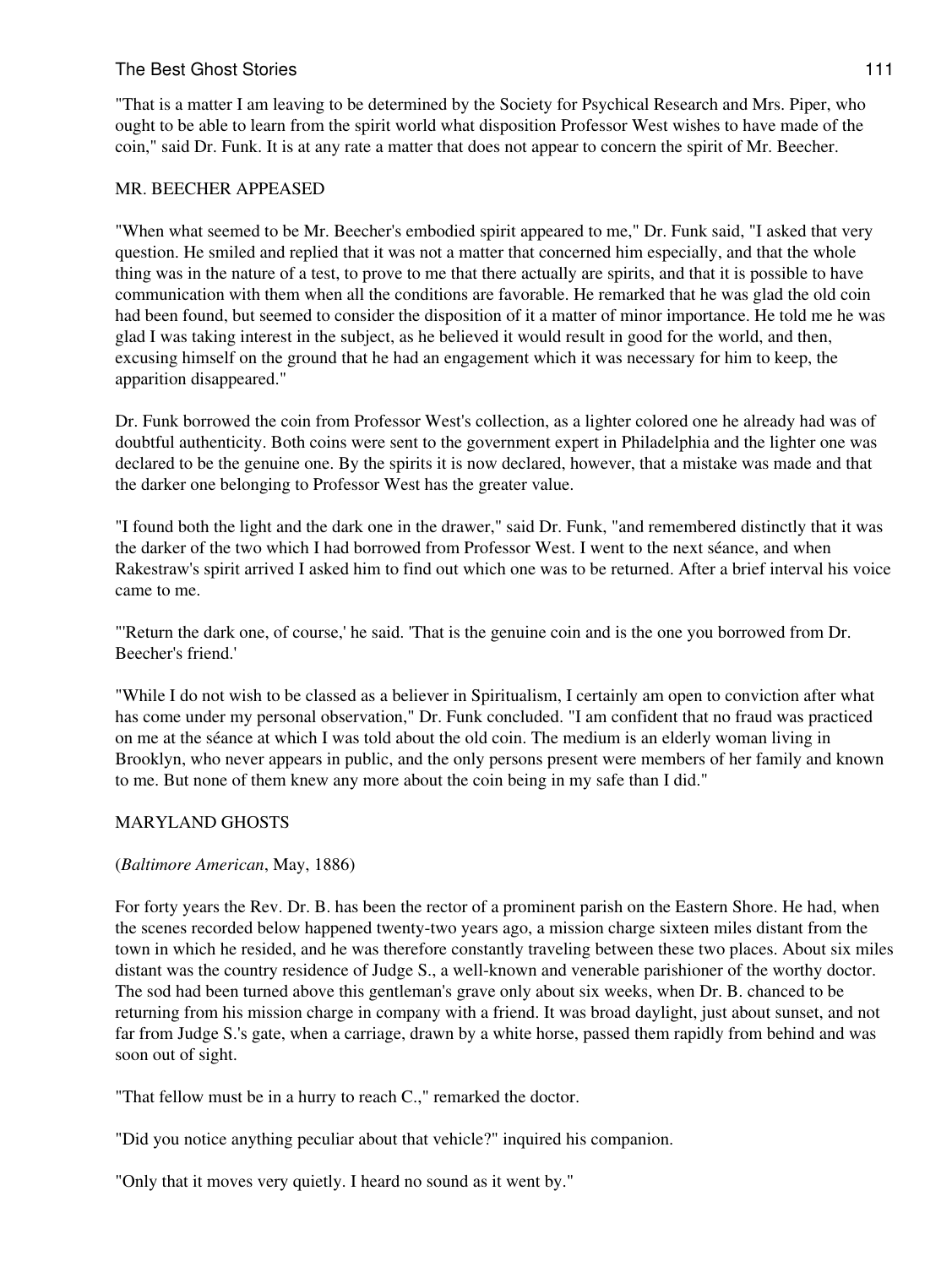"That is a matter I am leaving to be determined by the Society for Psychical Research and Mrs. Piper, who ought to be able to learn from the spirit world what disposition Professor West wishes to have made of the coin," said Dr. Funk. It is at any rate a matter that does not appear to concern the spirit of Mr. Beecher.

## MR. BEECHER APPEASED

"When what seemed to be Mr. Beecher's embodied spirit appeared to me," Dr. Funk said, "I asked that very question. He smiled and replied that it was not a matter that concerned him especially, and that the whole thing was in the nature of a test, to prove to me that there actually are spirits, and that it is possible to have communication with them when all the conditions are favorable. He remarked that he was glad the old coin had been found, but seemed to consider the disposition of it a matter of minor importance. He told me he was glad I was taking interest in the subject, as he believed it would result in good for the world, and then, excusing himself on the ground that he had an engagement which it was necessary for him to keep, the apparition disappeared."

Dr. Funk borrowed the coin from Professor West's collection, as a lighter colored one he already had was of doubtful authenticity. Both coins were sent to the government expert in Philadelphia and the lighter one was declared to be the genuine one. By the spirits it is now declared, however, that a mistake was made and that the darker one belonging to Professor West has the greater value.

"I found both the light and the dark one in the drawer," said Dr. Funk, "and remembered distinctly that it was the darker of the two which I had borrowed from Professor West. I went to the next séance, and when Rakestraw's spirit arrived I asked him to find out which one was to be returned. After a brief interval his voice came to me.

"'Return the dark one, of course,' he said. 'That is the genuine coin and is the one you borrowed from Dr. Beecher's friend.'

"While I do not wish to be classed as a believer in Spiritualism, I certainly am open to conviction after what has come under my personal observation," Dr. Funk concluded. "I am confident that no fraud was practiced on me at the séance at which I was told about the old coin. The medium is an elderly woman living in Brooklyn, who never appears in public, and the only persons present were members of her family and known to me. But none of them knew any more about the coin being in my safe than I did."

## MARYLAND GHOSTS

(*Baltimore American*, May, 1886)

For forty years the Rev. Dr. B. has been the rector of a prominent parish on the Eastern Shore. He had, when the scenes recorded below happened twenty-two years ago, a mission charge sixteen miles distant from the town in which he resided, and he was therefore constantly traveling between these two places. About six miles distant was the country residence of Judge S., a well-known and venerable parishioner of the worthy doctor. The sod had been turned above this gentleman's grave only about six weeks, when Dr. B. chanced to be returning from his mission charge in company with a friend. It was broad daylight, just about sunset, and not far from Judge S.'s gate, when a carriage, drawn by a white horse, passed them rapidly from behind and was soon out of sight.

"That fellow must be in a hurry to reach C.," remarked the doctor.

"Did you notice anything peculiar about that vehicle?" inquired his companion.

"Only that it moves very quietly. I heard no sound as it went by."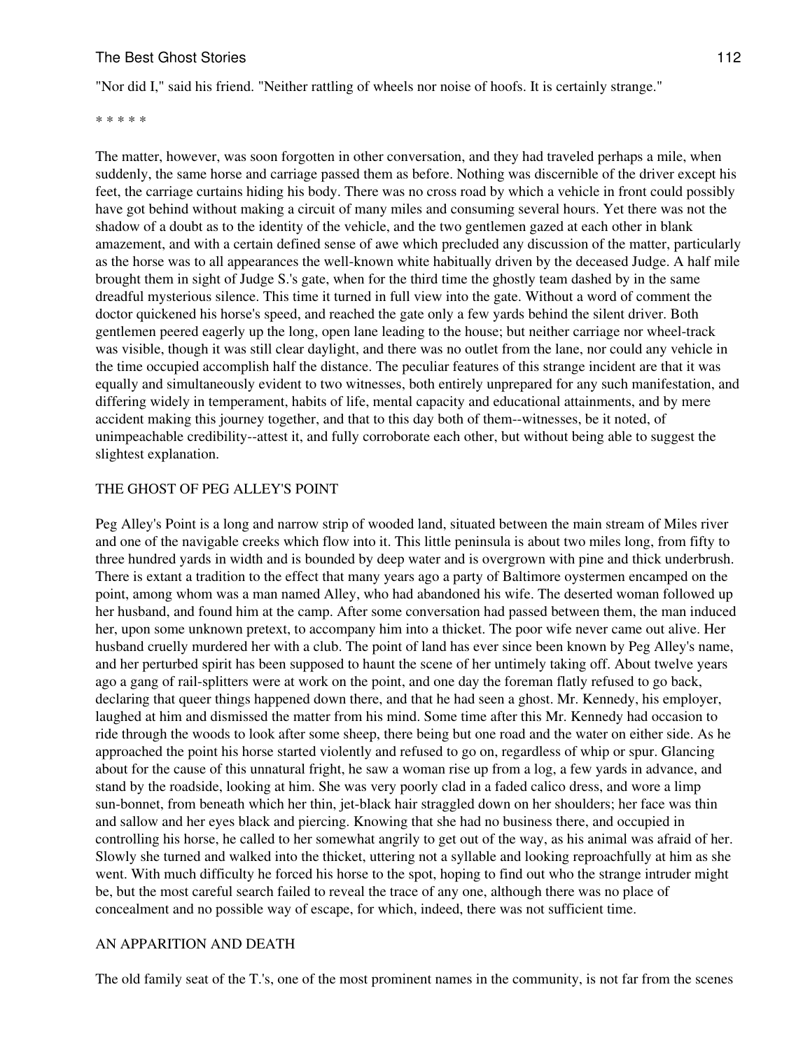"Nor did I," said his friend. "Neither rattling of wheels nor noise of hoofs. It is certainly strange."

* * * * *

The matter, however, was soon forgotten in other conversation, and they had traveled perhaps a mile, when suddenly, the same horse and carriage passed them as before. Nothing was discernible of the driver except his feet, the carriage curtains hiding his body. There was no cross road by which a vehicle in front could possibly have got behind without making a circuit of many miles and consuming several hours. Yet there was not the shadow of a doubt as to the identity of the vehicle, and the two gentlemen gazed at each other in blank amazement, and with a certain defined sense of awe which precluded any discussion of the matter, particularly as the horse was to all appearances the well-known white habitually driven by the deceased Judge. A half mile brought them in sight of Judge S.'s gate, when for the third time the ghostly team dashed by in the same dreadful mysterious silence. This time it turned in full view into the gate. Without a word of comment the doctor quickened his horse's speed, and reached the gate only a few yards behind the silent driver. Both gentlemen peered eagerly up the long, open lane leading to the house; but neither carriage nor wheel-track was visible, though it was still clear daylight, and there was no outlet from the lane, nor could any vehicle in the time occupied accomplish half the distance. The peculiar features of this strange incident are that it was equally and simultaneously evident to two witnesses, both entirely unprepared for any such manifestation, and differing widely in temperament, habits of life, mental capacity and educational attainments, and by mere accident making this journey together, and that to this day both of them--witnesses, be it noted, of unimpeachable credibility--attest it, and fully corroborate each other, but without being able to suggest the slightest explanation.

## THE GHOST OF PEG ALLEY'S POINT

Peg Alley's Point is a long and narrow strip of wooded land, situated between the main stream of Miles river and one of the navigable creeks which flow into it. This little peninsula is about two miles long, from fifty to three hundred yards in width and is bounded by deep water and is overgrown with pine and thick underbrush. There is extant a tradition to the effect that many years ago a party of Baltimore oystermen encamped on the point, among whom was a man named Alley, who had abandoned his wife. The deserted woman followed up her husband, and found him at the camp. After some conversation had passed between them, the man induced her, upon some unknown pretext, to accompany him into a thicket. The poor wife never came out alive. Her husband cruelly murdered her with a club. The point of land has ever since been known by Peg Alley's name, and her perturbed spirit has been supposed to haunt the scene of her untimely taking off. About twelve years ago a gang of rail-splitters were at work on the point, and one day the foreman flatly refused to go back, declaring that queer things happened down there, and that he had seen a ghost. Mr. Kennedy, his employer, laughed at him and dismissed the matter from his mind. Some time after this Mr. Kennedy had occasion to ride through the woods to look after some sheep, there being but one road and the water on either side. As he approached the point his horse started violently and refused to go on, regardless of whip or spur. Glancing about for the cause of this unnatural fright, he saw a woman rise up from a log, a few yards in advance, and stand by the roadside, looking at him. She was very poorly clad in a faded calico dress, and wore a limp sun-bonnet, from beneath which her thin, jet-black hair straggled down on her shoulders; her face was thin and sallow and her eyes black and piercing. Knowing that she had no business there, and occupied in controlling his horse, he called to her somewhat angrily to get out of the way, as his animal was afraid of her. Slowly she turned and walked into the thicket, uttering not a syllable and looking reproachfully at him as she went. With much difficulty he forced his horse to the spot, hoping to find out who the strange intruder might be, but the most careful search failed to reveal the trace of any one, although there was no place of concealment and no possible way of escape, for which, indeed, there was not sufficient time.

## AN APPARITION AND DEATH

The old family seat of the T.'s, one of the most prominent names in the community, is not far from the scenes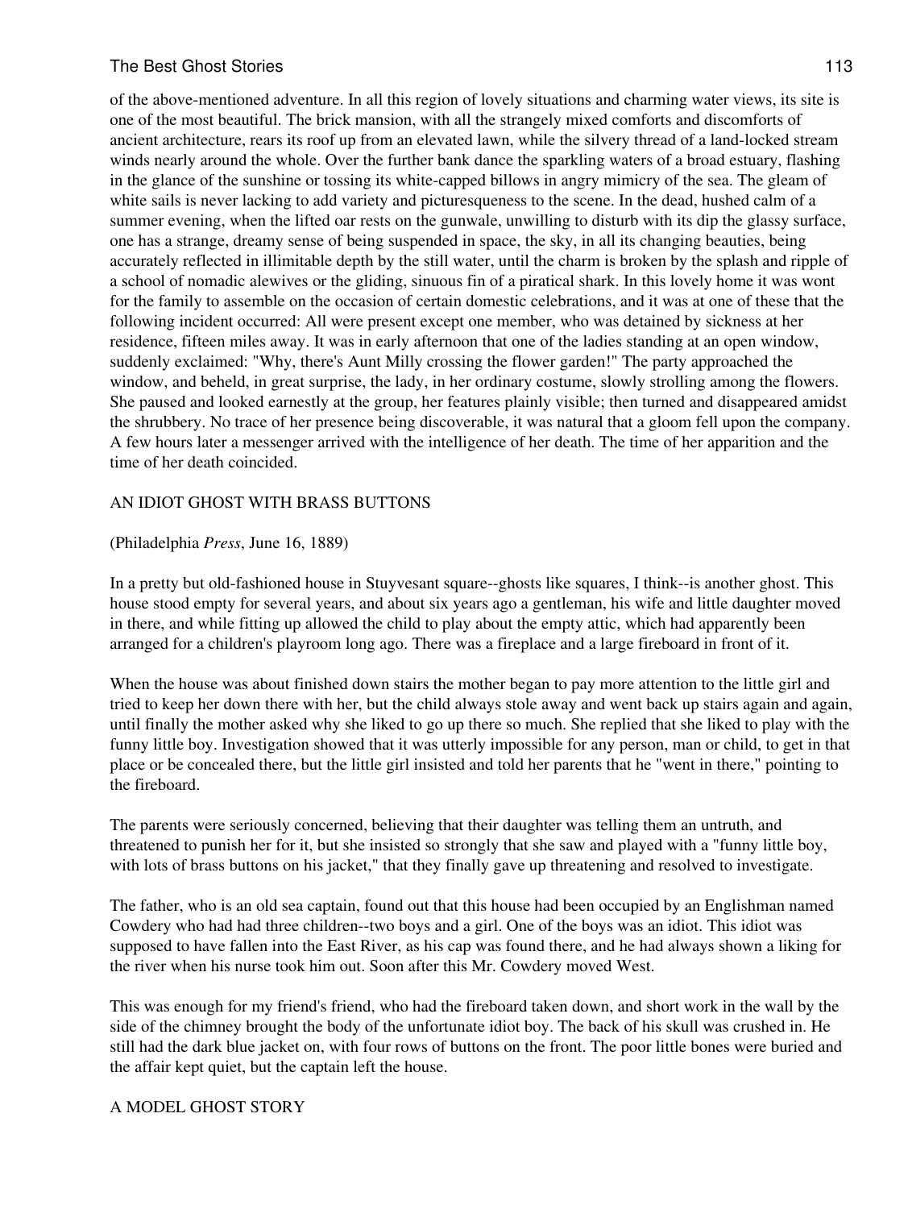of the above-mentioned adventure. In all this region of lovely situations and charming water views, its site is one of the most beautiful. The brick mansion, with all the strangely mixed comforts and discomforts of ancient architecture, rears its roof up from an elevated lawn, while the silvery thread of a land-locked stream winds nearly around the whole. Over the further bank dance the sparkling waters of a broad estuary, flashing in the glance of the sunshine or tossing its white-capped billows in angry mimicry of the sea. The gleam of white sails is never lacking to add variety and picturesqueness to the scene. In the dead, hushed calm of a summer evening, when the lifted oar rests on the gunwale, unwilling to disturb with its dip the glassy surface, one has a strange, dreamy sense of being suspended in space, the sky, in all its changing beauties, being accurately reflected in illimitable depth by the still water, until the charm is broken by the splash and ripple of a school of nomadic alewives or the gliding, sinuous fin of a piratical shark. In this lovely home it was wont for the family to assemble on the occasion of certain domestic celebrations, and it was at one of these that the following incident occurred: All were present except one member, who was detained by sickness at her residence, fifteen miles away. It was in early afternoon that one of the ladies standing at an open window, suddenly exclaimed: "Why, there's Aunt Milly crossing the flower garden!" The party approached the window, and beheld, in great surprise, the lady, in her ordinary costume, slowly strolling among the flowers. She paused and looked earnestly at the group, her features plainly visible; then turned and disappeared amidst the shrubbery. No trace of her presence being discoverable, it was natural that a gloom fell upon the company. A few hours later a messenger arrived with the intelligence of her death. The time of her apparition and the time of her death coincided.

## AN IDIOT GHOST WITH BRASS BUTTONS

(Philadelphia *Press*, June 16, 1889)

In a pretty but old-fashioned house in Stuyvesant square--ghosts like squares, I think--is another ghost. This house stood empty for several years, and about six years ago a gentleman, his wife and little daughter moved in there, and while fitting up allowed the child to play about the empty attic, which had apparently been arranged for a children's playroom long ago. There was a fireplace and a large fireboard in front of it.

When the house was about finished down stairs the mother began to pay more attention to the little girl and tried to keep her down there with her, but the child always stole away and went back up stairs again and again, until finally the mother asked why she liked to go up there so much. She replied that she liked to play with the funny little boy. Investigation showed that it was utterly impossible for any person, man or child, to get in that place or be concealed there, but the little girl insisted and told her parents that he "went in there," pointing to the fireboard.

The parents were seriously concerned, believing that their daughter was telling them an untruth, and threatened to punish her for it, but she insisted so strongly that she saw and played with a "funny little boy, with lots of brass buttons on his jacket," that they finally gave up threatening and resolved to investigate.

The father, who is an old sea captain, found out that this house had been occupied by an Englishman named Cowdery who had had three children--two boys and a girl. One of the boys was an idiot. This idiot was supposed to have fallen into the East River, as his cap was found there, and he had always shown a liking for the river when his nurse took him out. Soon after this Mr. Cowdery moved West.

This was enough for my friend's friend, who had the fireboard taken down, and short work in the wall by the side of the chimney brought the body of the unfortunate idiot boy. The back of his skull was crushed in. He still had the dark blue jacket on, with four rows of buttons on the front. The poor little bones were buried and the affair kept quiet, but the captain left the house.

## A MODEL GHOST STORY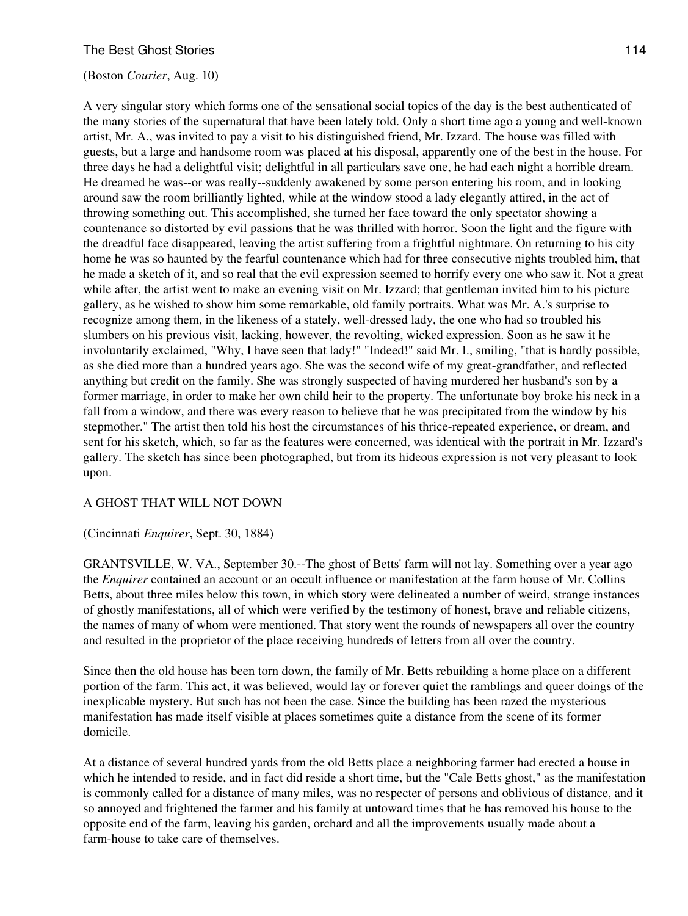(Boston *Courier*, Aug. 10)

A very singular story which forms one of the sensational social topics of the day is the best authenticated of the many stories of the supernatural that have been lately told. Only a short time ago a young and well-known artist, Mr. A., was invited to pay a visit to his distinguished friend, Mr. Izzard. The house was filled with guests, but a large and handsome room was placed at his disposal, apparently one of the best in the house. For three days he had a delightful visit; delightful in all particulars save one, he had each night a horrible dream. He dreamed he was--or was really--suddenly awakened by some person entering his room, and in looking around saw the room brilliantly lighted, while at the window stood a lady elegantly attired, in the act of throwing something out. This accomplished, she turned her face toward the only spectator showing a countenance so distorted by evil passions that he was thrilled with horror. Soon the light and the figure with the dreadful face disappeared, leaving the artist suffering from a frightful nightmare. On returning to his city home he was so haunted by the fearful countenance which had for three consecutive nights troubled him, that he made a sketch of it, and so real that the evil expression seemed to horrify every one who saw it. Not a great while after, the artist went to make an evening visit on Mr. Izzard; that gentleman invited him to his picture gallery, as he wished to show him some remarkable, old family portraits. What was Mr. A.'s surprise to recognize among them, in the likeness of a stately, well-dressed lady, the one who had so troubled his slumbers on his previous visit, lacking, however, the revolting, wicked expression. Soon as he saw it he involuntarily exclaimed, "Why, I have seen that lady!" "Indeed!" said Mr. I., smiling, "that is hardly possible, as she died more than a hundred years ago. She was the second wife of my great-grandfather, and reflected anything but credit on the family. She was strongly suspected of having murdered her husband's son by a former marriage, in order to make her own child heir to the property. The unfortunate boy broke his neck in a fall from a window, and there was every reason to believe that he was precipitated from the window by his stepmother." The artist then told his host the circumstances of his thrice-repeated experience, or dream, and sent for his sketch, which, so far as the features were concerned, was identical with the portrait in Mr. Izzard's gallery. The sketch has since been photographed, but from its hideous expression is not very pleasant to look upon.

## A GHOST THAT WILL NOT DOWN

(Cincinnati *Enquirer*, Sept. 30, 1884)

GRANTSVILLE, W. VA., September 30.--The ghost of Betts' farm will not lay. Something over a year ago the *Enquirer* contained an account or an occult influence or manifestation at the farm house of Mr. Collins Betts, about three miles below this town, in which story were delineated a number of weird, strange instances of ghostly manifestations, all of which were verified by the testimony of honest, brave and reliable citizens, the names of many of whom were mentioned. That story went the rounds of newspapers all over the country and resulted in the proprietor of the place receiving hundreds of letters from all over the country.

Since then the old house has been torn down, the family of Mr. Betts rebuilding a home place on a different portion of the farm. This act, it was believed, would lay or forever quiet the ramblings and queer doings of the inexplicable mystery. But such has not been the case. Since the building has been razed the mysterious manifestation has made itself visible at places sometimes quite a distance from the scene of its former domicile.

At a distance of several hundred yards from the old Betts place a neighboring farmer had erected a house in which he intended to reside, and in fact did reside a short time, but the "Cale Betts ghost," as the manifestation is commonly called for a distance of many miles, was no respecter of persons and oblivious of distance, and it so annoyed and frightened the farmer and his family at untoward times that he has removed his house to the opposite end of the farm, leaving his garden, orchard and all the improvements usually made about a farm-house to take care of themselves.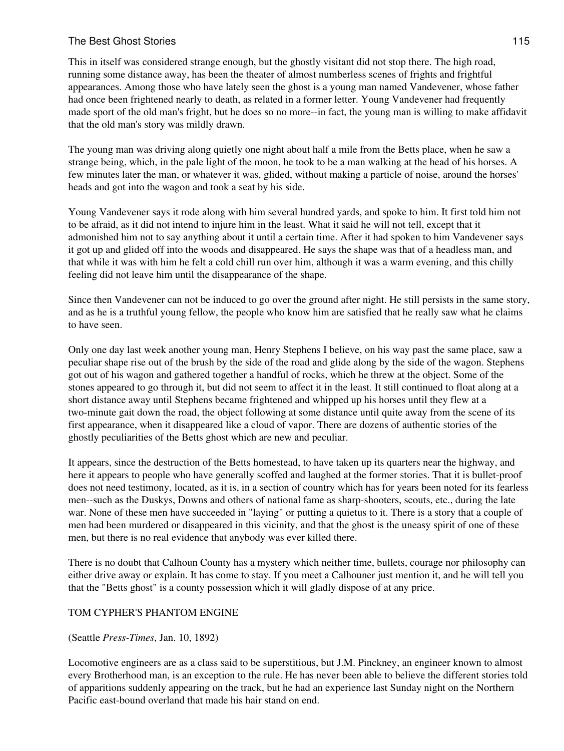This in itself was considered strange enough, but the ghostly visitant did not stop there. The high road, running some distance away, has been the theater of almost numberless scenes of frights and frightful appearances. Among those who have lately seen the ghost is a young man named Vandevener, whose father had once been frightened nearly to death, as related in a former letter. Young Vandevener had frequently made sport of the old man's fright, but he does so no more--in fact, the young man is willing to make affidavit that the old man's story was mildly drawn.

The young man was driving along quietly one night about half a mile from the Betts place, when he saw a strange being, which, in the pale light of the moon, he took to be a man walking at the head of his horses. A few minutes later the man, or whatever it was, glided, without making a particle of noise, around the horses' heads and got into the wagon and took a seat by his side.

Young Vandevener says it rode along with him several hundred yards, and spoke to him. It first told him not to be afraid, as it did not intend to injure him in the least. What it said he will not tell, except that it admonished him not to say anything about it until a certain time. After it had spoken to him Vandevener says it got up and glided off into the woods and disappeared. He says the shape was that of a headless man, and that while it was with him he felt a cold chill run over him, although it was a warm evening, and this chilly feeling did not leave him until the disappearance of the shape.

Since then Vandevener can not be induced to go over the ground after night. He still persists in the same story, and as he is a truthful young fellow, the people who know him are satisfied that he really saw what he claims to have seen.

Only one day last week another young man, Henry Stephens I believe, on his way past the same place, saw a peculiar shape rise out of the brush by the side of the road and glide along by the side of the wagon. Stephens got out of his wagon and gathered together a handful of rocks, which he threw at the object. Some of the stones appeared to go through it, but did not seem to affect it in the least. It still continued to float along at a short distance away until Stephens became frightened and whipped up his horses until they flew at a two-minute gait down the road, the object following at some distance until quite away from the scene of its first appearance, when it disappeared like a cloud of vapor. There are dozens of authentic stories of the ghostly peculiarities of the Betts ghost which are new and peculiar.

It appears, since the destruction of the Betts homestead, to have taken up its quarters near the highway, and here it appears to people who have generally scoffed and laughed at the former stories. That it is bullet-proof does not need testimony, located, as it is, in a section of country which has for years been noted for its fearless men--such as the Duskys, Downs and others of national fame as sharp-shooters, scouts, etc., during the late war. None of these men have succeeded in "laying" or putting a quietus to it. There is a story that a couple of men had been murdered or disappeared in this vicinity, and that the ghost is the uneasy spirit of one of these men, but there is no real evidence that anybody was ever killed there.

There is no doubt that Calhoun County has a mystery which neither time, bullets, courage nor philosophy can either drive away or explain. It has come to stay. If you meet a Calhouner just mention it, and he will tell you that the "Betts ghost" is a county possession which it will gladly dispose of at any price.

## TOM CYPHER'S PHANTOM ENGINE

(Seattle *Press-Times*, Jan. 10, 1892)

Locomotive engineers are as a class said to be superstitious, but J.M. Pinckney, an engineer known to almost every Brotherhood man, is an exception to the rule. He has never been able to believe the different stories told of apparitions suddenly appearing on the track, but he had an experience last Sunday night on the Northern Pacific east-bound overland that made his hair stand on end.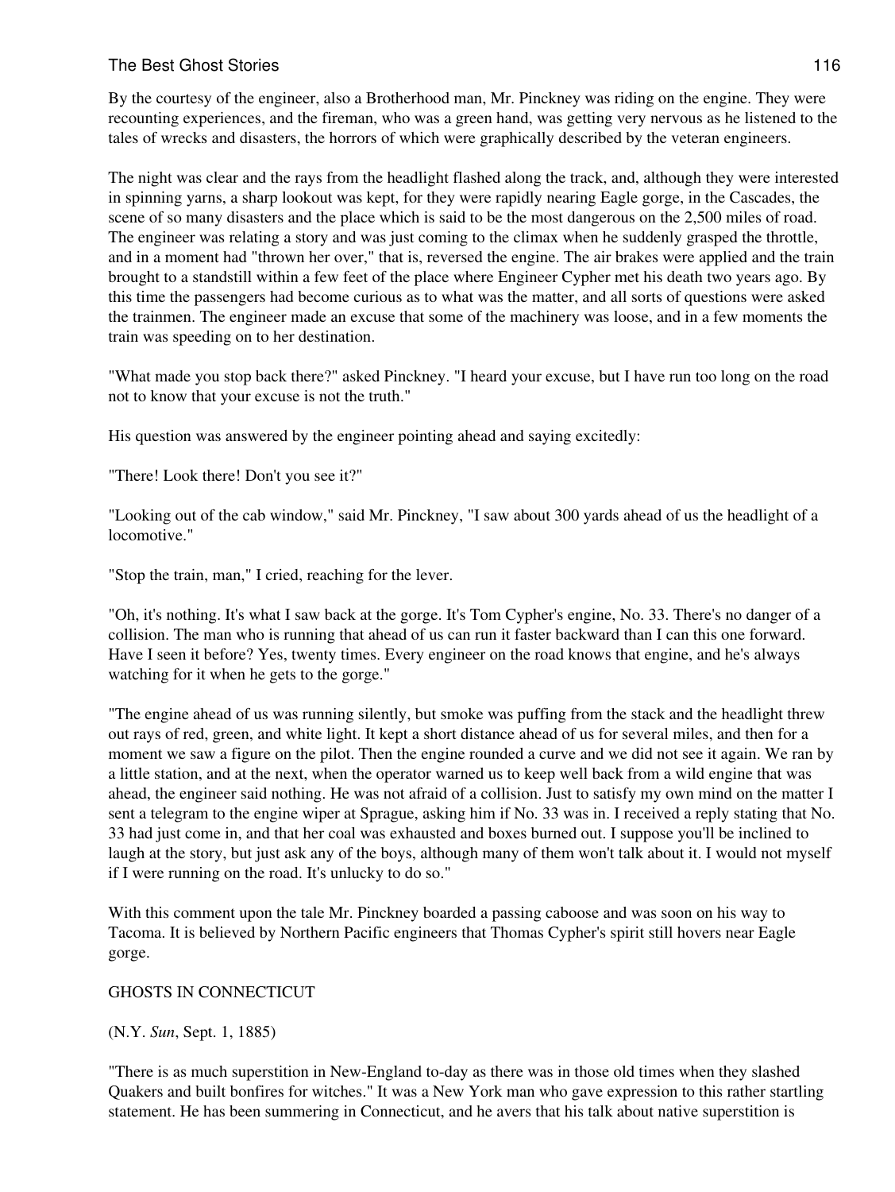By the courtesy of the engineer, also a Brotherhood man, Mr. Pinckney was riding on the engine. They were recounting experiences, and the fireman, who was a green hand, was getting very nervous as he listened to the tales of wrecks and disasters, the horrors of which were graphically described by the veteran engineers.

The night was clear and the rays from the headlight flashed along the track, and, although they were interested in spinning yarns, a sharp lookout was kept, for they were rapidly nearing Eagle gorge, in the Cascades, the scene of so many disasters and the place which is said to be the most dangerous on the 2,500 miles of road. The engineer was relating a story and was just coming to the climax when he suddenly grasped the throttle, and in a moment had "thrown her over," that is, reversed the engine. The air brakes were applied and the train brought to a standstill within a few feet of the place where Engineer Cypher met his death two years ago. By this time the passengers had become curious as to what was the matter, and all sorts of questions were asked the trainmen. The engineer made an excuse that some of the machinery was loose, and in a few moments the train was speeding on to her destination.

"What made you stop back there?" asked Pinckney. "I heard your excuse, but I have run too long on the road not to know that your excuse is not the truth."

His question was answered by the engineer pointing ahead and saying excitedly:

"There! Look there! Don't you see it?"

"Looking out of the cab window," said Mr. Pinckney, "I saw about 300 yards ahead of us the headlight of a locomotive."

"Stop the train, man," I cried, reaching for the lever.

"Oh, it's nothing. It's what I saw back at the gorge. It's Tom Cypher's engine, No. 33. There's no danger of a collision. The man who is running that ahead of us can run it faster backward than I can this one forward. Have I seen it before? Yes, twenty times. Every engineer on the road knows that engine, and he's always watching for it when he gets to the gorge."

"The engine ahead of us was running silently, but smoke was puffing from the stack and the headlight threw out rays of red, green, and white light. It kept a short distance ahead of us for several miles, and then for a moment we saw a figure on the pilot. Then the engine rounded a curve and we did not see it again. We ran by a little station, and at the next, when the operator warned us to keep well back from a wild engine that was ahead, the engineer said nothing. He was not afraid of a collision. Just to satisfy my own mind on the matter I sent a telegram to the engine wiper at Sprague, asking him if No. 33 was in. I received a reply stating that No. 33 had just come in, and that her coal was exhausted and boxes burned out. I suppose you'll be inclined to laugh at the story, but just ask any of the boys, although many of them won't talk about it. I would not myself if I were running on the road. It's unlucky to do so."

With this comment upon the tale Mr. Pinckney boarded a passing caboose and was soon on his way to Tacoma. It is believed by Northern Pacific engineers that Thomas Cypher's spirit still hovers near Eagle gorge.

## GHOSTS IN CONNECTICUT

(N.Y. *Sun*, Sept. 1, 1885)

"There is as much superstition in New-England to-day as there was in those old times when they slashed Quakers and built bonfires for witches." It was a New York man who gave expression to this rather startling statement. He has been summering in Connecticut, and he avers that his talk about native superstition is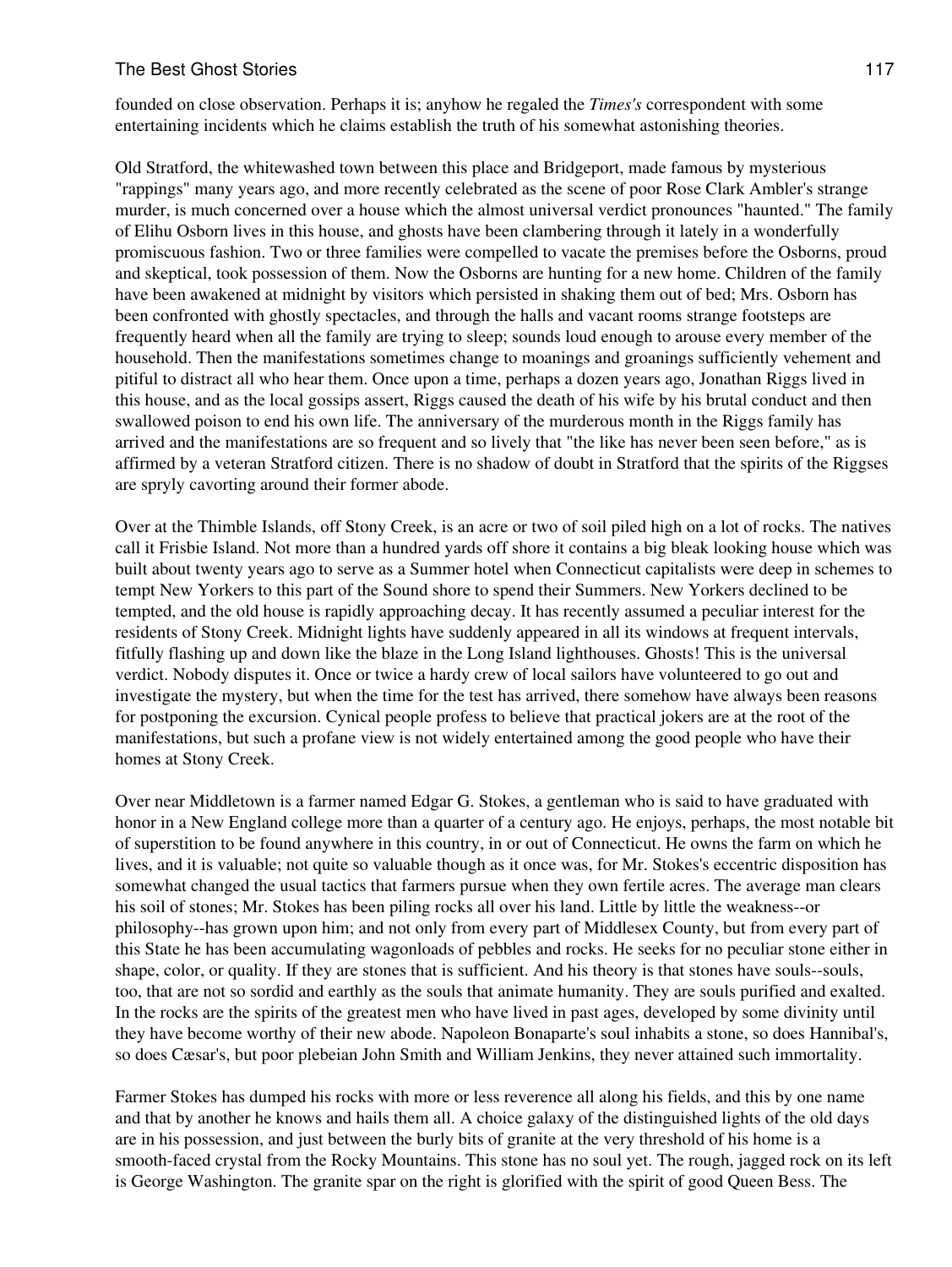founded on close observation. Perhaps it is; anyhow he regaled the *Times's* correspondent with some entertaining incidents which he claims establish the truth of his somewhat astonishing theories.

Old Stratford, the whitewashed town between this place and Bridgeport, made famous by mysterious "rappings" many years ago, and more recently celebrated as the scene of poor Rose Clark Ambler's strange murder, is much concerned over a house which the almost universal verdict pronounces "haunted." The family of Elihu Osborn lives in this house, and ghosts have been clambering through it lately in a wonderfully promiscuous fashion. Two or three families were compelled to vacate the premises before the Osborns, proud and skeptical, took possession of them. Now the Osborns are hunting for a new home. Children of the family have been awakened at midnight by visitors which persisted in shaking them out of bed; Mrs. Osborn has been confronted with ghostly spectacles, and through the halls and vacant rooms strange footsteps are frequently heard when all the family are trying to sleep; sounds loud enough to arouse every member of the household. Then the manifestations sometimes change to moanings and groanings sufficiently vehement and pitiful to distract all who hear them. Once upon a time, perhaps a dozen years ago, Jonathan Riggs lived in this house, and as the local gossips assert, Riggs caused the death of his wife by his brutal conduct and then swallowed poison to end his own life. The anniversary of the murderous month in the Riggs family has arrived and the manifestations are so frequent and so lively that "the like has never been seen before," as is affirmed by a veteran Stratford citizen. There is no shadow of doubt in Stratford that the spirits of the Riggses are spryly cavorting around their former abode.

Over at the Thimble Islands, off Stony Creek, is an acre or two of soil piled high on a lot of rocks. The natives call it Frisbie Island. Not more than a hundred yards off shore it contains a big bleak looking house which was built about twenty years ago to serve as a Summer hotel when Connecticut capitalists were deep in schemes to tempt New Yorkers to this part of the Sound shore to spend their Summers. New Yorkers declined to be tempted, and the old house is rapidly approaching decay. It has recently assumed a peculiar interest for the residents of Stony Creek. Midnight lights have suddenly appeared in all its windows at frequent intervals, fitfully flashing up and down like the blaze in the Long Island lighthouses. Ghosts! This is the universal verdict. Nobody disputes it. Once or twice a hardy crew of local sailors have volunteered to go out and investigate the mystery, but when the time for the test has arrived, there somehow have always been reasons for postponing the excursion. Cynical people profess to believe that practical jokers are at the root of the manifestations, but such a profane view is not widely entertained among the good people who have their homes at Stony Creek.

Over near Middletown is a farmer named Edgar G. Stokes, a gentleman who is said to have graduated with honor in a New England college more than a quarter of a century ago. He enjoys, perhaps, the most notable bit of superstition to be found anywhere in this country, in or out of Connecticut. He owns the farm on which he lives, and it is valuable; not quite so valuable though as it once was, for Mr. Stokes's eccentric disposition has somewhat changed the usual tactics that farmers pursue when they own fertile acres. The average man clears his soil of stones; Mr. Stokes has been piling rocks all over his land. Little by little the weakness--or philosophy--has grown upon him; and not only from every part of Middlesex County, but from every part of this State he has been accumulating wagonloads of pebbles and rocks. He seeks for no peculiar stone either in shape, color, or quality. If they are stones that is sufficient. And his theory is that stones have souls--souls, too, that are not so sordid and earthly as the souls that animate humanity. They are souls purified and exalted. In the rocks are the spirits of the greatest men who have lived in past ages, developed by some divinity until they have become worthy of their new abode. Napoleon Bonaparte's soul inhabits a stone, so does Hannibal's, so does Cæsar's, but poor plebeian John Smith and William Jenkins, they never attained such immortality.

Farmer Stokes has dumped his rocks with more or less reverence all along his fields, and this by one name and that by another he knows and hails them all. A choice galaxy of the distinguished lights of the old days are in his possession, and just between the burly bits of granite at the very threshold of his home is a smooth-faced crystal from the Rocky Mountains. This stone has no soul yet. The rough, jagged rock on its left is George Washington. The granite spar on the right is glorified with the spirit of good Queen Bess. The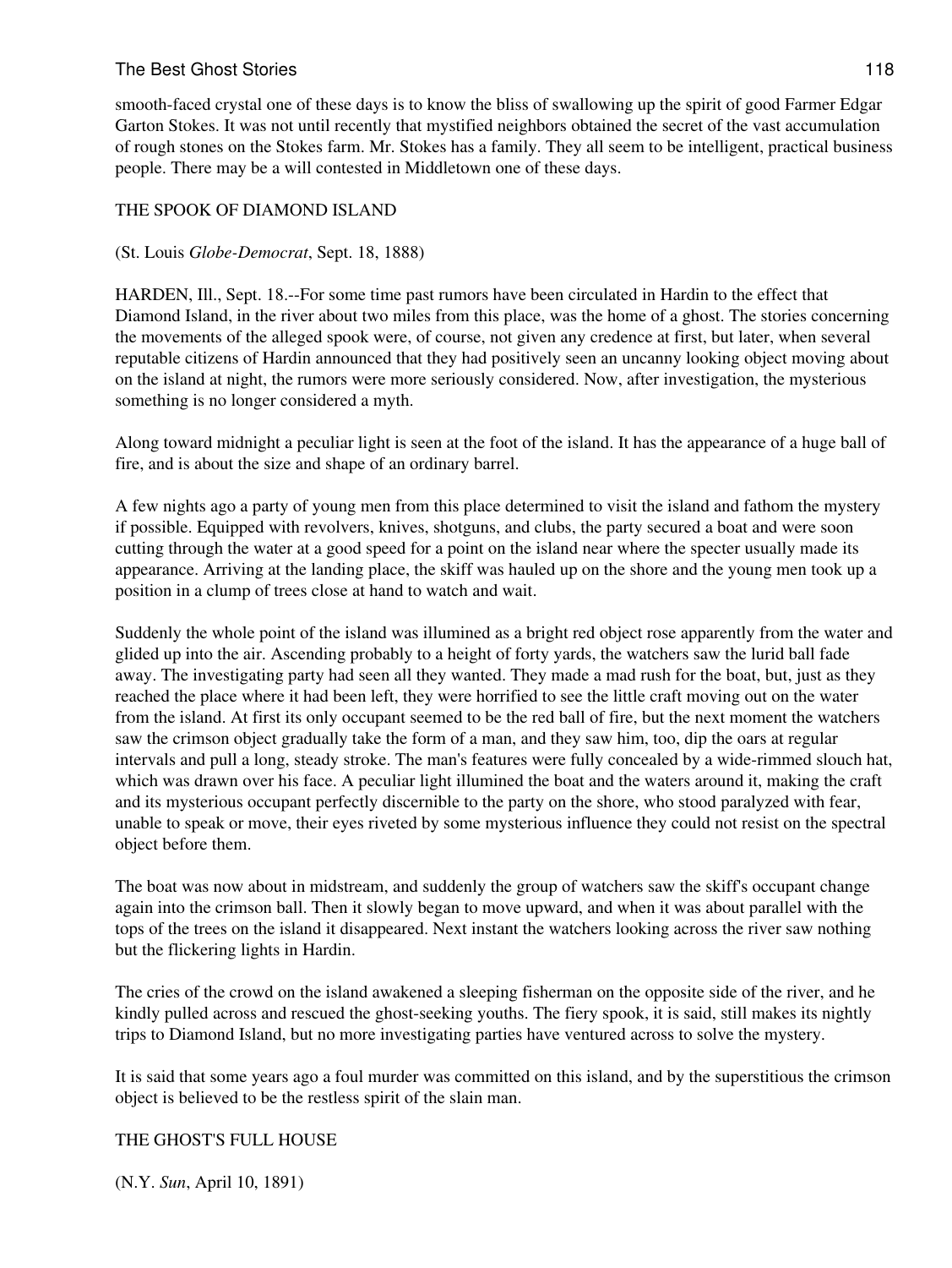smooth-faced crystal one of these days is to know the bliss of swallowing up the spirit of good Farmer Edgar Garton Stokes. It was not until recently that mystified neighbors obtained the secret of the vast accumulation of rough stones on the Stokes farm. Mr. Stokes has a family. They all seem to be intelligent, practical business people. There may be a will contested in Middletown one of these days.

## THE SPOOK OF DIAMOND ISLAND

(St. Louis *Globe-Democrat*, Sept. 18, 1888)

HARDEN, Ill., Sept. 18.--For some time past rumors have been circulated in Hardin to the effect that Diamond Island, in the river about two miles from this place, was the home of a ghost. The stories concerning the movements of the alleged spook were, of course, not given any credence at first, but later, when several reputable citizens of Hardin announced that they had positively seen an uncanny looking object moving about on the island at night, the rumors were more seriously considered. Now, after investigation, the mysterious something is no longer considered a myth.

Along toward midnight a peculiar light is seen at the foot of the island. It has the appearance of a huge ball of fire, and is about the size and shape of an ordinary barrel.

A few nights ago a party of young men from this place determined to visit the island and fathom the mystery if possible. Equipped with revolvers, knives, shotguns, and clubs, the party secured a boat and were soon cutting through the water at a good speed for a point on the island near where the specter usually made its appearance. Arriving at the landing place, the skiff was hauled up on the shore and the young men took up a position in a clump of trees close at hand to watch and wait.

Suddenly the whole point of the island was illumined as a bright red object rose apparently from the water and glided up into the air. Ascending probably to a height of forty yards, the watchers saw the lurid ball fade away. The investigating party had seen all they wanted. They made a mad rush for the boat, but, just as they reached the place where it had been left, they were horrified to see the little craft moving out on the water from the island. At first its only occupant seemed to be the red ball of fire, but the next moment the watchers saw the crimson object gradually take the form of a man, and they saw him, too, dip the oars at regular intervals and pull a long, steady stroke. The man's features were fully concealed by a wide-rimmed slouch hat, which was drawn over his face. A peculiar light illumined the boat and the waters around it, making the craft and its mysterious occupant perfectly discernible to the party on the shore, who stood paralyzed with fear, unable to speak or move, their eyes riveted by some mysterious influence they could not resist on the spectral object before them.

The boat was now about in midstream, and suddenly the group of watchers saw the skiff's occupant change again into the crimson ball. Then it slowly began to move upward, and when it was about parallel with the tops of the trees on the island it disappeared. Next instant the watchers looking across the river saw nothing but the flickering lights in Hardin.

The cries of the crowd on the island awakened a sleeping fisherman on the opposite side of the river, and he kindly pulled across and rescued the ghost-seeking youths. The fiery spook, it is said, still makes its nightly trips to Diamond Island, but no more investigating parties have ventured across to solve the mystery.

It is said that some years ago a foul murder was committed on this island, and by the superstitious the crimson object is believed to be the restless spirit of the slain man.

## THE GHOST'S FULL HOUSE

(N.Y. *Sun*, April 10, 1891)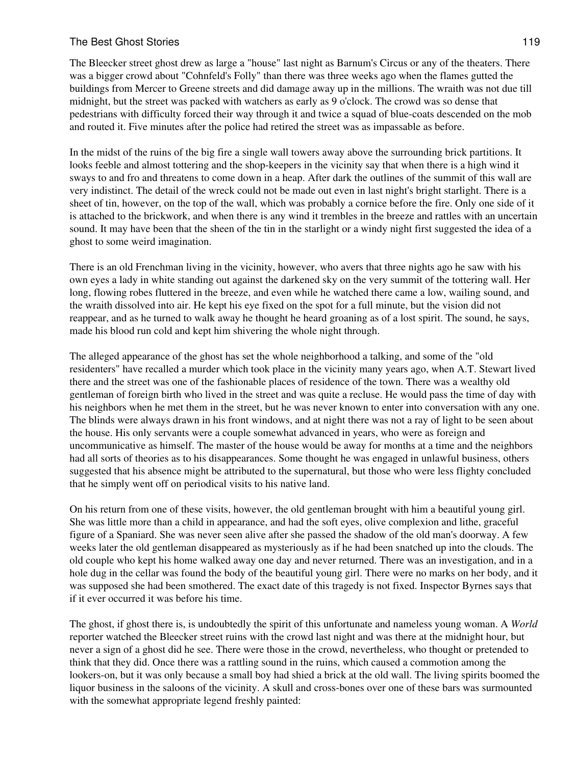The Bleecker street ghost drew as large a "house" last night as Barnum's Circus or any of the theaters. There was a bigger crowd about "Cohnfeld's Folly" than there was three weeks ago when the flames gutted the buildings from Mercer to Greene streets and did damage away up in the millions. The wraith was not due till midnight, but the street was packed with watchers as early as 9 o'clock. The crowd was so dense that pedestrians with difficulty forced their way through it and twice a squad of blue-coats descended on the mob and routed it. Five minutes after the police had retired the street was as impassable as before.

In the midst of the ruins of the big fire a single wall towers away above the surrounding brick partitions. It looks feeble and almost tottering and the shop-keepers in the vicinity say that when there is a high wind it sways to and fro and threatens to come down in a heap. After dark the outlines of the summit of this wall are very indistinct. The detail of the wreck could not be made out even in last night's bright starlight. There is a sheet of tin, however, on the top of the wall, which was probably a cornice before the fire. Only one side of it is attached to the brickwork, and when there is any wind it trembles in the breeze and rattles with an uncertain sound. It may have been that the sheen of the tin in the starlight or a windy night first suggested the idea of a ghost to some weird imagination.

There is an old Frenchman living in the vicinity, however, who avers that three nights ago he saw with his own eyes a lady in white standing out against the darkened sky on the very summit of the tottering wall. Her long, flowing robes fluttered in the breeze, and even while he watched there came a low, wailing sound, and the wraith dissolved into air. He kept his eye fixed on the spot for a full minute, but the vision did not reappear, and as he turned to walk away he thought he heard groaning as of a lost spirit. The sound, he says, made his blood run cold and kept him shivering the whole night through.

The alleged appearance of the ghost has set the whole neighborhood a talking, and some of the "old residenters" have recalled a murder which took place in the vicinity many years ago, when A.T. Stewart lived there and the street was one of the fashionable places of residence of the town. There was a wealthy old gentleman of foreign birth who lived in the street and was quite a recluse. He would pass the time of day with his neighbors when he met them in the street, but he was never known to enter into conversation with any one. The blinds were always drawn in his front windows, and at night there was not a ray of light to be seen about the house. His only servants were a couple somewhat advanced in years, who were as foreign and uncommunicative as himself. The master of the house would be away for months at a time and the neighbors had all sorts of theories as to his disappearances. Some thought he was engaged in unlawful business, others suggested that his absence might be attributed to the supernatural, but those who were less flighty concluded that he simply went off on periodical visits to his native land.

On his return from one of these visits, however, the old gentleman brought with him a beautiful young girl. She was little more than a child in appearance, and had the soft eyes, olive complexion and lithe, graceful figure of a Spaniard. She was never seen alive after she passed the shadow of the old man's doorway. A few weeks later the old gentleman disappeared as mysteriously as if he had been snatched up into the clouds. The old couple who kept his home walked away one day and never returned. There was an investigation, and in a hole dug in the cellar was found the body of the beautiful young girl. There were no marks on her body, and it was supposed she had been smothered. The exact date of this tragedy is not fixed. Inspector Byrnes says that if it ever occurred it was before his time.

The ghost, if ghost there is, is undoubtedly the spirit of this unfortunate and nameless young woman. A *World* reporter watched the Bleecker street ruins with the crowd last night and was there at the midnight hour, but never a sign of a ghost did he see. There were those in the crowd, nevertheless, who thought or pretended to think that they did. Once there was a rattling sound in the ruins, which caused a commotion among the lookers-on, but it was only because a small boy had shied a brick at the old wall. The living spirits boomed the liquor business in the saloons of the vicinity. A skull and cross-bones over one of these bars was surmounted with the somewhat appropriate legend freshly painted: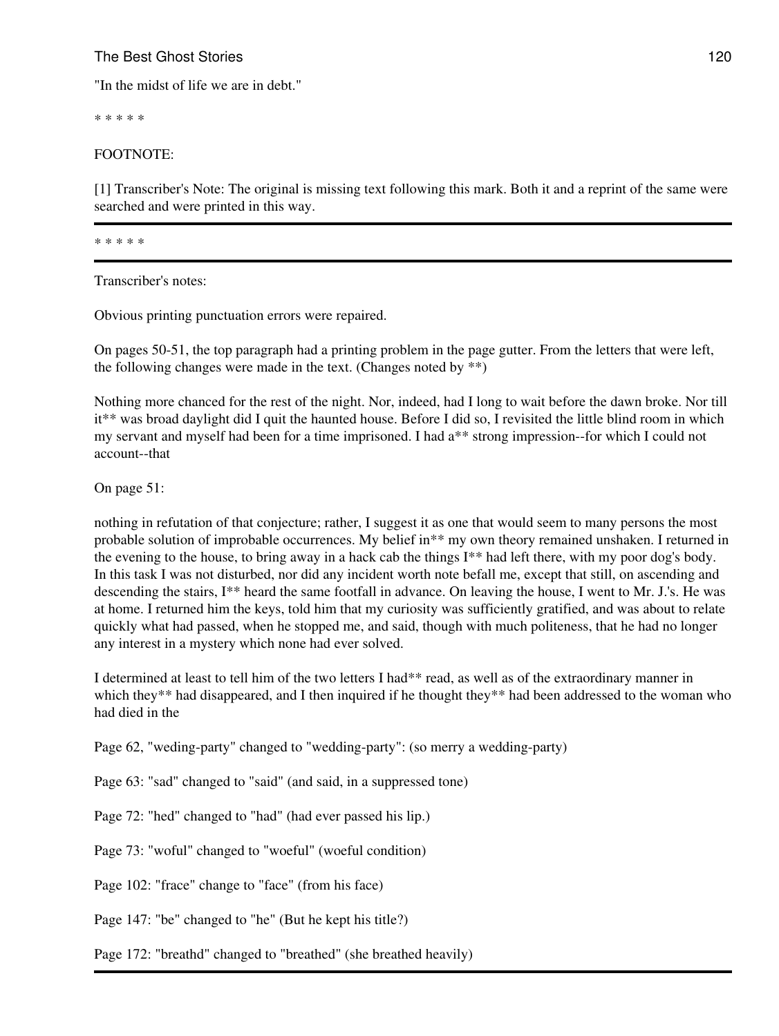"In the midst of life we are in debt."

* * * * *

FOOTNOTE:

[1] Transcriber's Note: The original is missing text following this mark. Both it and a reprint of the same were searched and were printed in this way.

---

* * * * *

---

Transcriber's notes:

Obvious printing punctuation errors were repaired.

On pages 50-51, the top paragraph had a printing problem in the page gutter. From the letters that were left, the following changes were made in the text. (Changes noted by **)

Nothing more chanced for the rest of the night. Nor, indeed, had I long to wait before the dawn broke. Nor till it** was broad daylight did I quit the haunted house. Before I did so, I revisited the little blind room in which my servant and myself had been for a time imprisoned. I had a** strong impression--for which I could not account--that

On page 51:

nothing in refutation of that conjecture; rather, I suggest it as one that would seem to many persons the most probable solution of improbable occurrences. My belief in** my own theory remained unshaken. I returned in the evening to the house, to bring away in a hack cab the things I** had left there, with my poor dog's body. In this task I was not disturbed, nor did any incident worth note befall me, except that still, on ascending and descending the stairs, I** heard the same footfall in advance. On leaving the house, I went to Mr. J.'s. He was at home. I returned him the keys, told him that my curiosity was sufficiently gratified, and was about to relate quickly what had passed, when he stopped me, and said, though with much politeness, that he had no longer any interest in a mystery which none had ever solved.

I determined at least to tell him of the two letters I had** read, as well as of the extraordinary manner in which they** had disappeared, and I then inquired if he thought they** had been addressed to the woman who had died in the

Page 62, "weding-party" changed to "wedding-party": (so merry a wedding-party)

Page 63: "sad" changed to "said" (and said, in a suppressed tone)

Page 72: "hed" changed to "had" (had ever passed his lip.)

Page 73: "woful" changed to "woeful" (woeful condition)

Page 102: "frace" change to "face" (from his face)

Page 147: "be" changed to "he" (But he kept his title?)

Page 172: "breathd" changed to "breathed" (she breathed heavily)

---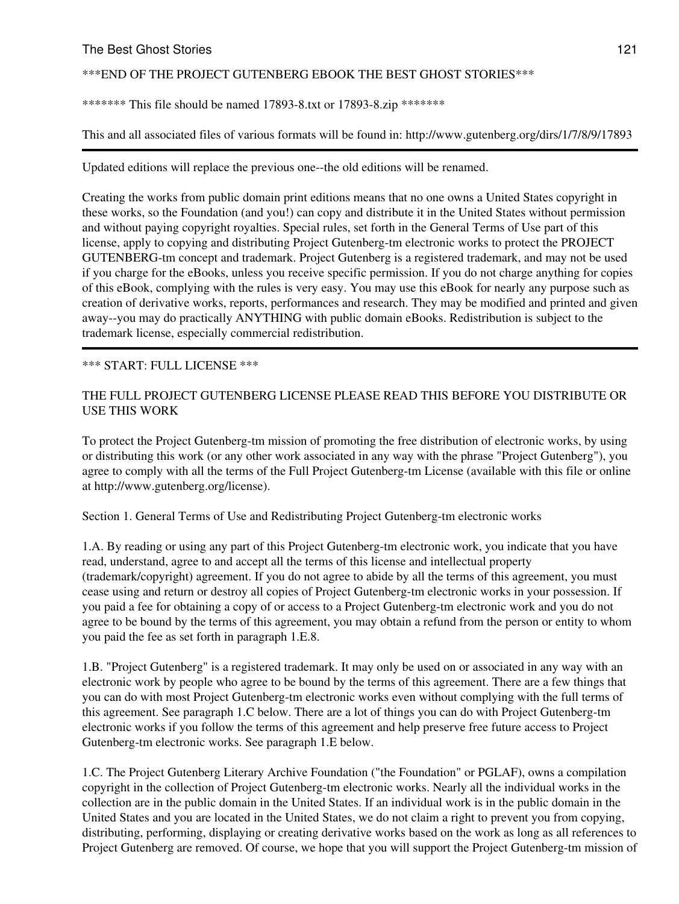***END OF THE PROJECT GUTENBERG EBOOK THE BEST GHOST STORIES***

******* This file should be named 17893-8.txt or 17893-8.zip *******

This and all associated files of various formats will be found in: http://www.gutenberg.org/dirs/1/7/8/9/17893

---

Updated editions will replace the previous one--the old editions will be renamed.

Creating the works from public domain print editions means that no one owns a United States copyright in these works, so the Foundation (and you!) can copy and distribute it in the United States without permission and without paying copyright royalties. Special rules, set forth in the General Terms of Use part of this license, apply to copying and distributing Project Gutenberg-tm electronic works to protect the PROJECT GUTENBERG-tm concept and trademark. Project Gutenberg is a registered trademark, and may not be used if you charge for the eBooks, unless you receive specific permission. If you do not charge anything for copies of this eBook, complying with the rules is very easy. You may use this eBook for nearly any purpose such as creation of derivative works, reports, performances and research. They may be modified and printed and given away--you may do practically ANYTHING with public domain eBooks. Redistribution is subject to the trademark license, especially commercial redistribution.

---

*** START: FULL LICENSE ***

THE FULL PROJECT GUTENBERG LICENSE PLEASE READ THIS BEFORE YOU DISTRIBUTE OR USE THIS WORK

To protect the Project Gutenberg-tm mission of promoting the free distribution of electronic works, by using or distributing this work (or any other work associated in any way with the phrase "Project Gutenberg"), you agree to comply with all the terms of the Full Project Gutenberg-tm License (available with this file or online at http://www.gutenberg.org/license).

Section 1. General Terms of Use and Redistributing Project Gutenberg-tm electronic works

1.A. By reading or using any part of this Project Gutenberg-tm electronic work, you indicate that you have read, understand, agree to and accept all the terms of this license and intellectual property (trademark/copyright) agreement. If you do not agree to abide by all the terms of this agreement, you must cease using and return or destroy all copies of Project Gutenberg-tm electronic works in your possession. If you paid a fee for obtaining a copy of or access to a Project Gutenberg-tm electronic work and you do not agree to be bound by the terms of this agreement, you may obtain a refund from the person or entity to whom you paid the fee as set forth in paragraph 1.E.8.

1.B. "Project Gutenberg" is a registered trademark. It may only be used on or associated in any way with an electronic work by people who agree to be bound by the terms of this agreement. There are a few things that you can do with most Project Gutenberg-tm electronic works even without complying with the full terms of this agreement. See paragraph 1.C below. There are a lot of things you can do with Project Gutenberg-tm electronic works if you follow the terms of this agreement and help preserve free future access to Project Gutenberg-tm electronic works. See paragraph 1.E below.

1.C. The Project Gutenberg Literary Archive Foundation ("the Foundation" or PGLAF), owns a compilation copyright in the collection of Project Gutenberg-tm electronic works. Nearly all the individual works in the collection are in the public domain in the United States. If an individual work is in the public domain in the United States and you are located in the United States, we do not claim a right to prevent you from copying, distributing, performing, displaying or creating derivative works based on the work as long as all references to Project Gutenberg are removed. Of course, we hope that you will support the Project Gutenberg-tm mission of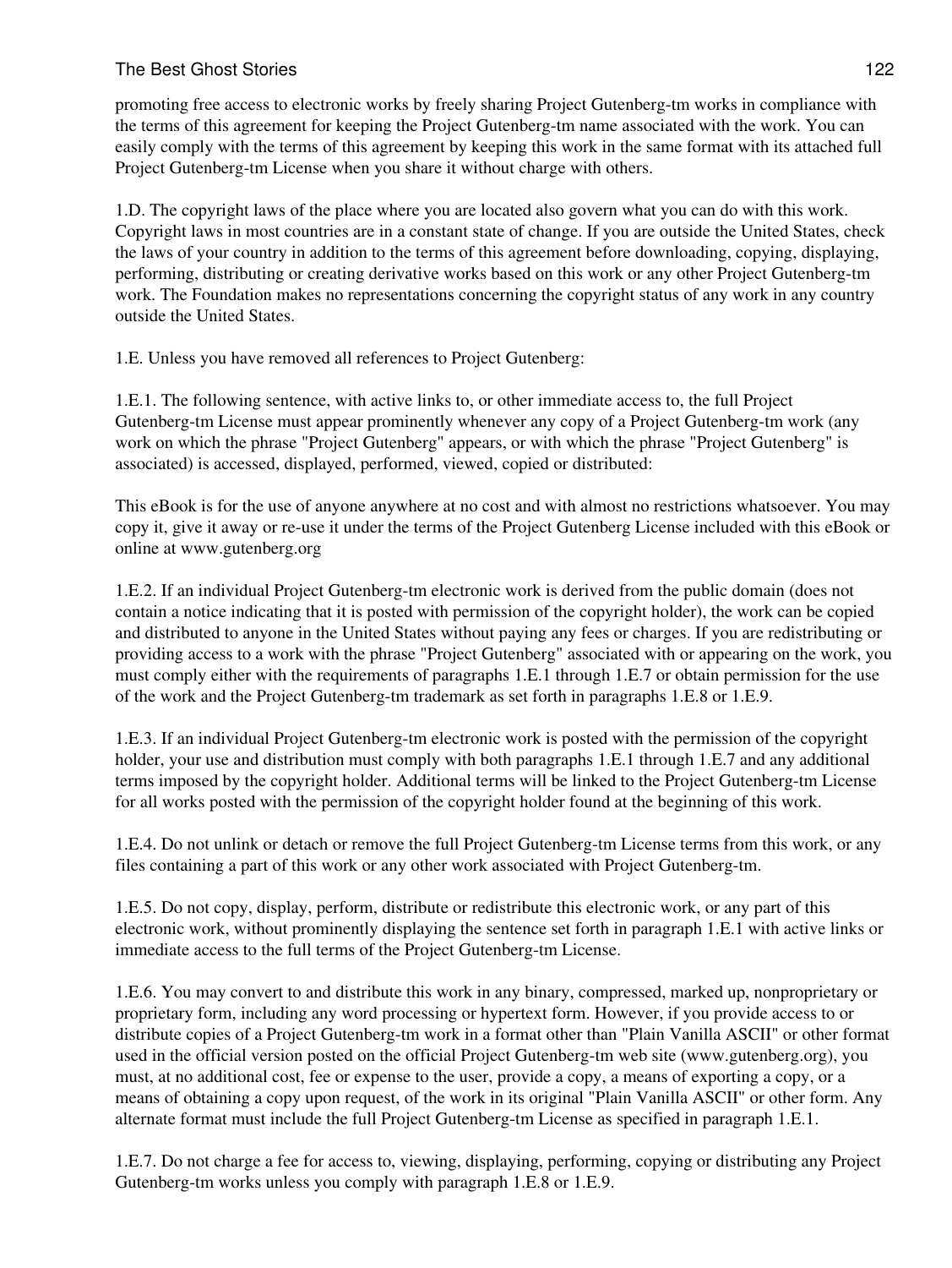promoting free access to electronic works by freely sharing Project Gutenberg-tm works in compliance with the terms of this agreement for keeping the Project Gutenberg-tm name associated with the work. You can easily comply with the terms of this agreement by keeping this work in the same format with its attached full Project Gutenberg-tm License when you share it without charge with others.

1.D. The copyright laws of the place where you are located also govern what you can do with this work. Copyright laws in most countries are in a constant state of change. If you are outside the United States, check the laws of your country in addition to the terms of this agreement before downloading, copying, displaying, performing, distributing or creating derivative works based on this work or any other Project Gutenberg-tm work. The Foundation makes no representations concerning the copyright status of any work in any country outside the United States.

1.E. Unless you have removed all references to Project Gutenberg:

1.E.1. The following sentence, with active links to, or other immediate access to, the full Project Gutenberg-tm License must appear prominently whenever any copy of a Project Gutenberg-tm work (any work on which the phrase "Project Gutenberg" appears, or with which the phrase "Project Gutenberg" is associated) is accessed, displayed, performed, viewed, copied or distributed:

This eBook is for the use of anyone anywhere at no cost and with almost no restrictions whatsoever. You may copy it, give it away or re-use it under the terms of the Project Gutenberg License included with this eBook or online at www.gutenberg.org

1.E.2. If an individual Project Gutenberg-tm electronic work is derived from the public domain (does not contain a notice indicating that it is posted with permission of the copyright holder), the work can be copied and distributed to anyone in the United States without paying any fees or charges. If you are redistributing or providing access to a work with the phrase "Project Gutenberg" associated with or appearing on the work, you must comply either with the requirements of paragraphs 1.E.1 through 1.E.7 or obtain permission for the use of the work and the Project Gutenberg-tm trademark as set forth in paragraphs 1.E.8 or 1.E.9.

1.E.3. If an individual Project Gutenberg-tm electronic work is posted with the permission of the copyright holder, your use and distribution must comply with both paragraphs 1.E.1 through 1.E.7 and any additional terms imposed by the copyright holder. Additional terms will be linked to the Project Gutenberg-tm License for all works posted with the permission of the copyright holder found at the beginning of this work.

1.E.4. Do not unlink or detach or remove the full Project Gutenberg-tm License terms from this work, or any files containing a part of this work or any other work associated with Project Gutenberg-tm.

1.E.5. Do not copy, display, perform, distribute or redistribute this electronic work, or any part of this electronic work, without prominently displaying the sentence set forth in paragraph 1.E.1 with active links or immediate access to the full terms of the Project Gutenberg-tm License.

1.E.6. You may convert to and distribute this work in any binary, compressed, marked up, nonproprietary or proprietary form, including any word processing or hypertext form. However, if you provide access to or distribute copies of a Project Gutenberg-tm work in a format other than "Plain Vanilla ASCII" or other format used in the official version posted on the official Project Gutenberg-tm web site (www.gutenberg.org), you must, at no additional cost, fee or expense to the user, provide a copy, a means of exporting a copy, or a means of obtaining a copy upon request, of the work in its original "Plain Vanilla ASCII" or other form. Any alternate format must include the full Project Gutenberg-tm License as specified in paragraph 1.E.1.

1.E.7. Do not charge a fee for access to, viewing, displaying, performing, copying or distributing any Project Gutenberg-tm works unless you comply with paragraph 1.E.8 or 1.E.9.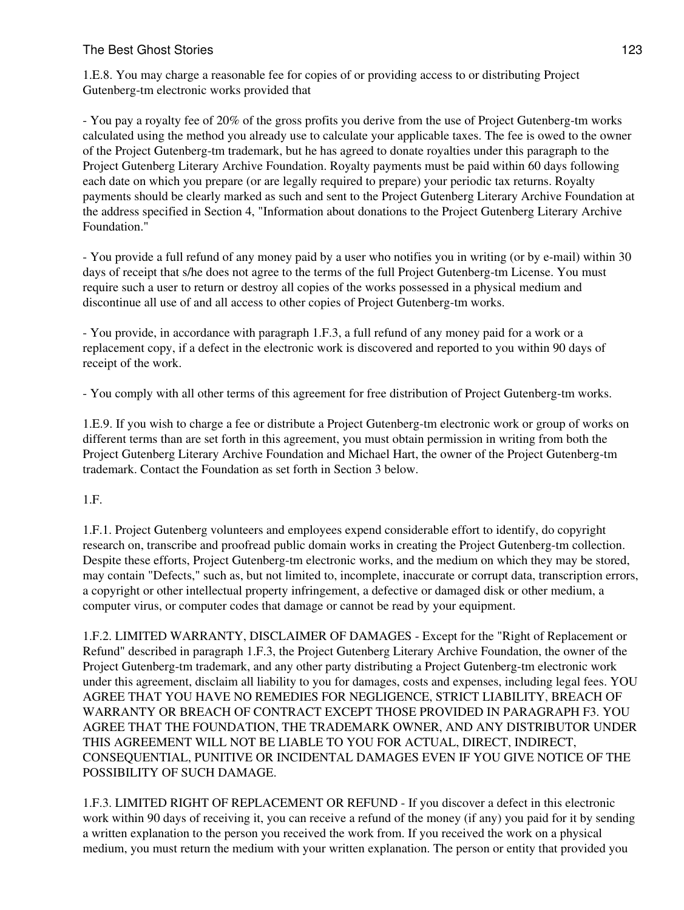1.E.8. You may charge a reasonable fee for copies of or providing access to or distributing Project Gutenberg-tm electronic works provided that

- You pay a royalty fee of 20% of the gross profits you derive from the use of Project Gutenberg-tm works calculated using the method you already use to calculate your applicable taxes. The fee is owed to the owner of the Project Gutenberg-tm trademark, but he has agreed to donate royalties under this paragraph to the Project Gutenberg Literary Archive Foundation. Royalty payments must be paid within 60 days following each date on which you prepare (or are legally required to prepare) your periodic tax returns. Royalty payments should be clearly marked as such and sent to the Project Gutenberg Literary Archive Foundation at the address specified in Section 4, "Information about donations to the Project Gutenberg Literary Archive Foundation."

- You provide a full refund of any money paid by a user who notifies you in writing (or by e-mail) within 30 days of receipt that s/he does not agree to the terms of the full Project Gutenberg-tm License. You must require such a user to return or destroy all copies of the works possessed in a physical medium and discontinue all use of and all access to other copies of Project Gutenberg-tm works.

- You provide, in accordance with paragraph 1.F.3, a full refund of any money paid for a work or a replacement copy, if a defect in the electronic work is discovered and reported to you within 90 days of receipt of the work.

- You comply with all other terms of this agreement for free distribution of Project Gutenberg-tm works.

1.E.9. If you wish to charge a fee or distribute a Project Gutenberg-tm electronic work or group of works on different terms than are set forth in this agreement, you must obtain permission in writing from both the Project Gutenberg Literary Archive Foundation and Michael Hart, the owner of the Project Gutenberg-tm trademark. Contact the Foundation as set forth in Section 3 below.

1.F.

1.F.1. Project Gutenberg volunteers and employees expend considerable effort to identify, do copyright research on, transcribe and proofread public domain works in creating the Project Gutenberg-tm collection. Despite these efforts, Project Gutenberg-tm electronic works, and the medium on which they may be stored, may contain "Defects," such as, but not limited to, incomplete, inaccurate or corrupt data, transcription errors, a copyright or other intellectual property infringement, a defective or damaged disk or other medium, a computer virus, or computer codes that damage or cannot be read by your equipment.

1.F.2. LIMITED WARRANTY, DISCLAIMER OF DAMAGES - Except for the "Right of Replacement or Refund" described in paragraph 1.F.3, the Project Gutenberg Literary Archive Foundation, the owner of the Project Gutenberg-tm trademark, and any other party distributing a Project Gutenberg-tm electronic work under this agreement, disclaim all liability to you for damages, costs and expenses, including legal fees. YOU AGREE THAT YOU HAVE NO REMEDIES FOR NEGLIGENCE, STRICT LIABILITY, BREACH OF WARRANTY OR BREACH OF CONTRACT EXCEPT THOSE PROVIDED IN PARAGRAPH F3. YOU AGREE THAT THE FOUNDATION, THE TRADEMARK OWNER, AND ANY DISTRIBUTOR UNDER THIS AGREEMENT WILL NOT BE LIABLE TO YOU FOR ACTUAL, DIRECT, INDIRECT, CONSEQUENTIAL, PUNITIVE OR INCIDENTAL DAMAGES EVEN IF YOU GIVE NOTICE OF THE POSSIBILITY OF SUCH DAMAGE.

1.F.3. LIMITED RIGHT OF REPLACEMENT OR REFUND - If you discover a defect in this electronic work within 90 days of receiving it, you can receive a refund of the money (if any) you paid for it by sending a written explanation to the person you received the work from. If you received the work on a physical medium, you must return the medium with your written explanation. The person or entity that provided you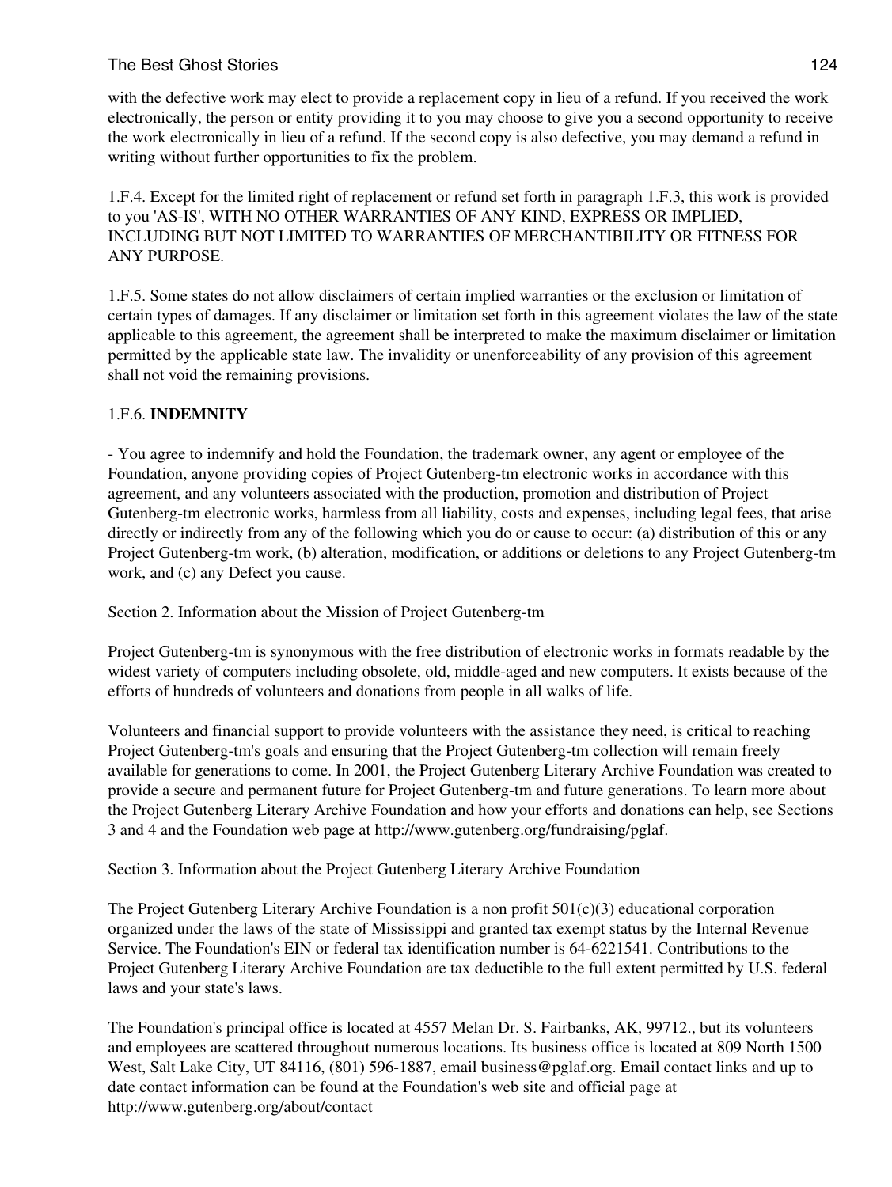with the defective work may elect to provide a replacement copy in lieu of a refund. If you received the work electronically, the person or entity providing it to you may choose to give you a second opportunity to receive the work electronically in lieu of a refund. If the second copy is also defective, you may demand a refund in writing without further opportunities to fix the problem.

1.F.4. Except for the limited right of replacement or refund set forth in paragraph 1.F.3, this work is provided to you 'AS-IS', WITH NO OTHER WARRANTIES OF ANY KIND, EXPRESS OR IMPLIED, INCLUDING BUT NOT LIMITED TO WARRANTIES OF MERCHANTIBILITY OR FITNESS FOR ANY PURPOSE.

1.F.5. Some states do not allow disclaimers of certain implied warranties or the exclusion or limitation of certain types of damages. If any disclaimer or limitation set forth in this agreement violates the law of the state applicable to this agreement, the agreement shall be interpreted to make the maximum disclaimer or limitation permitted by the applicable state law. The invalidity or unenforceability of any provision of this agreement shall not void the remaining provisions.

1.F.6. **INDEMNITY**

- You agree to indemnify and hold the Foundation, the trademark owner, any agent or employee of the Foundation, anyone providing copies of Project Gutenberg-tm electronic works in accordance with this agreement, and any volunteers associated with the production, promotion and distribution of Project Gutenberg-tm electronic works, harmless from all liability, costs and expenses, including legal fees, that arise directly or indirectly from any of the following which you do or cause to occur: (a) distribution of this or any Project Gutenberg-tm work, (b) alteration, modification, or additions or deletions to any Project Gutenberg-tm work, and (c) any Defect you cause.

Section 2. Information about the Mission of Project Gutenberg-tm

Project Gutenberg-tm is synonymous with the free distribution of electronic works in formats readable by the widest variety of computers including obsolete, old, middle-aged and new computers. It exists because of the efforts of hundreds of volunteers and donations from people in all walks of life.

Volunteers and financial support to provide volunteers with the assistance they need, is critical to reaching Project Gutenberg-tm's goals and ensuring that the Project Gutenberg-tm collection will remain freely available for generations to come. In 2001, the Project Gutenberg Literary Archive Foundation was created to provide a secure and permanent future for Project Gutenberg-tm and future generations. To learn more about the Project Gutenberg Literary Archive Foundation and how your efforts and donations can help, see Sections 3 and 4 and the Foundation web page at http://www.gutenberg.org/fundraising/pglaf.

Section 3. Information about the Project Gutenberg Literary Archive Foundation

The Project Gutenberg Literary Archive Foundation is a non profit 501(c)(3) educational corporation organized under the laws of the state of Mississippi and granted tax exempt status by the Internal Revenue Service. The Foundation's EIN or federal tax identification number is 64-6221541. Contributions to the Project Gutenberg Literary Archive Foundation are tax deductible to the full extent permitted by U.S. federal laws and your state's laws.

The Foundation's principal office is located at 4557 Melan Dr. S. Fairbanks, AK, 99712., but its volunteers and employees are scattered throughout numerous locations. Its business office is located at 809 North 1500 West, Salt Lake City, UT 84116, (801) 596-1887, email business@pglaf.org. Email contact links and up to date contact information can be found at the Foundation's web site and official page at http://www.gutenberg.org/about/contact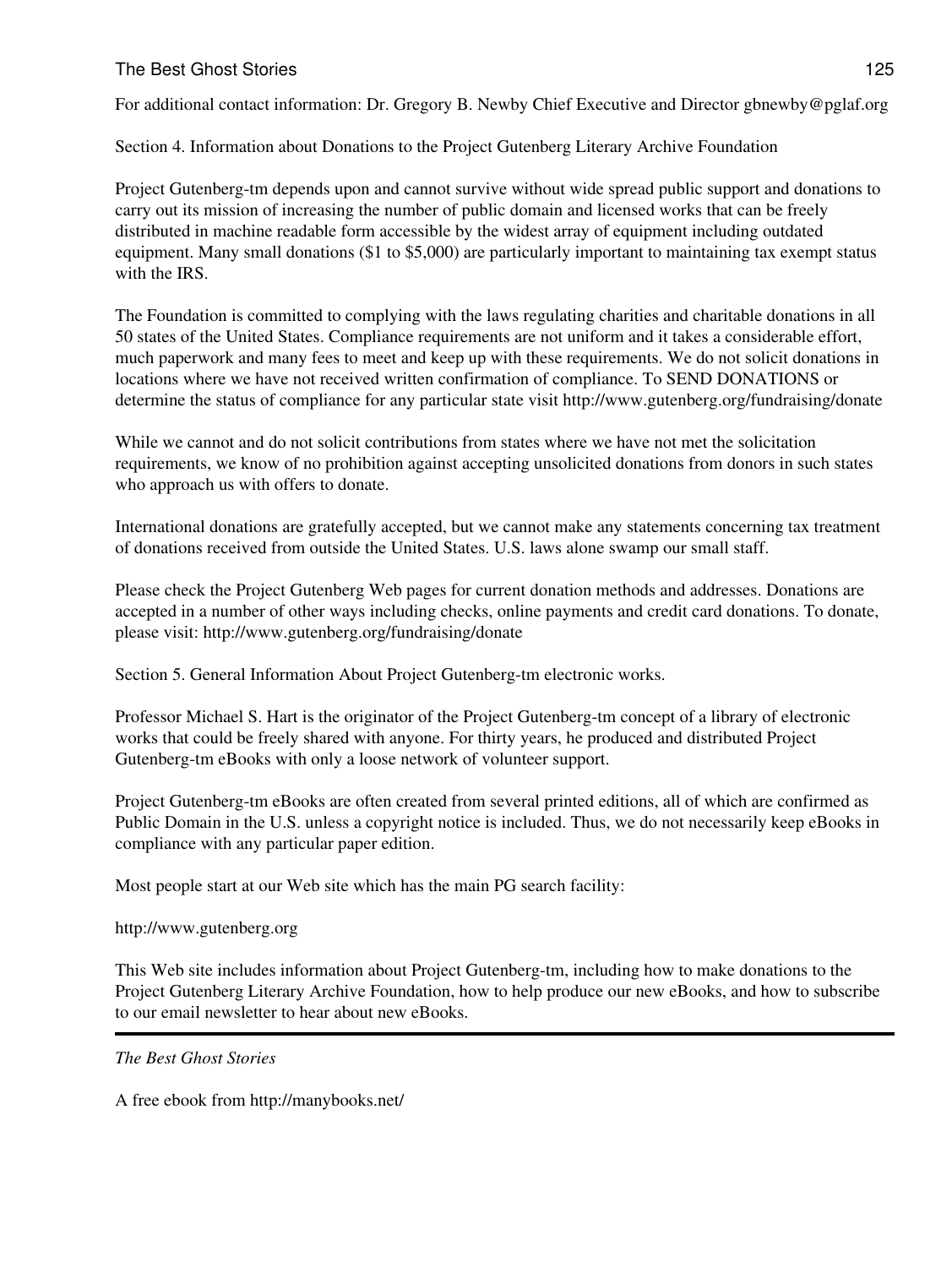For additional contact information: Dr. Gregory B. Newby Chief Executive and Director gbnewby@pglaf.org

Section 4. Information about Donations to the Project Gutenberg Literary Archive Foundation

Project Gutenberg-tm depends upon and cannot survive without wide spread public support and donations to carry out its mission of increasing the number of public domain and licensed works that can be freely distributed in machine readable form accessible by the widest array of equipment including outdated equipment. Many small donations ($1 to $5,000) are particularly important to maintaining tax exempt status with the IRS.

The Foundation is committed to complying with the laws regulating charities and charitable donations in all 50 states of the United States. Compliance requirements are not uniform and it takes a considerable effort, much paperwork and many fees to meet and keep up with these requirements. We do not solicit donations in locations where we have not received written confirmation of compliance. To SEND DONATIONS or determine the status of compliance for any particular state visit http://www.gutenberg.org/fundraising/donate

While we cannot and do not solicit contributions from states where we have not met the solicitation requirements, we know of no prohibition against accepting unsolicited donations from donors in such states who approach us with offers to donate.

International donations are gratefully accepted, but we cannot make any statements concerning tax treatment of donations received from outside the United States. U.S. laws alone swamp our small staff.

Please check the Project Gutenberg Web pages for current donation methods and addresses. Donations are accepted in a number of other ways including checks, online payments and credit card donations. To donate, please visit: http://www.gutenberg.org/fundraising/donate

Section 5. General Information About Project Gutenberg-tm electronic works.

Professor Michael S. Hart is the originator of the Project Gutenberg-tm concept of a library of electronic works that could be freely shared with anyone. For thirty years, he produced and distributed Project Gutenberg-tm eBooks with only a loose network of volunteer support.

Project Gutenberg-tm eBooks are often created from several printed editions, all of which are confirmed as Public Domain in the U.S. unless a copyright notice is included. Thus, we do not necessarily keep eBooks in compliance with any particular paper edition.

Most people start at our Web site which has the main PG search facility:

http://www.gutenberg.org

This Web site includes information about Project Gutenberg-tm, including how to make donations to the Project Gutenberg Literary Archive Foundation, how to help produce our new eBooks, and how to subscribe to our email newsletter to hear about new eBooks.

---

*The Best Ghost Stories*

A free ebook from http://manybooks.net/